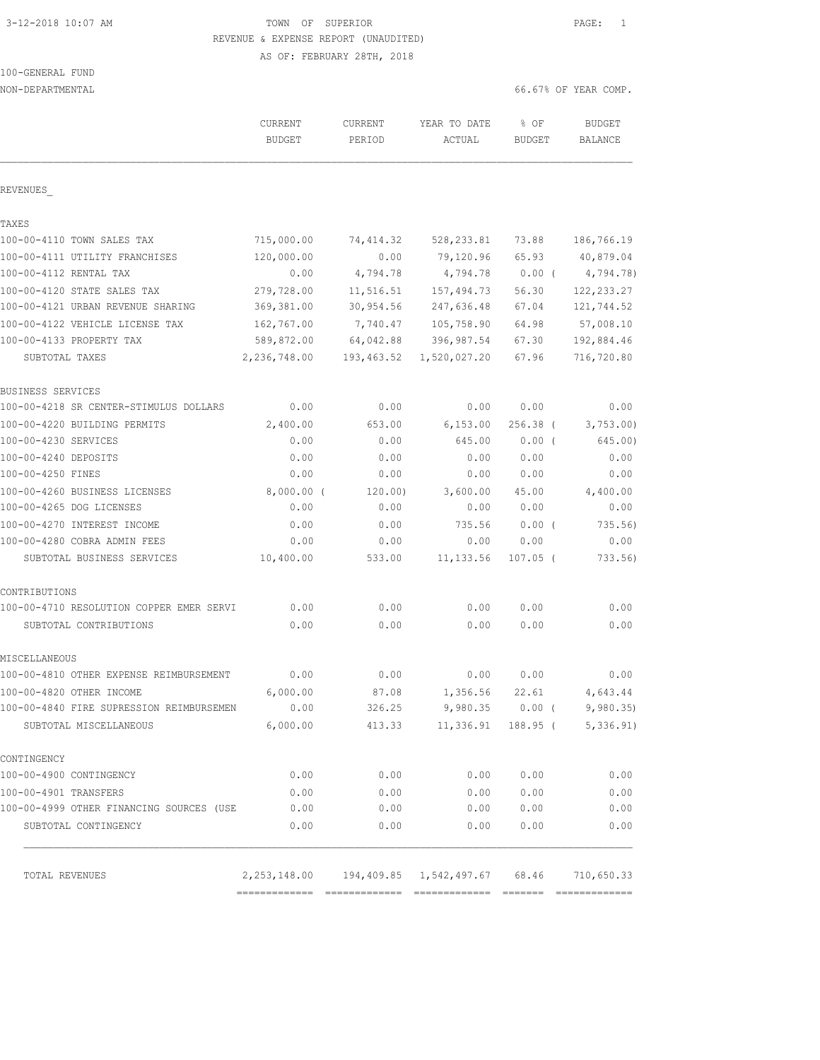3-12-2018 10:07 AM

# TOWN OF SUPERIOR

REVENUE & EXPENSE REPORT (UNAUDITED)

AS OF: FEBRUARY 28TH, 2018

100-GENERAL FUND

NON-DEPARTMENTAL — 66.67% OF YEAR COMP.

| | CURRENT BUDGET | CURRENT PERIOD | YEAR TO DATE ACTUAL | % OF BUDGET | BUDGET BALANCE |
|---|---|---|---|---|---|
| REVENUES_ | | | | | |
| TAXES | | | | | |
| 100-00-4110 TOWN SALES TAX | 715,000.00 | 74,414.32 | 528,233.81 | 73.88 | 186,766.19 |
| 100-00-4111 UTILITY FRANCHISES | 120,000.00 | 0.00 | 79,120.96 | 65.93 | 40,879.04 |
| 100-00-4112 RENTAL TAX | 0.00 | 4,794.78 | 4,794.78 | 0.00 ( | 4,794.78) |
| 100-00-4120 STATE SALES TAX | 279,728.00 | 11,516.51 | 157,494.73 | 56.30 | 122,233.27 |
| 100-00-4121 URBAN REVENUE SHARING | 369,381.00 | 30,954.56 | 247,636.48 | 67.04 | 121,744.52 |
| 100-00-4122 VEHICLE LICENSE TAX | 162,767.00 | 7,740.47 | 105,758.90 | 64.98 | 57,008.10 |
| 100-00-4133 PROPERTY TAX | 589,872.00 | 64,042.88 | 396,987.54 | 67.30 | 192,884.46 |
| SUBTOTAL TAXES | 2,236,748.00 | 193,463.52 | 1,520,027.20 | 67.96 | 716,720.80 |
| BUSINESS SERVICES | | | | | |
| 100-00-4218 SR CENTER-STIMULUS DOLLARS | 0.00 | 0.00 | 0.00 | 0.00 | 0.00 |
| 100-00-4220 BUILDING PERMITS | 2,400.00 | 653.00 | 6,153.00 | 256.38 ( | 3,753.00) |
| 100-00-4230 SERVICES | 0.00 | 0.00 | 645.00 | 0.00 ( | 645.00) |
| 100-00-4240 DEPOSITS | 0.00 | 0.00 | 0.00 | 0.00 | 0.00 |
| 100-00-4250 FINES | 0.00 | 0.00 | 0.00 | 0.00 | 0.00 |
| 100-00-4260 BUSINESS LICENSES | 8,000.00 ( | 120.00) | 3,600.00 | 45.00 | 4,400.00 |
| 100-00-4265 DOG LICENSES | 0.00 | 0.00 | 0.00 | 0.00 | 0.00 |
| 100-00-4270 INTEREST INCOME | 0.00 | 0.00 | 735.56 | 0.00 ( | 735.56) |
| 100-00-4280 COBRA ADMIN FEES | 0.00 | 0.00 | 0.00 | 0.00 | 0.00 |
| SUBTOTAL BUSINESS SERVICES | 10,400.00 | 533.00 | 11,133.56 | 107.05 ( | 733.56) |
| CONTRIBUTIONS | | | | | |
| 100-00-4710 RESOLUTION COPPER EMER SERVI | 0.00 | 0.00 | 0.00 | 0.00 | 0.00 |
| SUBTOTAL CONTRIBUTIONS | 0.00 | 0.00 | 0.00 | 0.00 | 0.00 |
| MISCELLANEOUS | | | | | |
| 100-00-4810 OTHER EXPENSE REIMBURSEMENT | 0.00 | 0.00 | 0.00 | 0.00 | 0.00 |
| 100-00-4820 OTHER INCOME | 6,000.00 | 87.08 | 1,356.56 | 22.61 | 4,643.44 |
| 100-00-4840 FIRE SUPRESSION REIMBURSEMEN | 0.00 | 326.25 | 9,980.35 | 0.00 ( | 9,980.35) |
| SUBTOTAL MISCELLANEOUS | 6,000.00 | 413.33 | 11,336.91 | 188.95 ( | 5,336.91) |
| CONTINGENCY | | | | | |
| 100-00-4900 CONTINGENCY | 0.00 | 0.00 | 0.00 | 0.00 | 0.00 |
| 100-00-4901 TRANSFERS | 0.00 | 0.00 | 0.00 | 0.00 | 0.00 |
| 100-00-4999 OTHER FINANCING SOURCES (USE | 0.00 | 0.00 | 0.00 | 0.00 | 0.00 |
| SUBTOTAL CONTINGENCY | 0.00 | 0.00 | 0.00 | 0.00 | 0.00 |
| TOTAL REVENUES | 2,253,148.00 | 194,409.85 | 1,542,497.67 | 68.46 | 710,650.33 |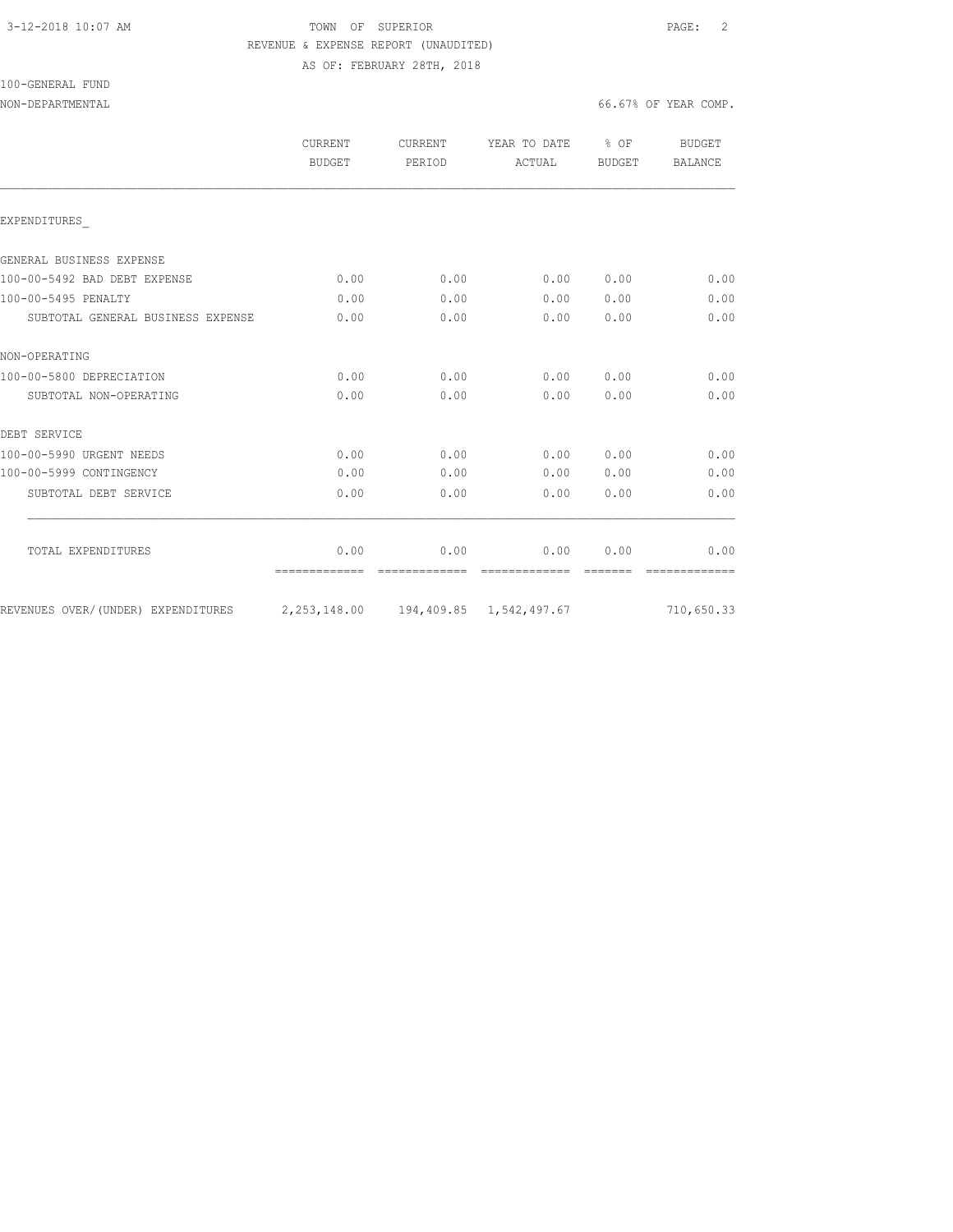TOWN OF SUPERIOR
REVENUE & EXPENSE REPORT (UNAUDITED)
AS OF: FEBRUARY 28TH, 2018

100-GENERAL FUND
NON-DEPARTMENTAL

66.67% OF YEAR COMP.

| | CURRENT BUDGET | CURRENT PERIOD | YEAR TO DATE ACTUAL | % OF BUDGET | BUDGET BALANCE |
|---|---|---|---|---|---|
| EXPENDITURES_ | | | | | |
| GENERAL BUSINESS EXPENSE | | | | | |
| 100-00-5492 BAD DEBT EXPENSE | 0.00 | 0.00 | 0.00 | 0.00 | 0.00 |
| 100-00-5495 PENALTY | 0.00 | 0.00 | 0.00 | 0.00 | 0.00 |
| SUBTOTAL GENERAL BUSINESS EXPENSE | 0.00 | 0.00 | 0.00 | 0.00 | 0.00 |
| NON-OPERATING | | | | | |
| 100-00-5800 DEPRECIATION | 0.00 | 0.00 | 0.00 | 0.00 | 0.00 |
| SUBTOTAL NON-OPERATING | 0.00 | 0.00 | 0.00 | 0.00 | 0.00 |
| DEBT SERVICE | | | | | |
| 100-00-5990 URGENT NEEDS | 0.00 | 0.00 | 0.00 | 0.00 | 0.00 |
| 100-00-5999 CONTINGENCY | 0.00 | 0.00 | 0.00 | 0.00 | 0.00 |
| SUBTOTAL DEBT SERVICE | 0.00 | 0.00 | 0.00 | 0.00 | 0.00 |
| TOTAL EXPENDITURES | 0.00 | 0.00 | 0.00 | 0.00 | 0.00 |
| REVENUES OVER/(UNDER) EXPENDITURES | 2,253,148.00 | 194,409.85 | 1,542,497.67 | | 710,650.33 |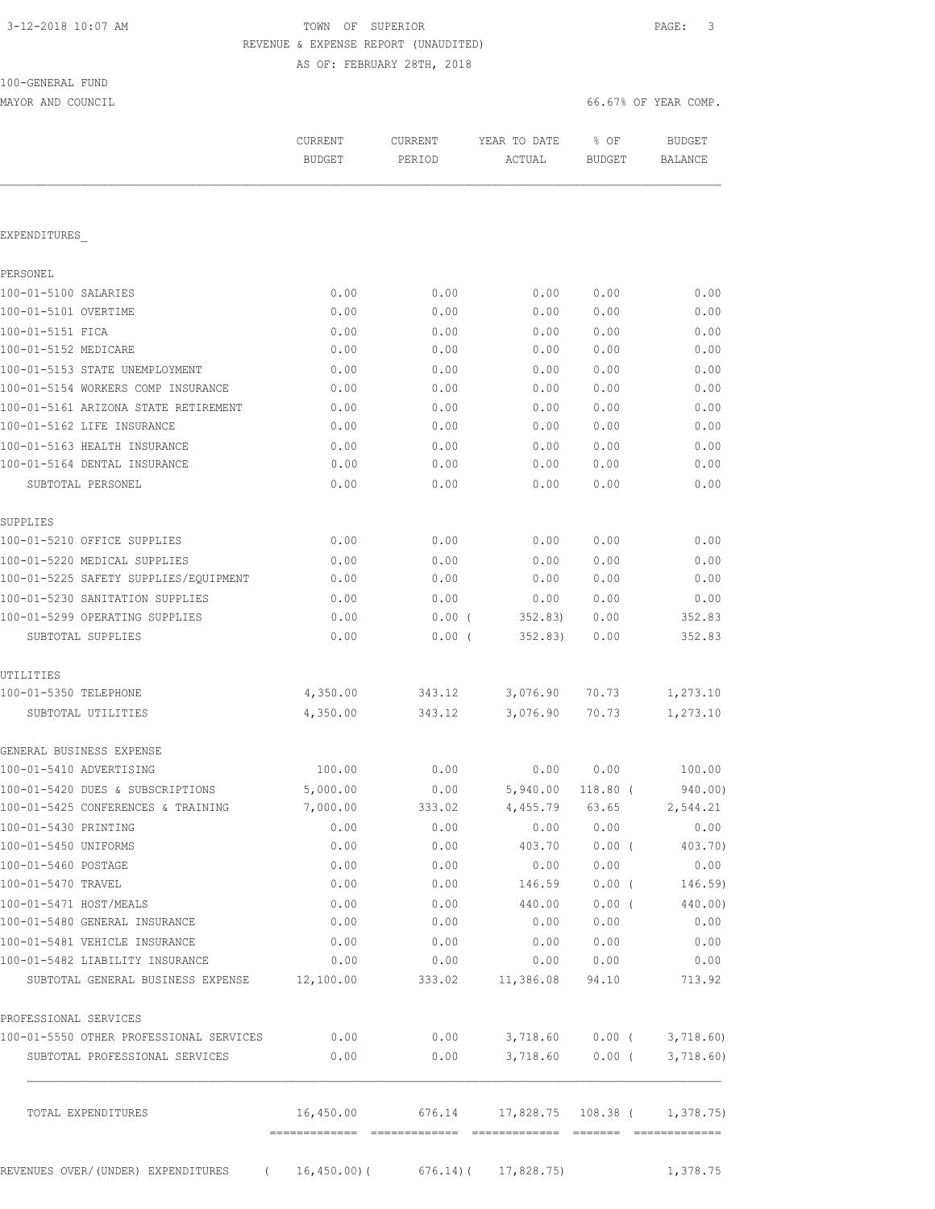TOWN OF SUPERIOR
REVENUE & EXPENSE REPORT (UNAUDITED)
AS OF: FEBRUARY 28TH, 2018

100-GENERAL FUND
MAYOR AND COUNCIL

66.67% OF YEAR COMP.

| | CURRENT BUDGET | CURRENT PERIOD | YEAR TO DATE ACTUAL | % OF BUDGET | BUDGET BALANCE |
|---|---|---|---|---|---|
| EXPENDITURES | | | | | |
| PERSONEL | | | | | |
| 100-01-5100 SALARIES | 0.00 | 0.00 | 0.00 | 0.00 | 0.00 |
| 100-01-5101 OVERTIME | 0.00 | 0.00 | 0.00 | 0.00 | 0.00 |
| 100-01-5151 FICA | 0.00 | 0.00 | 0.00 | 0.00 | 0.00 |
| 100-01-5152 MEDICARE | 0.00 | 0.00 | 0.00 | 0.00 | 0.00 |
| 100-01-5153 STATE UNEMPLOYMENT | 0.00 | 0.00 | 0.00 | 0.00 | 0.00 |
| 100-01-5154 WORKERS COMP INSURANCE | 0.00 | 0.00 | 0.00 | 0.00 | 0.00 |
| 100-01-5161 ARIZONA STATE RETIREMENT | 0.00 | 0.00 | 0.00 | 0.00 | 0.00 |
| 100-01-5162 LIFE INSURANCE | 0.00 | 0.00 | 0.00 | 0.00 | 0.00 |
| 100-01-5163 HEALTH INSURANCE | 0.00 | 0.00 | 0.00 | 0.00 | 0.00 |
| 100-01-5164 DENTAL INSURANCE | 0.00 | 0.00 | 0.00 | 0.00 | 0.00 |
| SUBTOTAL PERSONEL | 0.00 | 0.00 | 0.00 | 0.00 | 0.00 |
| SUPPLIES | | | | | |
| 100-01-5210 OFFICE SUPPLIES | 0.00 | 0.00 | 0.00 | 0.00 | 0.00 |
| 100-01-5220 MEDICAL SUPPLIES | 0.00 | 0.00 | 0.00 | 0.00 | 0.00 |
| 100-01-5225 SAFETY SUPPLIES/EQUIPMENT | 0.00 | 0.00 | 0.00 | 0.00 | 0.00 |
| 100-01-5230 SANITATION SUPPLIES | 0.00 | 0.00 | 0.00 | 0.00 | 0.00 |
| 100-01-5299 OPERATING SUPPLIES | 0.00 | 0.00 | ( 352.83) | 0.00 | 352.83 |
| SUBTOTAL SUPPLIES | 0.00 | 0.00 | ( 352.83) | 0.00 | 352.83 |
| UTILITIES | | | | | |
| 100-01-5350 TELEPHONE | 4,350.00 | 343.12 | 3,076.90 | 70.73 | 1,273.10 |
| SUBTOTAL UTILITIES | 4,350.00 | 343.12 | 3,076.90 | 70.73 | 1,273.10 |
| GENERAL BUSINESS EXPENSE | | | | | |
| 100-01-5410 ADVERTISING | 100.00 | 0.00 | 0.00 | 0.00 | 100.00 |
| 100-01-5420 DUES & SUBSCRIPTIONS | 5,000.00 | 0.00 | 5,940.00 | 118.80 | ( 940.00) |
| 100-01-5425 CONFERENCES & TRAINING | 7,000.00 | 333.02 | 4,455.79 | 63.65 | 2,544.21 |
| 100-01-5430 PRINTING | 0.00 | 0.00 | 0.00 | 0.00 | 0.00 |
| 100-01-5450 UNIFORMS | 0.00 | 0.00 | 403.70 | 0.00 | ( 403.70) |
| 100-01-5460 POSTAGE | 0.00 | 0.00 | 0.00 | 0.00 | 0.00 |
| 100-01-5470 TRAVEL | 0.00 | 0.00 | 146.59 | 0.00 | ( 146.59) |
| 100-01-5471 HOST/MEALS | 0.00 | 0.00 | 440.00 | 0.00 | ( 440.00) |
| 100-01-5480 GENERAL INSURANCE | 0.00 | 0.00 | 0.00 | 0.00 | 0.00 |
| 100-01-5481 VEHICLE INSURANCE | 0.00 | 0.00 | 0.00 | 0.00 | 0.00 |
| 100-01-5482 LIABILITY INSURANCE | 0.00 | 0.00 | 0.00 | 0.00 | 0.00 |
| SUBTOTAL GENERAL BUSINESS EXPENSE | 12,100.00 | 333.02 | 11,386.08 | 94.10 | 713.92 |
| PROFESSIONAL SERVICES | | | | | |
| 100-01-5550 OTHER PROFESSIONAL SERVICES | 0.00 | 0.00 | 3,718.60 | 0.00 | ( 3,718.60) |
| SUBTOTAL PROFESSIONAL SERVICES | 0.00 | 0.00 | 3,718.60 | 0.00 | ( 3,718.60) |
| TOTAL EXPENDITURES | 16,450.00 | 676.14 | 17,828.75 | 108.38 | ( 1,378.75) |
| REVENUES OVER/(UNDER) EXPENDITURES | ( 16,450.00) | ( 676.14) | ( 17,828.75) | | 1,378.75 |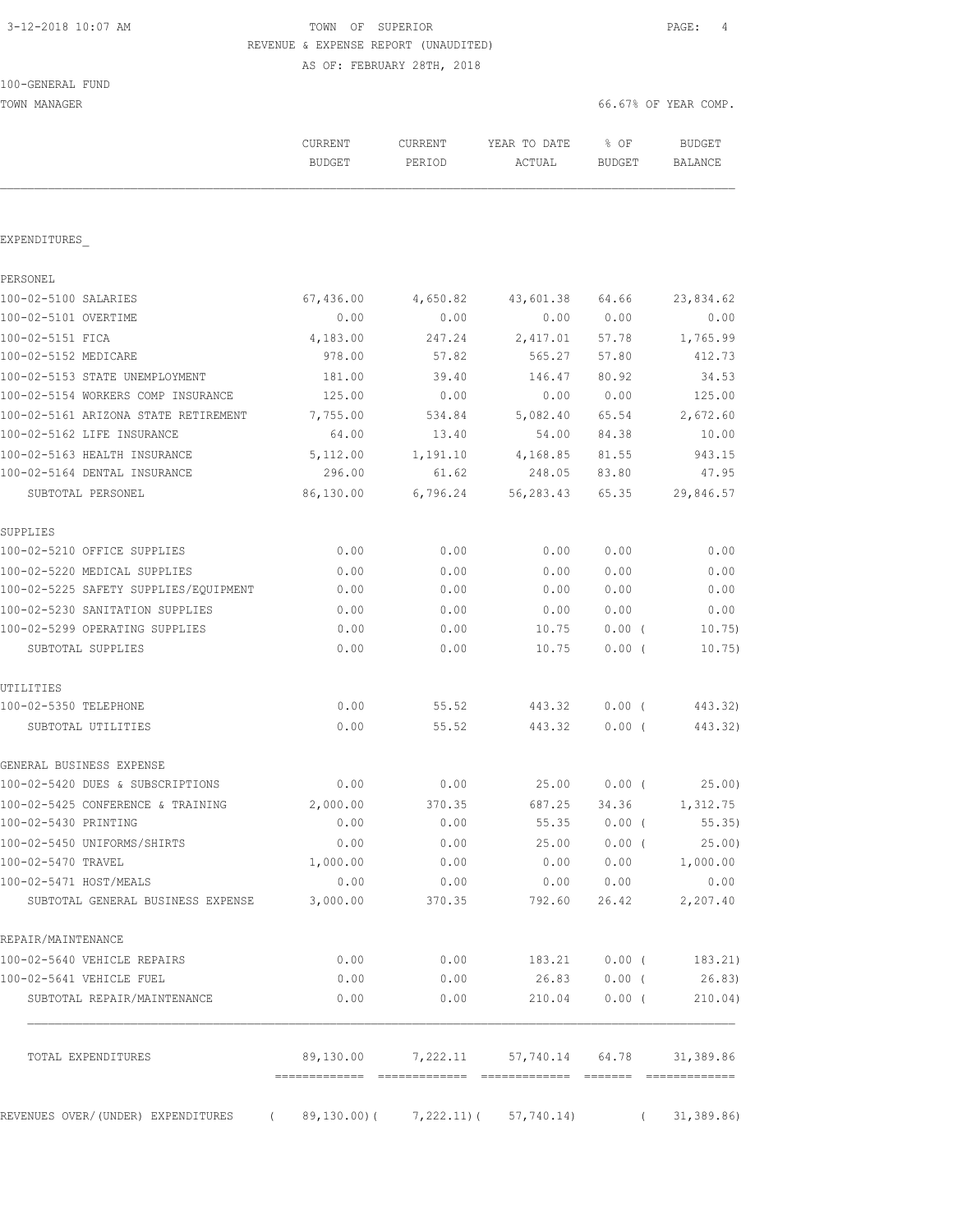3-12-2018 10:07 AM

TOWN OF SUPERIOR

REVENUE & EXPENSE REPORT (UNAUDITED)

AS OF: FEBRUARY 28TH, 2018

100-GENERAL FUND

TOWN MANAGER

66.67% OF YEAR COMP.

| | CURRENT BUDGET | CURRENT PERIOD | YEAR TO DATE ACTUAL | % OF BUDGET | BUDGET BALANCE |
|---|---|---|---|---|---|
| **EXPENDITURES** | | | | | |
| **PERSONEL** | | | | | |
| 100-02-5100 SALARIES | 67,436.00 | 4,650.82 | 43,601.38 | 64.66 | 23,834.62 |
| 100-02-5101 OVERTIME | 0.00 | 0.00 | 0.00 | 0.00 | 0.00 |
| 100-02-5151 FICA | 4,183.00 | 247.24 | 2,417.01 | 57.78 | 1,765.99 |
| 100-02-5152 MEDICARE | 978.00 | 57.82 | 565.27 | 57.80 | 412.73 |
| 100-02-5153 STATE UNEMPLOYMENT | 181.00 | 39.40 | 146.47 | 80.92 | 34.53 |
| 100-02-5154 WORKERS COMP INSURANCE | 125.00 | 0.00 | 0.00 | 0.00 | 125.00 |
| 100-02-5161 ARIZONA STATE RETIREMENT | 7,755.00 | 534.84 | 5,082.40 | 65.54 | 2,672.60 |
| 100-02-5162 LIFE INSURANCE | 64.00 | 13.40 | 54.00 | 84.38 | 10.00 |
| 100-02-5163 HEALTH INSURANCE | 5,112.00 | 1,191.10 | 4,168.85 | 81.55 | 943.15 |
| 100-02-5164 DENTAL INSURANCE | 296.00 | 61.62 | 248.05 | 83.80 | 47.95 |
| SUBTOTAL PERSONEL | 86,130.00 | 6,796.24 | 56,283.43 | 65.35 | 29,846.57 |
| **SUPPLIES** | | | | | |
| 100-02-5210 OFFICE SUPPLIES | 0.00 | 0.00 | 0.00 | 0.00 | 0.00 |
| 100-02-5220 MEDICAL SUPPLIES | 0.00 | 0.00 | 0.00 | 0.00 | 0.00 |
| 100-02-5225 SAFETY SUPPLIES/EQUIPMENT | 0.00 | 0.00 | 0.00 | 0.00 | 0.00 |
| 100-02-5230 SANITATION SUPPLIES | 0.00 | 0.00 | 0.00 | 0.00 | 0.00 |
| 100-02-5299 OPERATING SUPPLIES | 0.00 | 0.00 | 10.75 | 0.00 | ( 10.75) |
| SUBTOTAL SUPPLIES | 0.00 | 0.00 | 10.75 | 0.00 | ( 10.75) |
| **UTILITIES** | | | | | |
| 100-02-5350 TELEPHONE | 0.00 | 55.52 | 443.32 | 0.00 | ( 443.32) |
| SUBTOTAL UTILITIES | 0.00 | 55.52 | 443.32 | 0.00 | ( 443.32) |
| **GENERAL BUSINESS EXPENSE** | | | | | |
| 100-02-5420 DUES & SUBSCRIPTIONS | 0.00 | 0.00 | 25.00 | 0.00 | ( 25.00) |
| 100-02-5425 CONFERENCE & TRAINING | 2,000.00 | 370.35 | 687.25 | 34.36 | 1,312.75 |
| 100-02-5430 PRINTING | 0.00 | 0.00 | 55.35 | 0.00 | ( 55.35) |
| 100-02-5450 UNIFORMS/SHIRTS | 0.00 | 0.00 | 25.00 | 0.00 | ( 25.00) |
| 100-02-5470 TRAVEL | 1,000.00 | 0.00 | 0.00 | 0.00 | 1,000.00 |
| 100-02-5471 HOST/MEALS | 0.00 | 0.00 | 0.00 | 0.00 | 0.00 |
| SUBTOTAL GENERAL BUSINESS EXPENSE | 3,000.00 | 370.35 | 792.60 | 26.42 | 2,207.40 |
| **REPAIR/MAINTENANCE** | | | | | |
| 100-02-5640 VEHICLE REPAIRS | 0.00 | 0.00 | 183.21 | 0.00 | ( 183.21) |
| 100-02-5641 VEHICLE FUEL | 0.00 | 0.00 | 26.83 | 0.00 | ( 26.83) |
| SUBTOTAL REPAIR/MAINTENANCE | 0.00 | 0.00 | 210.04 | 0.00 | ( 210.04) |
| TOTAL EXPENDITURES | 89,130.00 | 7,222.11 | 57,740.14 | 64.78 | 31,389.86 |
| REVENUES OVER/(UNDER) EXPENDITURES | ( 89,130.00) | ( 7,222.11) | ( 57,740.14) | | ( 31,389.86) |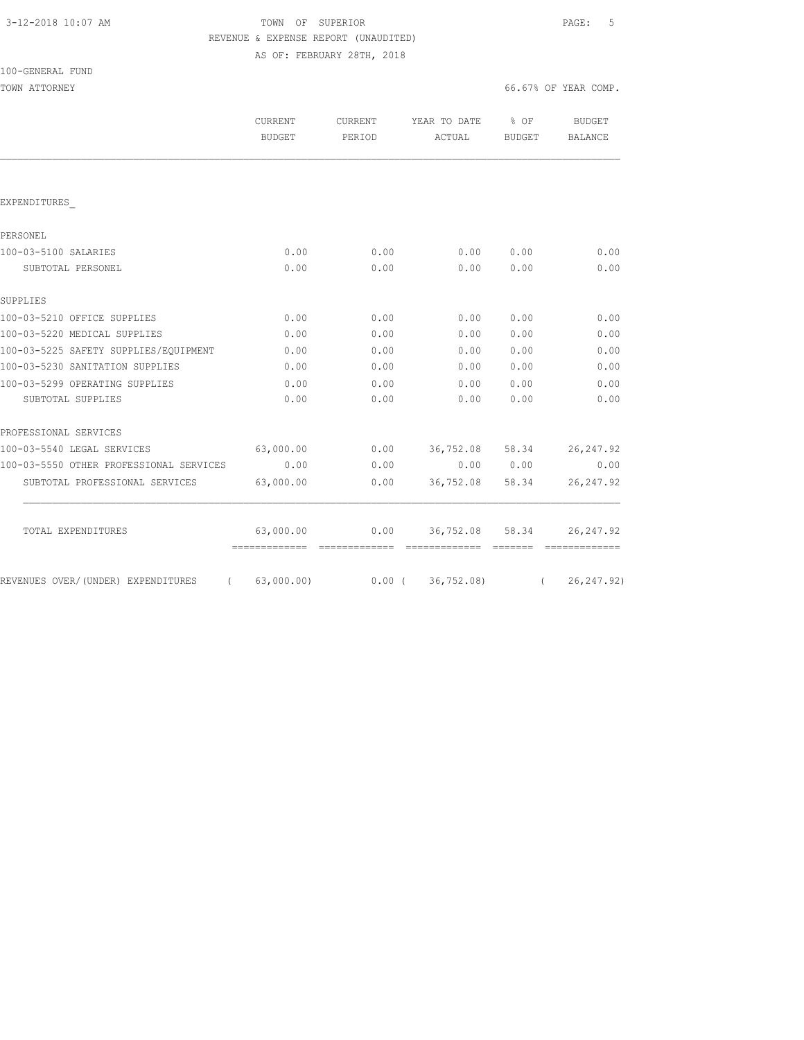3-12-2018 10:07 AM

TOWN OF SUPERIOR

REVENUE & EXPENSE REPORT (UNAUDITED)

AS OF: FEBRUARY 28TH, 2018

100-GENERAL FUND

TOWN ATTORNEY — 66.67% OF YEAR COMP.

| | CURRENT BUDGET | CURRENT PERIOD | YEAR TO DATE ACTUAL | % OF BUDGET | BUDGET BALANCE |
|---|---|---|---|---|---|
| EXPENDITURES_ | | | | | |
| PERSONEL | | | | | |
| 100-03-5100 SALARIES | 0.00 | 0.00 | 0.00 | 0.00 | 0.00 |
| SUBTOTAL PERSONEL | 0.00 | 0.00 | 0.00 | 0.00 | 0.00 |
| SUPPLIES | | | | | |
| 100-03-5210 OFFICE SUPPLIES | 0.00 | 0.00 | 0.00 | 0.00 | 0.00 |
| 100-03-5220 MEDICAL SUPPLIES | 0.00 | 0.00 | 0.00 | 0.00 | 0.00 |
| 100-03-5225 SAFETY SUPPLIES/EQUIPMENT | 0.00 | 0.00 | 0.00 | 0.00 | 0.00 |
| 100-03-5230 SANITATION SUPPLIES | 0.00 | 0.00 | 0.00 | 0.00 | 0.00 |
| 100-03-5299 OPERATING SUPPLIES | 0.00 | 0.00 | 0.00 | 0.00 | 0.00 |
| SUBTOTAL SUPPLIES | 0.00 | 0.00 | 0.00 | 0.00 | 0.00 |
| PROFESSIONAL SERVICES | | | | | |
| 100-03-5540 LEGAL SERVICES | 63,000.00 | 0.00 | 36,752.08 | 58.34 | 26,247.92 |
| 100-03-5550 OTHER PROFESSIONAL SERVICES | 0.00 | 0.00 | 0.00 | 0.00 | 0.00 |
| SUBTOTAL PROFESSIONAL SERVICES | 63,000.00 | 0.00 | 36,752.08 | 58.34 | 26,247.92 |
| TOTAL EXPENDITURES | 63,000.00 | 0.00 | 36,752.08 | 58.34 | 26,247.92 |
| REVENUES OVER/(UNDER) EXPENDITURES | ( 63,000.00) | 0.00 | ( 36,752.08) | | ( 26,247.92) |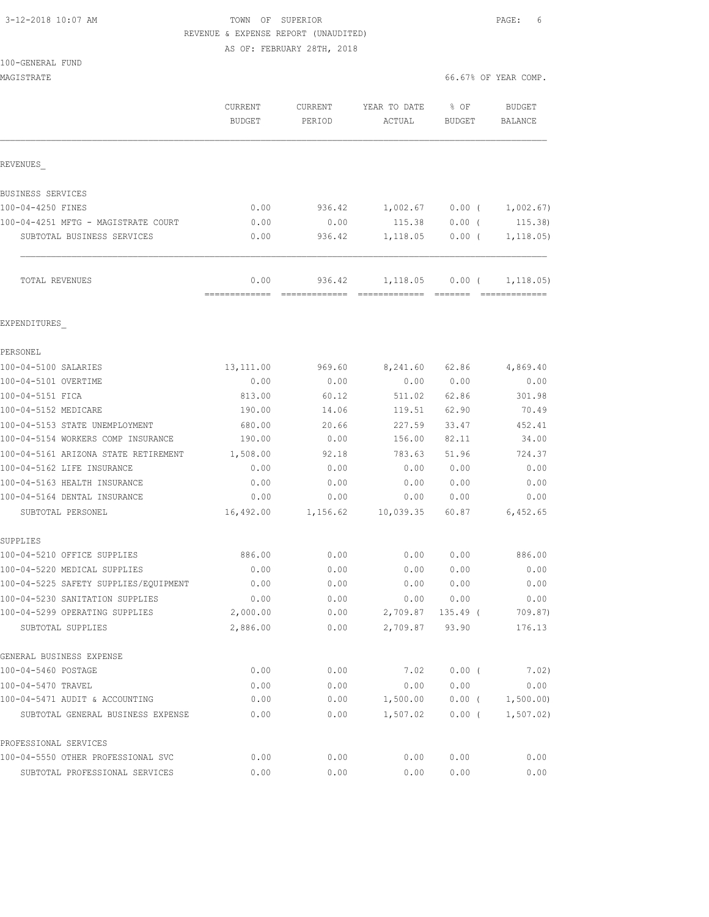3-12-2018 10:07 AM

TOWN OF SUPERIOR

REVENUE & EXPENSE REPORT (UNAUDITED)

AS OF: FEBRUARY 28TH, 2018

100-GENERAL FUND

MAGISTRATE

66.67% OF YEAR COMP.

| | CURRENT BUDGET | CURRENT PERIOD | YEAR TO DATE ACTUAL | % OF BUDGET | BUDGET BALANCE |
|---|---|---|---|---|---|
| **REVENUES** | | | | | |
| BUSINESS SERVICES | | | | | |
| 100-04-4250 FINES | 0.00 | 936.42 | 1,002.67 | 0.00 ( | 1,002.67) |
| 100-04-4251 MFTG - MAGISTRATE COURT | 0.00 | 0.00 | 115.38 | 0.00 ( | 115.38) |
| SUBTOTAL BUSINESS SERVICES | 0.00 | 936.42 | 1,118.05 | 0.00 ( | 1,118.05) |
| TOTAL REVENUES | 0.00 | 936.42 | 1,118.05 | 0.00 ( | 1,118.05) |
| **EXPENDITURES** | | | | | |
| PERSONEL | | | | | |
| 100-04-5100 SALARIES | 13,111.00 | 969.60 | 8,241.60 | 62.86 | 4,869.40 |
| 100-04-5101 OVERTIME | 0.00 | 0.00 | 0.00 | 0.00 | 0.00 |
| 100-04-5151 FICA | 813.00 | 60.12 | 511.02 | 62.86 | 301.98 |
| 100-04-5152 MEDICARE | 190.00 | 14.06 | 119.51 | 62.90 | 70.49 |
| 100-04-5153 STATE UNEMPLOYMENT | 680.00 | 20.66 | 227.59 | 33.47 | 452.41 |
| 100-04-5154 WORKERS COMP INSURANCE | 190.00 | 0.00 | 156.00 | 82.11 | 34.00 |
| 100-04-5161 ARIZONA STATE RETIREMENT | 1,508.00 | 92.18 | 783.63 | 51.96 | 724.37 |
| 100-04-5162 LIFE INSURANCE | 0.00 | 0.00 | 0.00 | 0.00 | 0.00 |
| 100-04-5163 HEALTH INSURANCE | 0.00 | 0.00 | 0.00 | 0.00 | 0.00 |
| 100-04-5164 DENTAL INSURANCE | 0.00 | 0.00 | 0.00 | 0.00 | 0.00 |
| SUBTOTAL PERSONEL | 16,492.00 | 1,156.62 | 10,039.35 | 60.87 | 6,452.65 |
| SUPPLIES | | | | | |
| 100-04-5210 OFFICE SUPPLIES | 886.00 | 0.00 | 0.00 | 0.00 | 886.00 |
| 100-04-5220 MEDICAL SUPPLIES | 0.00 | 0.00 | 0.00 | 0.00 | 0.00 |
| 100-04-5225 SAFETY SUPPLIES/EQUIPMENT | 0.00 | 0.00 | 0.00 | 0.00 | 0.00 |
| 100-04-5230 SANITATION SUPPLIES | 0.00 | 0.00 | 0.00 | 0.00 | 0.00 |
| 100-04-5299 OPERATING SUPPLIES | 2,000.00 | 0.00 | 2,709.87 | 135.49 ( | 709.87) |
| SUBTOTAL SUPPLIES | 2,886.00 | 0.00 | 2,709.87 | 93.90 | 176.13 |
| GENERAL BUSINESS EXPENSE | | | | | |
| 100-04-5460 POSTAGE | 0.00 | 0.00 | 7.02 | 0.00 ( | 7.02) |
| 100-04-5470 TRAVEL | 0.00 | 0.00 | 0.00 | 0.00 | 0.00 |
| 100-04-5471 AUDIT & ACCOUNTING | 0.00 | 0.00 | 1,500.00 | 0.00 ( | 1,500.00) |
| SUBTOTAL GENERAL BUSINESS EXPENSE | 0.00 | 0.00 | 1,507.02 | 0.00 ( | 1,507.02) |
| PROFESSIONAL SERVICES | | | | | |
| 100-04-5550 OTHER PROFESSIONAL SVC | 0.00 | 0.00 | 0.00 | 0.00 | 0.00 |
| SUBTOTAL PROFESSIONAL SERVICES | 0.00 | 0.00 | 0.00 | 0.00 | 0.00 |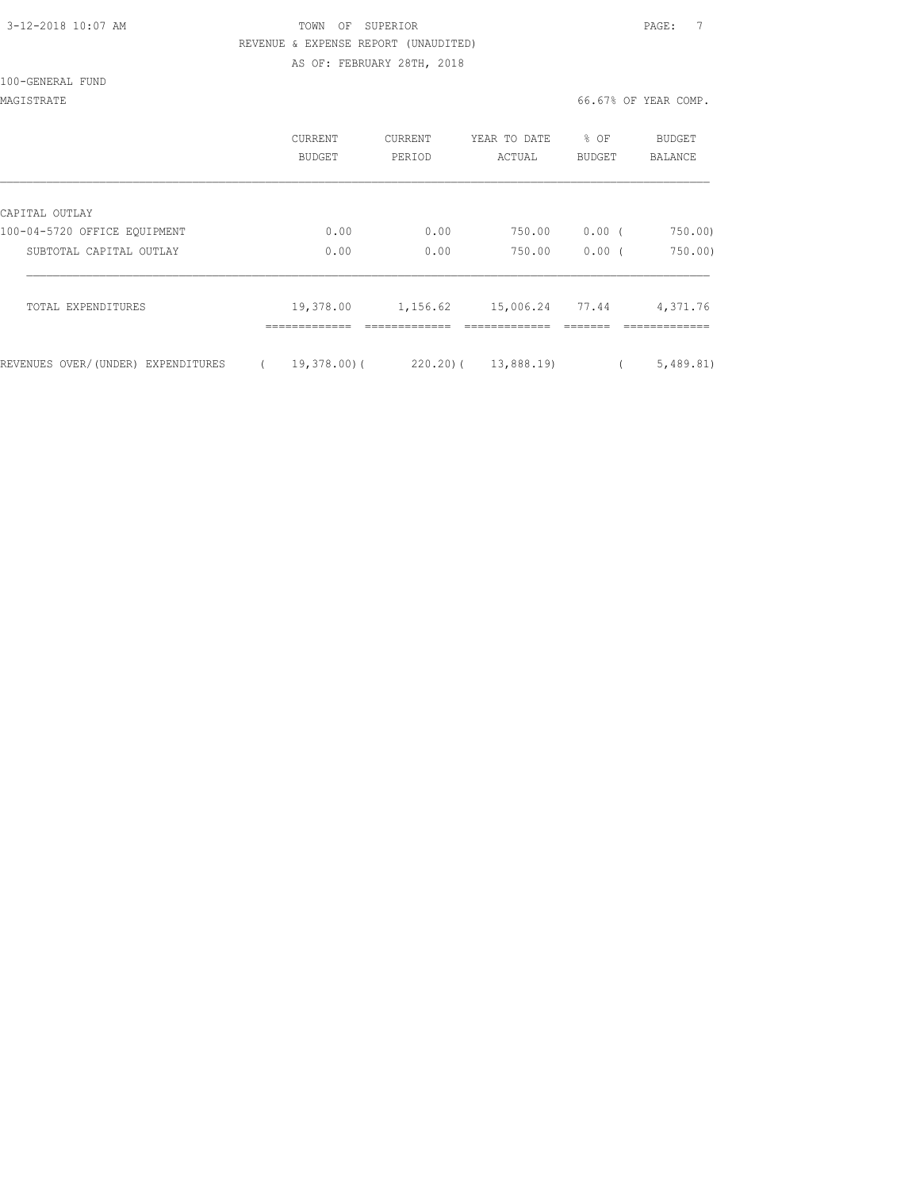TOWN OF SUPERIOR

REVENUE & EXPENSE REPORT (UNAUDITED)

AS OF: FEBRUARY 28TH, 2018

100-GENERAL FUND

MAGISTRATE

66.67% OF YEAR COMP.

| | CURRENT BUDGET | CURRENT PERIOD | YEAR TO DATE ACTUAL | % OF BUDGET | BUDGET BALANCE |
|---|---|---|---|---|---|
| CAPITAL OUTLAY | | | | | |
| 100-04-5720 OFFICE EQUIPMENT | 0.00 | 0.00 | 750.00 | 0.00 | ( 750.00) |
| SUBTOTAL CAPITAL OUTLAY | 0.00 | 0.00 | 750.00 | 0.00 | ( 750.00) |
| TOTAL EXPENDITURES | 19,378.00 | 1,156.62 | 15,006.24 | 77.44 | 4,371.76 |
| REVENUES OVER/(UNDER) EXPENDITURES | ( 19,378.00) | ( 220.20) | ( 13,888.19) | | ( 5,489.81) |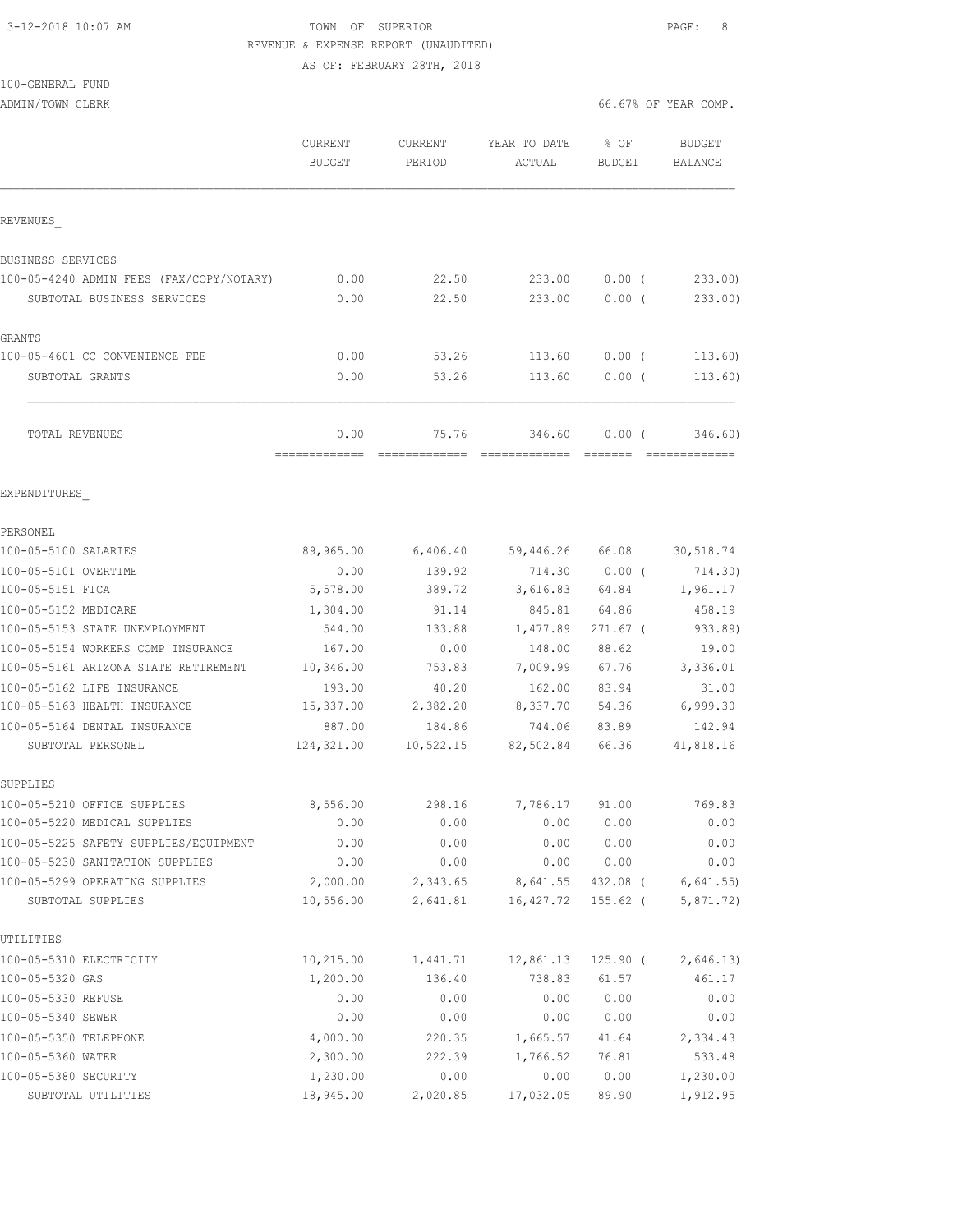3-12-2018 10:07 AM

TOWN OF SUPERIOR

REVENUE & EXPENSE REPORT (UNAUDITED)

AS OF: FEBRUARY 28TH, 2018

100-GENERAL FUND

ADMIN/TOWN CLERK

66.67% OF YEAR COMP.

| | CURRENT BUDGET | CURRENT PERIOD | YEAR TO DATE ACTUAL | % OF BUDGET | BUDGET BALANCE |
|---|---|---|---|---|---|
| REVENUES_ | | | | | |
| BUSINESS SERVICES | | | | | |
| 100-05-4240 ADMIN FEES (FAX/COPY/NOTARY) | 0.00 | 22.50 | 233.00 | 0.00 ( | 233.00) |
| SUBTOTAL BUSINESS SERVICES | 0.00 | 22.50 | 233.00 | 0.00 ( | 233.00) |
| GRANTS | | | | | |
| 100-05-4601 CC CONVENIENCE FEE | 0.00 | 53.26 | 113.60 | 0.00 ( | 113.60) |
| SUBTOTAL GRANTS | 0.00 | 53.26 | 113.60 | 0.00 ( | 113.60) |
| TOTAL REVENUES | 0.00 | 75.76 | 346.60 | 0.00 ( | 346.60) |
| EXPENDITURES_ | | | | | |
| PERSONEL | | | | | |
| 100-05-5100 SALARIES | 89,965.00 | 6,406.40 | 59,446.26 | 66.08 | 30,518.74 |
| 100-05-5101 OVERTIME | 0.00 | 139.92 | 714.30 | 0.00 ( | 714.30) |
| 100-05-5151 FICA | 5,578.00 | 389.72 | 3,616.83 | 64.84 | 1,961.17 |
| 100-05-5152 MEDICARE | 1,304.00 | 91.14 | 845.81 | 64.86 | 458.19 |
| 100-05-5153 STATE UNEMPLOYMENT | 544.00 | 133.88 | 1,477.89 | 271.67 ( | 933.89) |
| 100-05-5154 WORKERS COMP INSURANCE | 167.00 | 0.00 | 148.00 | 88.62 | 19.00 |
| 100-05-5161 ARIZONA STATE RETIREMENT | 10,346.00 | 753.83 | 7,009.99 | 67.76 | 3,336.01 |
| 100-05-5162 LIFE INSURANCE | 193.00 | 40.20 | 162.00 | 83.94 | 31.00 |
| 100-05-5163 HEALTH INSURANCE | 15,337.00 | 2,382.20 | 8,337.70 | 54.36 | 6,999.30 |
| 100-05-5164 DENTAL INSURANCE | 887.00 | 184.86 | 744.06 | 83.89 | 142.94 |
| SUBTOTAL PERSONEL | 124,321.00 | 10,522.15 | 82,502.84 | 66.36 | 41,818.16 |
| SUPPLIES | | | | | |
| 100-05-5210 OFFICE SUPPLIES | 8,556.00 | 298.16 | 7,786.17 | 91.00 | 769.83 |
| 100-05-5220 MEDICAL SUPPLIES | 0.00 | 0.00 | 0.00 | 0.00 | 0.00 |
| 100-05-5225 SAFETY SUPPLIES/EQUIPMENT | 0.00 | 0.00 | 0.00 | 0.00 | 0.00 |
| 100-05-5230 SANITATION SUPPLIES | 0.00 | 0.00 | 0.00 | 0.00 | 0.00 |
| 100-05-5299 OPERATING SUPPLIES | 2,000.00 | 2,343.65 | 8,641.55 | 432.08 ( | 6,641.55) |
| SUBTOTAL SUPPLIES | 10,556.00 | 2,641.81 | 16,427.72 | 155.62 ( | 5,871.72) |
| UTILITIES | | | | | |
| 100-05-5310 ELECTRICITY | 10,215.00 | 1,441.71 | 12,861.13 | 125.90 ( | 2,646.13) |
| 100-05-5320 GAS | 1,200.00 | 136.40 | 738.83 | 61.57 | 461.17 |
| 100-05-5330 REFUSE | 0.00 | 0.00 | 0.00 | 0.00 | 0.00 |
| 100-05-5340 SEWER | 0.00 | 0.00 | 0.00 | 0.00 | 0.00 |
| 100-05-5350 TELEPHONE | 4,000.00 | 220.35 | 1,665.57 | 41.64 | 2,334.43 |
| 100-05-5360 WATER | 2,300.00 | 222.39 | 1,766.52 | 76.81 | 533.48 |
| 100-05-5380 SECURITY | 1,230.00 | 0.00 | 0.00 | 0.00 | 1,230.00 |
| SUBTOTAL UTILITIES | 18,945.00 | 2,020.85 | 17,032.05 | 89.90 | 1,912.95 |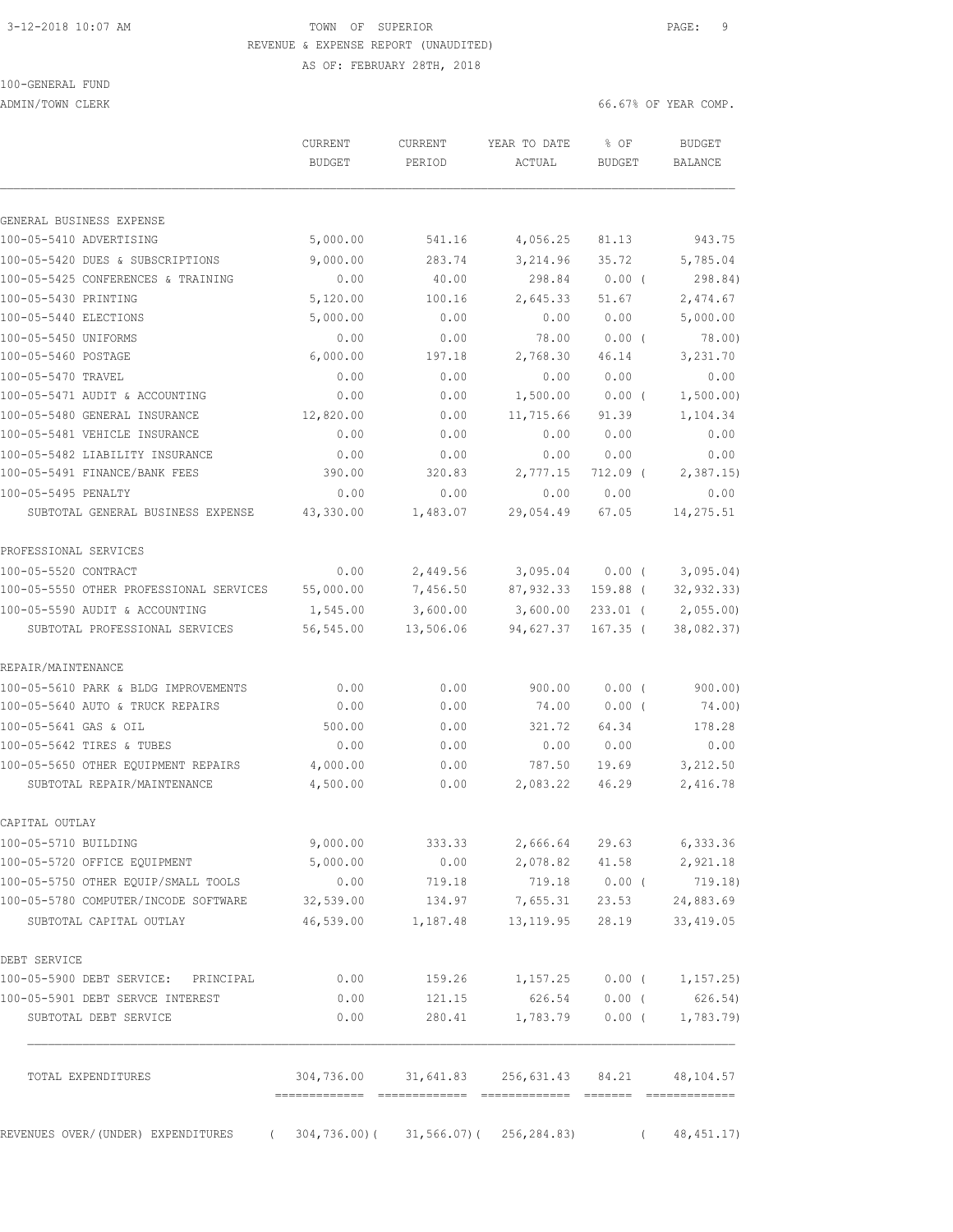3-12-2018 10:07 AM TOWN OF SUPERIOR

REVENUE & EXPENSE REPORT (UNAUDITED)

AS OF: FEBRUARY 28TH, 2018

100-GENERAL FUND

ADMIN/TOWN CLERK 66.67% OF YEAR COMP.

| | CURRENT BUDGET | CURRENT PERIOD | YEAR TO DATE ACTUAL | % OF BUDGET | BUDGET BALANCE |
|---|---|---|---|---|---|
| **GENERAL BUSINESS EXPENSE** | | | | | |
| 100-05-5410 ADVERTISING | 5,000.00 | 541.16 | 4,056.25 | 81.13 | 943.75 |
| 100-05-5420 DUES & SUBSCRIPTIONS | 9,000.00 | 283.74 | 3,214.96 | 35.72 | 5,785.04 |
| 100-05-5425 CONFERENCES & TRAINING | 0.00 | 40.00 | 298.84 | 0.00 ( | 298.84) |
| 100-05-5430 PRINTING | 5,120.00 | 100.16 | 2,645.33 | 51.67 | 2,474.67 |
| 100-05-5440 ELECTIONS | 5,000.00 | 0.00 | 0.00 | 0.00 | 5,000.00 |
| 100-05-5450 UNIFORMS | 0.00 | 0.00 | 78.00 | 0.00 ( | 78.00) |
| 100-05-5460 POSTAGE | 6,000.00 | 197.18 | 2,768.30 | 46.14 | 3,231.70 |
| 100-05-5470 TRAVEL | 0.00 | 0.00 | 0.00 | 0.00 | 0.00 |
| 100-05-5471 AUDIT & ACCOUNTING | 0.00 | 0.00 | 1,500.00 | 0.00 ( | 1,500.00) |
| 100-05-5480 GENERAL INSURANCE | 12,820.00 | 0.00 | 11,715.66 | 91.39 | 1,104.34 |
| 100-05-5481 VEHICLE INSURANCE | 0.00 | 0.00 | 0.00 | 0.00 | 0.00 |
| 100-05-5482 LIABILITY INSURANCE | 0.00 | 0.00 | 0.00 | 0.00 | 0.00 |
| 100-05-5491 FINANCE/BANK FEES | 390.00 | 320.83 | 2,777.15 | 712.09 ( | 2,387.15) |
| 100-05-5495 PENALTY | 0.00 | 0.00 | 0.00 | 0.00 | 0.00 |
| SUBTOTAL GENERAL BUSINESS EXPENSE | 43,330.00 | 1,483.07 | 29,054.49 | 67.05 | 14,275.51 |
| **PROFESSIONAL SERVICES** | | | | | |
| 100-05-5520 CONTRACT | 0.00 | 2,449.56 | 3,095.04 | 0.00 ( | 3,095.04) |
| 100-05-5550 OTHER PROFESSIONAL SERVICES | 55,000.00 | 7,456.50 | 87,932.33 | 159.88 ( | 32,932.33) |
| 100-05-5590 AUDIT & ACCOUNTING | 1,545.00 | 3,600.00 | 3,600.00 | 233.01 ( | 2,055.00) |
| SUBTOTAL PROFESSIONAL SERVICES | 56,545.00 | 13,506.06 | 94,627.37 | 167.35 ( | 38,082.37) |
| **REPAIR/MAINTENANCE** | | | | | |
| 100-05-5610 PARK & BLDG IMPROVEMENTS | 0.00 | 0.00 | 900.00 | 0.00 ( | 900.00) |
| 100-05-5640 AUTO & TRUCK REPAIRS | 0.00 | 0.00 | 74.00 | 0.00 ( | 74.00) |
| 100-05-5641 GAS & OIL | 500.00 | 0.00 | 321.72 | 64.34 | 178.28 |
| 100-05-5642 TIRES & TUBES | 0.00 | 0.00 | 0.00 | 0.00 | 0.00 |
| 100-05-5650 OTHER EQUIPMENT REPAIRS | 4,000.00 | 0.00 | 787.50 | 19.69 | 3,212.50 |
| SUBTOTAL REPAIR/MAINTENANCE | 4,500.00 | 0.00 | 2,083.22 | 46.29 | 2,416.78 |
| **CAPITAL OUTLAY** | | | | | |
| 100-05-5710 BUILDING | 9,000.00 | 333.33 | 2,666.64 | 29.63 | 6,333.36 |
| 100-05-5720 OFFICE EQUIPMENT | 5,000.00 | 0.00 | 2,078.82 | 41.58 | 2,921.18 |
| 100-05-5750 OTHER EQUIP/SMALL TOOLS | 0.00 | 719.18 | 719.18 | 0.00 ( | 719.18) |
| 100-05-5780 COMPUTER/INCODE SOFTWARE | 32,539.00 | 134.97 | 7,655.31 | 23.53 | 24,883.69 |
| SUBTOTAL CAPITAL OUTLAY | 46,539.00 | 1,187.48 | 13,119.95 | 28.19 | 33,419.05 |
| **DEBT SERVICE** | | | | | |
| 100-05-5900 DEBT SERVICE: PRINCIPAL | 0.00 | 159.26 | 1,157.25 | 0.00 ( | 1,157.25) |
| 100-05-5901 DEBT SERVCE INTEREST | 0.00 | 121.15 | 626.54 | 0.00 ( | 626.54) |
| SUBTOTAL DEBT SERVICE | 0.00 | 280.41 | 1,783.79 | 0.00 ( | 1,783.79) |
| TOTAL EXPENDITURES | 304,736.00 | 31,641.83 | 256,631.43 | 84.21 | 48,104.57 |
| REVENUES OVER/(UNDER) EXPENDITURES | ( 304,736.00)( | 31,566.07)( | 256,284.83) | ( | 48,451.17) |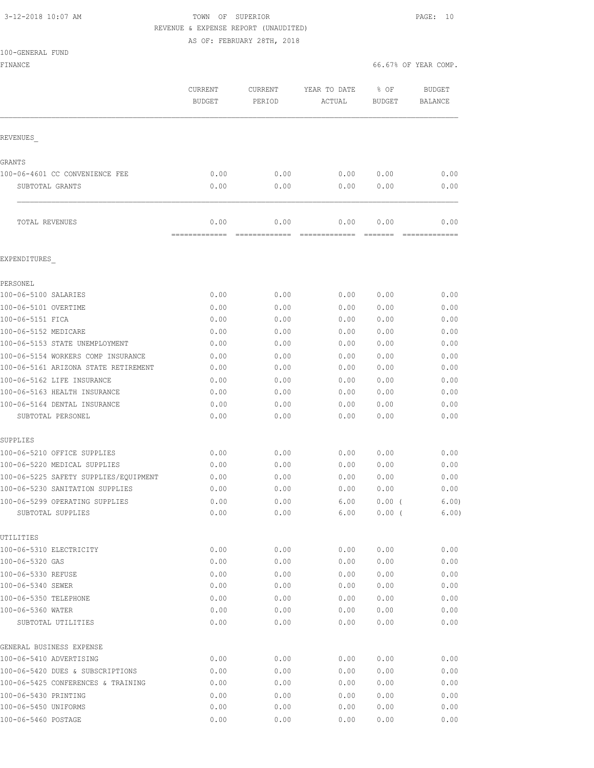3-12-2018 10:07 AM

TOWN OF SUPERIOR
REVENUE & EXPENSE REPORT (UNAUDITED)
AS OF: FEBRUARY 28TH, 2018

100-GENERAL FUND
FINANCE

66.67% OF YEAR COMP.

| | CURRENT BUDGET | CURRENT PERIOD | YEAR TO DATE ACTUAL | % OF BUDGET | BUDGET BALANCE |
|---|---|---|---|---|---|
| REVENUES_ | | | | | |
| GRANTS | | | | | |
| 100-06-4601 CC CONVENIENCE FEE | 0.00 | 0.00 | 0.00 | 0.00 | 0.00 |
| SUBTOTAL GRANTS | 0.00 | 0.00 | 0.00 | 0.00 | 0.00 |
| TOTAL REVENUES | 0.00 | 0.00 | 0.00 | 0.00 | 0.00 |
| EXPENDITURES_ | | | | | |
| PERSONEL | | | | | |
| 100-06-5100 SALARIES | 0.00 | 0.00 | 0.00 | 0.00 | 0.00 |
| 100-06-5101 OVERTIME | 0.00 | 0.00 | 0.00 | 0.00 | 0.00 |
| 100-06-5151 FICA | 0.00 | 0.00 | 0.00 | 0.00 | 0.00 |
| 100-06-5152 MEDICARE | 0.00 | 0.00 | 0.00 | 0.00 | 0.00 |
| 100-06-5153 STATE UNEMPLOYMENT | 0.00 | 0.00 | 0.00 | 0.00 | 0.00 |
| 100-06-5154 WORKERS COMP INSURANCE | 0.00 | 0.00 | 0.00 | 0.00 | 0.00 |
| 100-06-5161 ARIZONA STATE RETIREMENT | 0.00 | 0.00 | 0.00 | 0.00 | 0.00 |
| 100-06-5162 LIFE INSURANCE | 0.00 | 0.00 | 0.00 | 0.00 | 0.00 |
| 100-06-5163 HEALTH INSURANCE | 0.00 | 0.00 | 0.00 | 0.00 | 0.00 |
| 100-06-5164 DENTAL INSURANCE | 0.00 | 0.00 | 0.00 | 0.00 | 0.00 |
| SUBTOTAL PERSONEL | 0.00 | 0.00 | 0.00 | 0.00 | 0.00 |
| SUPPLIES | | | | | |
| 100-06-5210 OFFICE SUPPLIES | 0.00 | 0.00 | 0.00 | 0.00 | 0.00 |
| 100-06-5220 MEDICAL SUPPLIES | 0.00 | 0.00 | 0.00 | 0.00 | 0.00 |
| 100-06-5225 SAFETY SUPPLIES/EQUIPMENT | 0.00 | 0.00 | 0.00 | 0.00 | 0.00 |
| 100-06-5230 SANITATION SUPPLIES | 0.00 | 0.00 | 0.00 | 0.00 | 0.00 |
| 100-06-5299 OPERATING SUPPLIES | 0.00 | 0.00 | 6.00 | 0.00 ( | 6.00) |
| SUBTOTAL SUPPLIES | 0.00 | 0.00 | 6.00 | 0.00 ( | 6.00) |
| UTILITIES | | | | | |
| 100-06-5310 ELECTRICITY | 0.00 | 0.00 | 0.00 | 0.00 | 0.00 |
| 100-06-5320 GAS | 0.00 | 0.00 | 0.00 | 0.00 | 0.00 |
| 100-06-5330 REFUSE | 0.00 | 0.00 | 0.00 | 0.00 | 0.00 |
| 100-06-5340 SEWER | 0.00 | 0.00 | 0.00 | 0.00 | 0.00 |
| 100-06-5350 TELEPHONE | 0.00 | 0.00 | 0.00 | 0.00 | 0.00 |
| 100-06-5360 WATER | 0.00 | 0.00 | 0.00 | 0.00 | 0.00 |
| SUBTOTAL UTILITIES | 0.00 | 0.00 | 0.00 | 0.00 | 0.00 |
| GENERAL BUSINESS EXPENSE | | | | | |
| 100-06-5410 ADVERTISING | 0.00 | 0.00 | 0.00 | 0.00 | 0.00 |
| 100-06-5420 DUES & SUBSCRIPTIONS | 0.00 | 0.00 | 0.00 | 0.00 | 0.00 |
| 100-06-5425 CONFERENCES & TRAINING | 0.00 | 0.00 | 0.00 | 0.00 | 0.00 |
| 100-06-5430 PRINTING | 0.00 | 0.00 | 0.00 | 0.00 | 0.00 |
| 100-06-5450 UNIFORMS | 0.00 | 0.00 | 0.00 | 0.00 | 0.00 |
| 100-06-5460 POSTAGE | 0.00 | 0.00 | 0.00 | 0.00 | 0.00 |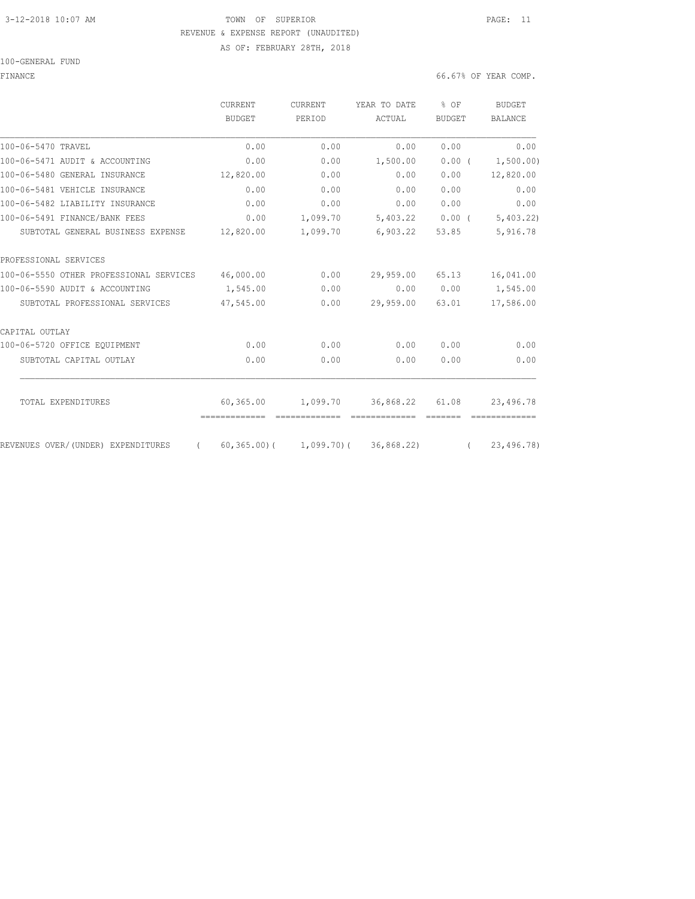TOWN OF SUPERIOR
REVENUE & EXPENSE REPORT (UNAUDITED)
AS OF: FEBRUARY 28TH, 2018

100-GENERAL FUND

FINANCE — 66.67% OF YEAR COMP.

| | CURRENT BUDGET | CURRENT PERIOD | YEAR TO DATE ACTUAL | % OF BUDGET | BUDGET BALANCE |
|---|---|---|---|---|---|
| 100-06-5470 TRAVEL | 0.00 | 0.00 | 0.00 | 0.00 | 0.00 |
| 100-06-5471 AUDIT & ACCOUNTING | 0.00 | 0.00 | 1,500.00 | 0.00 | ( 1,500.00) |
| 100-06-5480 GENERAL INSURANCE | 12,820.00 | 0.00 | 0.00 | 0.00 | 12,820.00 |
| 100-06-5481 VEHICLE INSURANCE | 0.00 | 0.00 | 0.00 | 0.00 | 0.00 |
| 100-06-5482 LIABILITY INSURANCE | 0.00 | 0.00 | 0.00 | 0.00 | 0.00 |
| 100-06-5491 FINANCE/BANK FEES | 0.00 | 1,099.70 | 5,403.22 | 0.00 | ( 5,403.22) |
| SUBTOTAL GENERAL BUSINESS EXPENSE | 12,820.00 | 1,099.70 | 6,903.22 | 53.85 | 5,916.78 |
| PROFESSIONAL SERVICES | | | | | |
| 100-06-5550 OTHER PROFESSIONAL SERVICES | 46,000.00 | 0.00 | 29,959.00 | 65.13 | 16,041.00 |
| 100-06-5590 AUDIT & ACCOUNTING | 1,545.00 | 0.00 | 0.00 | 0.00 | 1,545.00 |
| SUBTOTAL PROFESSIONAL SERVICES | 47,545.00 | 0.00 | 29,959.00 | 63.01 | 17,586.00 |
| CAPITAL OUTLAY | | | | | |
| 100-06-5720 OFFICE EQUIPMENT | 0.00 | 0.00 | 0.00 | 0.00 | 0.00 |
| SUBTOTAL CAPITAL OUTLAY | 0.00 | 0.00 | 0.00 | 0.00 | 0.00 |
| TOTAL EXPENDITURES | 60,365.00 | 1,099.70 | 36,868.22 | 61.08 | 23,496.78 |
| REVENUES OVER/(UNDER) EXPENDITURES | ( 60,365.00) | ( 1,099.70) | ( 36,868.22) | | ( 23,496.78) |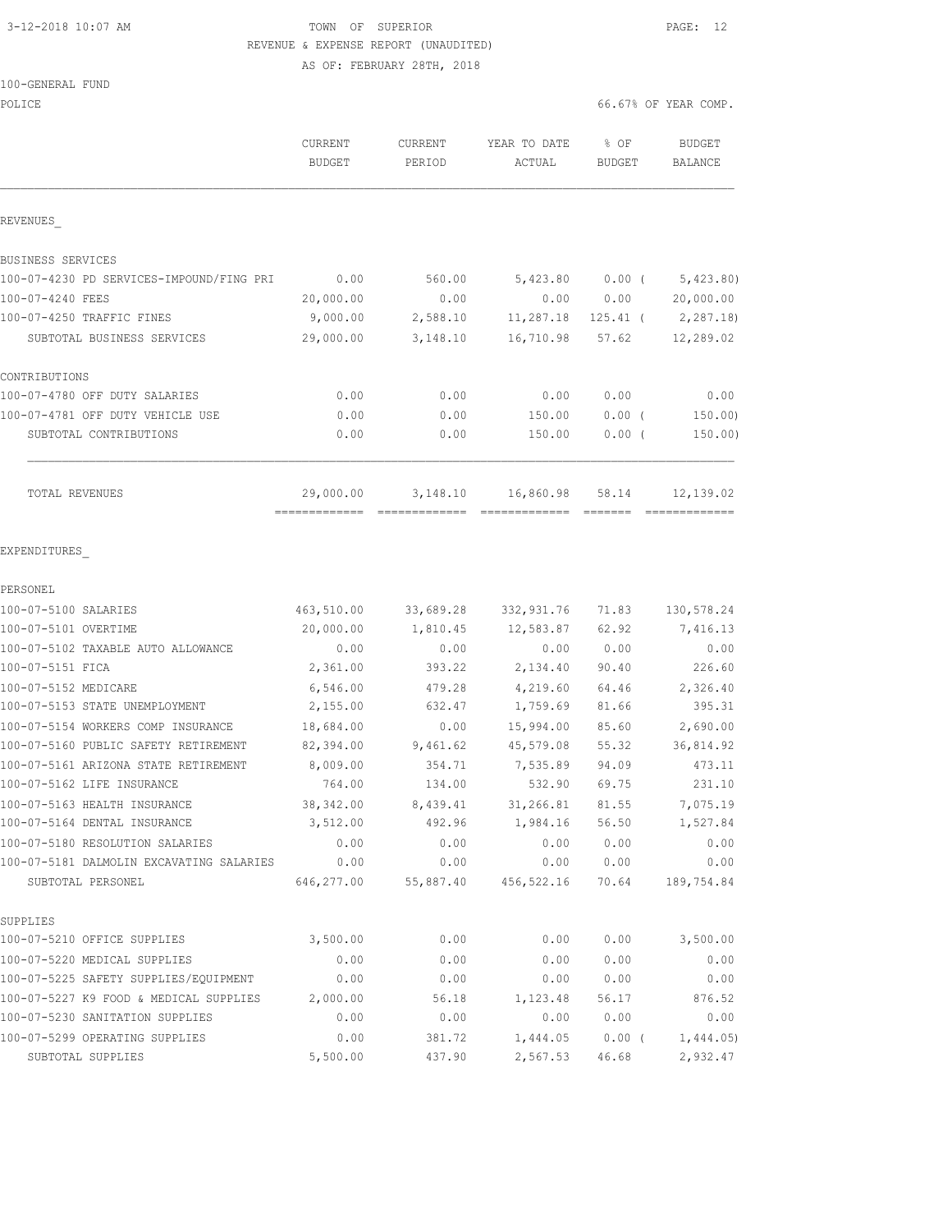TOWN OF SUPERIOR
REVENUE & EXPENSE REPORT (UNAUDITED)
AS OF: FEBRUARY 28TH, 2018

3-12-2018 10:07 AM

100-GENERAL FUND

POLICE — 66.67% OF YEAR COMP.

| | CURRENT BUDGET | CURRENT PERIOD | YEAR TO DATE ACTUAL | % OF BUDGET | BUDGET BALANCE |
|---|---|---|---|---|---|
| **REVENUES** | | | | | |
| BUSINESS SERVICES | | | | | |
| 100-07-4230 PD SERVICES-IMPOUND/FING PRI | 0.00 | 560.00 | 5,423.80 | 0.00 ( | 5,423.80) |
| 100-07-4240 FEES | 20,000.00 | 0.00 | 0.00 | 0.00 | 20,000.00 |
| 100-07-4250 TRAFFIC FINES | 9,000.00 | 2,588.10 | 11,287.18 | 125.41 ( | 2,287.18) |
| SUBTOTAL BUSINESS SERVICES | 29,000.00 | 3,148.10 | 16,710.98 | 57.62 | 12,289.02 |
| CONTRIBUTIONS | | | | | |
| 100-07-4780 OFF DUTY SALARIES | 0.00 | 0.00 | 0.00 | 0.00 | 0.00 |
| 100-07-4781 OFF DUTY VEHICLE USE | 0.00 | 0.00 | 150.00 | 0.00 ( | 150.00) |
| SUBTOTAL CONTRIBUTIONS | 0.00 | 0.00 | 150.00 | 0.00 ( | 150.00) |
| TOTAL REVENUES | 29,000.00 | 3,148.10 | 16,860.98 | 58.14 | 12,139.02 |
| **EXPENDITURES** | | | | | |
| PERSONEL | | | | | |
| 100-07-5100 SALARIES | 463,510.00 | 33,689.28 | 332,931.76 | 71.83 | 130,578.24 |
| 100-07-5101 OVERTIME | 20,000.00 | 1,810.45 | 12,583.87 | 62.92 | 7,416.13 |
| 100-07-5102 TAXABLE AUTO ALLOWANCE | 0.00 | 0.00 | 0.00 | 0.00 | 0.00 |
| 100-07-5151 FICA | 2,361.00 | 393.22 | 2,134.40 | 90.40 | 226.60 |
| 100-07-5152 MEDICARE | 6,546.00 | 479.28 | 4,219.60 | 64.46 | 2,326.40 |
| 100-07-5153 STATE UNEMPLOYMENT | 2,155.00 | 632.47 | 1,759.69 | 81.66 | 395.31 |
| 100-07-5154 WORKERS COMP INSURANCE | 18,684.00 | 0.00 | 15,994.00 | 85.60 | 2,690.00 |
| 100-07-5160 PUBLIC SAFETY RETIREMENT | 82,394.00 | 9,461.62 | 45,579.08 | 55.32 | 36,814.92 |
| 100-07-5161 ARIZONA STATE RETIREMENT | 8,009.00 | 354.71 | 7,535.89 | 94.09 | 473.11 |
| 100-07-5162 LIFE INSURANCE | 764.00 | 134.00 | 532.90 | 69.75 | 231.10 |
| 100-07-5163 HEALTH INSURANCE | 38,342.00 | 8,439.41 | 31,266.81 | 81.55 | 7,075.19 |
| 100-07-5164 DENTAL INSURANCE | 3,512.00 | 492.96 | 1,984.16 | 56.50 | 1,527.84 |
| 100-07-5180 RESOLUTION SALARIES | 0.00 | 0.00 | 0.00 | 0.00 | 0.00 |
| 100-07-5181 DALMOLIN EXCAVATING SALARIES | 0.00 | 0.00 | 0.00 | 0.00 | 0.00 |
| SUBTOTAL PERSONEL | 646,277.00 | 55,887.40 | 456,522.16 | 70.64 | 189,754.84 |
| SUPPLIES | | | | | |
| 100-07-5210 OFFICE SUPPLIES | 3,500.00 | 0.00 | 0.00 | 0.00 | 3,500.00 |
| 100-07-5220 MEDICAL SUPPLIES | 0.00 | 0.00 | 0.00 | 0.00 | 0.00 |
| 100-07-5225 SAFETY SUPPLIES/EQUIPMENT | 0.00 | 0.00 | 0.00 | 0.00 | 0.00 |
| 100-07-5227 K9 FOOD & MEDICAL SUPPLIES | 2,000.00 | 56.18 | 1,123.48 | 56.17 | 876.52 |
| 100-07-5230 SANITATION SUPPLIES | 0.00 | 0.00 | 0.00 | 0.00 | 0.00 |
| 100-07-5299 OPERATING SUPPLIES | 0.00 | 381.72 | 1,444.05 | 0.00 ( | 1,444.05) |
| SUBTOTAL SUPPLIES | 5,500.00 | 437.90 | 2,567.53 | 46.68 | 2,932.47 |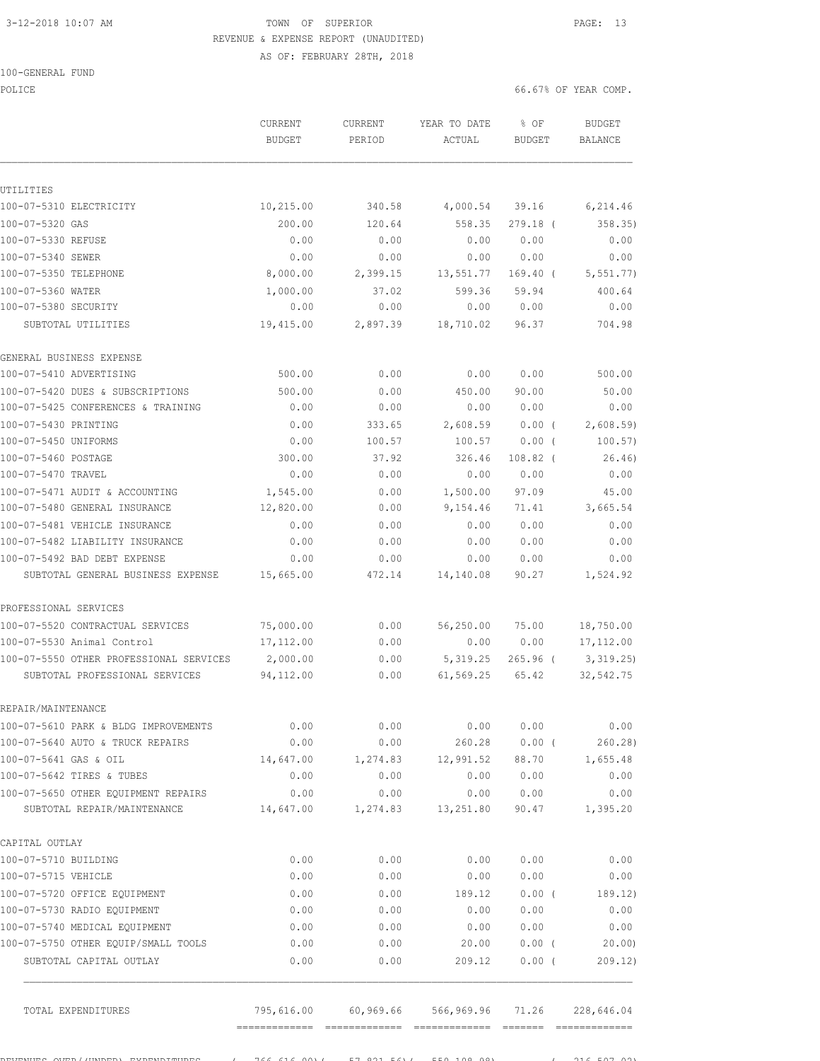TOWN OF SUPERIOR
REVENUE & EXPENSE REPORT (UNAUDITED)
AS OF: FEBRUARY 28TH, 2018

100-GENERAL FUND
POLICE

66.67% OF YEAR COMP.

| | CURRENT BUDGET | CURRENT PERIOD | YEAR TO DATE ACTUAL | % OF BUDGET | BUDGET BALANCE |
|---|---|---|---|---|---|
| **UTILITIES** | | | | | |
| 100-07-5310 ELECTRICITY | 10,215.00 | 340.58 | 4,000.54 | 39.16 | 6,214.46 |
| 100-07-5320 GAS | 200.00 | 120.64 | 558.35 | 279.18 ( | 358.35) |
| 100-07-5330 REFUSE | 0.00 | 0.00 | 0.00 | 0.00 | 0.00 |
| 100-07-5340 SEWER | 0.00 | 0.00 | 0.00 | 0.00 | 0.00 |
| 100-07-5350 TELEPHONE | 8,000.00 | 2,399.15 | 13,551.77 | 169.40 ( | 5,551.77) |
| 100-07-5360 WATER | 1,000.00 | 37.02 | 599.36 | 59.94 | 400.64 |
| 100-07-5380 SECURITY | 0.00 | 0.00 | 0.00 | 0.00 | 0.00 |
| SUBTOTAL UTILITIES | 19,415.00 | 2,897.39 | 18,710.02 | 96.37 | 704.98 |
| **GENERAL BUSINESS EXPENSE** | | | | | |
| 100-07-5410 ADVERTISING | 500.00 | 0.00 | 0.00 | 0.00 | 500.00 |
| 100-07-5420 DUES & SUBSCRIPTIONS | 500.00 | 0.00 | 450.00 | 90.00 | 50.00 |
| 100-07-5425 CONFERENCES & TRAINING | 0.00 | 0.00 | 0.00 | 0.00 | 0.00 |
| 100-07-5430 PRINTING | 0.00 | 333.65 | 2,608.59 | 0.00 ( | 2,608.59) |
| 100-07-5450 UNIFORMS | 0.00 | 100.57 | 100.57 | 0.00 ( | 100.57) |
| 100-07-5460 POSTAGE | 300.00 | 37.92 | 326.46 | 108.82 ( | 26.46) |
| 100-07-5470 TRAVEL | 0.00 | 0.00 | 0.00 | 0.00 | 0.00 |
| 100-07-5471 AUDIT & ACCOUNTING | 1,545.00 | 0.00 | 1,500.00 | 97.09 | 45.00 |
| 100-07-5480 GENERAL INSURANCE | 12,820.00 | 0.00 | 9,154.46 | 71.41 | 3,665.54 |
| 100-07-5481 VEHICLE INSURANCE | 0.00 | 0.00 | 0.00 | 0.00 | 0.00 |
| 100-07-5482 LIABILITY INSURANCE | 0.00 | 0.00 | 0.00 | 0.00 | 0.00 |
| 100-07-5492 BAD DEBT EXPENSE | 0.00 | 0.00 | 0.00 | 0.00 | 0.00 |
| SUBTOTAL GENERAL BUSINESS EXPENSE | 15,665.00 | 472.14 | 14,140.08 | 90.27 | 1,524.92 |
| **PROFESSIONAL SERVICES** | | | | | |
| 100-07-5520 CONTRACTUAL SERVICES | 75,000.00 | 0.00 | 56,250.00 | 75.00 | 18,750.00 |
| 100-07-5530 Animal Control | 17,112.00 | 0.00 | 0.00 | 0.00 | 17,112.00 |
| 100-07-5550 OTHER PROFESSIONAL SERVICES | 2,000.00 | 0.00 | 5,319.25 | 265.96 ( | 3,319.25) |
| SUBTOTAL PROFESSIONAL SERVICES | 94,112.00 | 0.00 | 61,569.25 | 65.42 | 32,542.75 |
| **REPAIR/MAINTENANCE** | | | | | |
| 100-07-5610 PARK & BLDG IMPROVEMENTS | 0.00 | 0.00 | 0.00 | 0.00 | 0.00 |
| 100-07-5640 AUTO & TRUCK REPAIRS | 0.00 | 0.00 | 260.28 | 0.00 ( | 260.28) |
| 100-07-5641 GAS & OIL | 14,647.00 | 1,274.83 | 12,991.52 | 88.70 | 1,655.48 |
| 100-07-5642 TIRES & TUBES | 0.00 | 0.00 | 0.00 | 0.00 | 0.00 |
| 100-07-5650 OTHER EQUIPMENT REPAIRS | 0.00 | 0.00 | 0.00 | 0.00 | 0.00 |
| SUBTOTAL REPAIR/MAINTENANCE | 14,647.00 | 1,274.83 | 13,251.80 | 90.47 | 1,395.20 |
| **CAPITAL OUTLAY** | | | | | |
| 100-07-5710 BUILDING | 0.00 | 0.00 | 0.00 | 0.00 | 0.00 |
| 100-07-5715 VEHICLE | 0.00 | 0.00 | 0.00 | 0.00 | 0.00 |
| 100-07-5720 OFFICE EQUIPMENT | 0.00 | 0.00 | 189.12 | 0.00 ( | 189.12) |
| 100-07-5730 RADIO EQUIPMENT | 0.00 | 0.00 | 0.00 | 0.00 | 0.00 |
| 100-07-5740 MEDICAL EQUIPMENT | 0.00 | 0.00 | 0.00 | 0.00 | 0.00 |
| 100-07-5750 OTHER EQUIP/SMALL TOOLS | 0.00 | 0.00 | 20.00 | 0.00 ( | 20.00) |
| SUBTOTAL CAPITAL OUTLAY | 0.00 | 0.00 | 209.12 | 0.00 ( | 209.12) |
| TOTAL EXPENDITURES | 795,616.00 | 60,969.66 | 566,969.96 | 71.26 | 228,646.04 |
| REVENUES OVER/(UNDER) EXPENDITURES | ( 766,616.00)( | 57,821.56)( | 550,108.98) | ( | 216,507.02) |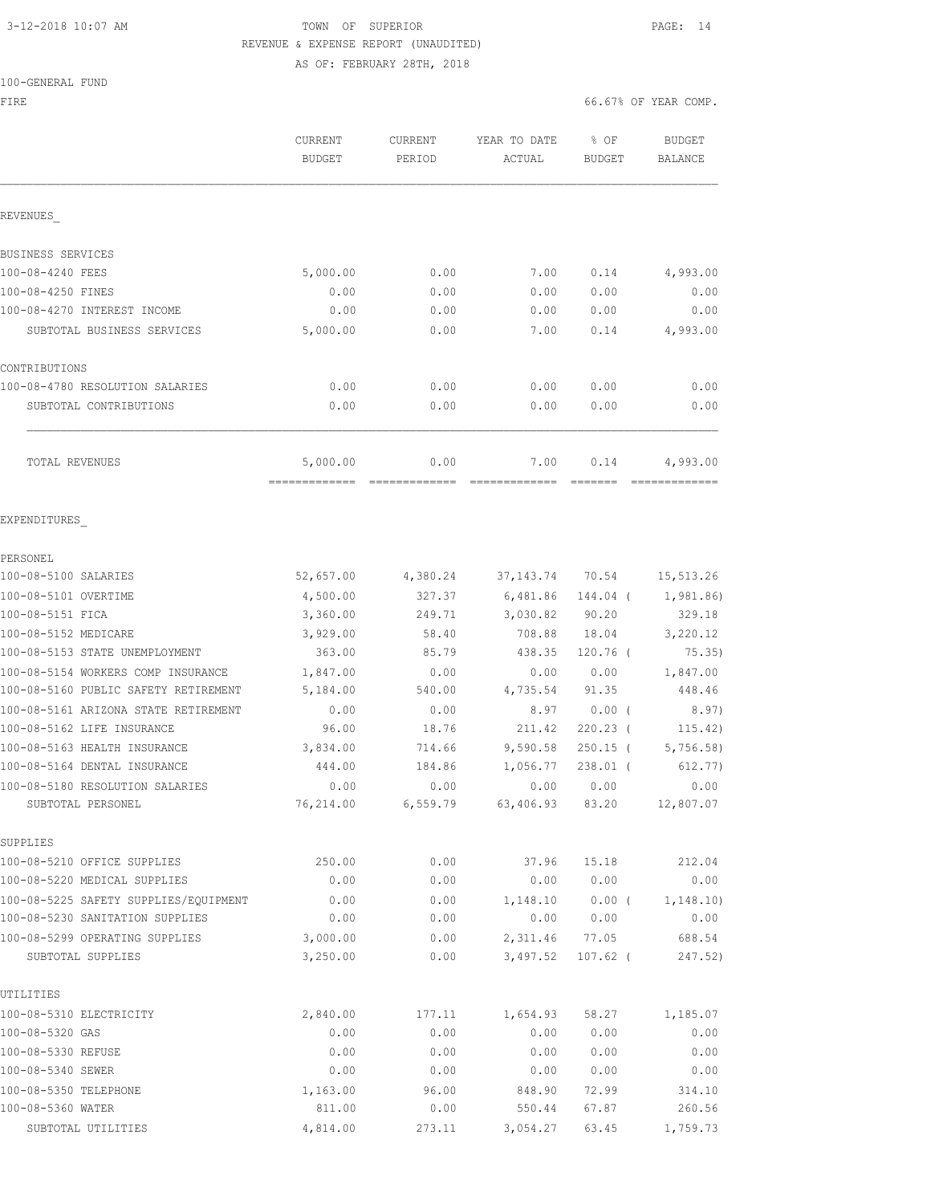3-12-2018 10:07 AM

TOWN OF SUPERIOR

REVENUE & EXPENSE REPORT (UNAUDITED)

AS OF: FEBRUARY 28TH, 2018

100-GENERAL FUND

FIRE — 66.67% OF YEAR COMP.

| | CURRENT BUDGET | CURRENT PERIOD | YEAR TO DATE ACTUAL | % OF BUDGET | BUDGET BALANCE |
|---|---|---|---|---|---|
| REVENUES_ | | | | | |
| BUSINESS SERVICES | | | | | |
| 100-08-4240 FEES | 5,000.00 | 0.00 | 7.00 | 0.14 | 4,993.00 |
| 100-08-4250 FINES | 0.00 | 0.00 | 0.00 | 0.00 | 0.00 |
| 100-08-4270 INTEREST INCOME | 0.00 | 0.00 | 0.00 | 0.00 | 0.00 |
| SUBTOTAL BUSINESS SERVICES | 5,000.00 | 0.00 | 7.00 | 0.14 | 4,993.00 |
| CONTRIBUTIONS | | | | | |
| 100-08-4780 RESOLUTION SALARIES | 0.00 | 0.00 | 0.00 | 0.00 | 0.00 |
| SUBTOTAL CONTRIBUTIONS | 0.00 | 0.00 | 0.00 | 0.00 | 0.00 |
| TOTAL REVENUES | 5,000.00 | 0.00 | 7.00 | 0.14 | 4,993.00 |
| EXPENDITURES_ | | | | | |
| PERSONEL | | | | | |
| 100-08-5100 SALARIES | 52,657.00 | 4,380.24 | 37,143.74 | 70.54 | 15,513.26 |
| 100-08-5101 OVERTIME | 4,500.00 | 327.37 | 6,481.86 | 144.04 ( | 1,981.86) |
| 100-08-5151 FICA | 3,360.00 | 249.71 | 3,030.82 | 90.20 | 329.18 |
| 100-08-5152 MEDICARE | 3,929.00 | 58.40 | 708.88 | 18.04 | 3,220.12 |
| 100-08-5153 STATE UNEMPLOYMENT | 363.00 | 85.79 | 438.35 | 120.76 ( | 75.35) |
| 100-08-5154 WORKERS COMP INSURANCE | 1,847.00 | 0.00 | 0.00 | 0.00 | 1,847.00 |
| 100-08-5160 PUBLIC SAFETY RETIREMENT | 5,184.00 | 540.00 | 4,735.54 | 91.35 | 448.46 |
| 100-08-5161 ARIZONA STATE RETIREMENT | 0.00 | 0.00 | 8.97 | 0.00 ( | 8.97) |
| 100-08-5162 LIFE INSURANCE | 96.00 | 18.76 | 211.42 | 220.23 ( | 115.42) |
| 100-08-5163 HEALTH INSURANCE | 3,834.00 | 714.66 | 9,590.58 | 250.15 ( | 5,756.58) |
| 100-08-5164 DENTAL INSURANCE | 444.00 | 184.86 | 1,056.77 | 238.01 ( | 612.77) |
| 100-08-5180 RESOLUTION SALARIES | 0.00 | 0.00 | 0.00 | 0.00 | 0.00 |
| SUBTOTAL PERSONEL | 76,214.00 | 6,559.79 | 63,406.93 | 83.20 | 12,807.07 |
| SUPPLIES | | | | | |
| 100-08-5210 OFFICE SUPPLIES | 250.00 | 0.00 | 37.96 | 15.18 | 212.04 |
| 100-08-5220 MEDICAL SUPPLIES | 0.00 | 0.00 | 0.00 | 0.00 | 0.00 |
| 100-08-5225 SAFETY SUPPLIES/EQUIPMENT | 0.00 | 0.00 | 1,148.10 | 0.00 ( | 1,148.10) |
| 100-08-5230 SANITATION SUPPLIES | 0.00 | 0.00 | 0.00 | 0.00 | 0.00 |
| 100-08-5299 OPERATING SUPPLIES | 3,000.00 | 0.00 | 2,311.46 | 77.05 | 688.54 |
| SUBTOTAL SUPPLIES | 3,250.00 | 0.00 | 3,497.52 | 107.62 ( | 247.52) |
| UTILITIES | | | | | |
| 100-08-5310 ELECTRICITY | 2,840.00 | 177.11 | 1,654.93 | 58.27 | 1,185.07 |
| 100-08-5320 GAS | 0.00 | 0.00 | 0.00 | 0.00 | 0.00 |
| 100-08-5330 REFUSE | 0.00 | 0.00 | 0.00 | 0.00 | 0.00 |
| 100-08-5340 SEWER | 0.00 | 0.00 | 0.00 | 0.00 | 0.00 |
| 100-08-5350 TELEPHONE | 1,163.00 | 96.00 | 848.90 | 72.99 | 314.10 |
| 100-08-5360 WATER | 811.00 | 0.00 | 550.44 | 67.87 | 260.56 |
| SUBTOTAL UTILITIES | 4,814.00 | 273.11 | 3,054.27 | 63.45 | 1,759.73 |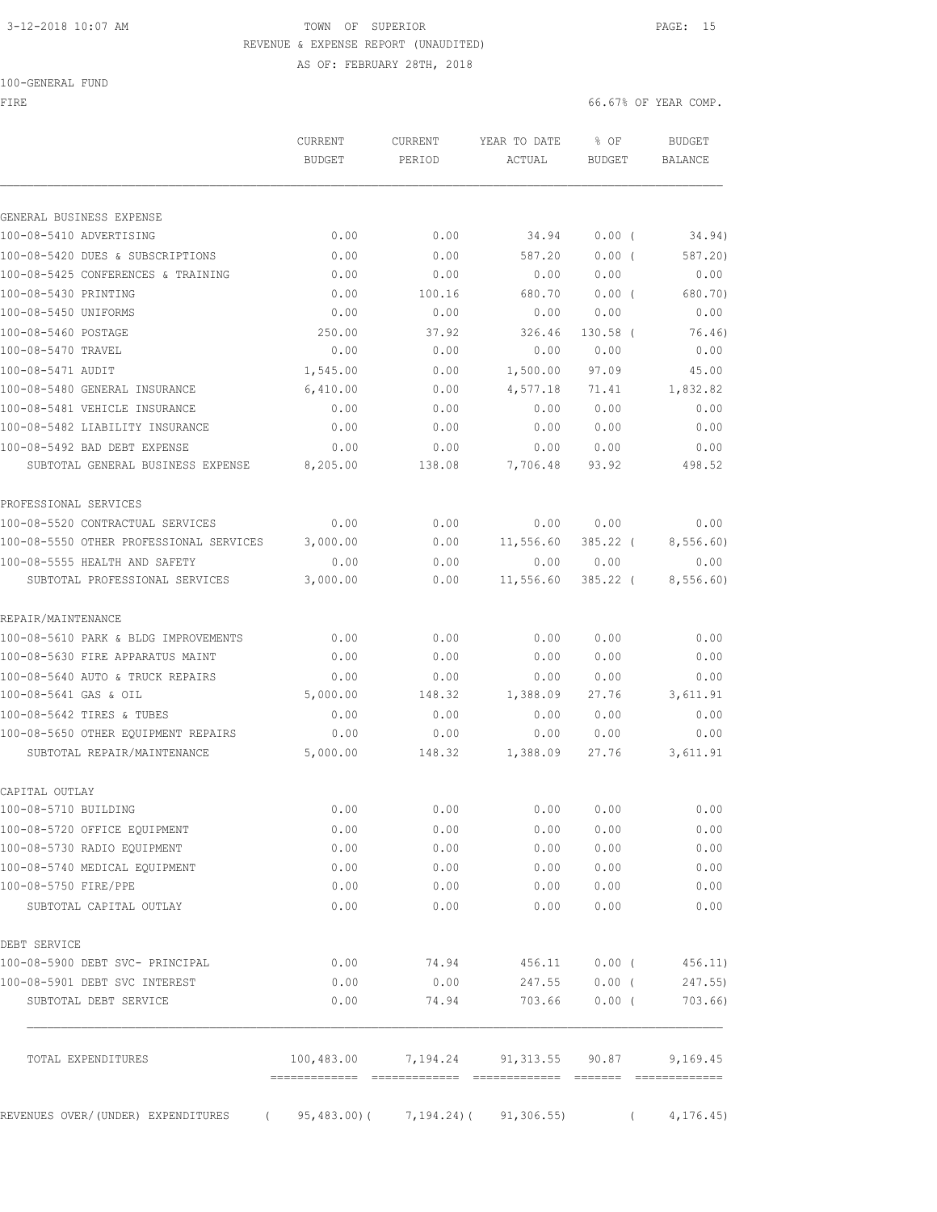3-12-2018 10:07 AM TOWN OF SUPERIOR PAGE: 15

REVENUE & EXPENSE REPORT (UNAUDITED)

AS OF: FEBRUARY 28TH, 2018

100-GENERAL FUND

FIRE 66.67% OF YEAR COMP.

| | CURRENT BUDGET | CURRENT PERIOD | YEAR TO DATE ACTUAL | % OF BUDGET | BUDGET BALANCE |
|---|---|---|---|---|---|
| GENERAL BUSINESS EXPENSE | | | | | |
| 100-08-5410 ADVERTISING | 0.00 | 0.00 | 34.94 | 0.00 ( | 34.94) |
| 100-08-5420 DUES & SUBSCRIPTIONS | 0.00 | 0.00 | 587.20 | 0.00 ( | 587.20) |
| 100-08-5425 CONFERENCES & TRAINING | 0.00 | 0.00 | 0.00 | 0.00 | 0.00 |
| 100-08-5430 PRINTING | 0.00 | 100.16 | 680.70 | 0.00 ( | 680.70) |
| 100-08-5450 UNIFORMS | 0.00 | 0.00 | 0.00 | 0.00 | 0.00 |
| 100-08-5460 POSTAGE | 250.00 | 37.92 | 326.46 | 130.58 ( | 76.46) |
| 100-08-5470 TRAVEL | 0.00 | 0.00 | 0.00 | 0.00 | 0.00 |
| 100-08-5471 AUDIT | 1,545.00 | 0.00 | 1,500.00 | 97.09 | 45.00 |
| 100-08-5480 GENERAL INSURANCE | 6,410.00 | 0.00 | 4,577.18 | 71.41 | 1,832.82 |
| 100-08-5481 VEHICLE INSURANCE | 0.00 | 0.00 | 0.00 | 0.00 | 0.00 |
| 100-08-5482 LIABILITY INSURANCE | 0.00 | 0.00 | 0.00 | 0.00 | 0.00 |
| 100-08-5492 BAD DEBT EXPENSE | 0.00 | 0.00 | 0.00 | 0.00 | 0.00 |
| SUBTOTAL GENERAL BUSINESS EXPENSE | 8,205.00 | 138.08 | 7,706.48 | 93.92 | 498.52 |
| PROFESSIONAL SERVICES | | | | | |
| 100-08-5520 CONTRACTUAL SERVICES | 0.00 | 0.00 | 0.00 | 0.00 | 0.00 |
| 100-08-5550 OTHER PROFESSIONAL SERVICES | 3,000.00 | 0.00 | 11,556.60 | 385.22 ( | 8,556.60) |
| 100-08-5555 HEALTH AND SAFETY | 0.00 | 0.00 | 0.00 | 0.00 | 0.00 |
| SUBTOTAL PROFESSIONAL SERVICES | 3,000.00 | 0.00 | 11,556.60 | 385.22 ( | 8,556.60) |
| REPAIR/MAINTENANCE | | | | | |
| 100-08-5610 PARK & BLDG IMPROVEMENTS | 0.00 | 0.00 | 0.00 | 0.00 | 0.00 |
| 100-08-5630 FIRE APPARATUS MAINT | 0.00 | 0.00 | 0.00 | 0.00 | 0.00 |
| 100-08-5640 AUTO & TRUCK REPAIRS | 0.00 | 0.00 | 0.00 | 0.00 | 0.00 |
| 100-08-5641 GAS & OIL | 5,000.00 | 148.32 | 1,388.09 | 27.76 | 3,611.91 |
| 100-08-5642 TIRES & TUBES | 0.00 | 0.00 | 0.00 | 0.00 | 0.00 |
| 100-08-5650 OTHER EQUIPMENT REPAIRS | 0.00 | 0.00 | 0.00 | 0.00 | 0.00 |
| SUBTOTAL REPAIR/MAINTENANCE | 5,000.00 | 148.32 | 1,388.09 | 27.76 | 3,611.91 |
| CAPITAL OUTLAY | | | | | |
| 100-08-5710 BUILDING | 0.00 | 0.00 | 0.00 | 0.00 | 0.00 |
| 100-08-5720 OFFICE EQUIPMENT | 0.00 | 0.00 | 0.00 | 0.00 | 0.00 |
| 100-08-5730 RADIO EQUIPMENT | 0.00 | 0.00 | 0.00 | 0.00 | 0.00 |
| 100-08-5740 MEDICAL EQUIPMENT | 0.00 | 0.00 | 0.00 | 0.00 | 0.00 |
| 100-08-5750 FIRE/PPE | 0.00 | 0.00 | 0.00 | 0.00 | 0.00 |
| SUBTOTAL CAPITAL OUTLAY | 0.00 | 0.00 | 0.00 | 0.00 | 0.00 |
| DEBT SERVICE | | | | | |
| 100-08-5900 DEBT SVC- PRINCIPAL | 0.00 | 74.94 | 456.11 | 0.00 ( | 456.11) |
| 100-08-5901 DEBT SVC INTEREST | 0.00 | 0.00 | 247.55 | 0.00 ( | 247.55) |
| SUBTOTAL DEBT SERVICE | 0.00 | 74.94 | 703.66 | 0.00 ( | 703.66) |
| TOTAL EXPENDITURES | 100,483.00 | 7,194.24 | 91,313.55 | 90.87 | 9,169.45 |
| REVENUES OVER/(UNDER) EXPENDITURES | ( 95,483.00)( | 7,194.24)( | 91,306.55) | ( | 4,176.45) |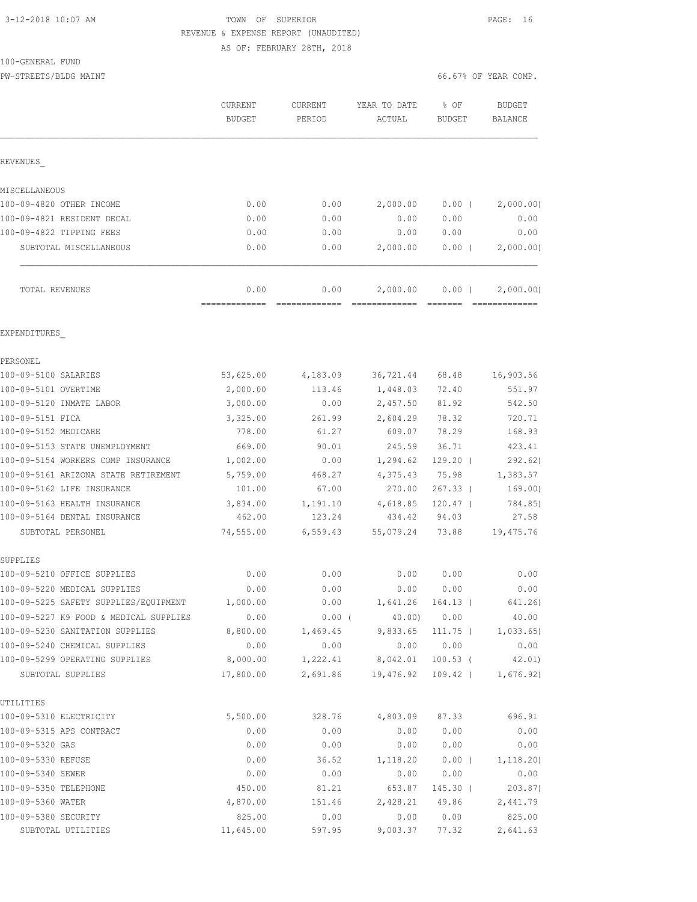TOWN OF SUPERIOR
REVENUE & EXPENSE REPORT (UNAUDITED)
AS OF: FEBRUARY 28TH, 2018

100-GENERAL FUND
PW-STREETS/BLDG MAINT

66.67% OF YEAR COMP.

| | CURRENT BUDGET | CURRENT PERIOD | YEAR TO DATE ACTUAL | % OF BUDGET | BUDGET BALANCE |
|---|---|---|---|---|---|
| **REVENUES** | | | | | |
| **MISCELLANEOUS** | | | | | |
| 100-09-4820 OTHER INCOME | 0.00 | 0.00 | 2,000.00 | 0.00 ( | 2,000.00) |
| 100-09-4821 RESIDENT DECAL | 0.00 | 0.00 | 0.00 | 0.00 | 0.00 |
| 100-09-4822 TIPPING FEES | 0.00 | 0.00 | 0.00 | 0.00 | 0.00 |
| SUBTOTAL MISCELLANEOUS | 0.00 | 0.00 | 2,000.00 | 0.00 ( | 2,000.00) |
| TOTAL REVENUES | 0.00 | 0.00 | 2,000.00 | 0.00 ( | 2,000.00) |
| **EXPENDITURES** | | | | | |
| **PERSONEL** | | | | | |
| 100-09-5100 SALARIES | 53,625.00 | 4,183.09 | 36,721.44 | 68.48 | 16,903.56 |
| 100-09-5101 OVERTIME | 2,000.00 | 113.46 | 1,448.03 | 72.40 | 551.97 |
| 100-09-5120 INMATE LABOR | 3,000.00 | 0.00 | 2,457.50 | 81.92 | 542.50 |
| 100-09-5151 FICA | 3,325.00 | 261.99 | 2,604.29 | 78.32 | 720.71 |
| 100-09-5152 MEDICARE | 778.00 | 61.27 | 609.07 | 78.29 | 168.93 |
| 100-09-5153 STATE UNEMPLOYMENT | 669.00 | 90.01 | 245.59 | 36.71 | 423.41 |
| 100-09-5154 WORKERS COMP INSURANCE | 1,002.00 | 0.00 | 1,294.62 | 129.20 ( | 292.62) |
| 100-09-5161 ARIZONA STATE RETIREMENT | 5,759.00 | 468.27 | 4,375.43 | 75.98 | 1,383.57 |
| 100-09-5162 LIFE INSURANCE | 101.00 | 67.00 | 270.00 | 267.33 ( | 169.00) |
| 100-09-5163 HEALTH INSURANCE | 3,834.00 | 1,191.10 | 4,618.85 | 120.47 ( | 784.85) |
| 100-09-5164 DENTAL INSURANCE | 462.00 | 123.24 | 434.42 | 94.03 | 27.58 |
| SUBTOTAL PERSONEL | 74,555.00 | 6,559.43 | 55,079.24 | 73.88 | 19,475.76 |
| **SUPPLIES** | | | | | |
| 100-09-5210 OFFICE SUPPLIES | 0.00 | 0.00 | 0.00 | 0.00 | 0.00 |
| 100-09-5220 MEDICAL SUPPLIES | 0.00 | 0.00 | 0.00 | 0.00 | 0.00 |
| 100-09-5225 SAFETY SUPPLIES/EQUIPMENT | 1,000.00 | 0.00 | 1,641.26 | 164.13 ( | 641.26) |
| 100-09-5227 K9 FOOD & MEDICAL SUPPLIES | 0.00 | 0.00 ( | 40.00) | 0.00 | 40.00 |
| 100-09-5230 SANITATION SUPPLIES | 8,800.00 | 1,469.45 | 9,833.65 | 111.75 ( | 1,033.65) |
| 100-09-5240 CHEMICAL SUPPLIES | 0.00 | 0.00 | 0.00 | 0.00 | 0.00 |
| 100-09-5299 OPERATING SUPPLIES | 8,000.00 | 1,222.41 | 8,042.01 | 100.53 ( | 42.01) |
| SUBTOTAL SUPPLIES | 17,800.00 | 2,691.86 | 19,476.92 | 109.42 ( | 1,676.92) |
| **UTILITIES** | | | | | |
| 100-09-5310 ELECTRICITY | 5,500.00 | 328.76 | 4,803.09 | 87.33 | 696.91 |
| 100-09-5315 APS CONTRACT | 0.00 | 0.00 | 0.00 | 0.00 | 0.00 |
| 100-09-5320 GAS | 0.00 | 0.00 | 0.00 | 0.00 | 0.00 |
| 100-09-5330 REFUSE | 0.00 | 36.52 | 1,118.20 | 0.00 ( | 1,118.20) |
| 100-09-5340 SEWER | 0.00 | 0.00 | 0.00 | 0.00 | 0.00 |
| 100-09-5350 TELEPHONE | 450.00 | 81.21 | 653.87 | 145.30 ( | 203.87) |
| 100-09-5360 WATER | 4,870.00 | 151.46 | 2,428.21 | 49.86 | 2,441.79 |
| 100-09-5380 SECURITY | 825.00 | 0.00 | 0.00 | 0.00 | 825.00 |
| SUBTOTAL UTILITIES | 11,645.00 | 597.95 | 9,003.37 | 77.32 | 2,641.63 |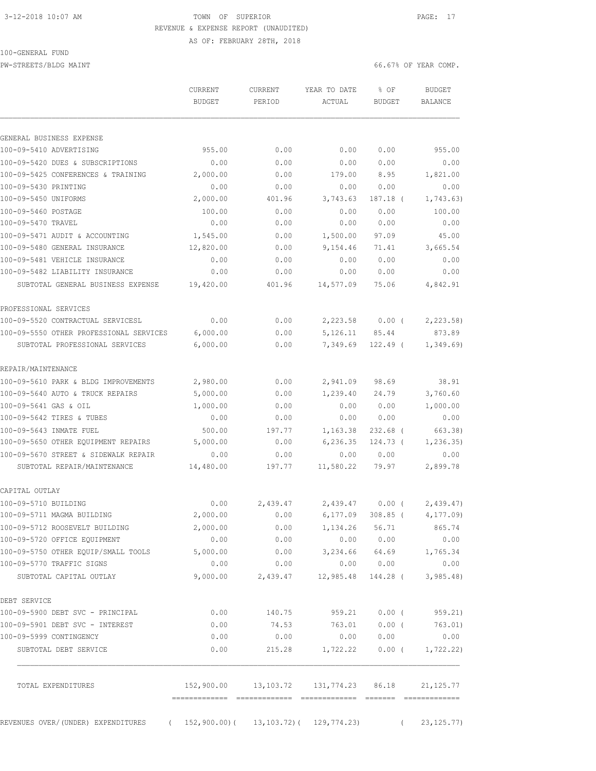TOWN OF SUPERIOR

REVENUE & EXPENSE REPORT (UNAUDITED)

AS OF: FEBRUARY 28TH, 2018

100-GENERAL FUND

PW-STREETS/BLDG MAINT

66.67% OF YEAR COMP.

| | CURRENT BUDGET | CURRENT PERIOD | YEAR TO DATE ACTUAL | % OF BUDGET | BUDGET BALANCE |
|---|---|---|---|---|---|
| **GENERAL BUSINESS EXPENSE** | | | | | |
| 100-09-5410 ADVERTISING | 955.00 | 0.00 | 0.00 | 0.00 | 955.00 |
| 100-09-5420 DUES & SUBSCRIPTIONS | 0.00 | 0.00 | 0.00 | 0.00 | 0.00 |
| 100-09-5425 CONFERENCES & TRAINING | 2,000.00 | 0.00 | 179.00 | 8.95 | 1,821.00 |
| 100-09-5430 PRINTING | 0.00 | 0.00 | 0.00 | 0.00 | 0.00 |
| 100-09-5450 UNIFORMS | 2,000.00 | 401.96 | 3,743.63 | 187.18 | ( 1,743.63) |
| 100-09-5460 POSTAGE | 100.00 | 0.00 | 0.00 | 0.00 | 100.00 |
| 100-09-5470 TRAVEL | 0.00 | 0.00 | 0.00 | 0.00 | 0.00 |
| 100-09-5471 AUDIT & ACCOUNTING | 1,545.00 | 0.00 | 1,500.00 | 97.09 | 45.00 |
| 100-09-5480 GENERAL INSURANCE | 12,820.00 | 0.00 | 9,154.46 | 71.41 | 3,665.54 |
| 100-09-5481 VEHICLE INSURANCE | 0.00 | 0.00 | 0.00 | 0.00 | 0.00 |
| 100-09-5482 LIABILITY INSURANCE | 0.00 | 0.00 | 0.00 | 0.00 | 0.00 |
| SUBTOTAL GENERAL BUSINESS EXPENSE | 19,420.00 | 401.96 | 14,577.09 | 75.06 | 4,842.91 |
| **PROFESSIONAL SERVICES** | | | | | |
| 100-09-5520 CONTRACTUAL SERVICESL | 0.00 | 0.00 | 2,223.58 | 0.00 | ( 2,223.58) |
| 100-09-5550 OTHER PROFESSIONAL SERVICES | 6,000.00 | 0.00 | 5,126.11 | 85.44 | 873.89 |
| SUBTOTAL PROFESSIONAL SERVICES | 6,000.00 | 0.00 | 7,349.69 | 122.49 | ( 1,349.69) |
| **REPAIR/MAINTENANCE** | | | | | |
| 100-09-5610 PARK & BLDG IMPROVEMENTS | 2,980.00 | 0.00 | 2,941.09 | 98.69 | 38.91 |
| 100-09-5640 AUTO & TRUCK REPAIRS | 5,000.00 | 0.00 | 1,239.40 | 24.79 | 3,760.60 |
| 100-09-5641 GAS & OIL | 1,000.00 | 0.00 | 0.00 | 0.00 | 1,000.00 |
| 100-09-5642 TIRES & TUBES | 0.00 | 0.00 | 0.00 | 0.00 | 0.00 |
| 100-09-5643 INMATE FUEL | 500.00 | 197.77 | 1,163.38 | 232.68 | ( 663.38) |
| 100-09-5650 OTHER EQUIPMENT REPAIRS | 5,000.00 | 0.00 | 6,236.35 | 124.73 | ( 1,236.35) |
| 100-09-5670 STREET & SIDEWALK REPAIR | 0.00 | 0.00 | 0.00 | 0.00 | 0.00 |
| SUBTOTAL REPAIR/MAINTENANCE | 14,480.00 | 197.77 | 11,580.22 | 79.97 | 2,899.78 |
| **CAPITAL OUTLAY** | | | | | |
| 100-09-5710 BUILDING | 0.00 | 2,439.47 | 2,439.47 | 0.00 | ( 2,439.47) |
| 100-09-5711 MAGMA BUILDING | 2,000.00 | 0.00 | 6,177.09 | 308.85 | ( 4,177.09) |
| 100-09-5712 ROOSEVELT BUILDING | 2,000.00 | 0.00 | 1,134.26 | 56.71 | 865.74 |
| 100-09-5720 OFFICE EQUIPMENT | 0.00 | 0.00 | 0.00 | 0.00 | 0.00 |
| 100-09-5750 OTHER EQUIP/SMALL TOOLS | 5,000.00 | 0.00 | 3,234.66 | 64.69 | 1,765.34 |
| 100-09-5770 TRAFFIC SIGNS | 0.00 | 0.00 | 0.00 | 0.00 | 0.00 |
| SUBTOTAL CAPITAL OUTLAY | 9,000.00 | 2,439.47 | 12,985.48 | 144.28 | ( 3,985.48) |
| **DEBT SERVICE** | | | | | |
| 100-09-5900 DEBT SVC - PRINCIPAL | 0.00 | 140.75 | 959.21 | 0.00 | ( 959.21) |
| 100-09-5901 DEBT SVC - INTEREST | 0.00 | 74.53 | 763.01 | 0.00 | ( 763.01) |
| 100-09-5999 CONTINGENCY | 0.00 | 0.00 | 0.00 | 0.00 | 0.00 |
| SUBTOTAL DEBT SERVICE | 0.00 | 215.28 | 1,722.22 | 0.00 | ( 1,722.22) |
| TOTAL EXPENDITURES | 152,900.00 | 13,103.72 | 131,774.23 | 86.18 | 21,125.77 |
| REVENUES OVER/(UNDER) EXPENDITURES | ( 152,900.00) | ( 13,103.72) | ( 129,774.23) | | ( 23,125.77) |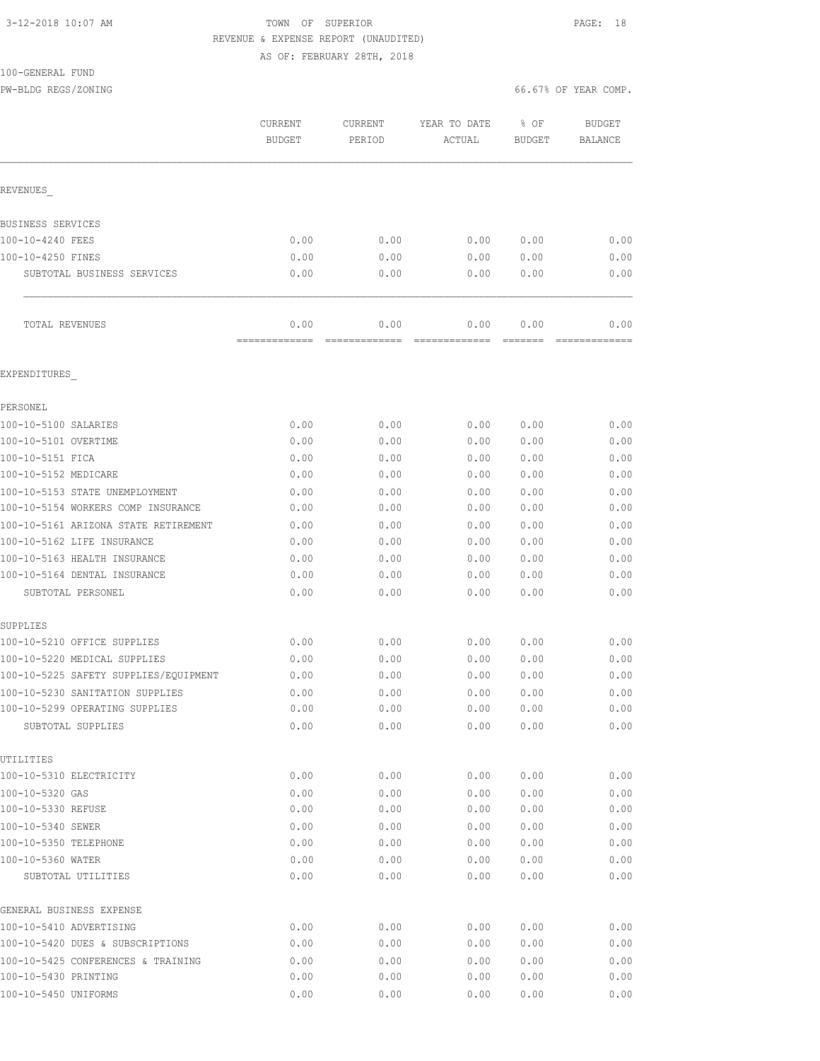3-12-2018 10:07 AM TOWN OF SUPERIOR

REVENUE & EXPENSE REPORT (UNAUDITED)

AS OF: FEBRUARY 28TH, 2018

100-GENERAL FUND

PW-BLDG REGS/ZONING 66.67% OF YEAR COMP.

| | CURRENT BUDGET | CURRENT PERIOD | YEAR TO DATE ACTUAL | % OF BUDGET | BUDGET BALANCE |
|---|---|---|---|---|---|
| REVENUES_ | | | | | |
| BUSINESS SERVICES | | | | | |
| 100-10-4240 FEES | 0.00 | 0.00 | 0.00 | 0.00 | 0.00 |
| 100-10-4250 FINES | 0.00 | 0.00 | 0.00 | 0.00 | 0.00 |
| SUBTOTAL BUSINESS SERVICES | 0.00 | 0.00 | 0.00 | 0.00 | 0.00 |
| TOTAL REVENUES | 0.00 | 0.00 | 0.00 | 0.00 | 0.00 |
| EXPENDITURES_ | | | | | |
| PERSONEL | | | | | |
| 100-10-5100 SALARIES | 0.00 | 0.00 | 0.00 | 0.00 | 0.00 |
| 100-10-5101 OVERTIME | 0.00 | 0.00 | 0.00 | 0.00 | 0.00 |
| 100-10-5151 FICA | 0.00 | 0.00 | 0.00 | 0.00 | 0.00 |
| 100-10-5152 MEDICARE | 0.00 | 0.00 | 0.00 | 0.00 | 0.00 |
| 100-10-5153 STATE UNEMPLOYMENT | 0.00 | 0.00 | 0.00 | 0.00 | 0.00 |
| 100-10-5154 WORKERS COMP INSURANCE | 0.00 | 0.00 | 0.00 | 0.00 | 0.00 |
| 100-10-5161 ARIZONA STATE RETIREMENT | 0.00 | 0.00 | 0.00 | 0.00 | 0.00 |
| 100-10-5162 LIFE INSURANCE | 0.00 | 0.00 | 0.00 | 0.00 | 0.00 |
| 100-10-5163 HEALTH INSURANCE | 0.00 | 0.00 | 0.00 | 0.00 | 0.00 |
| 100-10-5164 DENTAL INSURANCE | 0.00 | 0.00 | 0.00 | 0.00 | 0.00 |
| SUBTOTAL PERSONEL | 0.00 | 0.00 | 0.00 | 0.00 | 0.00 |
| SUPPLIES | | | | | |
| 100-10-5210 OFFICE SUPPLIES | 0.00 | 0.00 | 0.00 | 0.00 | 0.00 |
| 100-10-5220 MEDICAL SUPPLIES | 0.00 | 0.00 | 0.00 | 0.00 | 0.00 |
| 100-10-5225 SAFETY SUPPLIES/EQUIPMENT | 0.00 | 0.00 | 0.00 | 0.00 | 0.00 |
| 100-10-5230 SANITATION SUPPLIES | 0.00 | 0.00 | 0.00 | 0.00 | 0.00 |
| 100-10-5299 OPERATING SUPPLIES | 0.00 | 0.00 | 0.00 | 0.00 | 0.00 |
| SUBTOTAL SUPPLIES | 0.00 | 0.00 | 0.00 | 0.00 | 0.00 |
| UTILITIES | | | | | |
| 100-10-5310 ELECTRICITY | 0.00 | 0.00 | 0.00 | 0.00 | 0.00 |
| 100-10-5320 GAS | 0.00 | 0.00 | 0.00 | 0.00 | 0.00 |
| 100-10-5330 REFUSE | 0.00 | 0.00 | 0.00 | 0.00 | 0.00 |
| 100-10-5340 SEWER | 0.00 | 0.00 | 0.00 | 0.00 | 0.00 |
| 100-10-5350 TELEPHONE | 0.00 | 0.00 | 0.00 | 0.00 | 0.00 |
| 100-10-5360 WATER | 0.00 | 0.00 | 0.00 | 0.00 | 0.00 |
| SUBTOTAL UTILITIES | 0.00 | 0.00 | 0.00 | 0.00 | 0.00 |
| GENERAL BUSINESS EXPENSE | | | | | |
| 100-10-5410 ADVERTISING | 0.00 | 0.00 | 0.00 | 0.00 | 0.00 |
| 100-10-5420 DUES & SUBSCRIPTIONS | 0.00 | 0.00 | 0.00 | 0.00 | 0.00 |
| 100-10-5425 CONFERENCES & TRAINING | 0.00 | 0.00 | 0.00 | 0.00 | 0.00 |
| 100-10-5430 PRINTING | 0.00 | 0.00 | 0.00 | 0.00 | 0.00 |
| 100-10-5450 UNIFORMS | 0.00 | 0.00 | 0.00 | 0.00 | 0.00 |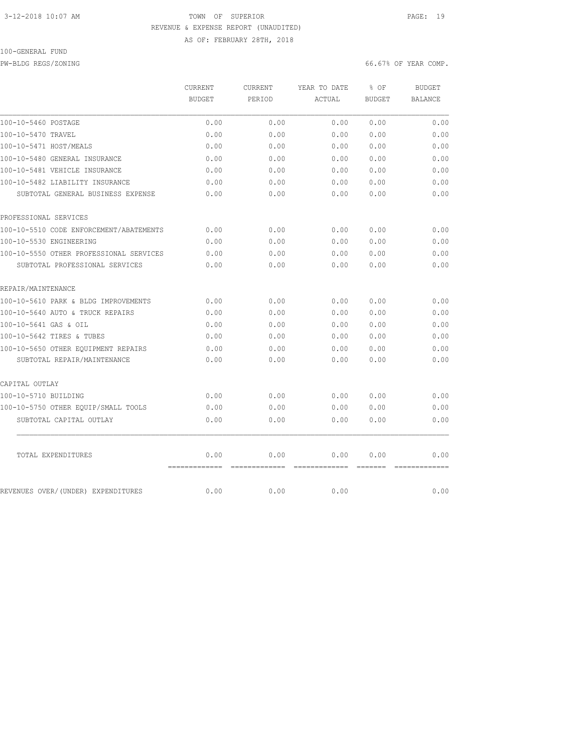3-12-2018 10:07 AM TOWN OF SUPERIOR

REVENUE & EXPENSE REPORT (UNAUDITED)

AS OF: FEBRUARY 28TH, 2018

100-GENERAL FUND

PW-BLDG REGS/ZONING 66.67% OF YEAR COMP.

| | CURRENT BUDGET | CURRENT PERIOD | YEAR TO DATE ACTUAL | % OF BUDGET | BUDGET BALANCE |
|---|---|---|---|---|---|
| 100-10-5460 POSTAGE | 0.00 | 0.00 | 0.00 | 0.00 | 0.00 |
| 100-10-5470 TRAVEL | 0.00 | 0.00 | 0.00 | 0.00 | 0.00 |
| 100-10-5471 HOST/MEALS | 0.00 | 0.00 | 0.00 | 0.00 | 0.00 |
| 100-10-5480 GENERAL INSURANCE | 0.00 | 0.00 | 0.00 | 0.00 | 0.00 |
| 100-10-5481 VEHICLE INSURANCE | 0.00 | 0.00 | 0.00 | 0.00 | 0.00 |
| 100-10-5482 LIABILITY INSURANCE | 0.00 | 0.00 | 0.00 | 0.00 | 0.00 |
| SUBTOTAL GENERAL BUSINESS EXPENSE | 0.00 | 0.00 | 0.00 | 0.00 | 0.00 |
| PROFESSIONAL SERVICES | | | | | |
| 100-10-5510 CODE ENFORCEMENT/ABATEMENTS | 0.00 | 0.00 | 0.00 | 0.00 | 0.00 |
| 100-10-5530 ENGINEERING | 0.00 | 0.00 | 0.00 | 0.00 | 0.00 |
| 100-10-5550 OTHER PROFESSIONAL SERVICES | 0.00 | 0.00 | 0.00 | 0.00 | 0.00 |
| SUBTOTAL PROFESSIONAL SERVICES | 0.00 | 0.00 | 0.00 | 0.00 | 0.00 |
| REPAIR/MAINTENANCE | | | | | |
| 100-10-5610 PARK & BLDG IMPROVEMENTS | 0.00 | 0.00 | 0.00 | 0.00 | 0.00 |
| 100-10-5640 AUTO & TRUCK REPAIRS | 0.00 | 0.00 | 0.00 | 0.00 | 0.00 |
| 100-10-5641 GAS & OIL | 0.00 | 0.00 | 0.00 | 0.00 | 0.00 |
| 100-10-5642 TIRES & TUBES | 0.00 | 0.00 | 0.00 | 0.00 | 0.00 |
| 100-10-5650 OTHER EQUIPMENT REPAIRS | 0.00 | 0.00 | 0.00 | 0.00 | 0.00 |
| SUBTOTAL REPAIR/MAINTENANCE | 0.00 | 0.00 | 0.00 | 0.00 | 0.00 |
| CAPITAL OUTLAY | | | | | |
| 100-10-5710 BUILDING | 0.00 | 0.00 | 0.00 | 0.00 | 0.00 |
| 100-10-5750 OTHER EQUIP/SMALL TOOLS | 0.00 | 0.00 | 0.00 | 0.00 | 0.00 |
| SUBTOTAL CAPITAL OUTLAY | 0.00 | 0.00 | 0.00 | 0.00 | 0.00 |
| TOTAL EXPENDITURES | 0.00 | 0.00 | 0.00 | 0.00 | 0.00 |
| REVENUES OVER/(UNDER) EXPENDITURES | 0.00 | 0.00 | 0.00 | | 0.00 |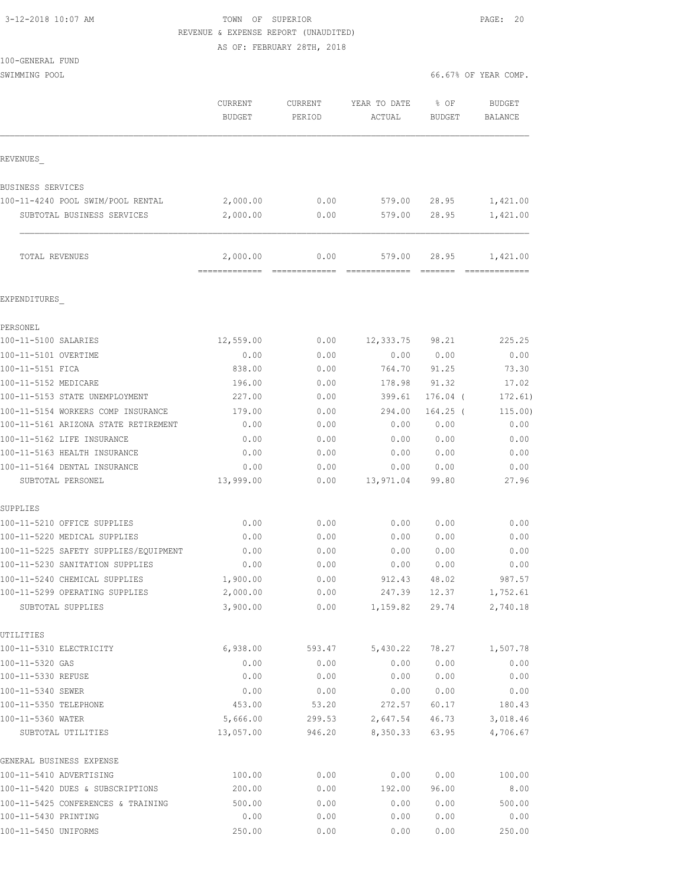TOWN OF SUPERIOR
REVENUE & EXPENSE REPORT (UNAUDITED)
AS OF: FEBRUARY 28TH, 2018

100-GENERAL FUND
SWIMMING POOL

66.67% OF YEAR COMP.

| | CURRENT BUDGET | CURRENT PERIOD | YEAR TO DATE ACTUAL | % OF BUDGET | BUDGET BALANCE |
|---|---|---|---|---|---|
| **REVENUES** | | | | | |
| BUSINESS SERVICES | | | | | |
| 100-11-4240 POOL SWIM/POOL RENTAL | 2,000.00 | 0.00 | 579.00 | 28.95 | 1,421.00 |
| SUBTOTAL BUSINESS SERVICES | 2,000.00 | 0.00 | 579.00 | 28.95 | 1,421.00 |
| TOTAL REVENUES | 2,000.00 | 0.00 | 579.00 | 28.95 | 1,421.00 |
| **EXPENDITURES** | | | | | |
| PERSONEL | | | | | |
| 100-11-5100 SALARIES | 12,559.00 | 0.00 | 12,333.75 | 98.21 | 225.25 |
| 100-11-5101 OVERTIME | 0.00 | 0.00 | 0.00 | 0.00 | 0.00 |
| 100-11-5151 FICA | 838.00 | 0.00 | 764.70 | 91.25 | 73.30 |
| 100-11-5152 MEDICARE | 196.00 | 0.00 | 178.98 | 91.32 | 17.02 |
| 100-11-5153 STATE UNEMPLOYMENT | 227.00 | 0.00 | 399.61 | 176.04 | ( 172.61) |
| 100-11-5154 WORKERS COMP INSURANCE | 179.00 | 0.00 | 294.00 | 164.25 | ( 115.00) |
| 100-11-5161 ARIZONA STATE RETIREMENT | 0.00 | 0.00 | 0.00 | 0.00 | 0.00 |
| 100-11-5162 LIFE INSURANCE | 0.00 | 0.00 | 0.00 | 0.00 | 0.00 |
| 100-11-5163 HEALTH INSURANCE | 0.00 | 0.00 | 0.00 | 0.00 | 0.00 |
| 100-11-5164 DENTAL INSURANCE | 0.00 | 0.00 | 0.00 | 0.00 | 0.00 |
| SUBTOTAL PERSONEL | 13,999.00 | 0.00 | 13,971.04 | 99.80 | 27.96 |
| SUPPLIES | | | | | |
| 100-11-5210 OFFICE SUPPLIES | 0.00 | 0.00 | 0.00 | 0.00 | 0.00 |
| 100-11-5220 MEDICAL SUPPLIES | 0.00 | 0.00 | 0.00 | 0.00 | 0.00 |
| 100-11-5225 SAFETY SUPPLIES/EQUIPMENT | 0.00 | 0.00 | 0.00 | 0.00 | 0.00 |
| 100-11-5230 SANITATION SUPPLIES | 0.00 | 0.00 | 0.00 | 0.00 | 0.00 |
| 100-11-5240 CHEMICAL SUPPLIES | 1,900.00 | 0.00 | 912.43 | 48.02 | 987.57 |
| 100-11-5299 OPERATING SUPPLIES | 2,000.00 | 0.00 | 247.39 | 12.37 | 1,752.61 |
| SUBTOTAL SUPPLIES | 3,900.00 | 0.00 | 1,159.82 | 29.74 | 2,740.18 |
| UTILITIES | | | | | |
| 100-11-5310 ELECTRICITY | 6,938.00 | 593.47 | 5,430.22 | 78.27 | 1,507.78 |
| 100-11-5320 GAS | 0.00 | 0.00 | 0.00 | 0.00 | 0.00 |
| 100-11-5330 REFUSE | 0.00 | 0.00 | 0.00 | 0.00 | 0.00 |
| 100-11-5340 SEWER | 0.00 | 0.00 | 0.00 | 0.00 | 0.00 |
| 100-11-5350 TELEPHONE | 453.00 | 53.20 | 272.57 | 60.17 | 180.43 |
| 100-11-5360 WATER | 5,666.00 | 299.53 | 2,647.54 | 46.73 | 3,018.46 |
| SUBTOTAL UTILITIES | 13,057.00 | 946.20 | 8,350.33 | 63.95 | 4,706.67 |
| GENERAL BUSINESS EXPENSE | | | | | |
| 100-11-5410 ADVERTISING | 100.00 | 0.00 | 0.00 | 0.00 | 100.00 |
| 100-11-5420 DUES & SUBSCRIPTIONS | 200.00 | 0.00 | 192.00 | 96.00 | 8.00 |
| 100-11-5425 CONFERENCES & TRAINING | 500.00 | 0.00 | 0.00 | 0.00 | 500.00 |
| 100-11-5430 PRINTING | 0.00 | 0.00 | 0.00 | 0.00 | 0.00 |
| 100-11-5450 UNIFORMS | 250.00 | 0.00 | 0.00 | 0.00 | 250.00 |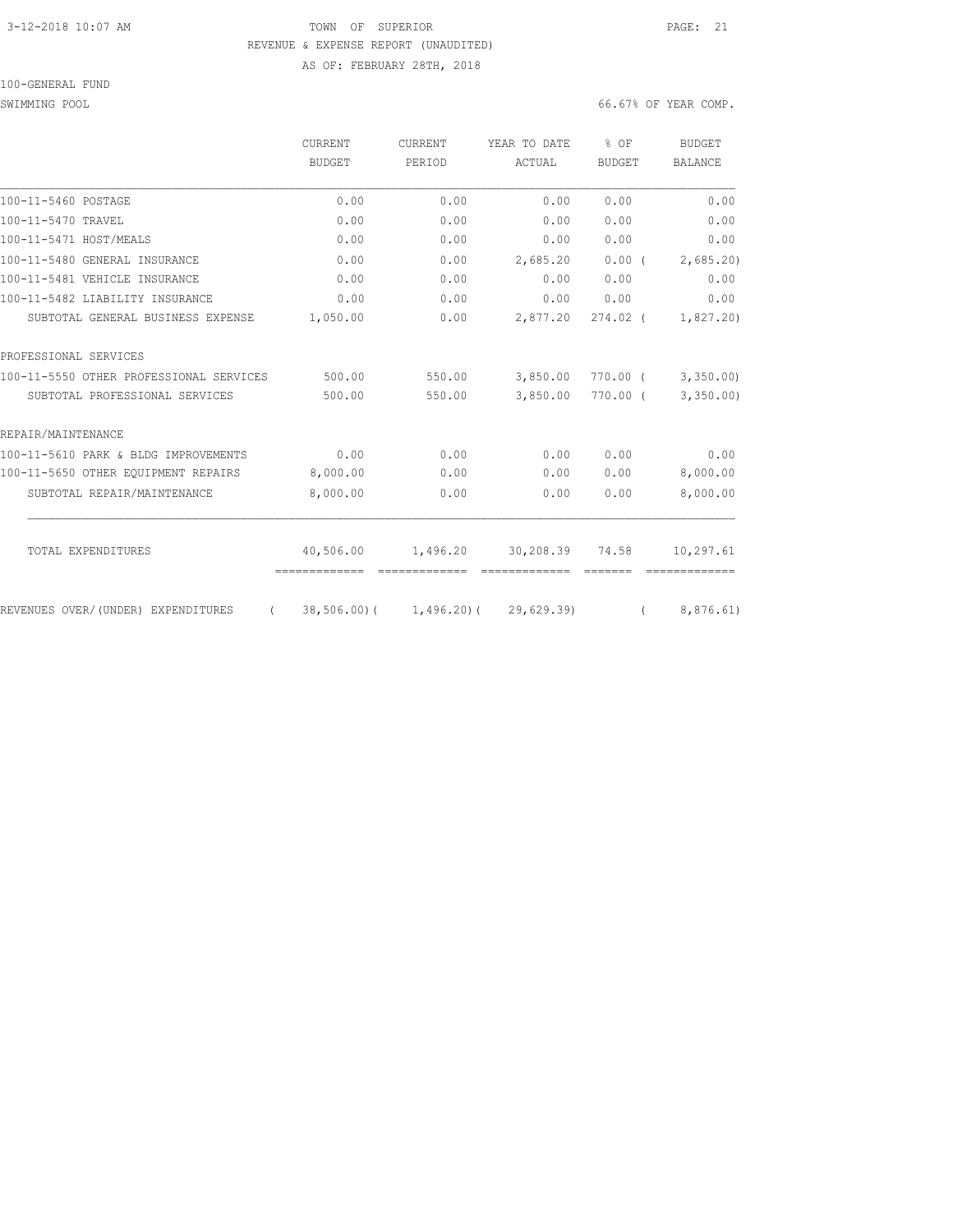TOWN OF SUPERIOR
REVENUE & EXPENSE REPORT (UNAUDITED)
AS OF: FEBRUARY 28TH, 2018

100-GENERAL FUND

SWIMMING POOL — 66.67% OF YEAR COMP.

| | CURRENT BUDGET | CURRENT PERIOD | YEAR TO DATE ACTUAL | % OF BUDGET | BUDGET BALANCE |
|---|---|---|---|---|---|
| 100-11-5460 POSTAGE | 0.00 | 0.00 | 0.00 | 0.00 | 0.00 |
| 100-11-5470 TRAVEL | 0.00 | 0.00 | 0.00 | 0.00 | 0.00 |
| 100-11-5471 HOST/MEALS | 0.00 | 0.00 | 0.00 | 0.00 | 0.00 |
| 100-11-5480 GENERAL INSURANCE | 0.00 | 0.00 | 2,685.20 | 0.00 | ( 2,685.20) |
| 100-11-5481 VEHICLE INSURANCE | 0.00 | 0.00 | 0.00 | 0.00 | 0.00 |
| 100-11-5482 LIABILITY INSURANCE | 0.00 | 0.00 | 0.00 | 0.00 | 0.00 |
| SUBTOTAL GENERAL BUSINESS EXPENSE | 1,050.00 | 0.00 | 2,877.20 | 274.02 | ( 1,827.20) |
| PROFESSIONAL SERVICES | | | | | |
| 100-11-5550 OTHER PROFESSIONAL SERVICES | 500.00 | 550.00 | 3,850.00 | 770.00 | ( 3,350.00) |
| SUBTOTAL PROFESSIONAL SERVICES | 500.00 | 550.00 | 3,850.00 | 770.00 | ( 3,350.00) |
| REPAIR/MAINTENANCE | | | | | |
| 100-11-5610 PARK & BLDG IMPROVEMENTS | 0.00 | 0.00 | 0.00 | 0.00 | 0.00 |
| 100-11-5650 OTHER EQUIPMENT REPAIRS | 8,000.00 | 0.00 | 0.00 | 0.00 | 8,000.00 |
| SUBTOTAL REPAIR/MAINTENANCE | 8,000.00 | 0.00 | 0.00 | 0.00 | 8,000.00 |
| TOTAL EXPENDITURES | 40,506.00 | 1,496.20 | 30,208.39 | 74.58 | 10,297.61 |
| REVENUES OVER/(UNDER) EXPENDITURES | ( 38,506.00) | ( 1,496.20) | ( 29,629.39) | | ( 8,876.61) |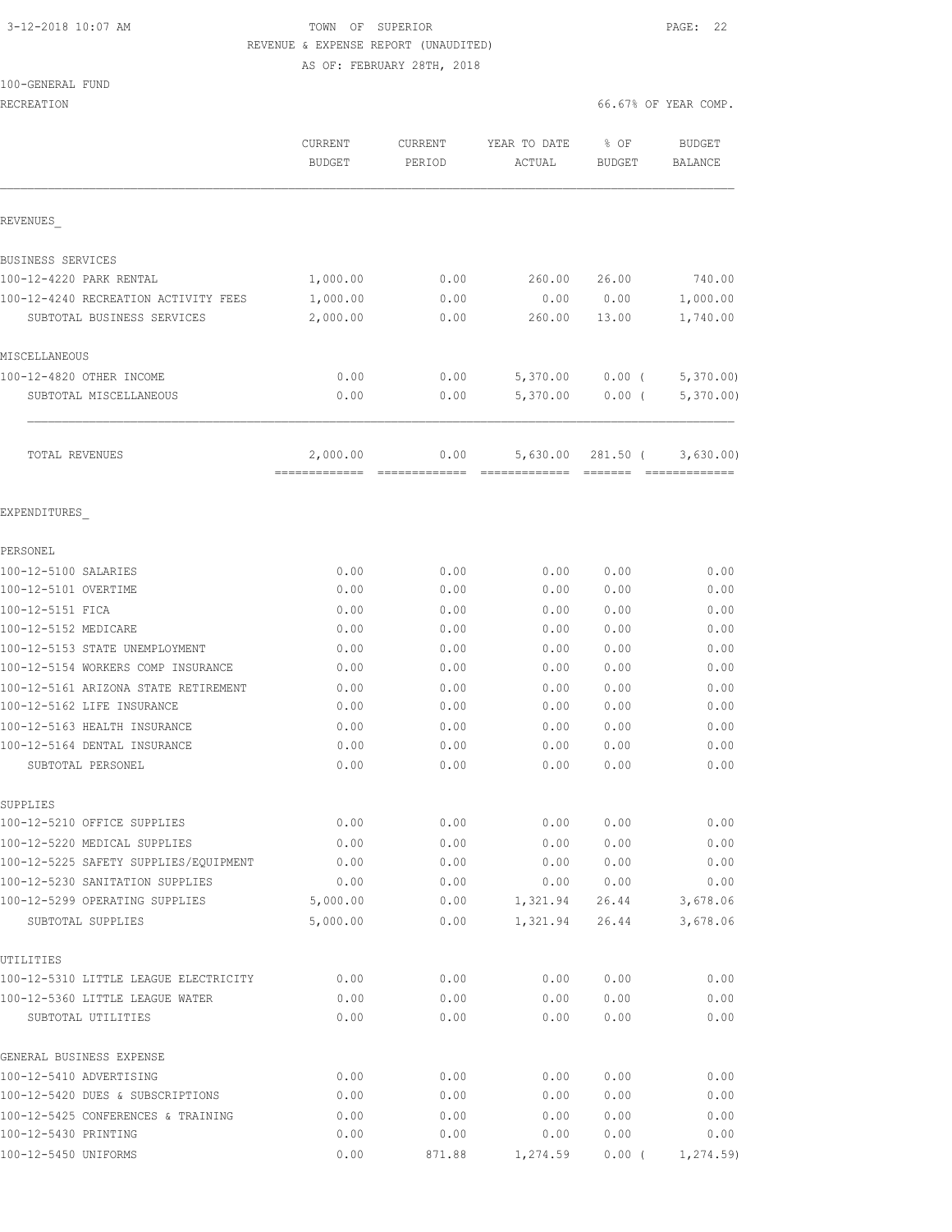3-12-2018 10:07 AM

TOWN OF SUPERIOR

REVENUE & EXPENSE REPORT (UNAUDITED)

AS OF: FEBRUARY 28TH, 2018

100-GENERAL FUND

RECREATION

66.67% OF YEAR COMP.

| | CURRENT BUDGET | CURRENT PERIOD | YEAR TO DATE ACTUAL | % OF BUDGET | BUDGET BALANCE |
|---|---|---|---|---|---|
| REVENUES | | | | | |
| BUSINESS SERVICES | | | | | |
| 100-12-4220 PARK RENTAL | 1,000.00 | 0.00 | 260.00 | 26.00 | 740.00 |
| 100-12-4240 RECREATION ACTIVITY FEES | 1,000.00 | 0.00 | 0.00 | 0.00 | 1,000.00 |
| SUBTOTAL BUSINESS SERVICES | 2,000.00 | 0.00 | 260.00 | 13.00 | 1,740.00 |
| MISCELLANEOUS | | | | | |
| 100-12-4820 OTHER INCOME | 0.00 | 0.00 | 5,370.00 | 0.00 | ( 5,370.00) |
| SUBTOTAL MISCELLANEOUS | 0.00 | 0.00 | 5,370.00 | 0.00 | ( 5,370.00) |
| TOTAL REVENUES | 2,000.00 | 0.00 | 5,630.00 | 281.50 | ( 3,630.00) |
| EXPENDITURES | | | | | |
| PERSONEL | | | | | |
| 100-12-5100 SALARIES | 0.00 | 0.00 | 0.00 | 0.00 | 0.00 |
| 100-12-5101 OVERTIME | 0.00 | 0.00 | 0.00 | 0.00 | 0.00 |
| 100-12-5151 FICA | 0.00 | 0.00 | 0.00 | 0.00 | 0.00 |
| 100-12-5152 MEDICARE | 0.00 | 0.00 | 0.00 | 0.00 | 0.00 |
| 100-12-5153 STATE UNEMPLOYMENT | 0.00 | 0.00 | 0.00 | 0.00 | 0.00 |
| 100-12-5154 WORKERS COMP INSURANCE | 0.00 | 0.00 | 0.00 | 0.00 | 0.00 |
| 100-12-5161 ARIZONA STATE RETIREMENT | 0.00 | 0.00 | 0.00 | 0.00 | 0.00 |
| 100-12-5162 LIFE INSURANCE | 0.00 | 0.00 | 0.00 | 0.00 | 0.00 |
| 100-12-5163 HEALTH INSURANCE | 0.00 | 0.00 | 0.00 | 0.00 | 0.00 |
| 100-12-5164 DENTAL INSURANCE | 0.00 | 0.00 | 0.00 | 0.00 | 0.00 |
| SUBTOTAL PERSONEL | 0.00 | 0.00 | 0.00 | 0.00 | 0.00 |
| SUPPLIES | | | | | |
| 100-12-5210 OFFICE SUPPLIES | 0.00 | 0.00 | 0.00 | 0.00 | 0.00 |
| 100-12-5220 MEDICAL SUPPLIES | 0.00 | 0.00 | 0.00 | 0.00 | 0.00 |
| 100-12-5225 SAFETY SUPPLIES/EQUIPMENT | 0.00 | 0.00 | 0.00 | 0.00 | 0.00 |
| 100-12-5230 SANITATION SUPPLIES | 0.00 | 0.00 | 0.00 | 0.00 | 0.00 |
| 100-12-5299 OPERATING SUPPLIES | 5,000.00 | 0.00 | 1,321.94 | 26.44 | 3,678.06 |
| SUBTOTAL SUPPLIES | 5,000.00 | 0.00 | 1,321.94 | 26.44 | 3,678.06 |
| UTILITIES | | | | | |
| 100-12-5310 LITTLE LEAGUE ELECTRICITY | 0.00 | 0.00 | 0.00 | 0.00 | 0.00 |
| 100-12-5360 LITTLE LEAGUE WATER | 0.00 | 0.00 | 0.00 | 0.00 | 0.00 |
| SUBTOTAL UTILITIES | 0.00 | 0.00 | 0.00 | 0.00 | 0.00 |
| GENERAL BUSINESS EXPENSE | | | | | |
| 100-12-5410 ADVERTISING | 0.00 | 0.00 | 0.00 | 0.00 | 0.00 |
| 100-12-5420 DUES & SUBSCRIPTIONS | 0.00 | 0.00 | 0.00 | 0.00 | 0.00 |
| 100-12-5425 CONFERENCES & TRAINING | 0.00 | 0.00 | 0.00 | 0.00 | 0.00 |
| 100-12-5430 PRINTING | 0.00 | 0.00 | 0.00 | 0.00 | 0.00 |
| 100-12-5450 UNIFORMS | 0.00 | 871.88 | 1,274.59 | 0.00 | ( 1,274.59) |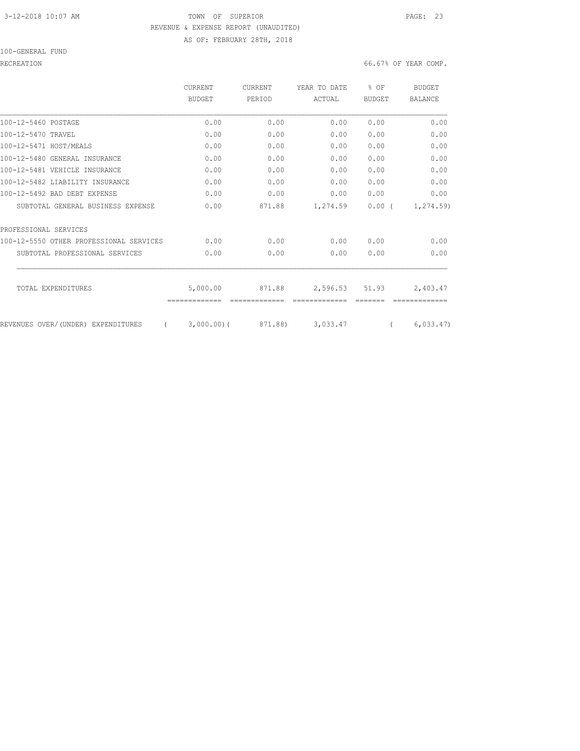TOWN OF SUPERIOR

REVENUE & EXPENSE REPORT (UNAUDITED)

AS OF: FEBRUARY 28TH, 2018

100-GENERAL FUND

RECREATION — 66.67% OF YEAR COMP.

| | CURRENT BUDGET | CURRENT PERIOD | YEAR TO DATE ACTUAL | % OF BUDGET | BUDGET BALANCE |
|---|---|---|---|---|---|
| 100-12-5460 POSTAGE | 0.00 | 0.00 | 0.00 | 0.00 | 0.00 |
| 100-12-5470 TRAVEL | 0.00 | 0.00 | 0.00 | 0.00 | 0.00 |
| 100-12-5471 HOST/MEALS | 0.00 | 0.00 | 0.00 | 0.00 | 0.00 |
| 100-12-5480 GENERAL INSURANCE | 0.00 | 0.00 | 0.00 | 0.00 | 0.00 |
| 100-12-5481 VEHICLE INSURANCE | 0.00 | 0.00 | 0.00 | 0.00 | 0.00 |
| 100-12-5482 LIABILITY INSURANCE | 0.00 | 0.00 | 0.00 | 0.00 | 0.00 |
| 100-12-5492 BAD DEBT EXPENSE | 0.00 | 0.00 | 0.00 | 0.00 | 0.00 |
| SUBTOTAL GENERAL BUSINESS EXPENSE | 0.00 | 871.88 | 1,274.59 | 0.00 | (1,274.59) |
| PROFESSIONAL SERVICES | | | | | |
| 100-12-5550 OTHER PROFESSIONAL SERVICES | 0.00 | 0.00 | 0.00 | 0.00 | 0.00 |
| SUBTOTAL PROFESSIONAL SERVICES | 0.00 | 0.00 | 0.00 | 0.00 | 0.00 |
| TOTAL EXPENDITURES | 5,000.00 | 871.88 | 2,596.53 | 51.93 | 2,403.47 |
| REVENUES OVER/(UNDER) EXPENDITURES | (3,000.00) | (871.88) | 3,033.47 | | (6,033.47) |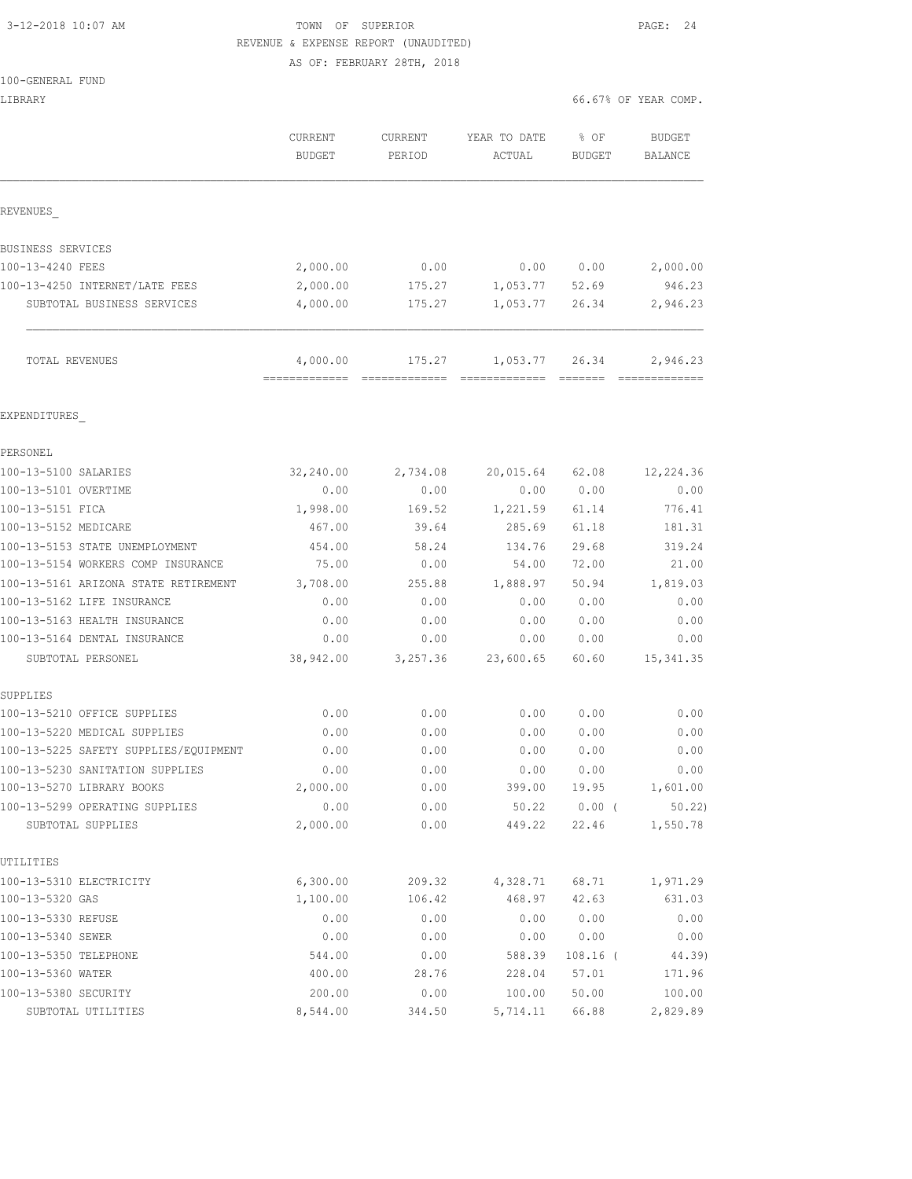3-12-2018 10:07 AM

TOWN OF SUPERIOR
REVENUE & EXPENSE REPORT (UNAUDITED)
AS OF: FEBRUARY 28TH, 2018

100-GENERAL FUND
LIBRARY

66.67% OF YEAR COMP.

| | CURRENT BUDGET | CURRENT PERIOD | YEAR TO DATE ACTUAL | % OF BUDGET | BUDGET BALANCE |
|---|---|---|---|---|---|
| **REVENUES** | | | | | |
| BUSINESS SERVICES | | | | | |
| 100-13-4240 FEES | 2,000.00 | 0.00 | 0.00 | 0.00 | 2,000.00 |
| 100-13-4250 INTERNET/LATE FEES | 2,000.00 | 175.27 | 1,053.77 | 52.69 | 946.23 |
| SUBTOTAL BUSINESS SERVICES | 4,000.00 | 175.27 | 1,053.77 | 26.34 | 2,946.23 |
| TOTAL REVENUES | 4,000.00 | 175.27 | 1,053.77 | 26.34 | 2,946.23 |
| **EXPENDITURES** | | | | | |
| PERSONEL | | | | | |
| 100-13-5100 SALARIES | 32,240.00 | 2,734.08 | 20,015.64 | 62.08 | 12,224.36 |
| 100-13-5101 OVERTIME | 0.00 | 0.00 | 0.00 | 0.00 | 0.00 |
| 100-13-5151 FICA | 1,998.00 | 169.52 | 1,221.59 | 61.14 | 776.41 |
| 100-13-5152 MEDICARE | 467.00 | 39.64 | 285.69 | 61.18 | 181.31 |
| 100-13-5153 STATE UNEMPLOYMENT | 454.00 | 58.24 | 134.76 | 29.68 | 319.24 |
| 100-13-5154 WORKERS COMP INSURANCE | 75.00 | 0.00 | 54.00 | 72.00 | 21.00 |
| 100-13-5161 ARIZONA STATE RETIREMENT | 3,708.00 | 255.88 | 1,888.97 | 50.94 | 1,819.03 |
| 100-13-5162 LIFE INSURANCE | 0.00 | 0.00 | 0.00 | 0.00 | 0.00 |
| 100-13-5163 HEALTH INSURANCE | 0.00 | 0.00 | 0.00 | 0.00 | 0.00 |
| 100-13-5164 DENTAL INSURANCE | 0.00 | 0.00 | 0.00 | 0.00 | 0.00 |
| SUBTOTAL PERSONEL | 38,942.00 | 3,257.36 | 23,600.65 | 60.60 | 15,341.35 |
| SUPPLIES | | | | | |
| 100-13-5210 OFFICE SUPPLIES | 0.00 | 0.00 | 0.00 | 0.00 | 0.00 |
| 100-13-5220 MEDICAL SUPPLIES | 0.00 | 0.00 | 0.00 | 0.00 | 0.00 |
| 100-13-5225 SAFETY SUPPLIES/EQUIPMENT | 0.00 | 0.00 | 0.00 | 0.00 | 0.00 |
| 100-13-5230 SANITATION SUPPLIES | 0.00 | 0.00 | 0.00 | 0.00 | 0.00 |
| 100-13-5270 LIBRARY BOOKS | 2,000.00 | 0.00 | 399.00 | 19.95 | 1,601.00 |
| 100-13-5299 OPERATING SUPPLIES | 0.00 | 0.00 | 50.22 | 0.00 ( | 50.22) |
| SUBTOTAL SUPPLIES | 2,000.00 | 0.00 | 449.22 | 22.46 | 1,550.78 |
| UTILITIES | | | | | |
| 100-13-5310 ELECTRICITY | 6,300.00 | 209.32 | 4,328.71 | 68.71 | 1,971.29 |
| 100-13-5320 GAS | 1,100.00 | 106.42 | 468.97 | 42.63 | 631.03 |
| 100-13-5330 REFUSE | 0.00 | 0.00 | 0.00 | 0.00 | 0.00 |
| 100-13-5340 SEWER | 0.00 | 0.00 | 0.00 | 0.00 | 0.00 |
| 100-13-5350 TELEPHONE | 544.00 | 0.00 | 588.39 | 108.16 ( | 44.39) |
| 100-13-5360 WATER | 400.00 | 28.76 | 228.04 | 57.01 | 171.96 |
| 100-13-5380 SECURITY | 200.00 | 0.00 | 100.00 | 50.00 | 100.00 |
| SUBTOTAL UTILITIES | 8,544.00 | 344.50 | 5,714.11 | 66.88 | 2,829.89 |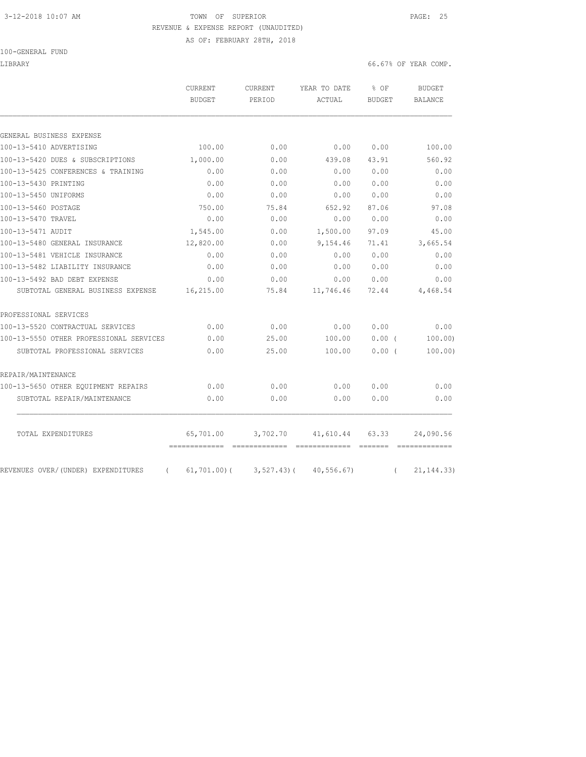3-12-2018 10:07 AM TOWN OF SUPERIOR

REVENUE & EXPENSE REPORT (UNAUDITED)

AS OF: FEBRUARY 28TH, 2018

100-GENERAL FUND

LIBRARY 66.67% OF YEAR COMP.

| | CURRENT BUDGET | CURRENT PERIOD | YEAR TO DATE ACTUAL | % OF BUDGET | BUDGET BALANCE |
|---|---|---|---|---|---|
| GENERAL BUSINESS EXPENSE | | | | | |
| 100-13-5410 ADVERTISING | 100.00 | 0.00 | 0.00 | 0.00 | 100.00 |
| 100-13-5420 DUES & SUBSCRIPTIONS | 1,000.00 | 0.00 | 439.08 | 43.91 | 560.92 |
| 100-13-5425 CONFERENCES & TRAINING | 0.00 | 0.00 | 0.00 | 0.00 | 0.00 |
| 100-13-5430 PRINTING | 0.00 | 0.00 | 0.00 | 0.00 | 0.00 |
| 100-13-5450 UNIFORMS | 0.00 | 0.00 | 0.00 | 0.00 | 0.00 |
| 100-13-5460 POSTAGE | 750.00 | 75.84 | 652.92 | 87.06 | 97.08 |
| 100-13-5470 TRAVEL | 0.00 | 0.00 | 0.00 | 0.00 | 0.00 |
| 100-13-5471 AUDIT | 1,545.00 | 0.00 | 1,500.00 | 97.09 | 45.00 |
| 100-13-5480 GENERAL INSURANCE | 12,820.00 | 0.00 | 9,154.46 | 71.41 | 3,665.54 |
| 100-13-5481 VEHICLE INSURANCE | 0.00 | 0.00 | 0.00 | 0.00 | 0.00 |
| 100-13-5482 LIABILITY INSURANCE | 0.00 | 0.00 | 0.00 | 0.00 | 0.00 |
| 100-13-5492 BAD DEBT EXPENSE | 0.00 | 0.00 | 0.00 | 0.00 | 0.00 |
| SUBTOTAL GENERAL BUSINESS EXPENSE | 16,215.00 | 75.84 | 11,746.46 | 72.44 | 4,468.54 |
| PROFESSIONAL SERVICES | | | | | |
| 100-13-5520 CONTRACTUAL SERVICES | 0.00 | 0.00 | 0.00 | 0.00 | 0.00 |
| 100-13-5550 OTHER PROFESSIONAL SERVICES | 0.00 | 25.00 | 100.00 | 0.00 ( | 100.00) |
| SUBTOTAL PROFESSIONAL SERVICES | 0.00 | 25.00 | 100.00 | 0.00 ( | 100.00) |
| REPAIR/MAINTENANCE | | | | | |
| 100-13-5650 OTHER EQUIPMENT REPAIRS | 0.00 | 0.00 | 0.00 | 0.00 | 0.00 |
| SUBTOTAL REPAIR/MAINTENANCE | 0.00 | 0.00 | 0.00 | 0.00 | 0.00 |
| TOTAL EXPENDITURES | 65,701.00 | 3,702.70 | 41,610.44 | 63.33 | 24,090.56 |
| REVENUES OVER/(UNDER) EXPENDITURES | ( 61,701.00)( | 3,527.43)( | 40,556.67) | ( | 21,144.33) |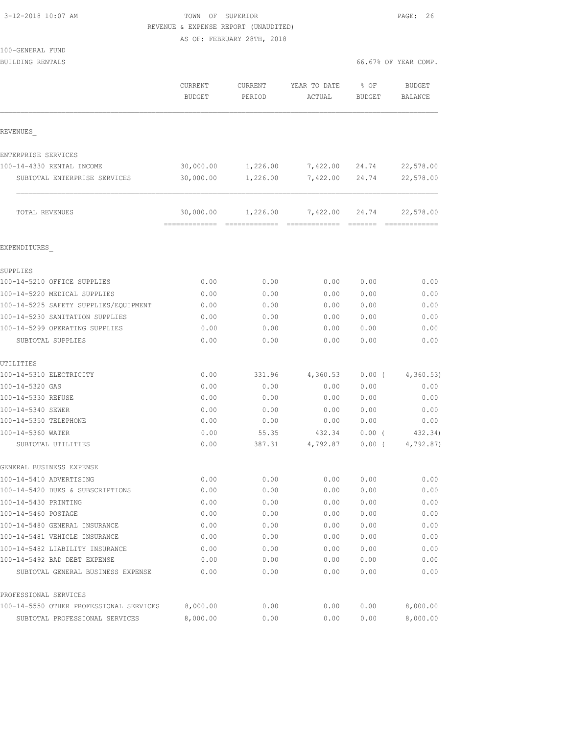TOWN OF SUPERIOR
REVENUE & EXPENSE REPORT (UNAUDITED)
AS OF: FEBRUARY 28TH, 2018

3-12-2018 10:07 AM

100-GENERAL FUND
BUILDING RENTALS

66.67% OF YEAR COMP.

| | CURRENT BUDGET | CURRENT PERIOD | YEAR TO DATE ACTUAL | % OF BUDGET | BUDGET BALANCE |
|---|---|---|---|---|---|
| REVENUES_ | | | | | |
| ENTERPRISE SERVICES | | | | | |
| 100-14-4330 RENTAL INCOME | 30,000.00 | 1,226.00 | 7,422.00 | 24.74 | 22,578.00 |
| SUBTOTAL ENTERPRISE SERVICES | 30,000.00 | 1,226.00 | 7,422.00 | 24.74 | 22,578.00 |
| TOTAL REVENUES | 30,000.00 | 1,226.00 | 7,422.00 | 24.74 | 22,578.00 |
| EXPENDITURES_ | | | | | |
| SUPPLIES | | | | | |
| 100-14-5210 OFFICE SUPPLIES | 0.00 | 0.00 | 0.00 | 0.00 | 0.00 |
| 100-14-5220 MEDICAL SUPPLIES | 0.00 | 0.00 | 0.00 | 0.00 | 0.00 |
| 100-14-5225 SAFETY SUPPLIES/EQUIPMENT | 0.00 | 0.00 | 0.00 | 0.00 | 0.00 |
| 100-14-5230 SANITATION SUPPLIES | 0.00 | 0.00 | 0.00 | 0.00 | 0.00 |
| 100-14-5299 OPERATING SUPPLIES | 0.00 | 0.00 | 0.00 | 0.00 | 0.00 |
| SUBTOTAL SUPPLIES | 0.00 | 0.00 | 0.00 | 0.00 | 0.00 |
| UTILITIES | | | | | |
| 100-14-5310 ELECTRICITY | 0.00 | 331.96 | 4,360.53 | 0.00 ( | 4,360.53) |
| 100-14-5320 GAS | 0.00 | 0.00 | 0.00 | 0.00 | 0.00 |
| 100-14-5330 REFUSE | 0.00 | 0.00 | 0.00 | 0.00 | 0.00 |
| 100-14-5340 SEWER | 0.00 | 0.00 | 0.00 | 0.00 | 0.00 |
| 100-14-5350 TELEPHONE | 0.00 | 0.00 | 0.00 | 0.00 | 0.00 |
| 100-14-5360 WATER | 0.00 | 55.35 | 432.34 | 0.00 ( | 432.34) |
| SUBTOTAL UTILITIES | 0.00 | 387.31 | 4,792.87 | 0.00 ( | 4,792.87) |
| GENERAL BUSINESS EXPENSE | | | | | |
| 100-14-5410 ADVERTISING | 0.00 | 0.00 | 0.00 | 0.00 | 0.00 |
| 100-14-5420 DUES & SUBSCRIPTIONS | 0.00 | 0.00 | 0.00 | 0.00 | 0.00 |
| 100-14-5430 PRINTING | 0.00 | 0.00 | 0.00 | 0.00 | 0.00 |
| 100-14-5460 POSTAGE | 0.00 | 0.00 | 0.00 | 0.00 | 0.00 |
| 100-14-5480 GENERAL INSURANCE | 0.00 | 0.00 | 0.00 | 0.00 | 0.00 |
| 100-14-5481 VEHICLE INSURANCE | 0.00 | 0.00 | 0.00 | 0.00 | 0.00 |
| 100-14-5482 LIABILITY INSURANCE | 0.00 | 0.00 | 0.00 | 0.00 | 0.00 |
| 100-14-5492 BAD DEBT EXPENSE | 0.00 | 0.00 | 0.00 | 0.00 | 0.00 |
| SUBTOTAL GENERAL BUSINESS EXPENSE | 0.00 | 0.00 | 0.00 | 0.00 | 0.00 |
| PROFESSIONAL SERVICES | | | | | |
| 100-14-5550 OTHER PROFESSIONAL SERVICES | 8,000.00 | 0.00 | 0.00 | 0.00 | 8,000.00 |
| SUBTOTAL PROFESSIONAL SERVICES | 8,000.00 | 0.00 | 0.00 | 0.00 | 8,000.00 |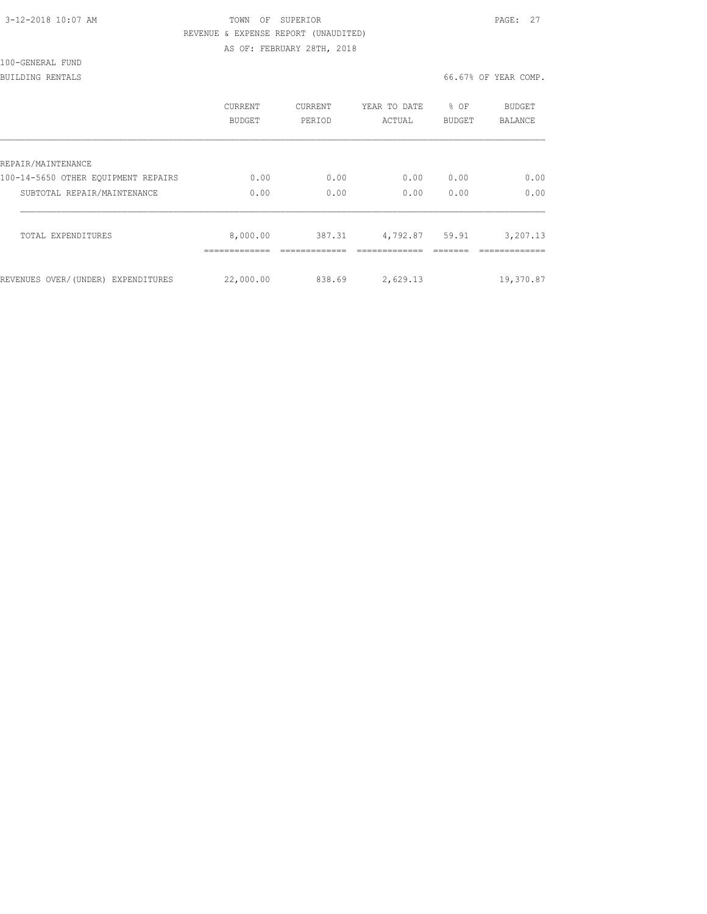TOWN OF SUPERIOR
REVENUE & EXPENSE REPORT (UNAUDITED)
AS OF: FEBRUARY 28TH, 2018

100-GENERAL FUND
BUILDING RENTALS

66.67% OF YEAR COMP.

| | CURRENT BUDGET | CURRENT PERIOD | YEAR TO DATE ACTUAL | % OF BUDGET | BUDGET BALANCE |
|---|---|---|---|---|---|
| REPAIR/MAINTENANCE | | | | | |
| 100-14-5650 OTHER EQUIPMENT REPAIRS | 0.00 | 0.00 | 0.00 | 0.00 | 0.00 |
| SUBTOTAL REPAIR/MAINTENANCE | 0.00 | 0.00 | 0.00 | 0.00 | 0.00 |
| TOTAL EXPENDITURES | 8,000.00 | 387.31 | 4,792.87 | 59.91 | 3,207.13 |
| REVENUES OVER/(UNDER) EXPENDITURES | 22,000.00 | 838.69 | 2,629.13 | | 19,370.87 |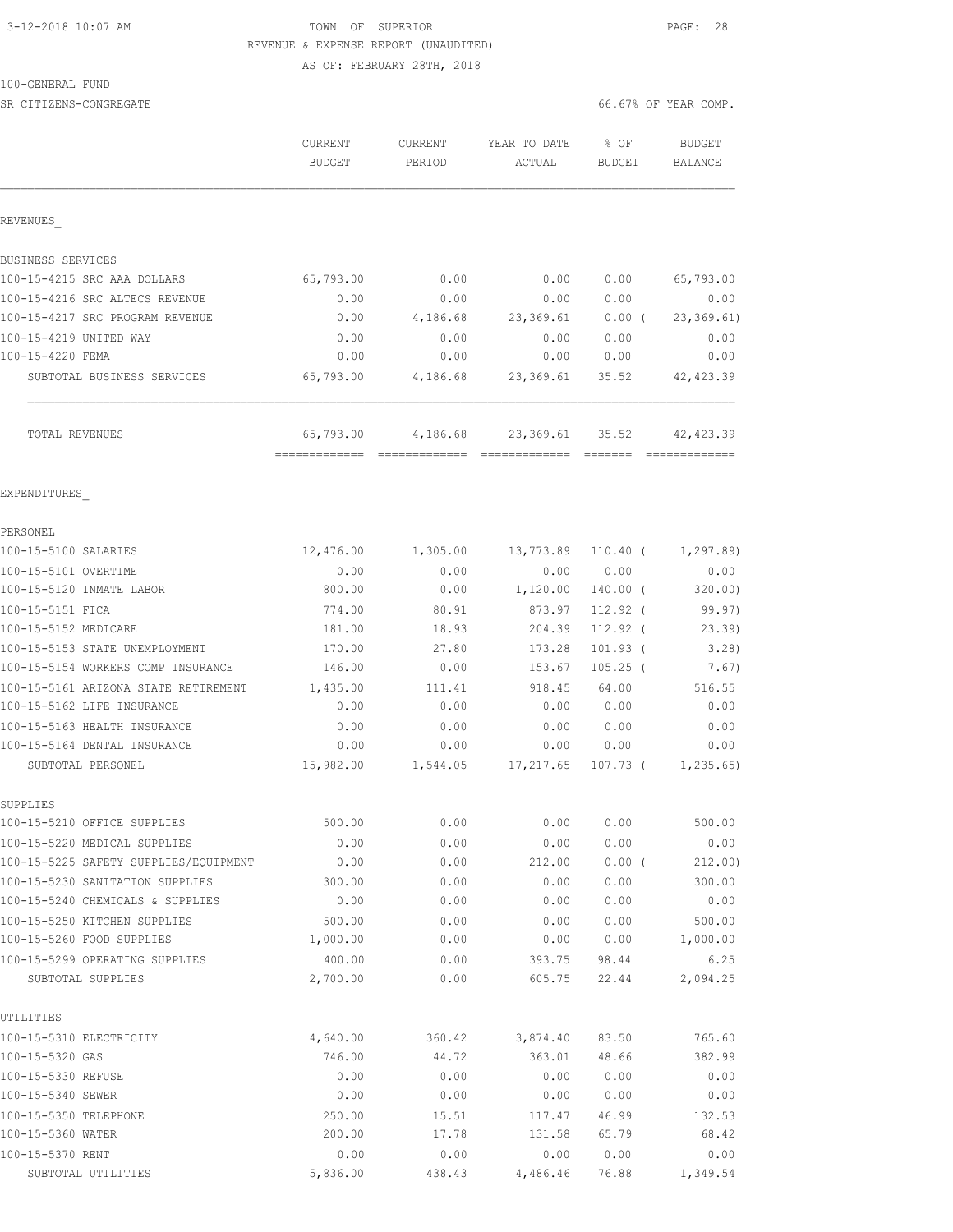TOWN OF SUPERIOR

REVENUE & EXPENSE REPORT (UNAUDITED)

AS OF: FEBRUARY 28TH, 2018

3-12-2018 10:07 AM

100-GENERAL FUND

SR CITIZENS-CONGREGATE

66.67% OF YEAR COMP.

| | CURRENT BUDGET | CURRENT PERIOD | YEAR TO DATE ACTUAL | % OF BUDGET | BUDGET BALANCE |
|---|---|---|---|---|---|
| **REVENUES** | | | | | |
| BUSINESS SERVICES | | | | | |
| 100-15-4215 SRC AAA DOLLARS | 65,793.00 | 0.00 | 0.00 | 0.00 | 65,793.00 |
| 100-15-4216 SRC ALTECS REVENUE | 0.00 | 0.00 | 0.00 | 0.00 | 0.00 |
| 100-15-4217 SRC PROGRAM REVENUE | 0.00 | 4,186.68 | 23,369.61 | 0.00 ( | 23,369.61) |
| 100-15-4219 UNITED WAY | 0.00 | 0.00 | 0.00 | 0.00 | 0.00 |
| 100-15-4220 FEMA | 0.00 | 0.00 | 0.00 | 0.00 | 0.00 |
| SUBTOTAL BUSINESS SERVICES | 65,793.00 | 4,186.68 | 23,369.61 | 35.52 | 42,423.39 |
| TOTAL REVENUES | 65,793.00 | 4,186.68 | 23,369.61 | 35.52 | 42,423.39 |
| **EXPENDITURES** | | | | | |
| PERSONEL | | | | | |
| 100-15-5100 SALARIES | 12,476.00 | 1,305.00 | 13,773.89 | 110.40 ( | 1,297.89) |
| 100-15-5101 OVERTIME | 0.00 | 0.00 | 0.00 | 0.00 | 0.00 |
| 100-15-5120 INMATE LABOR | 800.00 | 0.00 | 1,120.00 | 140.00 ( | 320.00) |
| 100-15-5151 FICA | 774.00 | 80.91 | 873.97 | 112.92 ( | 99.97) |
| 100-15-5152 MEDICARE | 181.00 | 18.93 | 204.39 | 112.92 ( | 23.39) |
| 100-15-5153 STATE UNEMPLOYMENT | 170.00 | 27.80 | 173.28 | 101.93 ( | 3.28) |
| 100-15-5154 WORKERS COMP INSURANCE | 146.00 | 0.00 | 153.67 | 105.25 ( | 7.67) |
| 100-15-5161 ARIZONA STATE RETIREMENT | 1,435.00 | 111.41 | 918.45 | 64.00 | 516.55 |
| 100-15-5162 LIFE INSURANCE | 0.00 | 0.00 | 0.00 | 0.00 | 0.00 |
| 100-15-5163 HEALTH INSURANCE | 0.00 | 0.00 | 0.00 | 0.00 | 0.00 |
| 100-15-5164 DENTAL INSURANCE | 0.00 | 0.00 | 0.00 | 0.00 | 0.00 |
| SUBTOTAL PERSONEL | 15,982.00 | 1,544.05 | 17,217.65 | 107.73 ( | 1,235.65) |
| SUPPLIES | | | | | |
| 100-15-5210 OFFICE SUPPLIES | 500.00 | 0.00 | 0.00 | 0.00 | 500.00 |
| 100-15-5220 MEDICAL SUPPLIES | 0.00 | 0.00 | 0.00 | 0.00 | 0.00 |
| 100-15-5225 SAFETY SUPPLIES/EQUIPMENT | 0.00 | 0.00 | 212.00 | 0.00 ( | 212.00) |
| 100-15-5230 SANITATION SUPPLIES | 300.00 | 0.00 | 0.00 | 0.00 | 300.00 |
| 100-15-5240 CHEMICALS & SUPPLIES | 0.00 | 0.00 | 0.00 | 0.00 | 0.00 |
| 100-15-5250 KITCHEN SUPPLIES | 500.00 | 0.00 | 0.00 | 0.00 | 500.00 |
| 100-15-5260 FOOD SUPPLIES | 1,000.00 | 0.00 | 0.00 | 0.00 | 1,000.00 |
| 100-15-5299 OPERATING SUPPLIES | 400.00 | 0.00 | 393.75 | 98.44 | 6.25 |
| SUBTOTAL SUPPLIES | 2,700.00 | 0.00 | 605.75 | 22.44 | 2,094.25 |
| UTILITIES | | | | | |
| 100-15-5310 ELECTRICITY | 4,640.00 | 360.42 | 3,874.40 | 83.50 | 765.60 |
| 100-15-5320 GAS | 746.00 | 44.72 | 363.01 | 48.66 | 382.99 |
| 100-15-5330 REFUSE | 0.00 | 0.00 | 0.00 | 0.00 | 0.00 |
| 100-15-5340 SEWER | 0.00 | 0.00 | 0.00 | 0.00 | 0.00 |
| 100-15-5350 TELEPHONE | 250.00 | 15.51 | 117.47 | 46.99 | 132.53 |
| 100-15-5360 WATER | 200.00 | 17.78 | 131.58 | 65.79 | 68.42 |
| 100-15-5370 RENT | 0.00 | 0.00 | 0.00 | 0.00 | 0.00 |
| SUBTOTAL UTILITIES | 5,836.00 | 438.43 | 4,486.46 | 76.88 | 1,349.54 |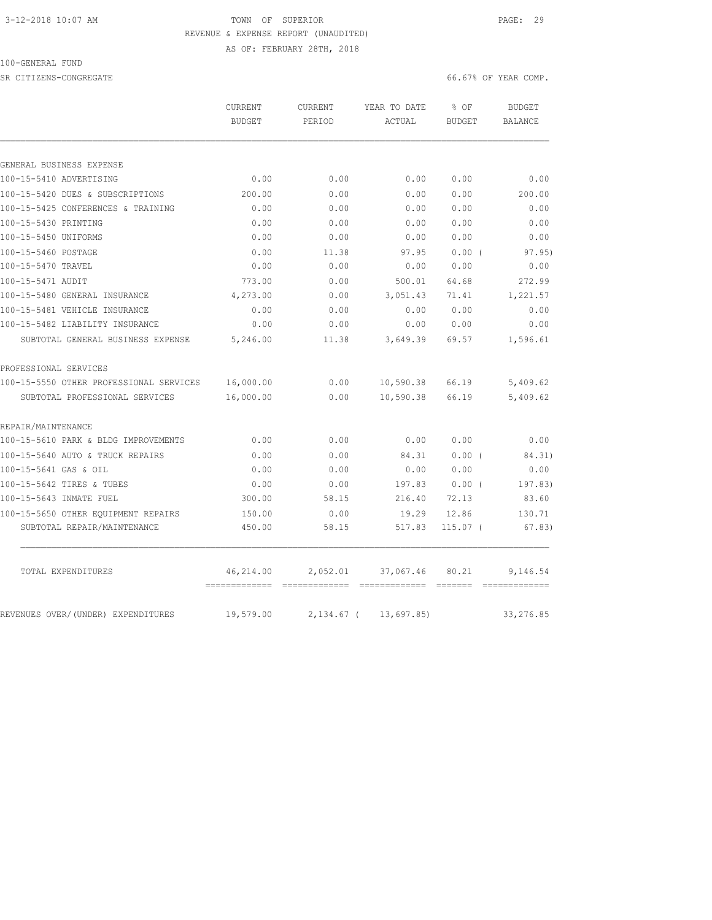3-12-2018 10:07 AM TOWN OF SUPERIOR

REVENUE & EXPENSE REPORT (UNAUDITED)

AS OF: FEBRUARY 28TH, 2018

100-GENERAL FUND

SR CITIZENS-CONGREGATE 66.67% OF YEAR COMP.

| | CURRENT BUDGET | CURRENT PERIOD | YEAR TO DATE ACTUAL | % OF BUDGET | BUDGET BALANCE |
|---|---|---|---|---|---|
| GENERAL BUSINESS EXPENSE | | | | | |
| 100-15-5410 ADVERTISING | 0.00 | 0.00 | 0.00 | 0.00 | 0.00 |
| 100-15-5420 DUES & SUBSCRIPTIONS | 200.00 | 0.00 | 0.00 | 0.00 | 200.00 |
| 100-15-5425 CONFERENCES & TRAINING | 0.00 | 0.00 | 0.00 | 0.00 | 0.00 |
| 100-15-5430 PRINTING | 0.00 | 0.00 | 0.00 | 0.00 | 0.00 |
| 100-15-5450 UNIFORMS | 0.00 | 0.00 | 0.00 | 0.00 | 0.00 |
| 100-15-5460 POSTAGE | 0.00 | 11.38 | 97.95 | 0.00 ( | 97.95) |
| 100-15-5470 TRAVEL | 0.00 | 0.00 | 0.00 | 0.00 | 0.00 |
| 100-15-5471 AUDIT | 773.00 | 0.00 | 500.01 | 64.68 | 272.99 |
| 100-15-5480 GENERAL INSURANCE | 4,273.00 | 0.00 | 3,051.43 | 71.41 | 1,221.57 |
| 100-15-5481 VEHICLE INSURANCE | 0.00 | 0.00 | 0.00 | 0.00 | 0.00 |
| 100-15-5482 LIABILITY INSURANCE | 0.00 | 0.00 | 0.00 | 0.00 | 0.00 |
| SUBTOTAL GENERAL BUSINESS EXPENSE | 5,246.00 | 11.38 | 3,649.39 | 69.57 | 1,596.61 |
| PROFESSIONAL SERVICES | | | | | |
| 100-15-5550 OTHER PROFESSIONAL SERVICES | 16,000.00 | 0.00 | 10,590.38 | 66.19 | 5,409.62 |
| SUBTOTAL PROFESSIONAL SERVICES | 16,000.00 | 0.00 | 10,590.38 | 66.19 | 5,409.62 |
| REPAIR/MAINTENANCE | | | | | |
| 100-15-5610 PARK & BLDG IMPROVEMENTS | 0.00 | 0.00 | 0.00 | 0.00 | 0.00 |
| 100-15-5640 AUTO & TRUCK REPAIRS | 0.00 | 0.00 | 84.31 | 0.00 ( | 84.31) |
| 100-15-5641 GAS & OIL | 0.00 | 0.00 | 0.00 | 0.00 | 0.00 |
| 100-15-5642 TIRES & TUBES | 0.00 | 0.00 | 197.83 | 0.00 ( | 197.83) |
| 100-15-5643 INMATE FUEL | 300.00 | 58.15 | 216.40 | 72.13 | 83.60 |
| 100-15-5650 OTHER EQUIPMENT REPAIRS | 150.00 | 0.00 | 19.29 | 12.86 | 130.71 |
| SUBTOTAL REPAIR/MAINTENANCE | 450.00 | 58.15 | 517.83 | 115.07 ( | 67.83) |
| TOTAL EXPENDITURES | 46,214.00 | 2,052.01 | 37,067.46 | 80.21 | 9,146.54 |
| REVENUES OVER/(UNDER) EXPENDITURES | 19,579.00 | 2,134.67 ( | 13,697.85) | | 33,276.85 |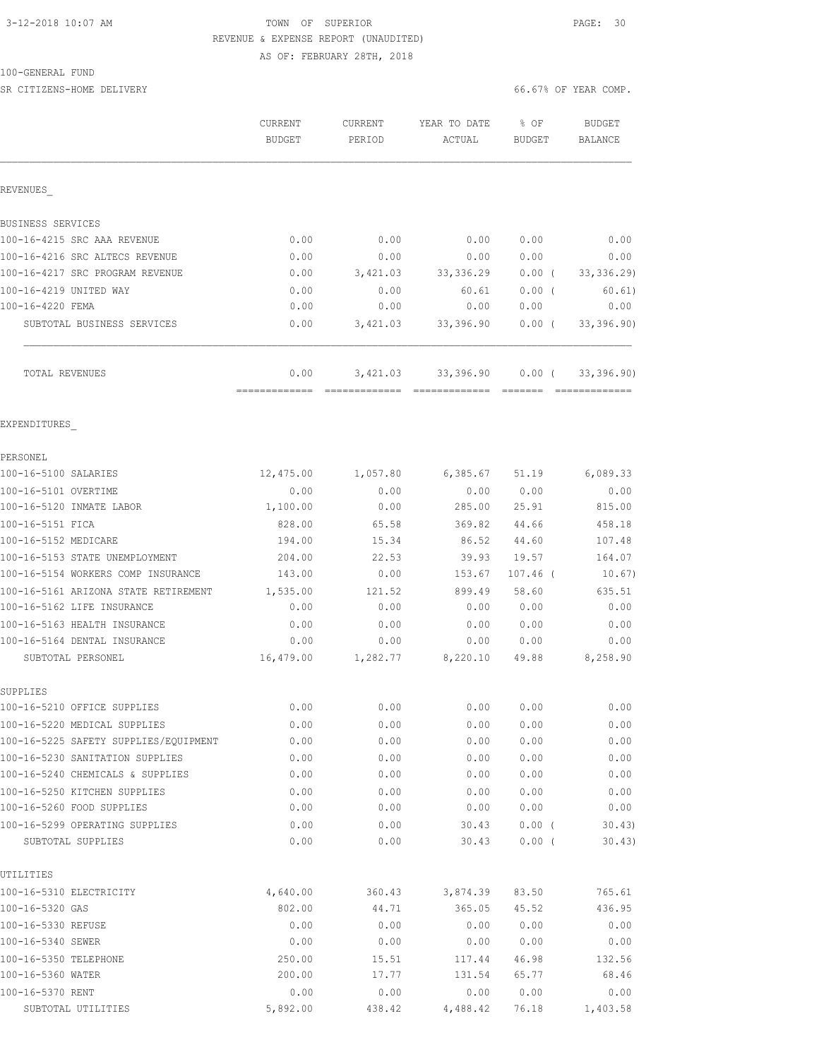3-12-2018 10:07 AM TOWN OF SUPERIOR

REVENUE & EXPENSE REPORT (UNAUDITED)

AS OF: FEBRUARY 28TH, 2018

100-GENERAL FUND

SR CITIZENS-HOME DELIVERY 66.67% OF YEAR COMP.

| | CURRENT BUDGET | CURRENT PERIOD | YEAR TO DATE ACTUAL | % OF BUDGET | BUDGET BALANCE |
|---|---|---|---|---|---|
| REVENUES_ | | | | | |
| BUSINESS SERVICES | | | | | |
| 100-16-4215 SRC AAA REVENUE | 0.00 | 0.00 | 0.00 | 0.00 | 0.00 |
| 100-16-4216 SRC ALTECS REVENUE | 0.00 | 0.00 | 0.00 | 0.00 | 0.00 |
| 100-16-4217 SRC PROGRAM REVENUE | 0.00 | 3,421.03 | 33,336.29 | 0.00 ( | 33,336.29) |
| 100-16-4219 UNITED WAY | 0.00 | 0.00 | 60.61 | 0.00 ( | 60.61) |
| 100-16-4220 FEMA | 0.00 | 0.00 | 0.00 | 0.00 | 0.00 |
| SUBTOTAL BUSINESS SERVICES | 0.00 | 3,421.03 | 33,396.90 | 0.00 ( | 33,396.90) |
| TOTAL REVENUES | 0.00 | 3,421.03 | 33,396.90 | 0.00 ( | 33,396.90) |
| EXPENDITURES_ | | | | | |
| PERSONEL | | | | | |
| 100-16-5100 SALARIES | 12,475.00 | 1,057.80 | 6,385.67 | 51.19 | 6,089.33 |
| 100-16-5101 OVERTIME | 0.00 | 0.00 | 0.00 | 0.00 | 0.00 |
| 100-16-5120 INMATE LABOR | 1,100.00 | 0.00 | 285.00 | 25.91 | 815.00 |
| 100-16-5151 FICA | 828.00 | 65.58 | 369.82 | 44.66 | 458.18 |
| 100-16-5152 MEDICARE | 194.00 | 15.34 | 86.52 | 44.60 | 107.48 |
| 100-16-5153 STATE UNEMPLOYMENT | 204.00 | 22.53 | 39.93 | 19.57 | 164.07 |
| 100-16-5154 WORKERS COMP INSURANCE | 143.00 | 0.00 | 153.67 | 107.46 ( | 10.67) |
| 100-16-5161 ARIZONA STATE RETIREMENT | 1,535.00 | 121.52 | 899.49 | 58.60 | 635.51 |
| 100-16-5162 LIFE INSURANCE | 0.00 | 0.00 | 0.00 | 0.00 | 0.00 |
| 100-16-5163 HEALTH INSURANCE | 0.00 | 0.00 | 0.00 | 0.00 | 0.00 |
| 100-16-5164 DENTAL INSURANCE | 0.00 | 0.00 | 0.00 | 0.00 | 0.00 |
| SUBTOTAL PERSONEL | 16,479.00 | 1,282.77 | 8,220.10 | 49.88 | 8,258.90 |
| SUPPLIES | | | | | |
| 100-16-5210 OFFICE SUPPLIES | 0.00 | 0.00 | 0.00 | 0.00 | 0.00 |
| 100-16-5220 MEDICAL SUPPLIES | 0.00 | 0.00 | 0.00 | 0.00 | 0.00 |
| 100-16-5225 SAFETY SUPPLIES/EQUIPMENT | 0.00 | 0.00 | 0.00 | 0.00 | 0.00 |
| 100-16-5230 SANITATION SUPPLIES | 0.00 | 0.00 | 0.00 | 0.00 | 0.00 |
| 100-16-5240 CHEMICALS & SUPPLIES | 0.00 | 0.00 | 0.00 | 0.00 | 0.00 |
| 100-16-5250 KITCHEN SUPPLIES | 0.00 | 0.00 | 0.00 | 0.00 | 0.00 |
| 100-16-5260 FOOD SUPPLIES | 0.00 | 0.00 | 0.00 | 0.00 | 0.00 |
| 100-16-5299 OPERATING SUPPLIES | 0.00 | 0.00 | 30.43 | 0.00 ( | 30.43) |
| SUBTOTAL SUPPLIES | 0.00 | 0.00 | 30.43 | 0.00 ( | 30.43) |
| UTILITIES | | | | | |
| 100-16-5310 ELECTRICITY | 4,640.00 | 360.43 | 3,874.39 | 83.50 | 765.61 |
| 100-16-5320 GAS | 802.00 | 44.71 | 365.05 | 45.52 | 436.95 |
| 100-16-5330 REFUSE | 0.00 | 0.00 | 0.00 | 0.00 | 0.00 |
| 100-16-5340 SEWER | 0.00 | 0.00 | 0.00 | 0.00 | 0.00 |
| 100-16-5350 TELEPHONE | 250.00 | 15.51 | 117.44 | 46.98 | 132.56 |
| 100-16-5360 WATER | 200.00 | 17.77 | 131.54 | 65.77 | 68.46 |
| 100-16-5370 RENT | 0.00 | 0.00 | 0.00 | 0.00 | 0.00 |
| SUBTOTAL UTILITIES | 5,892.00 | 438.42 | 4,488.42 | 76.18 | 1,403.58 |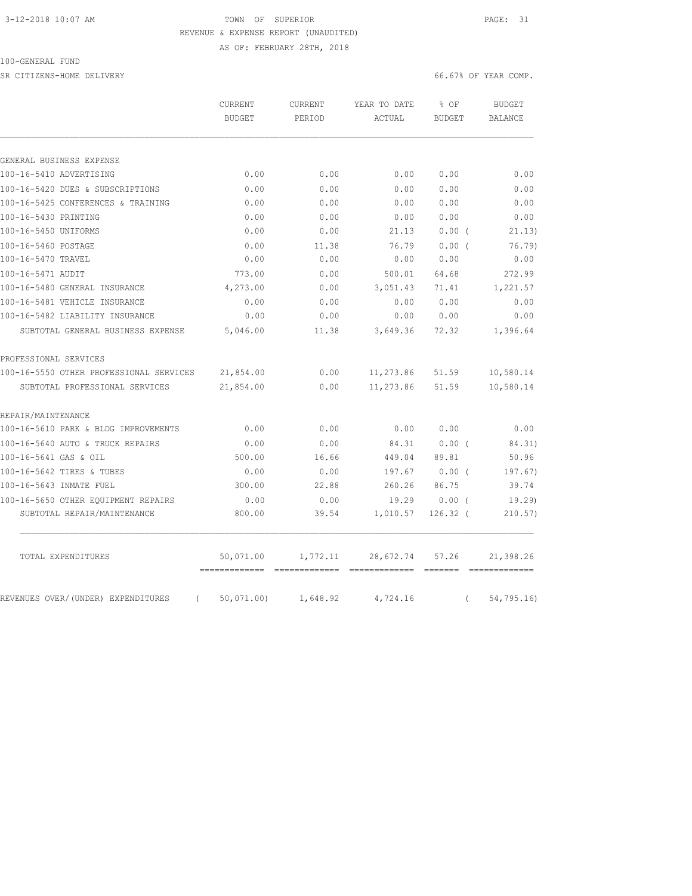TOWN OF SUPERIOR
REVENUE & EXPENSE REPORT (UNAUDITED)
AS OF: FEBRUARY 28TH, 2018

100-GENERAL FUND

SR CITIZENS-HOME DELIVERY

66.67% OF YEAR COMP.

| | CURRENT BUDGET | CURRENT PERIOD | YEAR TO DATE ACTUAL | % OF BUDGET | BUDGET BALANCE |
|---|---|---|---|---|---|
| GENERAL BUSINESS EXPENSE | | | | | |
| 100-16-5410 ADVERTISING | 0.00 | 0.00 | 0.00 | 0.00 | 0.00 |
| 100-16-5420 DUES & SUBSCRIPTIONS | 0.00 | 0.00 | 0.00 | 0.00 | 0.00 |
| 100-16-5425 CONFERENCES & TRAINING | 0.00 | 0.00 | 0.00 | 0.00 | 0.00 |
| 100-16-5430 PRINTING | 0.00 | 0.00 | 0.00 | 0.00 | 0.00 |
| 100-16-5450 UNIFORMS | 0.00 | 0.00 | 21.13 | 0.00 ( | 21.13) |
| 100-16-5460 POSTAGE | 0.00 | 11.38 | 76.79 | 0.00 ( | 76.79) |
| 100-16-5470 TRAVEL | 0.00 | 0.00 | 0.00 | 0.00 | 0.00 |
| 100-16-5471 AUDIT | 773.00 | 0.00 | 500.01 | 64.68 | 272.99 |
| 100-16-5480 GENERAL INSURANCE | 4,273.00 | 0.00 | 3,051.43 | 71.41 | 1,221.57 |
| 100-16-5481 VEHICLE INSURANCE | 0.00 | 0.00 | 0.00 | 0.00 | 0.00 |
| 100-16-5482 LIABILITY INSURANCE | 0.00 | 0.00 | 0.00 | 0.00 | 0.00 |
| SUBTOTAL GENERAL BUSINESS EXPENSE | 5,046.00 | 11.38 | 3,649.36 | 72.32 | 1,396.64 |
| PROFESSIONAL SERVICES | | | | | |
| 100-16-5550 OTHER PROFESSIONAL SERVICES | 21,854.00 | 0.00 | 11,273.86 | 51.59 | 10,580.14 |
| SUBTOTAL PROFESSIONAL SERVICES | 21,854.00 | 0.00 | 11,273.86 | 51.59 | 10,580.14 |
| REPAIR/MAINTENANCE | | | | | |
| 100-16-5610 PARK & BLDG IMPROVEMENTS | 0.00 | 0.00 | 0.00 | 0.00 | 0.00 |
| 100-16-5640 AUTO & TRUCK REPAIRS | 0.00 | 0.00 | 84.31 | 0.00 ( | 84.31) |
| 100-16-5641 GAS & OIL | 500.00 | 16.66 | 449.04 | 89.81 | 50.96 |
| 100-16-5642 TIRES & TUBES | 0.00 | 0.00 | 197.67 | 0.00 ( | 197.67) |
| 100-16-5643 INMATE FUEL | 300.00 | 22.88 | 260.26 | 86.75 | 39.74 |
| 100-16-5650 OTHER EQUIPMENT REPAIRS | 0.00 | 0.00 | 19.29 | 0.00 ( | 19.29) |
| SUBTOTAL REPAIR/MAINTENANCE | 800.00 | 39.54 | 1,010.57 | 126.32 ( | 210.57) |
| TOTAL EXPENDITURES | 50,071.00 | 1,772.11 | 28,672.74 | 57.26 | 21,398.26 |
| REVENUES OVER/(UNDER) EXPENDITURES | ( 50,071.00) | 1,648.92 | 4,724.16 | ( | 54,795.16) |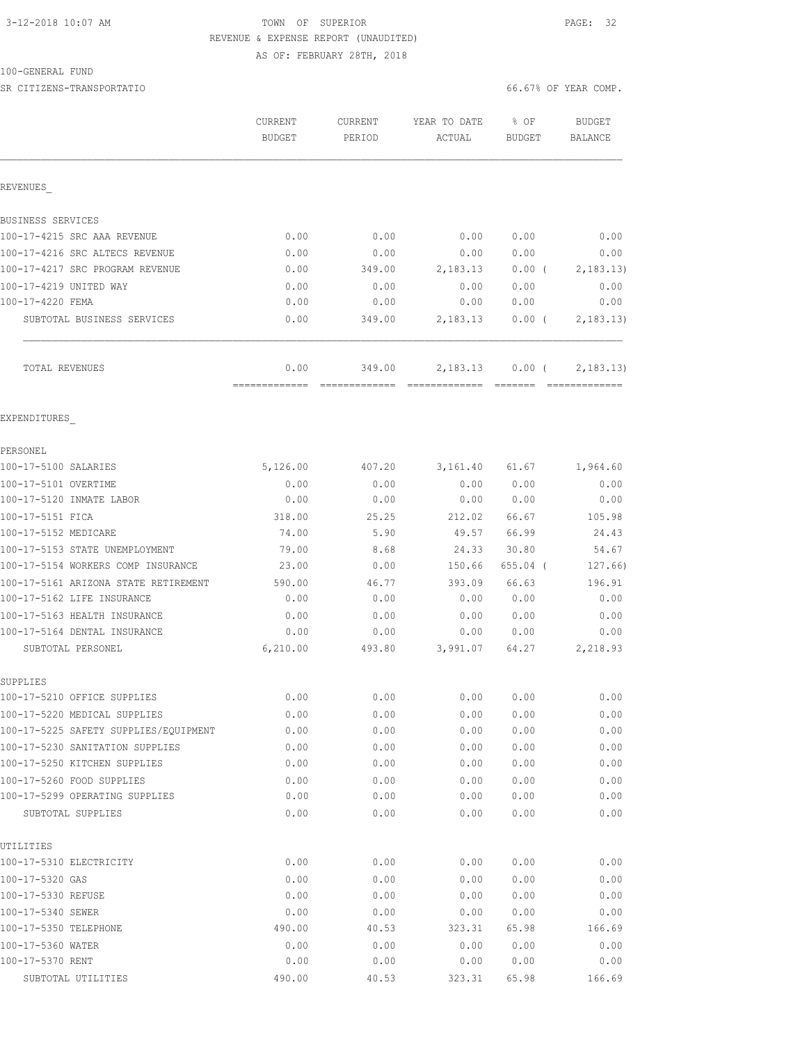TOWN OF SUPERIOR
REVENUE & EXPENSE REPORT (UNAUDITED)
AS OF: FEBRUARY 28TH, 2018

100-GENERAL FUND

SR CITIZENS-TRANSPORTATIO — 66.67% OF YEAR COMP.

| | CURRENT BUDGET | CURRENT PERIOD | YEAR TO DATE ACTUAL | % OF BUDGET | BUDGET BALANCE |
|---|---|---|---|---|---|
| **REVENUES** | | | | | |
| BUSINESS SERVICES | | | | | |
| 100-17-4215 SRC AAA REVENUE | 0.00 | 0.00 | 0.00 | 0.00 | 0.00 |
| 100-17-4216 SRC ALTECS REVENUE | 0.00 | 0.00 | 0.00 | 0.00 | 0.00 |
| 100-17-4217 SRC PROGRAM REVENUE | 0.00 | 349.00 | 2,183.13 | 0.00 ( | 2,183.13) |
| 100-17-4219 UNITED WAY | 0.00 | 0.00 | 0.00 | 0.00 | 0.00 |
| 100-17-4220 FEMA | 0.00 | 0.00 | 0.00 | 0.00 | 0.00 |
| SUBTOTAL BUSINESS SERVICES | 0.00 | 349.00 | 2,183.13 | 0.00 ( | 2,183.13) |
| TOTAL REVENUES | 0.00 | 349.00 | 2,183.13 | 0.00 ( | 2,183.13) |
| **EXPENDITURES** | | | | | |
| PERSONEL | | | | | |
| 100-17-5100 SALARIES | 5,126.00 | 407.20 | 3,161.40 | 61.67 | 1,964.60 |
| 100-17-5101 OVERTIME | 0.00 | 0.00 | 0.00 | 0.00 | 0.00 |
| 100-17-5120 INMATE LABOR | 0.00 | 0.00 | 0.00 | 0.00 | 0.00 |
| 100-17-5151 FICA | 318.00 | 25.25 | 212.02 | 66.67 | 105.98 |
| 100-17-5152 MEDICARE | 74.00 | 5.90 | 49.57 | 66.99 | 24.43 |
| 100-17-5153 STATE UNEMPLOYMENT | 79.00 | 8.68 | 24.33 | 30.80 | 54.67 |
| 100-17-5154 WORKERS COMP INSURANCE | 23.00 | 0.00 | 150.66 | 655.04 ( | 127.66) |
| 100-17-5161 ARIZONA STATE RETIREMENT | 590.00 | 46.77 | 393.09 | 66.63 | 196.91 |
| 100-17-5162 LIFE INSURANCE | 0.00 | 0.00 | 0.00 | 0.00 | 0.00 |
| 100-17-5163 HEALTH INSURANCE | 0.00 | 0.00 | 0.00 | 0.00 | 0.00 |
| 100-17-5164 DENTAL INSURANCE | 0.00 | 0.00 | 0.00 | 0.00 | 0.00 |
| SUBTOTAL PERSONEL | 6,210.00 | 493.80 | 3,991.07 | 64.27 | 2,218.93 |
| SUPPLIES | | | | | |
| 100-17-5210 OFFICE SUPPLIES | 0.00 | 0.00 | 0.00 | 0.00 | 0.00 |
| 100-17-5220 MEDICAL SUPPLIES | 0.00 | 0.00 | 0.00 | 0.00 | 0.00 |
| 100-17-5225 SAFETY SUPPLIES/EQUIPMENT | 0.00 | 0.00 | 0.00 | 0.00 | 0.00 |
| 100-17-5230 SANITATION SUPPLIES | 0.00 | 0.00 | 0.00 | 0.00 | 0.00 |
| 100-17-5250 KITCHEN SUPPLIES | 0.00 | 0.00 | 0.00 | 0.00 | 0.00 |
| 100-17-5260 FOOD SUPPLIES | 0.00 | 0.00 | 0.00 | 0.00 | 0.00 |
| 100-17-5299 OPERATING SUPPLIES | 0.00 | 0.00 | 0.00 | 0.00 | 0.00 |
| SUBTOTAL SUPPLIES | 0.00 | 0.00 | 0.00 | 0.00 | 0.00 |
| UTILITIES | | | | | |
| 100-17-5310 ELECTRICITY | 0.00 | 0.00 | 0.00 | 0.00 | 0.00 |
| 100-17-5320 GAS | 0.00 | 0.00 | 0.00 | 0.00 | 0.00 |
| 100-17-5330 REFUSE | 0.00 | 0.00 | 0.00 | 0.00 | 0.00 |
| 100-17-5340 SEWER | 0.00 | 0.00 | 0.00 | 0.00 | 0.00 |
| 100-17-5350 TELEPHONE | 490.00 | 40.53 | 323.31 | 65.98 | 166.69 |
| 100-17-5360 WATER | 0.00 | 0.00 | 0.00 | 0.00 | 0.00 |
| 100-17-5370 RENT | 0.00 | 0.00 | 0.00 | 0.00 | 0.00 |
| SUBTOTAL UTILITIES | 490.00 | 40.53 | 323.31 | 65.98 | 166.69 |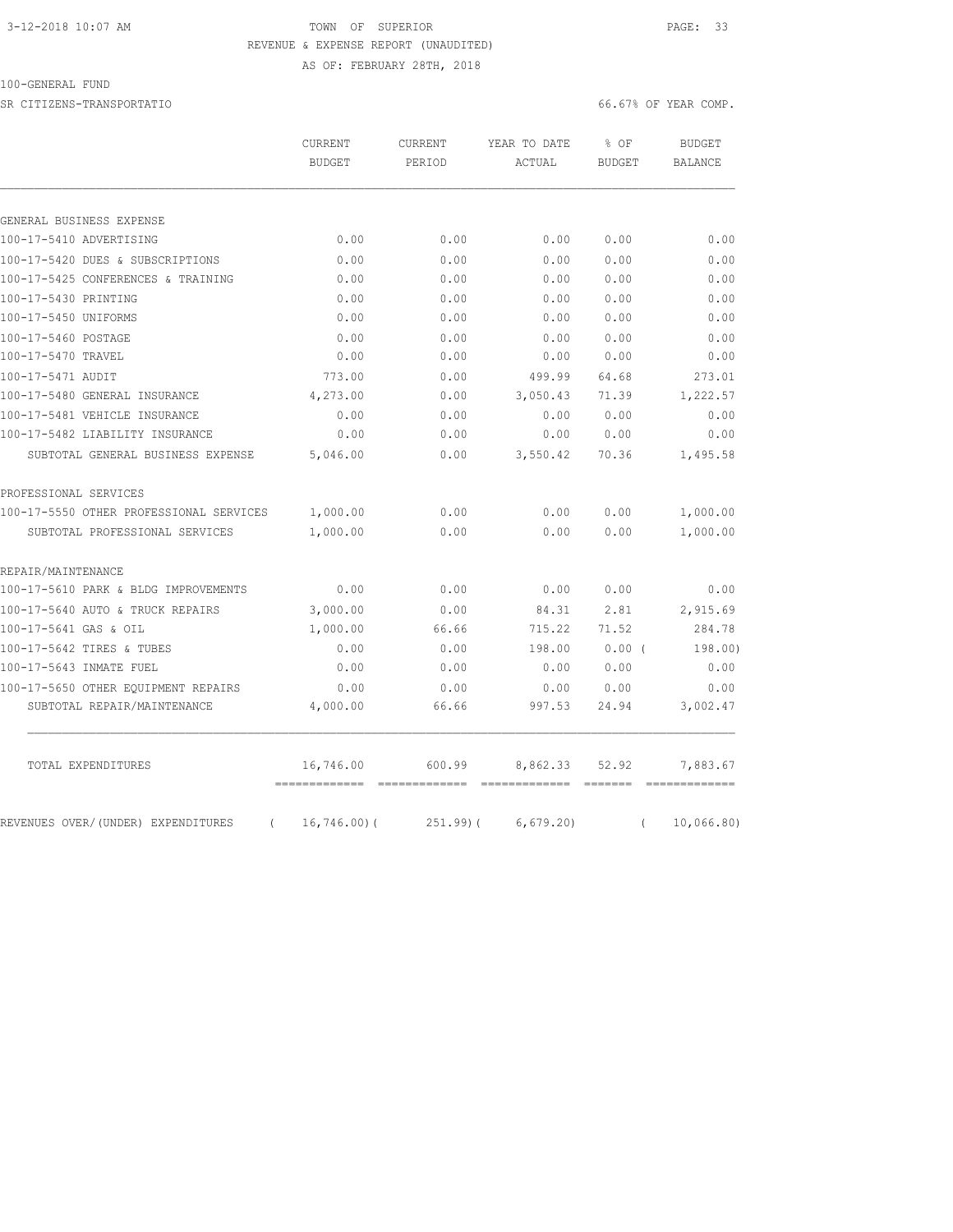TOWN OF SUPERIOR

REVENUE & EXPENSE REPORT (UNAUDITED)

AS OF: FEBRUARY 28TH, 2018

100-GENERAL FUND

SR CITIZENS-TRANSPORTATIO

66.67% OF YEAR COMP.

| | CURRENT BUDGET | CURRENT PERIOD | YEAR TO DATE ACTUAL | % OF BUDGET | BUDGET BALANCE |
|---|---|---|---|---|---|
| GENERAL BUSINESS EXPENSE | | | | | |
| 100-17-5410 ADVERTISING | 0.00 | 0.00 | 0.00 | 0.00 | 0.00 |
| 100-17-5420 DUES & SUBSCRIPTIONS | 0.00 | 0.00 | 0.00 | 0.00 | 0.00 |
| 100-17-5425 CONFERENCES & TRAINING | 0.00 | 0.00 | 0.00 | 0.00 | 0.00 |
| 100-17-5430 PRINTING | 0.00 | 0.00 | 0.00 | 0.00 | 0.00 |
| 100-17-5450 UNIFORMS | 0.00 | 0.00 | 0.00 | 0.00 | 0.00 |
| 100-17-5460 POSTAGE | 0.00 | 0.00 | 0.00 | 0.00 | 0.00 |
| 100-17-5470 TRAVEL | 0.00 | 0.00 | 0.00 | 0.00 | 0.00 |
| 100-17-5471 AUDIT | 773.00 | 0.00 | 499.99 | 64.68 | 273.01 |
| 100-17-5480 GENERAL INSURANCE | 4,273.00 | 0.00 | 3,050.43 | 71.39 | 1,222.57 |
| 100-17-5481 VEHICLE INSURANCE | 0.00 | 0.00 | 0.00 | 0.00 | 0.00 |
| 100-17-5482 LIABILITY INSURANCE | 0.00 | 0.00 | 0.00 | 0.00 | 0.00 |
| SUBTOTAL GENERAL BUSINESS EXPENSE | 5,046.00 | 0.00 | 3,550.42 | 70.36 | 1,495.58 |
| PROFESSIONAL SERVICES | | | | | |
| 100-17-5550 OTHER PROFESSIONAL SERVICES | 1,000.00 | 0.00 | 0.00 | 0.00 | 1,000.00 |
| SUBTOTAL PROFESSIONAL SERVICES | 1,000.00 | 0.00 | 0.00 | 0.00 | 1,000.00 |
| REPAIR/MAINTENANCE | | | | | |
| 100-17-5610 PARK & BLDG IMPROVEMENTS | 0.00 | 0.00 | 0.00 | 0.00 | 0.00 |
| 100-17-5640 AUTO & TRUCK REPAIRS | 3,000.00 | 0.00 | 84.31 | 2.81 | 2,915.69 |
| 100-17-5641 GAS & OIL | 1,000.00 | 66.66 | 715.22 | 71.52 | 284.78 |
| 100-17-5642 TIRES & TUBES | 0.00 | 0.00 | 198.00 | 0.00 | ( 198.00) |
| 100-17-5643 INMATE FUEL | 0.00 | 0.00 | 0.00 | 0.00 | 0.00 |
| 100-17-5650 OTHER EQUIPMENT REPAIRS | 0.00 | 0.00 | 0.00 | 0.00 | 0.00 |
| SUBTOTAL REPAIR/MAINTENANCE | 4,000.00 | 66.66 | 997.53 | 24.94 | 3,002.47 |
| TOTAL EXPENDITURES | 16,746.00 | 600.99 | 8,862.33 | 52.92 | 7,883.67 |
| REVENUES OVER/(UNDER) EXPENDITURES | ( 16,746.00) | ( 251.99) | ( 6,679.20) | | ( 10,066.80) |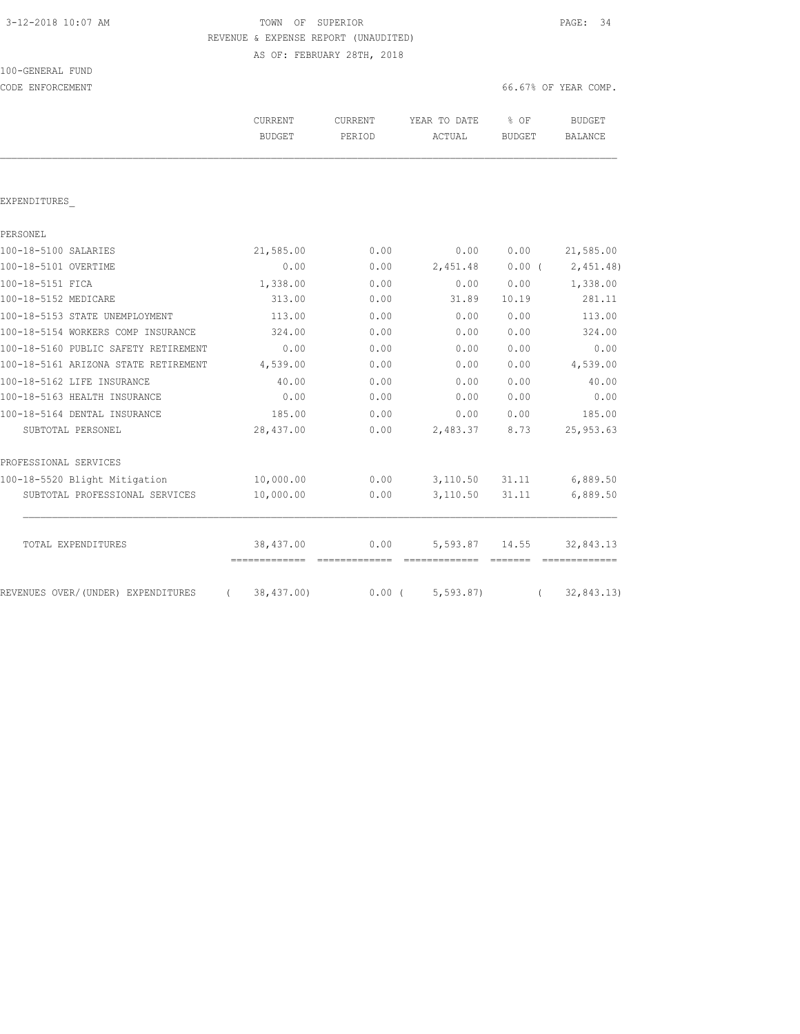TOWN OF SUPERIOR

REVENUE & EXPENSE REPORT (UNAUDITED)

AS OF: FEBRUARY 28TH, 2018

100-GENERAL FUND

CODE ENFORCEMENT

66.67% OF YEAR COMP.

| | CURRENT BUDGET | CURRENT PERIOD | YEAR TO DATE ACTUAL | % OF BUDGET | BUDGET BALANCE |
|---|---|---|---|---|---|
| EXPENDITURES_ | | | | | |
| PERSONEL | | | | | |
| 100-18-5100 SALARIES | 21,585.00 | 0.00 | 0.00 | 0.00 | 21,585.00 |
| 100-18-5101 OVERTIME | 0.00 | 0.00 | 2,451.48 | 0.00 | ( 2,451.48) |
| 100-18-5151 FICA | 1,338.00 | 0.00 | 0.00 | 0.00 | 1,338.00 |
| 100-18-5152 MEDICARE | 313.00 | 0.00 | 31.89 | 10.19 | 281.11 |
| 100-18-5153 STATE UNEMPLOYMENT | 113.00 | 0.00 | 0.00 | 0.00 | 113.00 |
| 100-18-5154 WORKERS COMP INSURANCE | 324.00 | 0.00 | 0.00 | 0.00 | 324.00 |
| 100-18-5160 PUBLIC SAFETY RETIREMENT | 0.00 | 0.00 | 0.00 | 0.00 | 0.00 |
| 100-18-5161 ARIZONA STATE RETIREMENT | 4,539.00 | 0.00 | 0.00 | 0.00 | 4,539.00 |
| 100-18-5162 LIFE INSURANCE | 40.00 | 0.00 | 0.00 | 0.00 | 40.00 |
| 100-18-5163 HEALTH INSURANCE | 0.00 | 0.00 | 0.00 | 0.00 | 0.00 |
| 100-18-5164 DENTAL INSURANCE | 185.00 | 0.00 | 0.00 | 0.00 | 185.00 |
| SUBTOTAL PERSONEL | 28,437.00 | 0.00 | 2,483.37 | 8.73 | 25,953.63 |
| PROFESSIONAL SERVICES | | | | | |
| 100-18-5520 Blight Mitigation | 10,000.00 | 0.00 | 3,110.50 | 31.11 | 6,889.50 |
| SUBTOTAL PROFESSIONAL SERVICES | 10,000.00 | 0.00 | 3,110.50 | 31.11 | 6,889.50 |
| TOTAL EXPENDITURES | 38,437.00 | 0.00 | 5,593.87 | 14.55 | 32,843.13 |
| REVENUES OVER/(UNDER) EXPENDITURES | ( 38,437.00) | 0.00 | ( 5,593.87) | | ( 32,843.13) |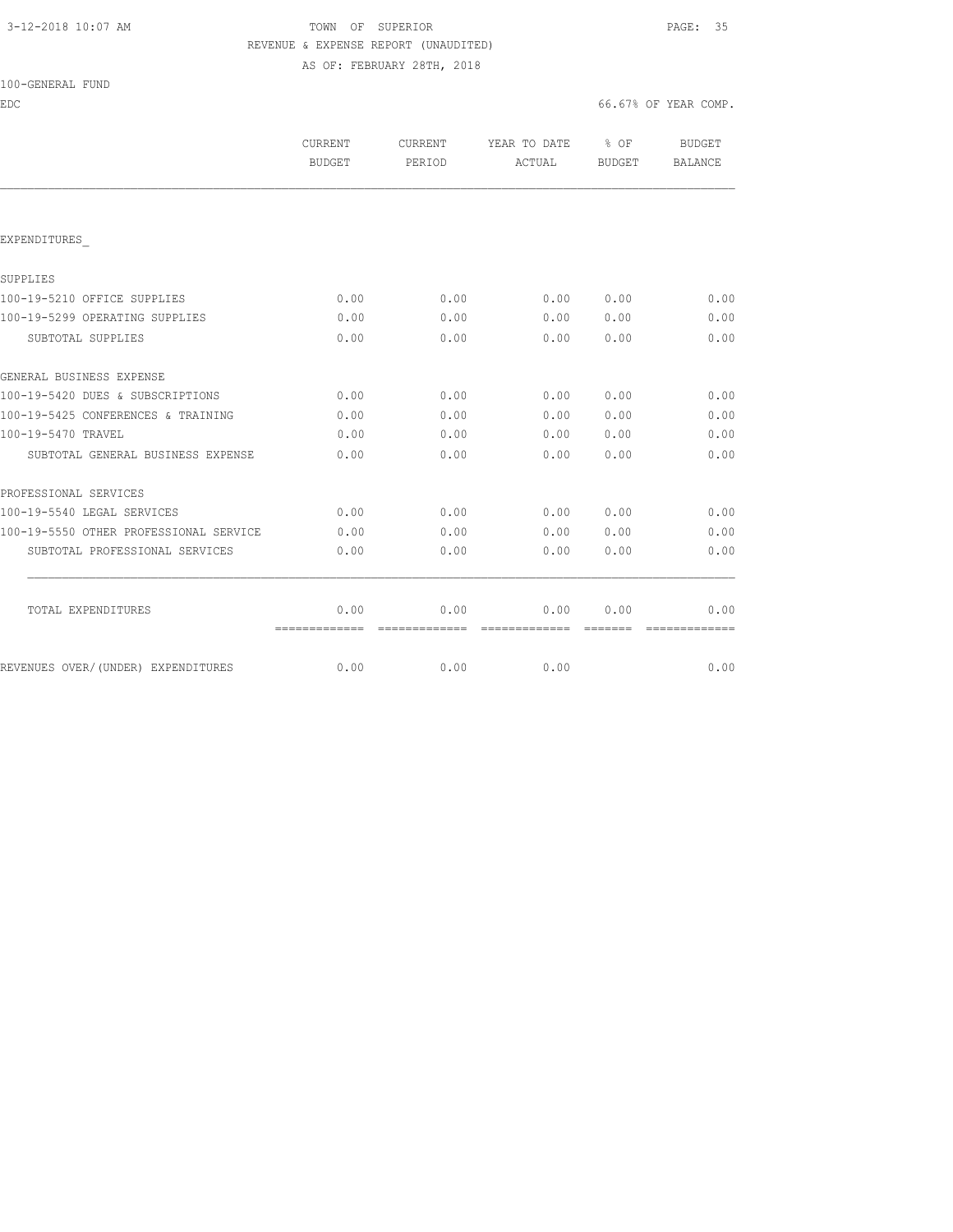TOWN OF SUPERIOR
REVENUE & EXPENSE REPORT (UNAUDITED)
AS OF: FEBRUARY 28TH, 2018

100-GENERAL FUND

EDC — 66.67% OF YEAR COMP.

| | CURRENT BUDGET | CURRENT PERIOD | YEAR TO DATE ACTUAL | % OF BUDGET | BUDGET BALANCE |
|---|---|---|---|---|---|
| EXPENDITURES_ | | | | | |
| SUPPLIES | | | | | |
| 100-19-5210 OFFICE SUPPLIES | 0.00 | 0.00 | 0.00 | 0.00 | 0.00 |
| 100-19-5299 OPERATING SUPPLIES | 0.00 | 0.00 | 0.00 | 0.00 | 0.00 |
| SUBTOTAL SUPPLIES | 0.00 | 0.00 | 0.00 | 0.00 | 0.00 |
| GENERAL BUSINESS EXPENSE | | | | | |
| 100-19-5420 DUES & SUBSCRIPTIONS | 0.00 | 0.00 | 0.00 | 0.00 | 0.00 |
| 100-19-5425 CONFERENCES & TRAINING | 0.00 | 0.00 | 0.00 | 0.00 | 0.00 |
| 100-19-5470 TRAVEL | 0.00 | 0.00 | 0.00 | 0.00 | 0.00 |
| SUBTOTAL GENERAL BUSINESS EXPENSE | 0.00 | 0.00 | 0.00 | 0.00 | 0.00 |
| PROFESSIONAL SERVICES | | | | | |
| 100-19-5540 LEGAL SERVICES | 0.00 | 0.00 | 0.00 | 0.00 | 0.00 |
| 100-19-5550 OTHER PROFESSIONAL SERVICE | 0.00 | 0.00 | 0.00 | 0.00 | 0.00 |
| SUBTOTAL PROFESSIONAL SERVICES | 0.00 | 0.00 | 0.00 | 0.00 | 0.00 |
| TOTAL EXPENDITURES | 0.00 | 0.00 | 0.00 | 0.00 | 0.00 |
| REVENUES OVER/(UNDER) EXPENDITURES | 0.00 | 0.00 | 0.00 | | 0.00 |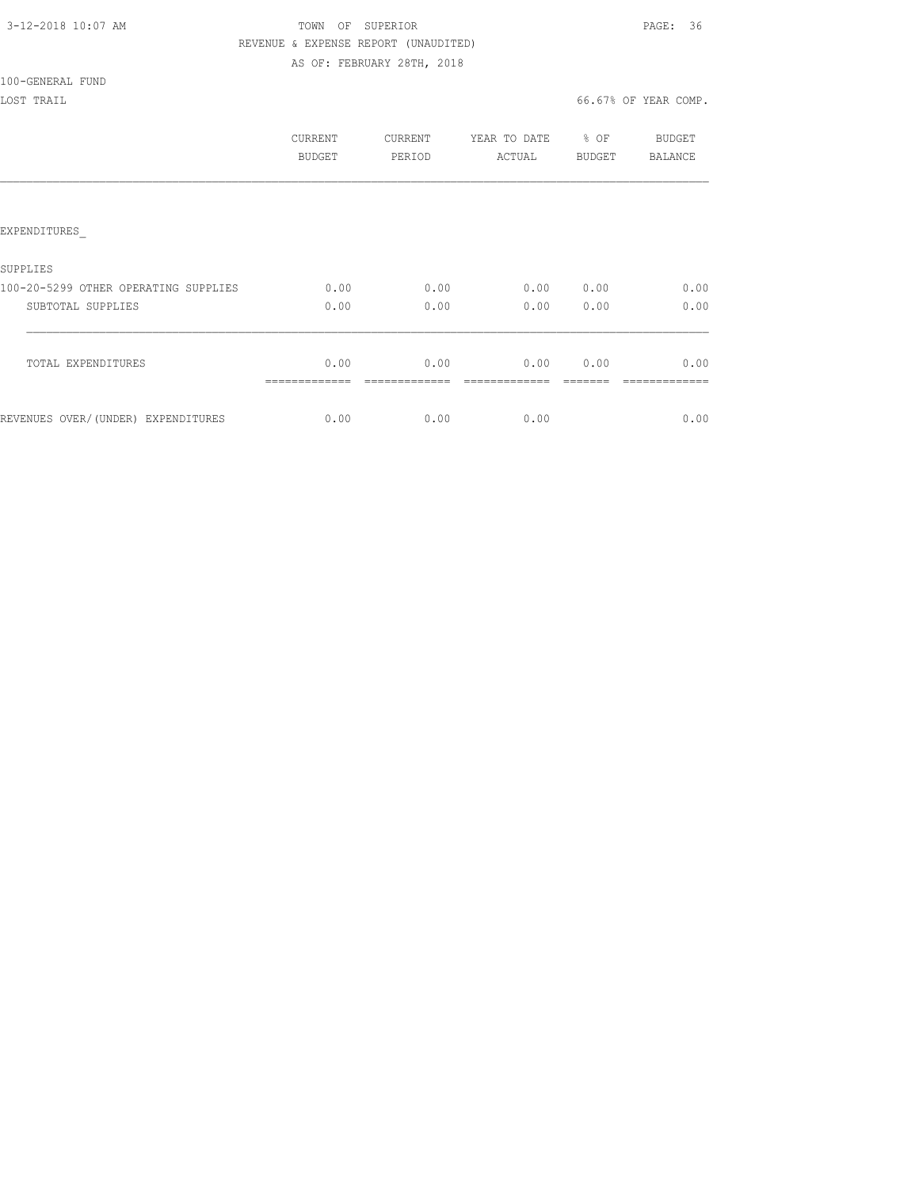3-12-2018 10:07 AM

TOWN OF SUPERIOR

REVENUE & EXPENSE REPORT (UNAUDITED)

AS OF: FEBRUARY 28TH, 2018

100-GENERAL FUND

LOST TRAIL

66.67% OF YEAR COMP.

| | CURRENT BUDGET | CURRENT PERIOD | YEAR TO DATE ACTUAL | % OF BUDGET | BUDGET BALANCE |
|---|---|---|---|---|---|
| EXPENDITURES_ | | | | | |
| SUPPLIES | | | | | |
| 100-20-5299 OTHER OPERATING SUPPLIES | 0.00 | 0.00 | 0.00 | 0.00 | 0.00 |
| SUBTOTAL SUPPLIES | 0.00 | 0.00 | 0.00 | 0.00 | 0.00 |
| TOTAL EXPENDITURES | 0.00 | 0.00 | 0.00 | 0.00 | 0.00 |
| REVENUES OVER/(UNDER) EXPENDITURES | 0.00 | 0.00 | 0.00 | | 0.00 |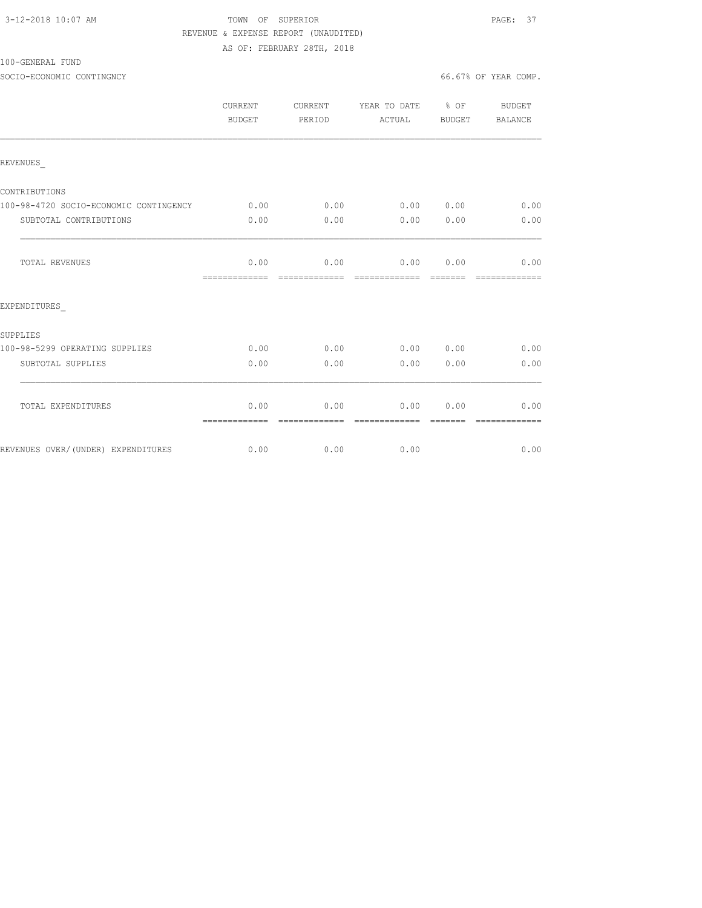TOWN OF SUPERIOR
REVENUE & EXPENSE REPORT (UNAUDITED)
AS OF: FEBRUARY 28TH, 2018

3-12-2018 10:07 AM

100-GENERAL FUND

SOCIO-ECONOMIC CONTINGNCY

66.67% OF YEAR COMP.

| | CURRENT BUDGET | CURRENT PERIOD | YEAR TO DATE ACTUAL | % OF BUDGET | BUDGET BALANCE |
|---|---|---|---|---|---|
| REVENUES_ | | | | | |
| CONTRIBUTIONS | | | | | |
| 100-98-4720 SOCIO-ECONOMIC CONTINGENCY | 0.00 | 0.00 | 0.00 | 0.00 | 0.00 |
| SUBTOTAL CONTRIBUTIONS | 0.00 | 0.00 | 0.00 | 0.00 | 0.00 |
| TOTAL REVENUES | 0.00 | 0.00 | 0.00 | 0.00 | 0.00 |
| EXPENDITURES_ | | | | | |
| SUPPLIES | | | | | |
| 100-98-5299 OPERATING SUPPLIES | 0.00 | 0.00 | 0.00 | 0.00 | 0.00 |
| SUBTOTAL SUPPLIES | 0.00 | 0.00 | 0.00 | 0.00 | 0.00 |
| TOTAL EXPENDITURES | 0.00 | 0.00 | 0.00 | 0.00 | 0.00 |
| REVENUES OVER/(UNDER) EXPENDITURES | 0.00 | 0.00 | 0.00 | | 0.00 |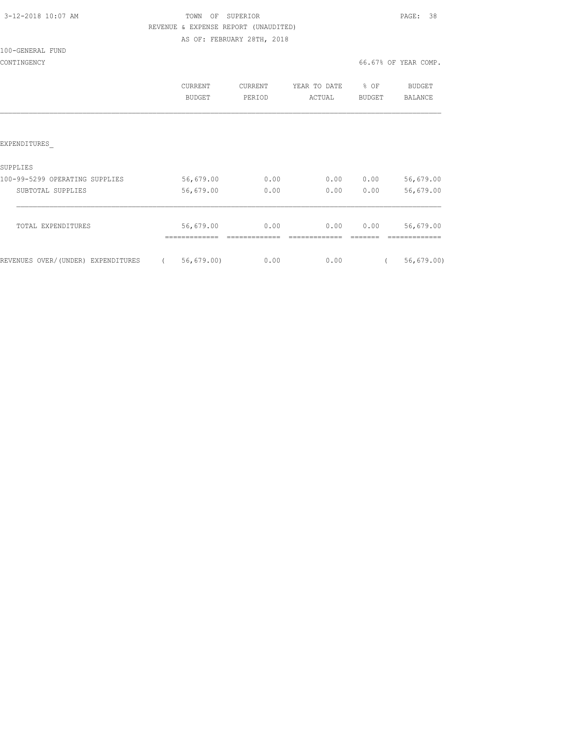3-12-2018 10:07 AM

TOWN OF SUPERIOR

REVENUE & EXPENSE REPORT (UNAUDITED)

AS OF: FEBRUARY 28TH, 2018

100-GENERAL FUND

CONTINGENCY

66.67% OF YEAR COMP.

| | CURRENT BUDGET | CURRENT PERIOD | YEAR TO DATE ACTUAL | % OF BUDGET | BUDGET BALANCE |
|---|---|---|---|---|---|
| EXPENDITURES_ | | | | | |
| SUPPLIES | | | | | |
| 100-99-5299 OPERATING SUPPLIES | 56,679.00 | 0.00 | 0.00 | 0.00 | 56,679.00 |
| SUBTOTAL SUPPLIES | 56,679.00 | 0.00 | 0.00 | 0.00 | 56,679.00 |
| TOTAL EXPENDITURES | 56,679.00 | 0.00 | 0.00 | 0.00 | 56,679.00 |
| REVENUES OVER/(UNDER) EXPENDITURES | ( 56,679.00) | 0.00 | 0.00 | | ( 56,679.00) |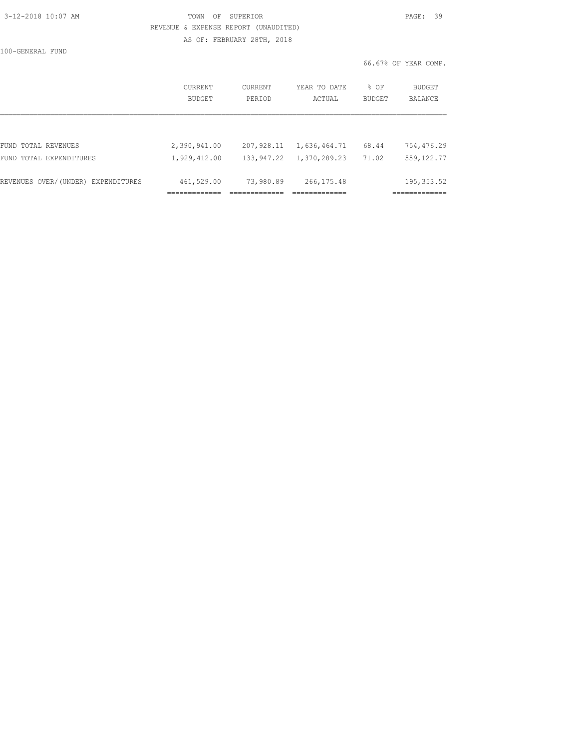TOWN OF SUPERIOR

REVENUE & EXPENSE REPORT (UNAUDITED)

AS OF: FEBRUARY 28TH, 2018

100-GENERAL FUND

66.67% OF YEAR COMP.

| | CURRENT BUDGET | CURRENT PERIOD | YEAR TO DATE ACTUAL | % OF BUDGET | BUDGET BALANCE |
|---|---|---|---|---|---|
| FUND TOTAL REVENUES | 2,390,941.00 | 207,928.11 | 1,636,464.71 | 68.44 | 754,476.29 |
| FUND TOTAL EXPENDITURES | 1,929,412.00 | 133,947.22 | 1,370,289.23 | 71.02 | 559,122.77 |
| REVENUES OVER/(UNDER) EXPENDITURES | 461,529.00 | 73,980.89 | 266,175.48 | | 195,353.52 |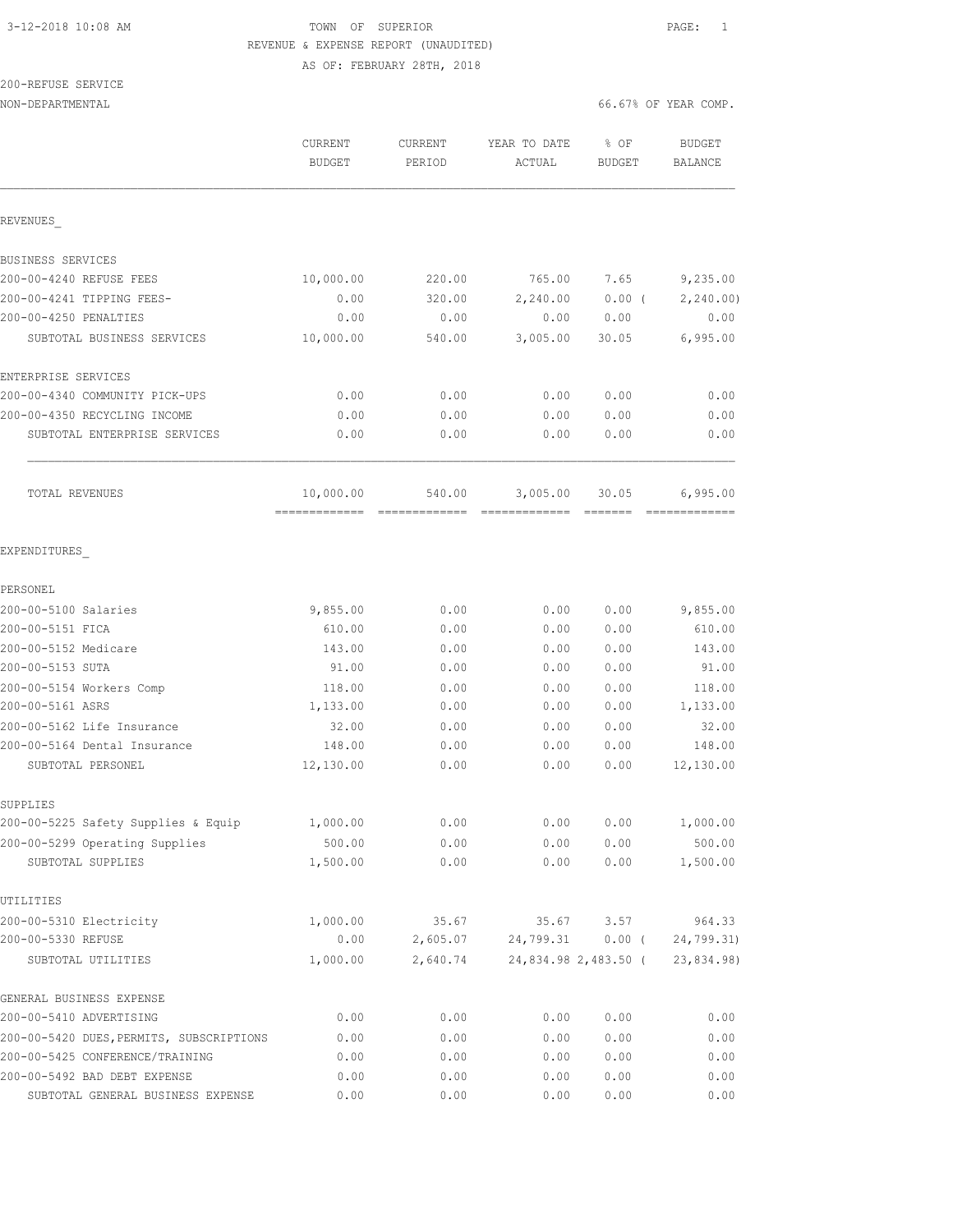3-12-2018 10:08 AM TOWN OF SUPERIOR PAGE: 1

REVENUE & EXPENSE REPORT (UNAUDITED)

AS OF: FEBRUARY 28TH, 2018

200-REFUSE SERVICE

NON-DEPARTMENTAL 66.67% OF YEAR COMP.

| | CURRENT BUDGET | CURRENT PERIOD | YEAR TO DATE ACTUAL | % OF BUDGET | BUDGET BALANCE |
|---|---|---|---|---|---|
| **REVENUES** | | | | | |
| BUSINESS SERVICES | | | | | |
| 200-00-4240 REFUSE FEES | 10,000.00 | 220.00 | 765.00 | 7.65 | 9,235.00 |
| 200-00-4241 TIPPING FEES- | 0.00 | 320.00 | 2,240.00 | 0.00 ( | 2,240.00) |
| 200-00-4250 PENALTIES | 0.00 | 0.00 | 0.00 | 0.00 | 0.00 |
| SUBTOTAL BUSINESS SERVICES | 10,000.00 | 540.00 | 3,005.00 | 30.05 | 6,995.00 |
| ENTERPRISE SERVICES | | | | | |
| 200-00-4340 COMMUNITY PICK-UPS | 0.00 | 0.00 | 0.00 | 0.00 | 0.00 |
| 200-00-4350 RECYCLING INCOME | 0.00 | 0.00 | 0.00 | 0.00 | 0.00 |
| SUBTOTAL ENTERPRISE SERVICES | 0.00 | 0.00 | 0.00 | 0.00 | 0.00 |
| TOTAL REVENUES | 10,000.00 | 540.00 | 3,005.00 | 30.05 | 6,995.00 |
| **EXPENDITURES** | | | | | |
| PERSONEL | | | | | |
| 200-00-5100 Salaries | 9,855.00 | 0.00 | 0.00 | 0.00 | 9,855.00 |
| 200-00-5151 FICA | 610.00 | 0.00 | 0.00 | 0.00 | 610.00 |
| 200-00-5152 Medicare | 143.00 | 0.00 | 0.00 | 0.00 | 143.00 |
| 200-00-5153 SUTA | 91.00 | 0.00 | 0.00 | 0.00 | 91.00 |
| 200-00-5154 Workers Comp | 118.00 | 0.00 | 0.00 | 0.00 | 118.00 |
| 200-00-5161 ASRS | 1,133.00 | 0.00 | 0.00 | 0.00 | 1,133.00 |
| 200-00-5162 Life Insurance | 32.00 | 0.00 | 0.00 | 0.00 | 32.00 |
| 200-00-5164 Dental Insurance | 148.00 | 0.00 | 0.00 | 0.00 | 148.00 |
| SUBTOTAL PERSONEL | 12,130.00 | 0.00 | 0.00 | 0.00 | 12,130.00 |
| SUPPLIES | | | | | |
| 200-00-5225 Safety Supplies & Equip | 1,000.00 | 0.00 | 0.00 | 0.00 | 1,000.00 |
| 200-00-5299 Operating Supplies | 500.00 | 0.00 | 0.00 | 0.00 | 500.00 |
| SUBTOTAL SUPPLIES | 1,500.00 | 0.00 | 0.00 | 0.00 | 1,500.00 |
| UTILITIES | | | | | |
| 200-00-5310 Electricity | 1,000.00 | 35.67 | 35.67 | 3.57 | 964.33 |
| 200-00-5330 REFUSE | 0.00 | 2,605.07 | 24,799.31 | 0.00 ( | 24,799.31) |
| SUBTOTAL UTILITIES | 1,000.00 | 2,640.74 | 24,834.98 | 2,483.50 ( | 23,834.98) |
| GENERAL BUSINESS EXPENSE | | | | | |
| 200-00-5410 ADVERTISING | 0.00 | 0.00 | 0.00 | 0.00 | 0.00 |
| 200-00-5420 DUES,PERMITS, SUBSCRIPTIONS | 0.00 | 0.00 | 0.00 | 0.00 | 0.00 |
| 200-00-5425 CONFERENCE/TRAINING | 0.00 | 0.00 | 0.00 | 0.00 | 0.00 |
| 200-00-5492 BAD DEBT EXPENSE | 0.00 | 0.00 | 0.00 | 0.00 | 0.00 |
| SUBTOTAL GENERAL BUSINESS EXPENSE | 0.00 | 0.00 | 0.00 | 0.00 | 0.00 |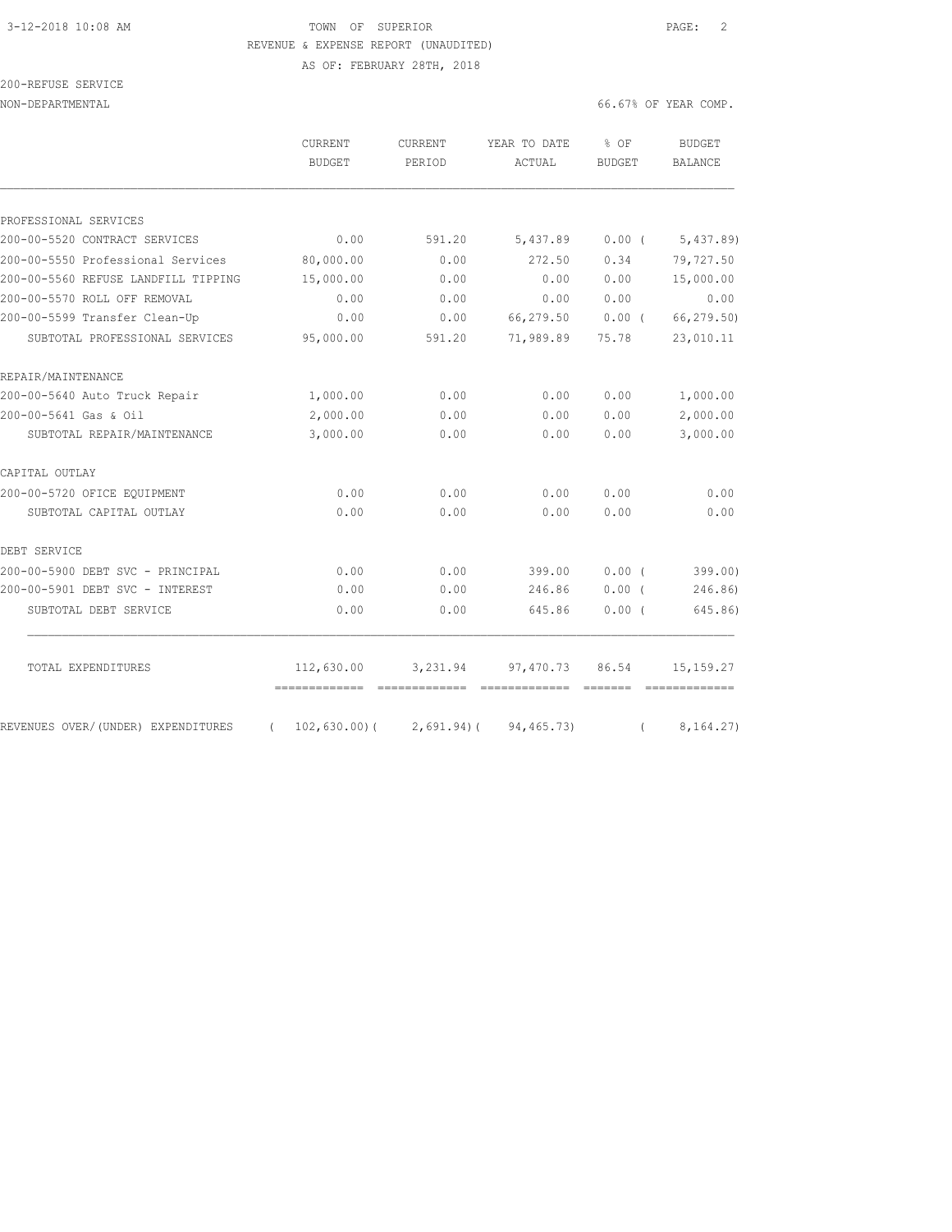TOWN OF SUPERIOR

REVENUE & EXPENSE REPORT (UNAUDITED)

AS OF: FEBRUARY 28TH, 2018

200-REFUSE SERVICE

NON-DEPARTMENTAL

66.67% OF YEAR COMP.

| | CURRENT BUDGET | CURRENT PERIOD | YEAR TO DATE ACTUAL | % OF BUDGET | BUDGET BALANCE |
|---|---|---|---|---|---|
| PROFESSIONAL SERVICES | | | | | |
| 200-00-5520 CONTRACT SERVICES | 0.00 | 591.20 | 5,437.89 | 0.00 ( | 5,437.89) |
| 200-00-5550 Professional Services | 80,000.00 | 0.00 | 272.50 | 0.34 | 79,727.50 |
| 200-00-5560 REFUSE LANDFILL TIPPING | 15,000.00 | 0.00 | 0.00 | 0.00 | 15,000.00 |
| 200-00-5570 ROLL OFF REMOVAL | 0.00 | 0.00 | 0.00 | 0.00 | 0.00 |
| 200-00-5599 Transfer Clean-Up | 0.00 | 0.00 | 66,279.50 | 0.00 ( | 66,279.50) |
| SUBTOTAL PROFESSIONAL SERVICES | 95,000.00 | 591.20 | 71,989.89 | 75.78 | 23,010.11 |
| REPAIR/MAINTENANCE | | | | | |
| 200-00-5640 Auto Truck Repair | 1,000.00 | 0.00 | 0.00 | 0.00 | 1,000.00 |
| 200-00-5641 Gas & Oil | 2,000.00 | 0.00 | 0.00 | 0.00 | 2,000.00 |
| SUBTOTAL REPAIR/MAINTENANCE | 3,000.00 | 0.00 | 0.00 | 0.00 | 3,000.00 |
| CAPITAL OUTLAY | | | | | |
| 200-00-5720 OFICE EQUIPMENT | 0.00 | 0.00 | 0.00 | 0.00 | 0.00 |
| SUBTOTAL CAPITAL OUTLAY | 0.00 | 0.00 | 0.00 | 0.00 | 0.00 |
| DEBT SERVICE | | | | | |
| 200-00-5900 DEBT SVC - PRINCIPAL | 0.00 | 0.00 | 399.00 | 0.00 ( | 399.00) |
| 200-00-5901 DEBT SVC - INTEREST | 0.00 | 0.00 | 246.86 | 0.00 ( | 246.86) |
| SUBTOTAL DEBT SERVICE | 0.00 | 0.00 | 645.86 | 0.00 ( | 645.86) |
| TOTAL EXPENDITURES | 112,630.00 | 3,231.94 | 97,470.73 | 86.54 | 15,159.27 |
| REVENUES OVER/(UNDER) EXPENDITURES | ( 102,630.00)( | 2,691.94)( | 94,465.73) | ( | 8,164.27) |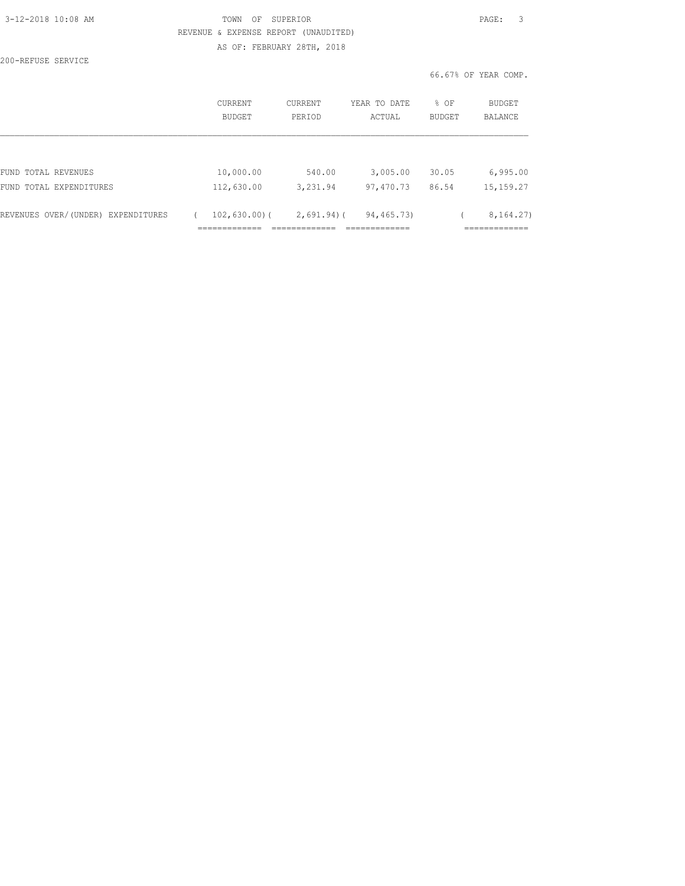TOWN OF SUPERIOR

REVENUE & EXPENSE REPORT (UNAUDITED)

AS OF: FEBRUARY 28TH, 2018

200-REFUSE SERVICE

66.67% OF YEAR COMP.

| | CURRENT BUDGET | CURRENT PERIOD | YEAR TO DATE ACTUAL | % OF BUDGET | BUDGET BALANCE |
|---|---|---|---|---|---|
| FUND TOTAL REVENUES | 10,000.00 | 540.00 | 3,005.00 | 30.05 | 6,995.00 |
| FUND TOTAL EXPENDITURES | 112,630.00 | 3,231.94 | 97,470.73 | 86.54 | 15,159.27 |
| REVENUES OVER/(UNDER) EXPENDITURES | ( 102,630.00) | ( 2,691.94) | ( 94,465.73) | | ( 8,164.27) |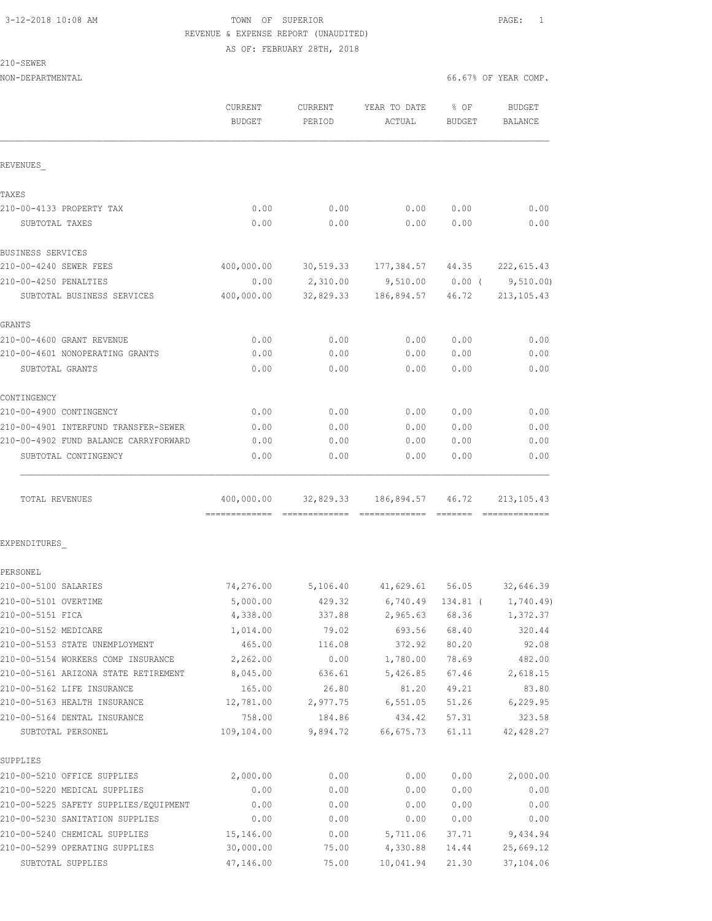3-12-2018 10:08 AM TOWN OF SUPERIOR PAGE: 1

REVENUE & EXPENSE REPORT (UNAUDITED)

AS OF: FEBRUARY 28TH, 2018

210-SEWER

NON-DEPARTMENTAL 66.67% OF YEAR COMP.

| | CURRENT BUDGET | CURRENT PERIOD | YEAR TO DATE ACTUAL | % OF BUDGET | BUDGET BALANCE |
|---|---|---|---|---|---|
| REVENUES_ | | | | | |
| TAXES | | | | | |
| 210-00-4133 PROPERTY TAX | 0.00 | 0.00 | 0.00 | 0.00 | 0.00 |
| SUBTOTAL TAXES | 0.00 | 0.00 | 0.00 | 0.00 | 0.00 |
| BUSINESS SERVICES | | | | | |
| 210-00-4240 SEWER FEES | 400,000.00 | 30,519.33 | 177,384.57 | 44.35 | 222,615.43 |
| 210-00-4250 PENALTIES | 0.00 | 2,310.00 | 9,510.00 | 0.00 ( | 9,510.00) |
| SUBTOTAL BUSINESS SERVICES | 400,000.00 | 32,829.33 | 186,894.57 | 46.72 | 213,105.43 |
| GRANTS | | | | | |
| 210-00-4600 GRANT REVENUE | 0.00 | 0.00 | 0.00 | 0.00 | 0.00 |
| 210-00-4601 NONOPERATING GRANTS | 0.00 | 0.00 | 0.00 | 0.00 | 0.00 |
| SUBTOTAL GRANTS | 0.00 | 0.00 | 0.00 | 0.00 | 0.00 |
| CONTINGENCY | | | | | |
| 210-00-4900 CONTINGENCY | 0.00 | 0.00 | 0.00 | 0.00 | 0.00 |
| 210-00-4901 INTERFUND TRANSFER-SEWER | 0.00 | 0.00 | 0.00 | 0.00 | 0.00 |
| 210-00-4902 FUND BALANCE CARRYFORWARD | 0.00 | 0.00 | 0.00 | 0.00 | 0.00 |
| SUBTOTAL CONTINGENCY | 0.00 | 0.00 | 0.00 | 0.00 | 0.00 |
| TOTAL REVENUES | 400,000.00 | 32,829.33 | 186,894.57 | 46.72 | 213,105.43 |
| EXPENDITURES_ | | | | | |
| PERSONEL | | | | | |
| 210-00-5100 SALARIES | 74,276.00 | 5,106.40 | 41,629.61 | 56.05 | 32,646.39 |
| 210-00-5101 OVERTIME | 5,000.00 | 429.32 | 6,740.49 | 134.81 ( | 1,740.49) |
| 210-00-5151 FICA | 4,338.00 | 337.88 | 2,965.63 | 68.36 | 1,372.37 |
| 210-00-5152 MEDICARE | 1,014.00 | 79.02 | 693.56 | 68.40 | 320.44 |
| 210-00-5153 STATE UNEMPLOYMENT | 465.00 | 116.08 | 372.92 | 80.20 | 92.08 |
| 210-00-5154 WORKERS COMP INSURANCE | 2,262.00 | 0.00 | 1,780.00 | 78.69 | 482.00 |
| 210-00-5161 ARIZONA STATE RETIREMENT | 8,045.00 | 636.61 | 5,426.85 | 67.46 | 2,618.15 |
| 210-00-5162 LIFE INSURANCE | 165.00 | 26.80 | 81.20 | 49.21 | 83.80 |
| 210-00-5163 HEALTH INSURANCE | 12,781.00 | 2,977.75 | 6,551.05 | 51.26 | 6,229.95 |
| 210-00-5164 DENTAL INSURANCE | 758.00 | 184.86 | 434.42 | 57.31 | 323.58 |
| SUBTOTAL PERSONEL | 109,104.00 | 9,894.72 | 66,675.73 | 61.11 | 42,428.27 |
| SUPPLIES | | | | | |
| 210-00-5210 OFFICE SUPPLIES | 2,000.00 | 0.00 | 0.00 | 0.00 | 2,000.00 |
| 210-00-5220 MEDICAL SUPPLIES | 0.00 | 0.00 | 0.00 | 0.00 | 0.00 |
| 210-00-5225 SAFETY SUPPLIES/EQUIPMENT | 0.00 | 0.00 | 0.00 | 0.00 | 0.00 |
| 210-00-5230 SANITATION SUPPLIES | 0.00 | 0.00 | 0.00 | 0.00 | 0.00 |
| 210-00-5240 CHEMICAL SUPPLIES | 15,146.00 | 0.00 | 5,711.06 | 37.71 | 9,434.94 |
| 210-00-5299 OPERATING SUPPLIES | 30,000.00 | 75.00 | 4,330.88 | 14.44 | 25,669.12 |
| SUBTOTAL SUPPLIES | 47,146.00 | 75.00 | 10,041.94 | 21.30 | 37,104.06 |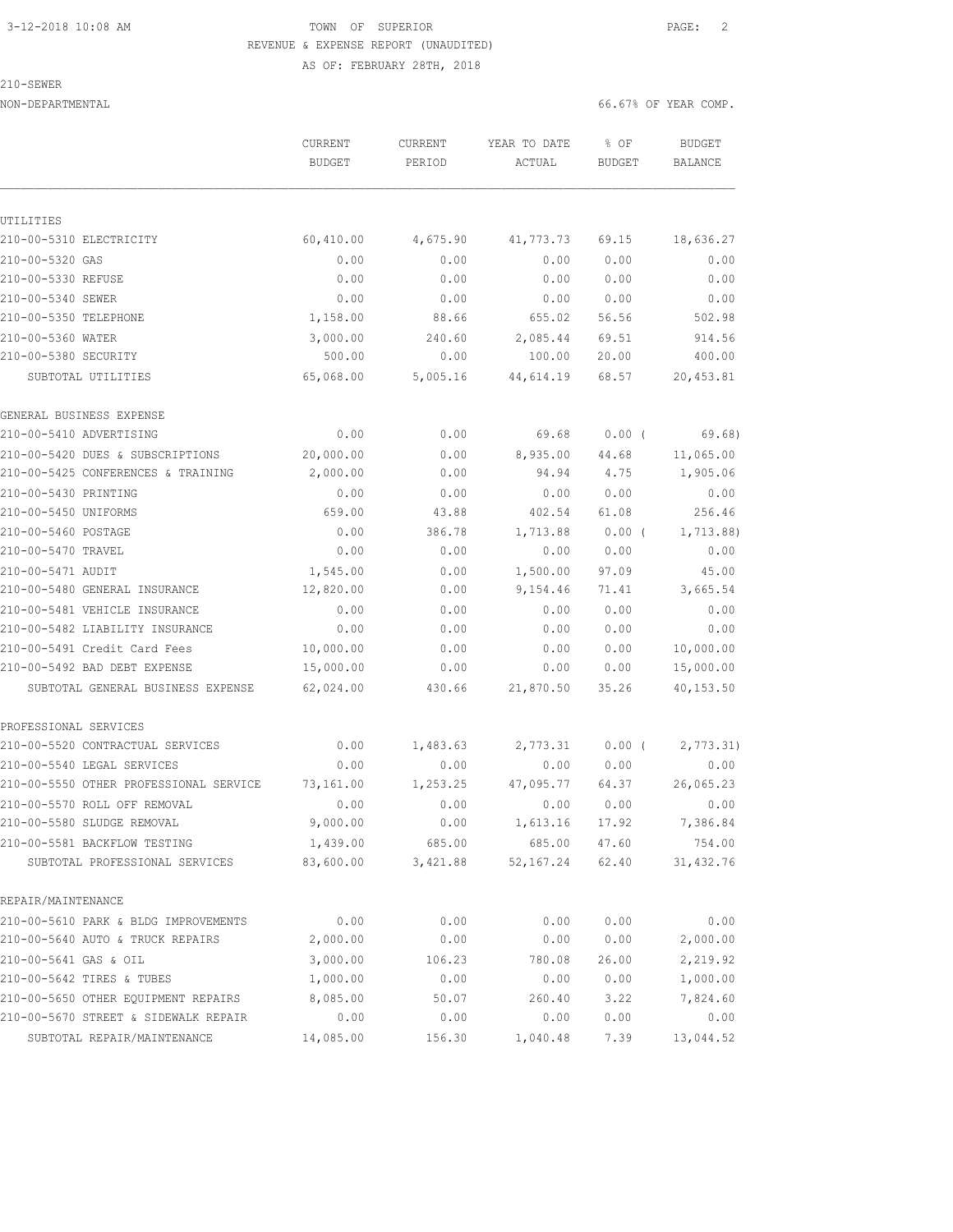TOWN OF SUPERIOR
REVENUE & EXPENSE REPORT (UNAUDITED)
AS OF: FEBRUARY 28TH, 2018

210-SEWER
NON-DEPARTMENTAL — 66.67% OF YEAR COMP.

| | CURRENT BUDGET | CURRENT PERIOD | YEAR TO DATE ACTUAL | % OF BUDGET | BUDGET BALANCE |
|---|---|---|---|---|---|
| **UTILITIES** | | | | | |
| 210-00-5310 ELECTRICITY | 60,410.00 | 4,675.90 | 41,773.73 | 69.15 | 18,636.27 |
| 210-00-5320 GAS | 0.00 | 0.00 | 0.00 | 0.00 | 0.00 |
| 210-00-5330 REFUSE | 0.00 | 0.00 | 0.00 | 0.00 | 0.00 |
| 210-00-5340 SEWER | 0.00 | 0.00 | 0.00 | 0.00 | 0.00 |
| 210-00-5350 TELEPHONE | 1,158.00 | 88.66 | 655.02 | 56.56 | 502.98 |
| 210-00-5360 WATER | 3,000.00 | 240.60 | 2,085.44 | 69.51 | 914.56 |
| 210-00-5380 SECURITY | 500.00 | 0.00 | 100.00 | 20.00 | 400.00 |
| SUBTOTAL UTILITIES | 65,068.00 | 5,005.16 | 44,614.19 | 68.57 | 20,453.81 |
| **GENERAL BUSINESS EXPENSE** | | | | | |
| 210-00-5410 ADVERTISING | 0.00 | 0.00 | 69.68 | 0.00 ( | 69.68) |
| 210-00-5420 DUES & SUBSCRIPTIONS | 20,000.00 | 0.00 | 8,935.00 | 44.68 | 11,065.00 |
| 210-00-5425 CONFERENCES & TRAINING | 2,000.00 | 0.00 | 94.94 | 4.75 | 1,905.06 |
| 210-00-5430 PRINTING | 0.00 | 0.00 | 0.00 | 0.00 | 0.00 |
| 210-00-5450 UNIFORMS | 659.00 | 43.88 | 402.54 | 61.08 | 256.46 |
| 210-00-5460 POSTAGE | 0.00 | 386.78 | 1,713.88 | 0.00 ( | 1,713.88) |
| 210-00-5470 TRAVEL | 0.00 | 0.00 | 0.00 | 0.00 | 0.00 |
| 210-00-5471 AUDIT | 1,545.00 | 0.00 | 1,500.00 | 97.09 | 45.00 |
| 210-00-5480 GENERAL INSURANCE | 12,820.00 | 0.00 | 9,154.46 | 71.41 | 3,665.54 |
| 210-00-5481 VEHICLE INSURANCE | 0.00 | 0.00 | 0.00 | 0.00 | 0.00 |
| 210-00-5482 LIABILITY INSURANCE | 0.00 | 0.00 | 0.00 | 0.00 | 0.00 |
| 210-00-5491 Credit Card Fees | 10,000.00 | 0.00 | 0.00 | 0.00 | 10,000.00 |
| 210-00-5492 BAD DEBT EXPENSE | 15,000.00 | 0.00 | 0.00 | 0.00 | 15,000.00 |
| SUBTOTAL GENERAL BUSINESS EXPENSE | 62,024.00 | 430.66 | 21,870.50 | 35.26 | 40,153.50 |
| **PROFESSIONAL SERVICES** | | | | | |
| 210-00-5520 CONTRACTUAL SERVICES | 0.00 | 1,483.63 | 2,773.31 | 0.00 ( | 2,773.31) |
| 210-00-5540 LEGAL SERVICES | 0.00 | 0.00 | 0.00 | 0.00 | 0.00 |
| 210-00-5550 OTHER PROFESSIONAL SERVICE | 73,161.00 | 1,253.25 | 47,095.77 | 64.37 | 26,065.23 |
| 210-00-5570 ROLL OFF REMOVAL | 0.00 | 0.00 | 0.00 | 0.00 | 0.00 |
| 210-00-5580 SLUDGE REMOVAL | 9,000.00 | 0.00 | 1,613.16 | 17.92 | 7,386.84 |
| 210-00-5581 BACKFLOW TESTING | 1,439.00 | 685.00 | 685.00 | 47.60 | 754.00 |
| SUBTOTAL PROFESSIONAL SERVICES | 83,600.00 | 3,421.88 | 52,167.24 | 62.40 | 31,432.76 |
| **REPAIR/MAINTENANCE** | | | | | |
| 210-00-5610 PARK & BLDG IMPROVEMENTS | 0.00 | 0.00 | 0.00 | 0.00 | 0.00 |
| 210-00-5640 AUTO & TRUCK REPAIRS | 2,000.00 | 0.00 | 0.00 | 0.00 | 2,000.00 |
| 210-00-5641 GAS & OIL | 3,000.00 | 106.23 | 780.08 | 26.00 | 2,219.92 |
| 210-00-5642 TIRES & TUBES | 1,000.00 | 0.00 | 0.00 | 0.00 | 1,000.00 |
| 210-00-5650 OTHER EQUIPMENT REPAIRS | 8,085.00 | 50.07 | 260.40 | 3.22 | 7,824.60 |
| 210-00-5670 STREET & SIDEWALK REPAIR | 0.00 | 0.00 | 0.00 | 0.00 | 0.00 |
| SUBTOTAL REPAIR/MAINTENANCE | 14,085.00 | 156.30 | 1,040.48 | 7.39 | 13,044.52 |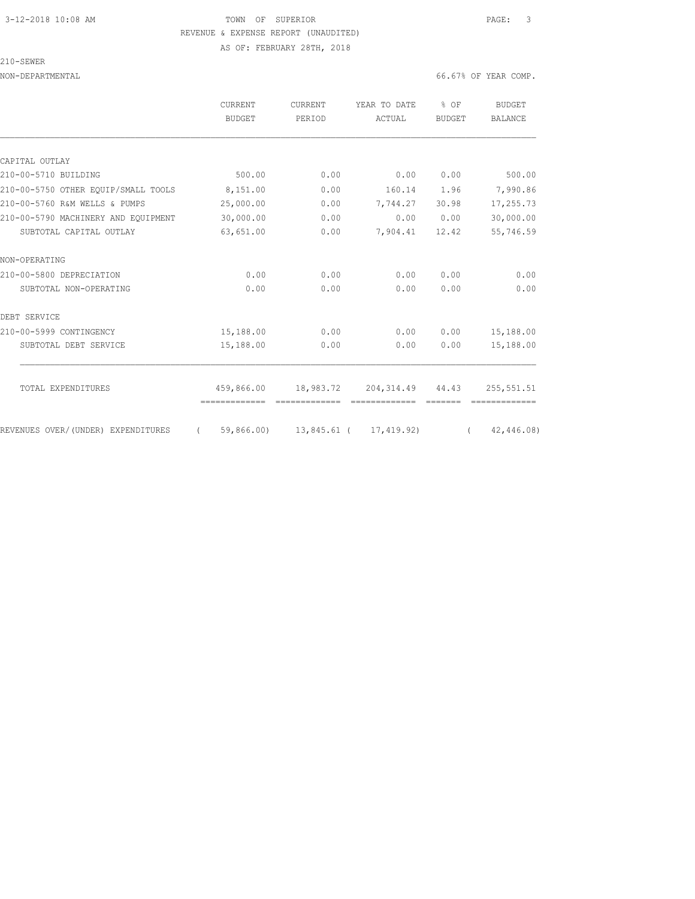TOWN OF SUPERIOR
REVENUE & EXPENSE REPORT (UNAUDITED)
AS OF: FEBRUARY 28TH, 2018

210-SEWER

NON-DEPARTMENTAL — 66.67% OF YEAR COMP.

| | CURRENT BUDGET | CURRENT PERIOD | YEAR TO DATE ACTUAL | % OF BUDGET | BUDGET BALANCE |
|---|---|---|---|---|---|
| **CAPITAL OUTLAY** | | | | | |
| 210-00-5710 BUILDING | 500.00 | 0.00 | 0.00 | 0.00 | 500.00 |
| 210-00-5750 OTHER EQUIP/SMALL TOOLS | 8,151.00 | 0.00 | 160.14 | 1.96 | 7,990.86 |
| 210-00-5760 R&M WELLS & PUMPS | 25,000.00 | 0.00 | 7,744.27 | 30.98 | 17,255.73 |
| 210-00-5790 MACHINERY AND EQUIPMENT | 30,000.00 | 0.00 | 0.00 | 0.00 | 30,000.00 |
| SUBTOTAL CAPITAL OUTLAY | 63,651.00 | 0.00 | 7,904.41 | 12.42 | 55,746.59 |
| **NON-OPERATING** | | | | | |
| 210-00-5800 DEPRECIATION | 0.00 | 0.00 | 0.00 | 0.00 | 0.00 |
| SUBTOTAL NON-OPERATING | 0.00 | 0.00 | 0.00 | 0.00 | 0.00 |
| **DEBT SERVICE** | | | | | |
| 210-00-5999 CONTINGENCY | 15,188.00 | 0.00 | 0.00 | 0.00 | 15,188.00 |
| SUBTOTAL DEBT SERVICE | 15,188.00 | 0.00 | 0.00 | 0.00 | 15,188.00 |
| TOTAL EXPENDITURES | 459,866.00 | 18,983.72 | 204,314.49 | 44.43 | 255,551.51 |
| REVENUES OVER/(UNDER) EXPENDITURES | ( 59,866.00) | 13,845.61 | ( 17,419.92) | | ( 42,446.08) |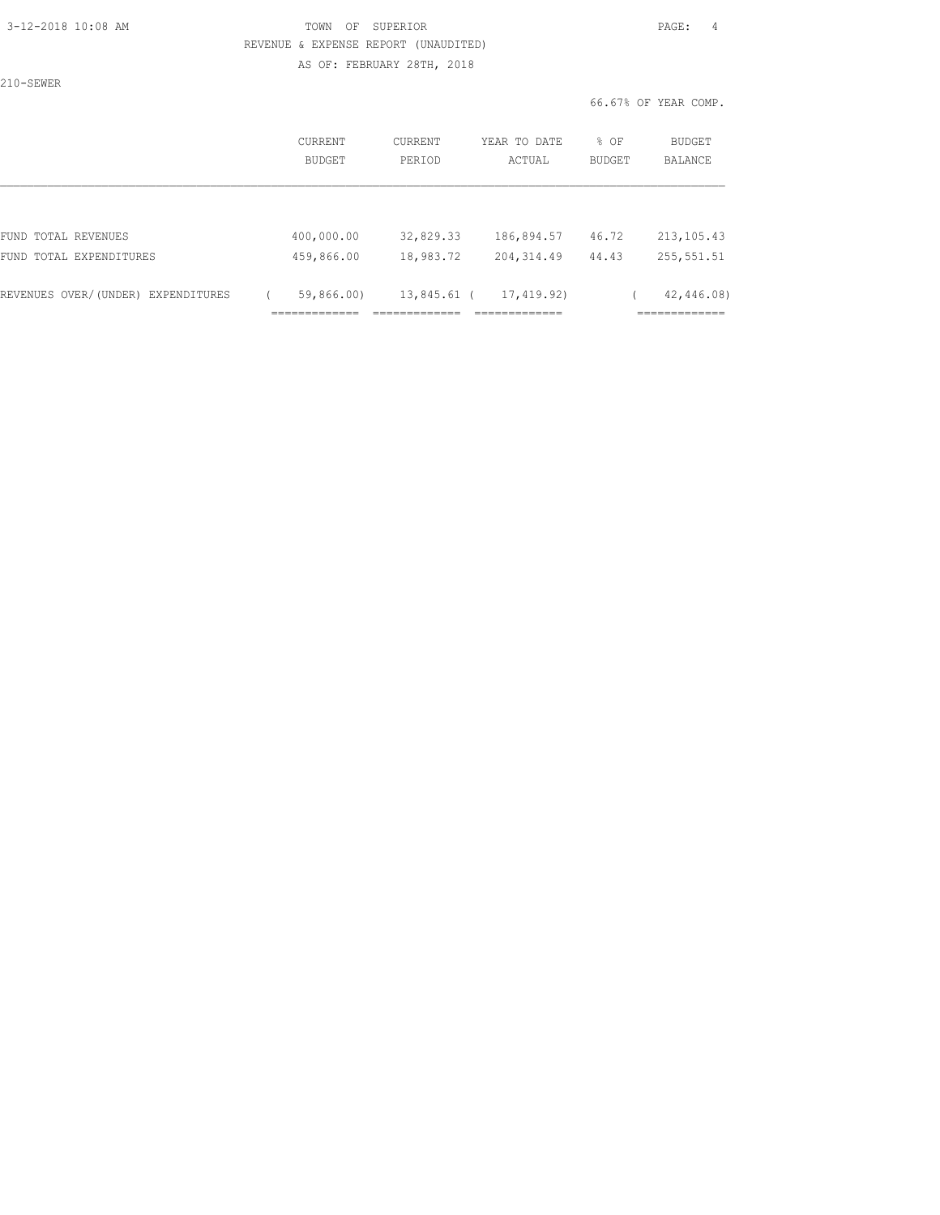TOWN OF SUPERIOR

REVENUE & EXPENSE REPORT (UNAUDITED)

AS OF: FEBRUARY 28TH, 2018

210-SEWER

66.67% OF YEAR COMP.

| | CURRENT BUDGET | CURRENT PERIOD | YEAR TO DATE ACTUAL | % OF BUDGET | BUDGET BALANCE |
|---|---|---|---|---|---|
| FUND TOTAL REVENUES | 400,000.00 | 32,829.33 | 186,894.57 | 46.72 | 213,105.43 |
| FUND TOTAL EXPENDITURES | 459,866.00 | 18,983.72 | 204,314.49 | 44.43 | 255,551.51 |
| REVENUES OVER/(UNDER) EXPENDITURES | ( 59,866.00) | 13,845.61 | ( 17,419.92) | | ( 42,446.08) |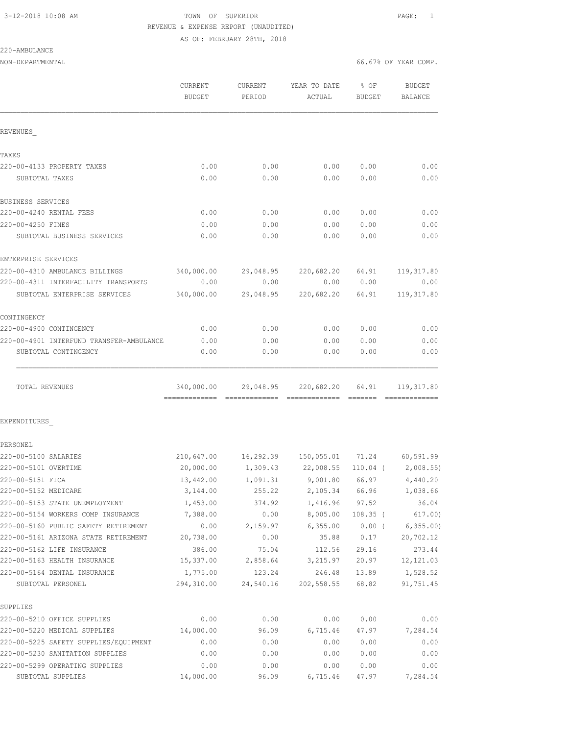TOWN OF SUPERIOR

REVENUE & EXPENSE REPORT (UNAUDITED)

AS OF: FEBRUARY 28TH, 2018

220-AMBULANCE

NON-DEPARTMENTAL

66.67% OF YEAR COMP.

| | CURRENT BUDGET | CURRENT PERIOD | YEAR TO DATE ACTUAL | % OF BUDGET | BUDGET BALANCE |
|---|---|---|---|---|---|
| **REVENUES** | | | | | |
| TAXES | | | | | |
| 220-00-4133 PROPERTY TAXES | 0.00 | 0.00 | 0.00 | 0.00 | 0.00 |
| SUBTOTAL TAXES | 0.00 | 0.00 | 0.00 | 0.00 | 0.00 |
| BUSINESS SERVICES | | | | | |
| 220-00-4240 RENTAL FEES | 0.00 | 0.00 | 0.00 | 0.00 | 0.00 |
| 220-00-4250 FINES | 0.00 | 0.00 | 0.00 | 0.00 | 0.00 |
| SUBTOTAL BUSINESS SERVICES | 0.00 | 0.00 | 0.00 | 0.00 | 0.00 |
| ENTERPRISE SERVICES | | | | | |
| 220-00-4310 AMBULANCE BILLINGS | 340,000.00 | 29,048.95 | 220,682.20 | 64.91 | 119,317.80 |
| 220-00-4311 INTERFACILITY TRANSPORTS | 0.00 | 0.00 | 0.00 | 0.00 | 0.00 |
| SUBTOTAL ENTERPRISE SERVICES | 340,000.00 | 29,048.95 | 220,682.20 | 64.91 | 119,317.80 |
| CONTINGENCY | | | | | |
| 220-00-4900 CONTINGENCY | 0.00 | 0.00 | 0.00 | 0.00 | 0.00 |
| 220-00-4901 INTERFUND TRANSFER-AMBULANCE | 0.00 | 0.00 | 0.00 | 0.00 | 0.00 |
| SUBTOTAL CONTINGENCY | 0.00 | 0.00 | 0.00 | 0.00 | 0.00 |
| TOTAL REVENUES | 340,000.00 | 29,048.95 | 220,682.20 | 64.91 | 119,317.80 |
| **EXPENDITURES** | | | | | |
| PERSONEL | | | | | |
| 220-00-5100 SALARIES | 210,647.00 | 16,292.39 | 150,055.01 | 71.24 | 60,591.99 |
| 220-00-5101 OVERTIME | 20,000.00 | 1,309.43 | 22,008.55 | 110.04 | ( 2,008.55) |
| 220-00-5151 FICA | 13,442.00 | 1,091.31 | 9,001.80 | 66.97 | 4,440.20 |
| 220-00-5152 MEDICARE | 3,144.00 | 255.22 | 2,105.34 | 66.96 | 1,038.66 |
| 220-00-5153 STATE UNEMPLOYMENT | 1,453.00 | 374.92 | 1,416.96 | 97.52 | 36.04 |
| 220-00-5154 WORKERS COMP INSURANCE | 7,388.00 | 0.00 | 8,005.00 | 108.35 | ( 617.00) |
| 220-00-5160 PUBLIC SAFETY RETIREMENT | 0.00 | 2,159.97 | 6,355.00 | 0.00 | ( 6,355.00) |
| 220-00-5161 ARIZONA STATE RETIREMENT | 20,738.00 | 0.00 | 35.88 | 0.17 | 20,702.12 |
| 220-00-5162 LIFE INSURANCE | 386.00 | 75.04 | 112.56 | 29.16 | 273.44 |
| 220-00-5163 HEALTH INSURANCE | 15,337.00 | 2,858.64 | 3,215.97 | 20.97 | 12,121.03 |
| 220-00-5164 DENTAL INSURANCE | 1,775.00 | 123.24 | 246.48 | 13.89 | 1,528.52 |
| SUBTOTAL PERSONEL | 294,310.00 | 24,540.16 | 202,558.55 | 68.82 | 91,751.45 |
| SUPPLIES | | | | | |
| 220-00-5210 OFFICE SUPPLIES | 0.00 | 0.00 | 0.00 | 0.00 | 0.00 |
| 220-00-5220 MEDICAL SUPPLIES | 14,000.00 | 96.09 | 6,715.46 | 47.97 | 7,284.54 |
| 220-00-5225 SAFETY SUPPLIES/EQUIPMENT | 0.00 | 0.00 | 0.00 | 0.00 | 0.00 |
| 220-00-5230 SANITATION SUPPLIES | 0.00 | 0.00 | 0.00 | 0.00 | 0.00 |
| 220-00-5299 OPERATING SUPPLIES | 0.00 | 0.00 | 0.00 | 0.00 | 0.00 |
| SUBTOTAL SUPPLIES | 14,000.00 | 96.09 | 6,715.46 | 47.97 | 7,284.54 |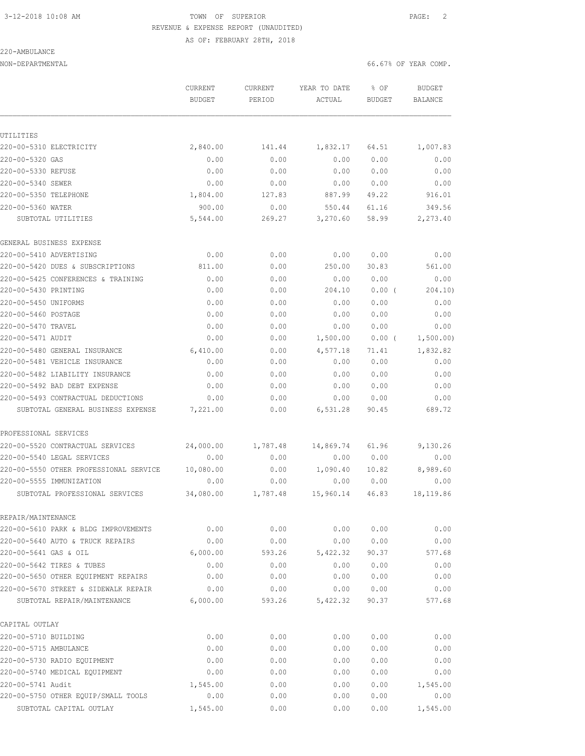3-12-2018 10:08 AM TOWN OF SUPERIOR

REVENUE & EXPENSE REPORT (UNAUDITED)

AS OF: FEBRUARY 28TH, 2018

220-AMBULANCE

NON-DEPARTMENTAL 66.67% OF YEAR COMP.

| | CURRENT BUDGET | CURRENT PERIOD | YEAR TO DATE ACTUAL | % OF BUDGET | BUDGET BALANCE |
|---|---|---|---|---|---|
| UTILITIES | | | | | |
| 220-00-5310 ELECTRICITY | 2,840.00 | 141.44 | 1,832.17 | 64.51 | 1,007.83 |
| 220-00-5320 GAS | 0.00 | 0.00 | 0.00 | 0.00 | 0.00 |
| 220-00-5330 REFUSE | 0.00 | 0.00 | 0.00 | 0.00 | 0.00 |
| 220-00-5340 SEWER | 0.00 | 0.00 | 0.00 | 0.00 | 0.00 |
| 220-00-5350 TELEPHONE | 1,804.00 | 127.83 | 887.99 | 49.22 | 916.01 |
| 220-00-5360 WATER | 900.00 | 0.00 | 550.44 | 61.16 | 349.56 |
| SUBTOTAL UTILITIES | 5,544.00 | 269.27 | 3,270.60 | 58.99 | 2,273.40 |
| GENERAL BUSINESS EXPENSE | | | | | |
| 220-00-5410 ADVERTISING | 0.00 | 0.00 | 0.00 | 0.00 | 0.00 |
| 220-00-5420 DUES & SUBSCRIPTIONS | 811.00 | 0.00 | 250.00 | 30.83 | 561.00 |
| 220-00-5425 CONFERENCES & TRAINING | 0.00 | 0.00 | 0.00 | 0.00 | 0.00 |
| 220-00-5430 PRINTING | 0.00 | 0.00 | 204.10 | 0.00 ( | 204.10) |
| 220-00-5450 UNIFORMS | 0.00 | 0.00 | 0.00 | 0.00 | 0.00 |
| 220-00-5460 POSTAGE | 0.00 | 0.00 | 0.00 | 0.00 | 0.00 |
| 220-00-5470 TRAVEL | 0.00 | 0.00 | 0.00 | 0.00 | 0.00 |
| 220-00-5471 AUDIT | 0.00 | 0.00 | 1,500.00 | 0.00 ( | 1,500.00) |
| 220-00-5480 GENERAL INSURANCE | 6,410.00 | 0.00 | 4,577.18 | 71.41 | 1,832.82 |
| 220-00-5481 VEHICLE INSURANCE | 0.00 | 0.00 | 0.00 | 0.00 | 0.00 |
| 220-00-5482 LIABILITY INSURANCE | 0.00 | 0.00 | 0.00 | 0.00 | 0.00 |
| 220-00-5492 BAD DEBT EXPENSE | 0.00 | 0.00 | 0.00 | 0.00 | 0.00 |
| 220-00-5493 CONTRACTUAL DEDUCTIONS | 0.00 | 0.00 | 0.00 | 0.00 | 0.00 |
| SUBTOTAL GENERAL BUSINESS EXPENSE | 7,221.00 | 0.00 | 6,531.28 | 90.45 | 689.72 |
| PROFESSIONAL SERVICES | | | | | |
| 220-00-5520 CONTRACTUAL SERVICES | 24,000.00 | 1,787.48 | 14,869.74 | 61.96 | 9,130.26 |
| 220-00-5540 LEGAL SERVICES | 0.00 | 0.00 | 0.00 | 0.00 | 0.00 |
| 220-00-5550 OTHER PROFESSIONAL SERVICE | 10,080.00 | 0.00 | 1,090.40 | 10.82 | 8,989.60 |
| 220-00-5555 IMMUNIZATION | 0.00 | 0.00 | 0.00 | 0.00 | 0.00 |
| SUBTOTAL PROFESSIONAL SERVICES | 34,080.00 | 1,787.48 | 15,960.14 | 46.83 | 18,119.86 |
| REPAIR/MAINTENANCE | | | | | |
| 220-00-5610 PARK & BLDG IMPROVEMENTS | 0.00 | 0.00 | 0.00 | 0.00 | 0.00 |
| 220-00-5640 AUTO & TRUCK REPAIRS | 0.00 | 0.00 | 0.00 | 0.00 | 0.00 |
| 220-00-5641 GAS & OIL | 6,000.00 | 593.26 | 5,422.32 | 90.37 | 577.68 |
| 220-00-5642 TIRES & TUBES | 0.00 | 0.00 | 0.00 | 0.00 | 0.00 |
| 220-00-5650 OTHER EQUIPMENT REPAIRS | 0.00 | 0.00 | 0.00 | 0.00 | 0.00 |
| 220-00-5670 STREET & SIDEWALK REPAIR | 0.00 | 0.00 | 0.00 | 0.00 | 0.00 |
| SUBTOTAL REPAIR/MAINTENANCE | 6,000.00 | 593.26 | 5,422.32 | 90.37 | 577.68 |
| CAPITAL OUTLAY | | | | | |
| 220-00-5710 BUILDING | 0.00 | 0.00 | 0.00 | 0.00 | 0.00 |
| 220-00-5715 AMBULANCE | 0.00 | 0.00 | 0.00 | 0.00 | 0.00 |
| 220-00-5730 RADIO EQUIPMENT | 0.00 | 0.00 | 0.00 | 0.00 | 0.00 |
| 220-00-5740 MEDICAL EQUIPMENT | 0.00 | 0.00 | 0.00 | 0.00 | 0.00 |
| 220-00-5741 Audit | 1,545.00 | 0.00 | 0.00 | 0.00 | 1,545.00 |
| 220-00-5750 OTHER EQUIP/SMALL TOOLS | 0.00 | 0.00 | 0.00 | 0.00 | 0.00 |
| SUBTOTAL CAPITAL OUTLAY | 1,545.00 | 0.00 | 0.00 | 0.00 | 1,545.00 |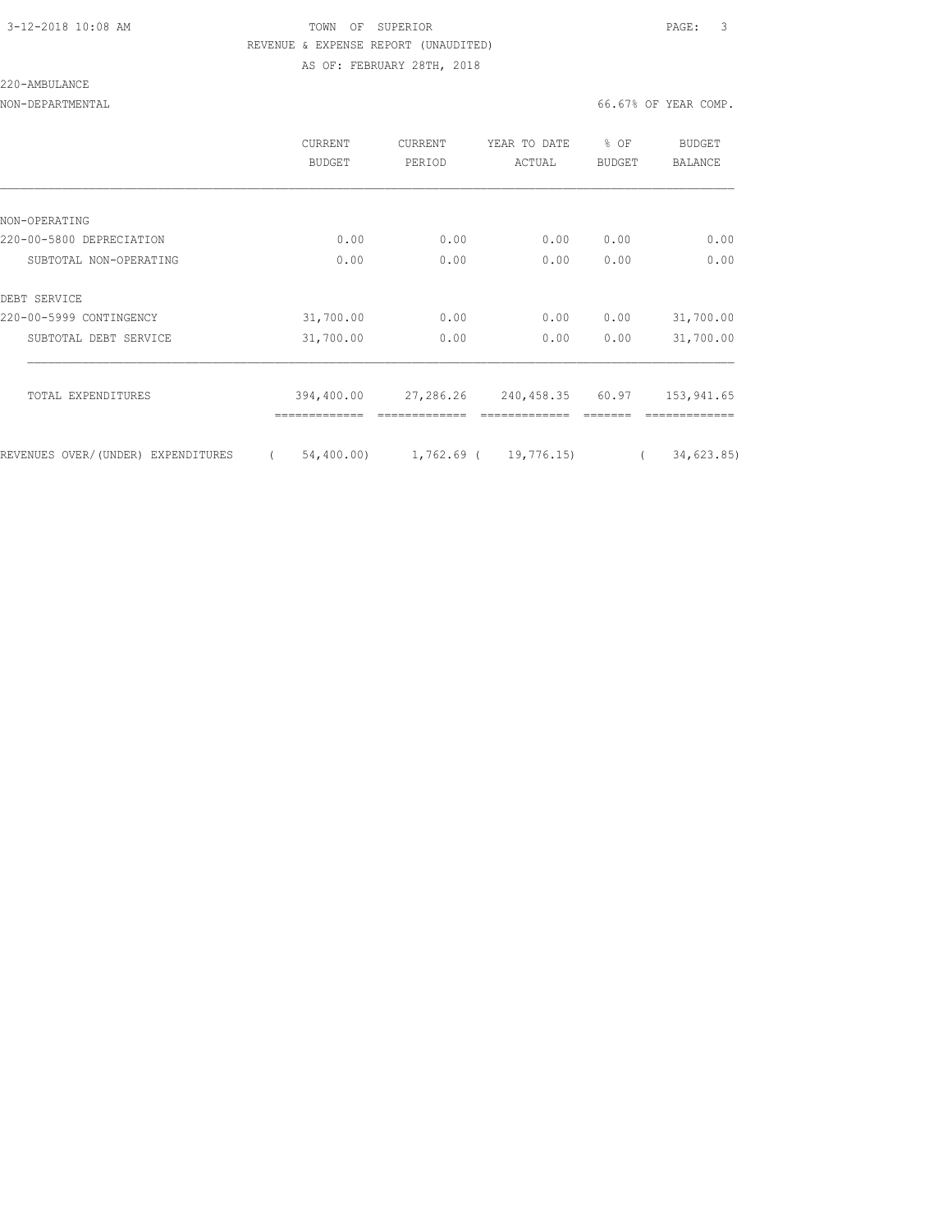TOWN OF SUPERIOR

REVENUE & EXPENSE REPORT (UNAUDITED)

AS OF: FEBRUARY 28TH, 2018

220-AMBULANCE

NON-DEPARTMENTAL — 66.67% OF YEAR COMP.

| | CURRENT BUDGET | CURRENT PERIOD | YEAR TO DATE ACTUAL | % OF BUDGET | BUDGET BALANCE |
|---|---|---|---|---|---|
| NON-OPERATING | | | | | |
| 220-00-5800 DEPRECIATION | 0.00 | 0.00 | 0.00 | 0.00 | 0.00 |
| SUBTOTAL NON-OPERATING | 0.00 | 0.00 | 0.00 | 0.00 | 0.00 |
| DEBT SERVICE | | | | | |
| 220-00-5999 CONTINGENCY | 31,700.00 | 0.00 | 0.00 | 0.00 | 31,700.00 |
| SUBTOTAL DEBT SERVICE | 31,700.00 | 0.00 | 0.00 | 0.00 | 31,700.00 |
| TOTAL EXPENDITURES | 394,400.00 | 27,286.26 | 240,458.35 | 60.97 | 153,941.65 |
| REVENUES OVER/(UNDER) EXPENDITURES | ( 54,400.00) | 1,762.69 | ( 19,776.15) | | ( 34,623.85) |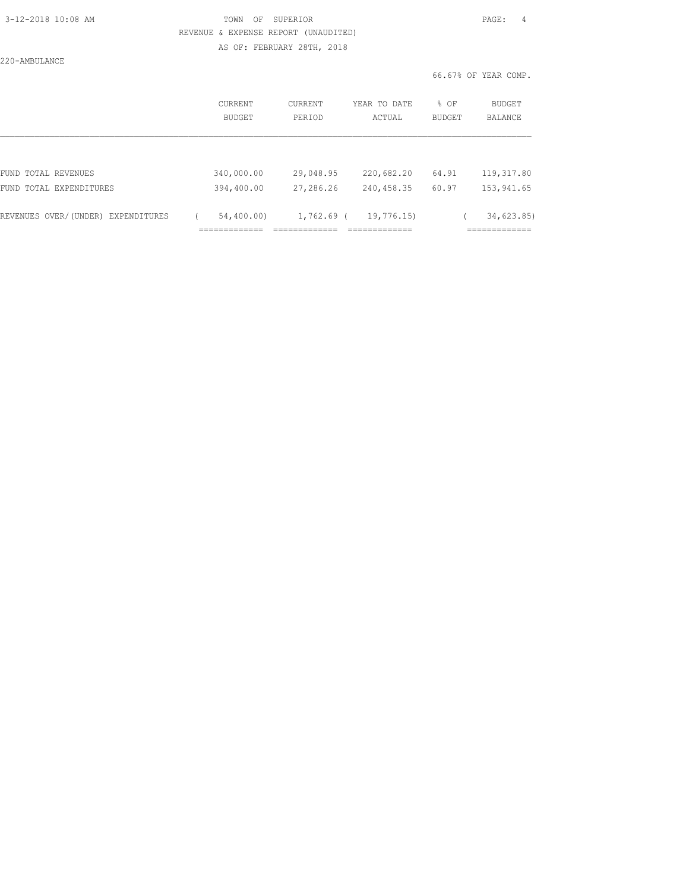TOWN OF SUPERIOR

REVENUE & EXPENSE REPORT (UNAUDITED)

AS OF: FEBRUARY 28TH, 2018

220-AMBULANCE

66.67% OF YEAR COMP.

| | CURRENT BUDGET | CURRENT PERIOD | YEAR TO DATE ACTUAL | % OF BUDGET | BUDGET BALANCE |
|---|---|---|---|---|---|
| FUND TOTAL REVENUES | 340,000.00 | 29,048.95 | 220,682.20 | 64.91 | 119,317.80 |
| FUND TOTAL EXPENDITURES | 394,400.00 | 27,286.26 | 240,458.35 | 60.97 | 153,941.65 |
| REVENUES OVER/(UNDER) EXPENDITURES | ( 54,400.00) | 1,762.69 | ( 19,776.15) | | ( 34,623.85) |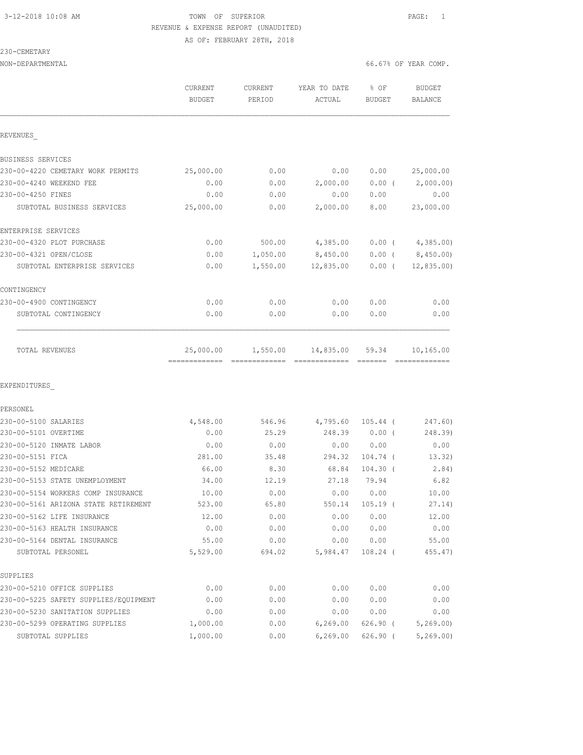TOWN OF SUPERIOR
REVENUE & EXPENSE REPORT (UNAUDITED)
AS OF: FEBRUARY 28TH, 2018

230-CEMETARY
NON-DEPARTMENTAL

66.67% OF YEAR COMP.

| | CURRENT BUDGET | CURRENT PERIOD | YEAR TO DATE ACTUAL | % OF BUDGET | BUDGET BALANCE |
|---|---|---|---|---|---|
| **REVENUES** | | | | | |
| BUSINESS SERVICES | | | | | |
| 230-00-4220 CEMETARY WORK PERMITS | 25,000.00 | 0.00 | 0.00 | 0.00 | 25,000.00 |
| 230-00-4240 WEEKEND FEE | 0.00 | 0.00 | 2,000.00 | 0.00 ( | 2,000.00) |
| 230-00-4250 FINES | 0.00 | 0.00 | 0.00 | 0.00 | 0.00 |
| SUBTOTAL BUSINESS SERVICES | 25,000.00 | 0.00 | 2,000.00 | 8.00 | 23,000.00 |
| ENTERPRISE SERVICES | | | | | |
| 230-00-4320 PLOT PURCHASE | 0.00 | 500.00 | 4,385.00 | 0.00 ( | 4,385.00) |
| 230-00-4321 OPEN/CLOSE | 0.00 | 1,050.00 | 8,450.00 | 0.00 ( | 8,450.00) |
| SUBTOTAL ENTERPRISE SERVICES | 0.00 | 1,550.00 | 12,835.00 | 0.00 ( | 12,835.00) |
| CONTINGENCY | | | | | |
| 230-00-4900 CONTINGENCY | 0.00 | 0.00 | 0.00 | 0.00 | 0.00 |
| SUBTOTAL CONTINGENCY | 0.00 | 0.00 | 0.00 | 0.00 | 0.00 |
| TOTAL REVENUES | 25,000.00 | 1,550.00 | 14,835.00 | 59.34 | 10,165.00 |
| **EXPENDITURES** | | | | | |
| PERSONEL | | | | | |
| 230-00-5100 SALARIES | 4,548.00 | 546.96 | 4,795.60 | 105.44 ( | 247.60) |
| 230-00-5101 OVERTIME | 0.00 | 25.29 | 248.39 | 0.00 ( | 248.39) |
| 230-00-5120 INMATE LABOR | 0.00 | 0.00 | 0.00 | 0.00 | 0.00 |
| 230-00-5151 FICA | 281.00 | 35.48 | 294.32 | 104.74 ( | 13.32) |
| 230-00-5152 MEDICARE | 66.00 | 8.30 | 68.84 | 104.30 ( | 2.84) |
| 230-00-5153 STATE UNEMPLOYMENT | 34.00 | 12.19 | 27.18 | 79.94 | 6.82 |
| 230-00-5154 WORKERS COMP INSURANCE | 10.00 | 0.00 | 0.00 | 0.00 | 10.00 |
| 230-00-5161 ARIZONA STATE RETIREMENT | 523.00 | 65.80 | 550.14 | 105.19 ( | 27.14) |
| 230-00-5162 LIFE INSURANCE | 12.00 | 0.00 | 0.00 | 0.00 | 12.00 |
| 230-00-5163 HEALTH INSURANCE | 0.00 | 0.00 | 0.00 | 0.00 | 0.00 |
| 230-00-5164 DENTAL INSURANCE | 55.00 | 0.00 | 0.00 | 0.00 | 55.00 |
| SUBTOTAL PERSONEL | 5,529.00 | 694.02 | 5,984.47 | 108.24 ( | 455.47) |
| SUPPLIES | | | | | |
| 230-00-5210 OFFICE SUPPLIES | 0.00 | 0.00 | 0.00 | 0.00 | 0.00 |
| 230-00-5225 SAFETY SUPPLIES/EQUIPMENT | 0.00 | 0.00 | 0.00 | 0.00 | 0.00 |
| 230-00-5230 SANITATION SUPPLIES | 0.00 | 0.00 | 0.00 | 0.00 | 0.00 |
| 230-00-5299 OPERATING SUPPLIES | 1,000.00 | 0.00 | 6,269.00 | 626.90 ( | 5,269.00) |
| SUBTOTAL SUPPLIES | 1,000.00 | 0.00 | 6,269.00 | 626.90 ( | 5,269.00) |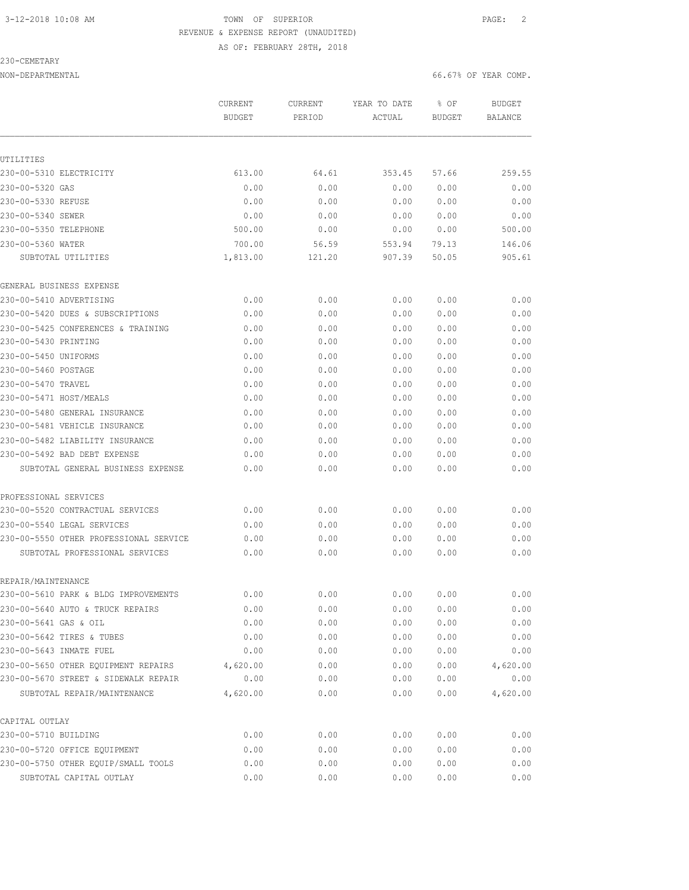TOWN OF SUPERIOR
REVENUE & EXPENSE REPORT (UNAUDITED)
AS OF: FEBRUARY 28TH, 2018

230-CEMETARY
NON-DEPARTMENTAL

66.67% OF YEAR COMP.

| | CURRENT BUDGET | CURRENT PERIOD | YEAR TO DATE ACTUAL | % OF BUDGET | BUDGET BALANCE |
|---|---|---|---|---|---|
| **UTILITIES** | | | | | |
| 230-00-5310 ELECTRICITY | 613.00 | 64.61 | 353.45 | 57.66 | 259.55 |
| 230-00-5320 GAS | 0.00 | 0.00 | 0.00 | 0.00 | 0.00 |
| 230-00-5330 REFUSE | 0.00 | 0.00 | 0.00 | 0.00 | 0.00 |
| 230-00-5340 SEWER | 0.00 | 0.00 | 0.00 | 0.00 | 0.00 |
| 230-00-5350 TELEPHONE | 500.00 | 0.00 | 0.00 | 0.00 | 500.00 |
| 230-00-5360 WATER | 700.00 | 56.59 | 553.94 | 79.13 | 146.06 |
| SUBTOTAL UTILITIES | 1,813.00 | 121.20 | 907.39 | 50.05 | 905.61 |
| **GENERAL BUSINESS EXPENSE** | | | | | |
| 230-00-5410 ADVERTISING | 0.00 | 0.00 | 0.00 | 0.00 | 0.00 |
| 230-00-5420 DUES & SUBSCRIPTIONS | 0.00 | 0.00 | 0.00 | 0.00 | 0.00 |
| 230-00-5425 CONFERENCES & TRAINING | 0.00 | 0.00 | 0.00 | 0.00 | 0.00 |
| 230-00-5430 PRINTING | 0.00 | 0.00 | 0.00 | 0.00 | 0.00 |
| 230-00-5450 UNIFORMS | 0.00 | 0.00 | 0.00 | 0.00 | 0.00 |
| 230-00-5460 POSTAGE | 0.00 | 0.00 | 0.00 | 0.00 | 0.00 |
| 230-00-5470 TRAVEL | 0.00 | 0.00 | 0.00 | 0.00 | 0.00 |
| 230-00-5471 HOST/MEALS | 0.00 | 0.00 | 0.00 | 0.00 | 0.00 |
| 230-00-5480 GENERAL INSURANCE | 0.00 | 0.00 | 0.00 | 0.00 | 0.00 |
| 230-00-5481 VEHICLE INSURANCE | 0.00 | 0.00 | 0.00 | 0.00 | 0.00 |
| 230-00-5482 LIABILITY INSURANCE | 0.00 | 0.00 | 0.00 | 0.00 | 0.00 |
| 230-00-5492 BAD DEBT EXPENSE | 0.00 | 0.00 | 0.00 | 0.00 | 0.00 |
| SUBTOTAL GENERAL BUSINESS EXPENSE | 0.00 | 0.00 | 0.00 | 0.00 | 0.00 |
| **PROFESSIONAL SERVICES** | | | | | |
| 230-00-5520 CONTRACTUAL SERVICES | 0.00 | 0.00 | 0.00 | 0.00 | 0.00 |
| 230-00-5540 LEGAL SERVICES | 0.00 | 0.00 | 0.00 | 0.00 | 0.00 |
| 230-00-5550 OTHER PROFESSIONAL SERVICE | 0.00 | 0.00 | 0.00 | 0.00 | 0.00 |
| SUBTOTAL PROFESSIONAL SERVICES | 0.00 | 0.00 | 0.00 | 0.00 | 0.00 |
| **REPAIR/MAINTENANCE** | | | | | |
| 230-00-5610 PARK & BLDG IMPROVEMENTS | 0.00 | 0.00 | 0.00 | 0.00 | 0.00 |
| 230-00-5640 AUTO & TRUCK REPAIRS | 0.00 | 0.00 | 0.00 | 0.00 | 0.00 |
| 230-00-5641 GAS & OIL | 0.00 | 0.00 | 0.00 | 0.00 | 0.00 |
| 230-00-5642 TIRES & TUBES | 0.00 | 0.00 | 0.00 | 0.00 | 0.00 |
| 230-00-5643 INMATE FUEL | 0.00 | 0.00 | 0.00 | 0.00 | 0.00 |
| 230-00-5650 OTHER EQUIPMENT REPAIRS | 4,620.00 | 0.00 | 0.00 | 0.00 | 4,620.00 |
| 230-00-5670 STREET & SIDEWALK REPAIR | 0.00 | 0.00 | 0.00 | 0.00 | 0.00 |
| SUBTOTAL REPAIR/MAINTENANCE | 4,620.00 | 0.00 | 0.00 | 0.00 | 4,620.00 |
| **CAPITAL OUTLAY** | | | | | |
| 230-00-5710 BUILDING | 0.00 | 0.00 | 0.00 | 0.00 | 0.00 |
| 230-00-5720 OFFICE EQUIPMENT | 0.00 | 0.00 | 0.00 | 0.00 | 0.00 |
| 230-00-5750 OTHER EQUIP/SMALL TOOLS | 0.00 | 0.00 | 0.00 | 0.00 | 0.00 |
| SUBTOTAL CAPITAL OUTLAY | 0.00 | 0.00 | 0.00 | 0.00 | 0.00 |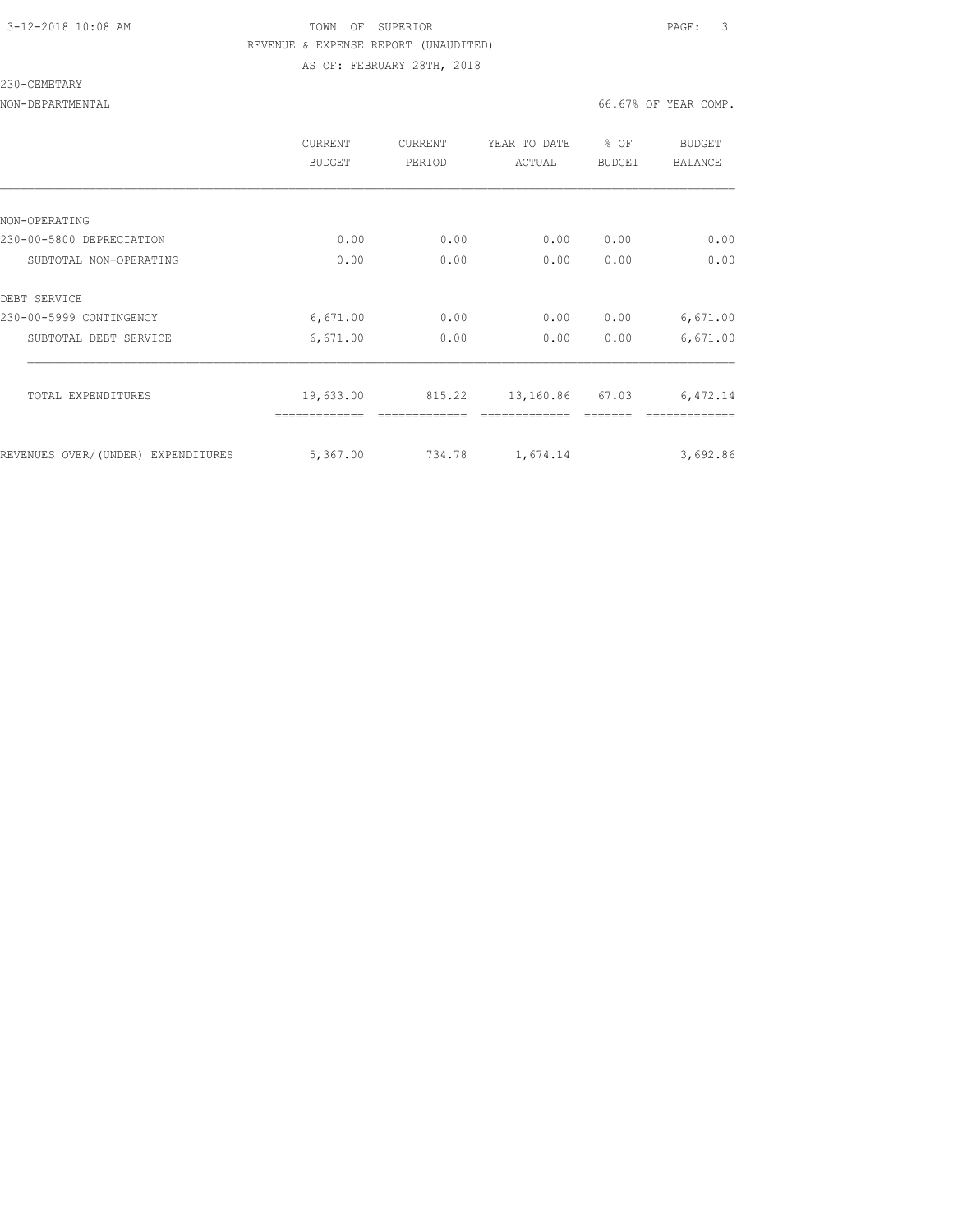TOWN OF SUPERIOR

REVENUE & EXPENSE REPORT (UNAUDITED)

AS OF: FEBRUARY 28TH, 2018

230-CEMETARY

NON-DEPARTMENTAL — 66.67% OF YEAR COMP.

| | CURRENT BUDGET | CURRENT PERIOD | YEAR TO DATE ACTUAL | % OF BUDGET | BUDGET BALANCE |
|---|---|---|---|---|---|
| NON-OPERATING | | | | | |
| 230-00-5800 DEPRECIATION | 0.00 | 0.00 | 0.00 | 0.00 | 0.00 |
| SUBTOTAL NON-OPERATING | 0.00 | 0.00 | 0.00 | 0.00 | 0.00 |
| DEBT SERVICE | | | | | |
| 230-00-5999 CONTINGENCY | 6,671.00 | 0.00 | 0.00 | 0.00 | 6,671.00 |
| SUBTOTAL DEBT SERVICE | 6,671.00 | 0.00 | 0.00 | 0.00 | 6,671.00 |
| TOTAL EXPENDITURES | 19,633.00 | 815.22 | 13,160.86 | 67.03 | 6,472.14 |
| REVENUES OVER/(UNDER) EXPENDITURES | 5,367.00 | 734.78 | 1,674.14 | | 3,692.86 |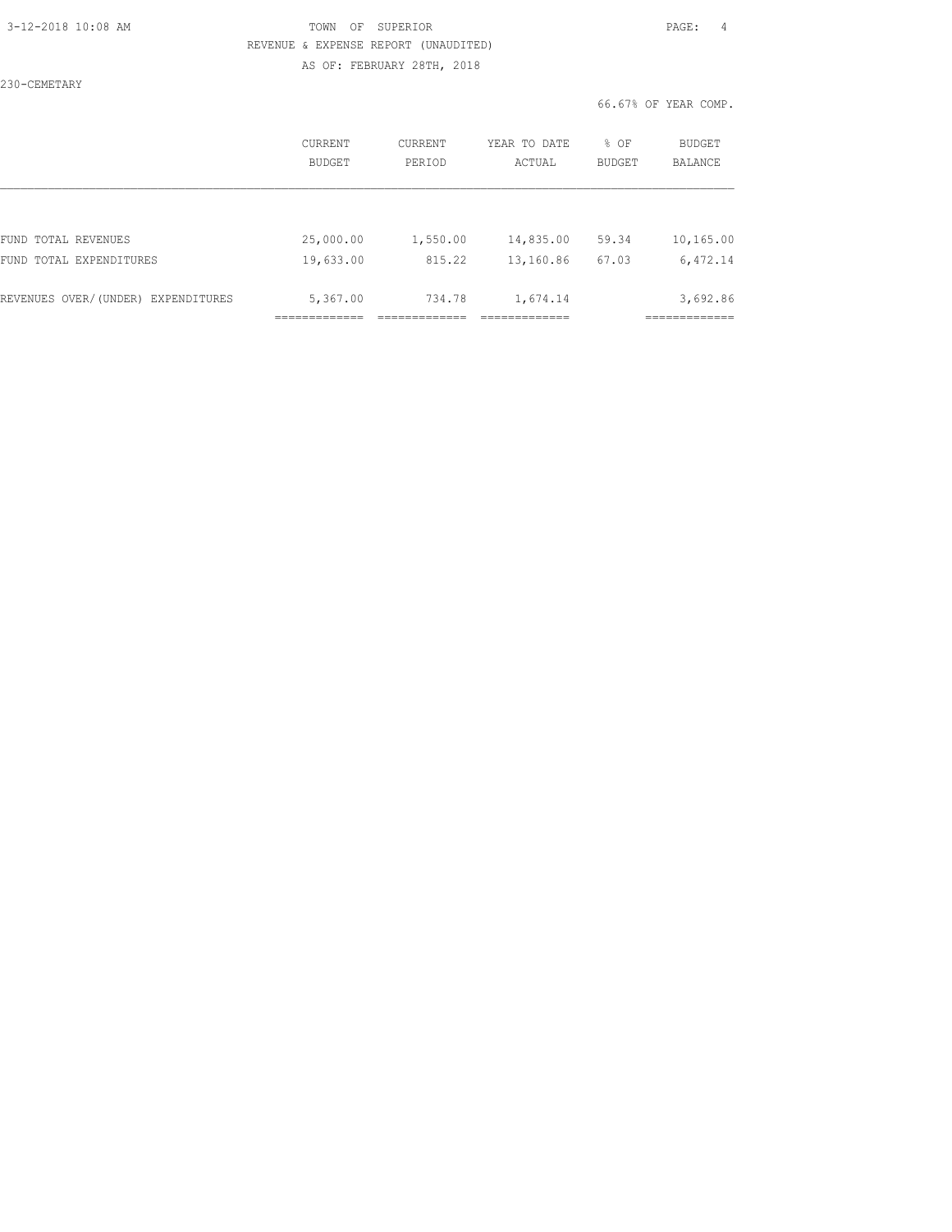TOWN OF SUPERIOR

REVENUE & EXPENSE REPORT (UNAUDITED)

AS OF: FEBRUARY 28TH, 2018

230-CEMETARY

66.67% OF YEAR COMP.

| | CURRENT BUDGET | CURRENT PERIOD | YEAR TO DATE ACTUAL | % OF BUDGET | BUDGET BALANCE |
|---|---|---|---|---|---|
| FUND TOTAL REVENUES | 25,000.00 | 1,550.00 | 14,835.00 | 59.34 | 10,165.00 |
| FUND TOTAL EXPENDITURES | 19,633.00 | 815.22 | 13,160.86 | 67.03 | 6,472.14 |
| REVENUES OVER/(UNDER) EXPENDITURES | 5,367.00 | 734.78 | 1,674.14 | | 3,692.86 |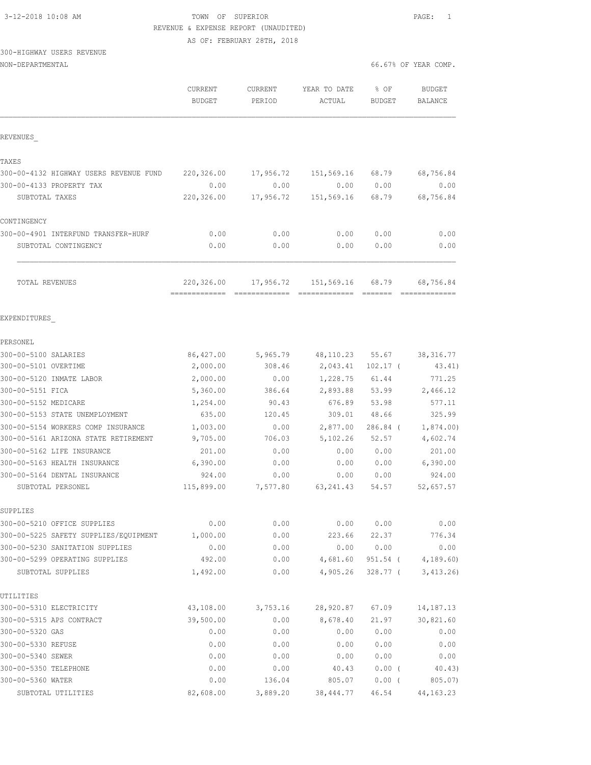3-12-2018 10:08 AM

TOWN OF SUPERIOR

REVENUE & EXPENSE REPORT (UNAUDITED)

AS OF: FEBRUARY 28TH, 2018

300-HIGHWAY USERS REVENUE

NON-DEPARTMENTAL

66.67% OF YEAR COMP.

| | CURRENT BUDGET | CURRENT PERIOD | YEAR TO DATE ACTUAL | % OF BUDGET | BUDGET BALANCE |
|---|---|---|---|---|---|
| **REVENUES** | | | | | |
| **TAXES** | | | | | |
| 300-00-4132 HIGHWAY USERS REVENUE FUND | 220,326.00 | 17,956.72 | 151,569.16 | 68.79 | 68,756.84 |
| 300-00-4133 PROPERTY TAX | 0.00 | 0.00 | 0.00 | 0.00 | 0.00 |
| SUBTOTAL TAXES | 220,326.00 | 17,956.72 | 151,569.16 | 68.79 | 68,756.84 |
| **CONTINGENCY** | | | | | |
| 300-00-4901 INTERFUND TRANSFER-HURF | 0.00 | 0.00 | 0.00 | 0.00 | 0.00 |
| SUBTOTAL CONTINGENCY | 0.00 | 0.00 | 0.00 | 0.00 | 0.00 |
| TOTAL REVENUES | 220,326.00 | 17,956.72 | 151,569.16 | 68.79 | 68,756.84 |
| **EXPENDITURES** | | | | | |
| **PERSONEL** | | | | | |
| 300-00-5100 SALARIES | 86,427.00 | 5,965.79 | 48,110.23 | 55.67 | 38,316.77 |
| 300-00-5101 OVERTIME | 2,000.00 | 308.46 | 2,043.41 | 102.17 | ( 43.41) |
| 300-00-5120 INMATE LABOR | 2,000.00 | 0.00 | 1,228.75 | 61.44 | 771.25 |
| 300-00-5151 FICA | 5,360.00 | 386.64 | 2,893.88 | 53.99 | 2,466.12 |
| 300-00-5152 MEDICARE | 1,254.00 | 90.43 | 676.89 | 53.98 | 577.11 |
| 300-00-5153 STATE UNEMPLOYMENT | 635.00 | 120.45 | 309.01 | 48.66 | 325.99 |
| 300-00-5154 WORKERS COMP INSURANCE | 1,003.00 | 0.00 | 2,877.00 | 286.84 | ( 1,874.00) |
| 300-00-5161 ARIZONA STATE RETIREMENT | 9,705.00 | 706.03 | 5,102.26 | 52.57 | 4,602.74 |
| 300-00-5162 LIFE INSURANCE | 201.00 | 0.00 | 0.00 | 0.00 | 201.00 |
| 300-00-5163 HEALTH INSURANCE | 6,390.00 | 0.00 | 0.00 | 0.00 | 6,390.00 |
| 300-00-5164 DENTAL INSURANCE | 924.00 | 0.00 | 0.00 | 0.00 | 924.00 |
| SUBTOTAL PERSONEL | 115,899.00 | 7,577.80 | 63,241.43 | 54.57 | 52,657.57 |
| **SUPPLIES** | | | | | |
| 300-00-5210 OFFICE SUPPLIES | 0.00 | 0.00 | 0.00 | 0.00 | 0.00 |
| 300-00-5225 SAFETY SUPPLIES/EQUIPMENT | 1,000.00 | 0.00 | 223.66 | 22.37 | 776.34 |
| 300-00-5230 SANITATION SUPPLIES | 0.00 | 0.00 | 0.00 | 0.00 | 0.00 |
| 300-00-5299 OPERATING SUPPLIES | 492.00 | 0.00 | 4,681.60 | 951.54 | ( 4,189.60) |
| SUBTOTAL SUPPLIES | 1,492.00 | 0.00 | 4,905.26 | 328.77 | ( 3,413.26) |
| **UTILITIES** | | | | | |
| 300-00-5310 ELECTRICITY | 43,108.00 | 3,753.16 | 28,920.87 | 67.09 | 14,187.13 |
| 300-00-5315 APS CONTRACT | 39,500.00 | 0.00 | 8,678.40 | 21.97 | 30,821.60 |
| 300-00-5320 GAS | 0.00 | 0.00 | 0.00 | 0.00 | 0.00 |
| 300-00-5330 REFUSE | 0.00 | 0.00 | 0.00 | 0.00 | 0.00 |
| 300-00-5340 SEWER | 0.00 | 0.00 | 0.00 | 0.00 | 0.00 |
| 300-00-5350 TELEPHONE | 0.00 | 0.00 | 40.43 | 0.00 | ( 40.43) |
| 300-00-5360 WATER | 0.00 | 136.04 | 805.07 | 0.00 | ( 805.07) |
| SUBTOTAL UTILITIES | 82,608.00 | 3,889.20 | 38,444.77 | 46.54 | 44,163.23 |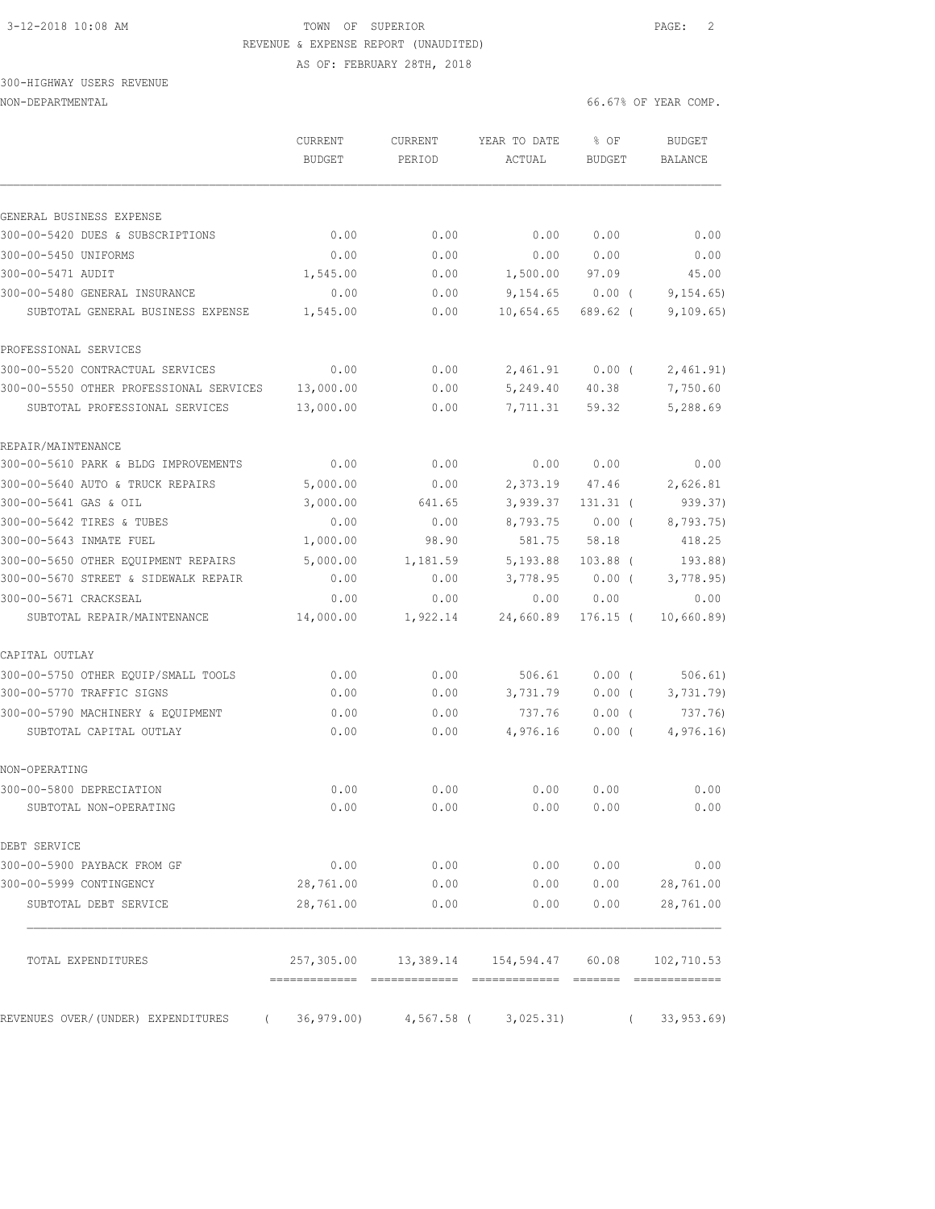TOWN OF SUPERIOR
REVENUE & EXPENSE REPORT (UNAUDITED)
AS OF: FEBRUARY 28TH, 2018

300-HIGHWAY USERS REVENUE
NON-DEPARTMENTAL

66.67% OF YEAR COMP.

| | CURRENT BUDGET | CURRENT PERIOD | YEAR TO DATE ACTUAL | % OF BUDGET | BUDGET BALANCE |
|---|---|---|---|---|---|
| **GENERAL BUSINESS EXPENSE** | | | | | |
| 300-00-5420 DUES & SUBSCRIPTIONS | 0.00 | 0.00 | 0.00 | 0.00 | 0.00 |
| 300-00-5450 UNIFORMS | 0.00 | 0.00 | 0.00 | 0.00 | 0.00 |
| 300-00-5471 AUDIT | 1,545.00 | 0.00 | 1,500.00 | 97.09 | 45.00 |
| 300-00-5480 GENERAL INSURANCE | 0.00 | 0.00 | 9,154.65 | 0.00 ( | 9,154.65) |
| SUBTOTAL GENERAL BUSINESS EXPENSE | 1,545.00 | 0.00 | 10,654.65 | 689.62 ( | 9,109.65) |
| **PROFESSIONAL SERVICES** | | | | | |
| 300-00-5520 CONTRACTUAL SERVICES | 0.00 | 0.00 | 2,461.91 | 0.00 ( | 2,461.91) |
| 300-00-5550 OTHER PROFESSIONAL SERVICES | 13,000.00 | 0.00 | 5,249.40 | 40.38 | 7,750.60 |
| SUBTOTAL PROFESSIONAL SERVICES | 13,000.00 | 0.00 | 7,711.31 | 59.32 | 5,288.69 |
| **REPAIR/MAINTENANCE** | | | | | |
| 300-00-5610 PARK & BLDG IMPROVEMENTS | 0.00 | 0.00 | 0.00 | 0.00 | 0.00 |
| 300-00-5640 AUTO & TRUCK REPAIRS | 5,000.00 | 0.00 | 2,373.19 | 47.46 | 2,626.81 |
| 300-00-5641 GAS & OIL | 3,000.00 | 641.65 | 3,939.37 | 131.31 ( | 939.37) |
| 300-00-5642 TIRES & TUBES | 0.00 | 0.00 | 8,793.75 | 0.00 ( | 8,793.75) |
| 300-00-5643 INMATE FUEL | 1,000.00 | 98.90 | 581.75 | 58.18 | 418.25 |
| 300-00-5650 OTHER EQUIPMENT REPAIRS | 5,000.00 | 1,181.59 | 5,193.88 | 103.88 ( | 193.88) |
| 300-00-5670 STREET & SIDEWALK REPAIR | 0.00 | 0.00 | 3,778.95 | 0.00 ( | 3,778.95) |
| 300-00-5671 CRACKSEAL | 0.00 | 0.00 | 0.00 | 0.00 | 0.00 |
| SUBTOTAL REPAIR/MAINTENANCE | 14,000.00 | 1,922.14 | 24,660.89 | 176.15 ( | 10,660.89) |
| **CAPITAL OUTLAY** | | | | | |
| 300-00-5750 OTHER EQUIP/SMALL TOOLS | 0.00 | 0.00 | 506.61 | 0.00 ( | 506.61) |
| 300-00-5770 TRAFFIC SIGNS | 0.00 | 0.00 | 3,731.79 | 0.00 ( | 3,731.79) |
| 300-00-5790 MACHINERY & EQUIPMENT | 0.00 | 0.00 | 737.76 | 0.00 ( | 737.76) |
| SUBTOTAL CAPITAL OUTLAY | 0.00 | 0.00 | 4,976.16 | 0.00 ( | 4,976.16) |
| **NON-OPERATING** | | | | | |
| 300-00-5800 DEPRECIATION | 0.00 | 0.00 | 0.00 | 0.00 | 0.00 |
| SUBTOTAL NON-OPERATING | 0.00 | 0.00 | 0.00 | 0.00 | 0.00 |
| **DEBT SERVICE** | | | | | |
| 300-00-5900 PAYBACK FROM GF | 0.00 | 0.00 | 0.00 | 0.00 | 0.00 |
| 300-00-5999 CONTINGENCY | 28,761.00 | 0.00 | 0.00 | 0.00 | 28,761.00 |
| SUBTOTAL DEBT SERVICE | 28,761.00 | 0.00 | 0.00 | 0.00 | 28,761.00 |
| TOTAL EXPENDITURES | 257,305.00 | 13,389.14 | 154,594.47 | 60.08 | 102,710.53 |
| REVENUES OVER/(UNDER) EXPENDITURES | ( 36,979.00) | 4,567.58 | ( 3,025.31) | | ( 33,953.69) |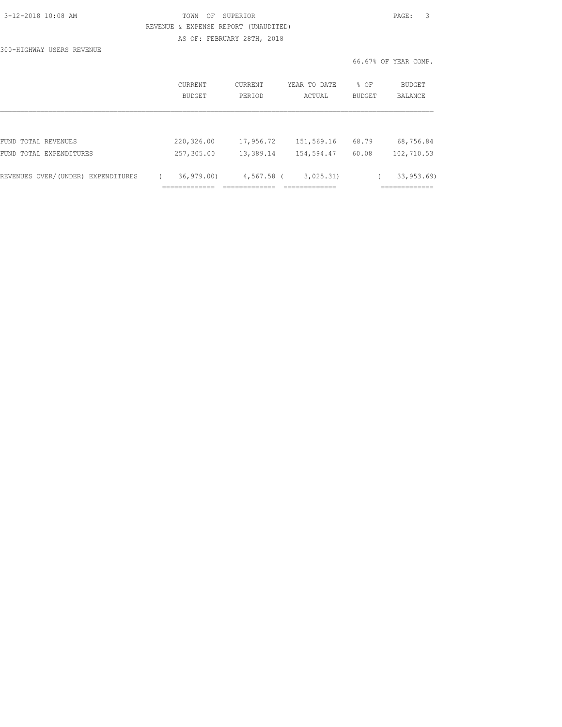TOWN OF SUPERIOR

REVENUE & EXPENSE REPORT (UNAUDITED)

AS OF: FEBRUARY 28TH, 2018

300-HIGHWAY USERS REVENUE

66.67% OF YEAR COMP.

| | CURRENT BUDGET | CURRENT PERIOD | YEAR TO DATE ACTUAL | % OF BUDGET | BUDGET BALANCE |
|---|---|---|---|---|---|
| FUND TOTAL REVENUES | 220,326.00 | 17,956.72 | 151,569.16 | 68.79 | 68,756.84 |
| FUND TOTAL EXPENDITURES | 257,305.00 | 13,389.14 | 154,594.47 | 60.08 | 102,710.53 |
| REVENUES OVER/(UNDER) EXPENDITURES | ( 36,979.00) | 4,567.58 | ( 3,025.31) | | ( 33,953.69) |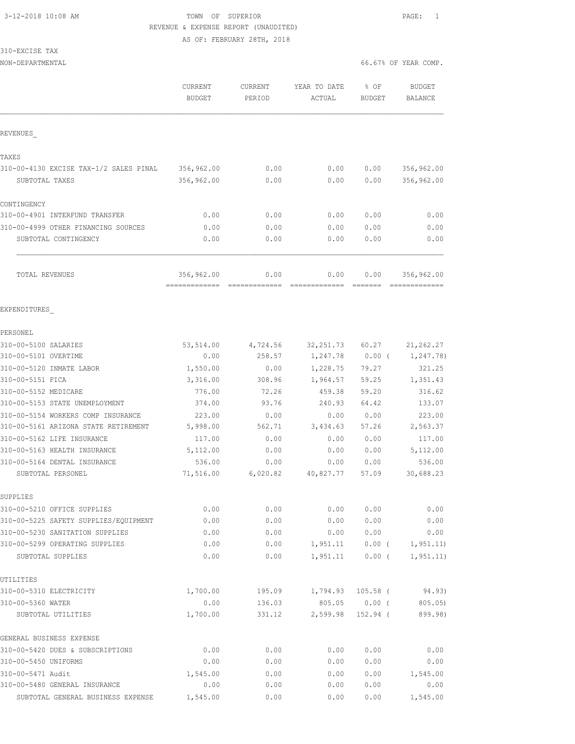TOWN OF SUPERIOR

REVENUE & EXPENSE REPORT (UNAUDITED)

AS OF: FEBRUARY 28TH, 2018

3-12-2018 10:08 AM

310-EXCISE TAX

NON-DEPARTMENTAL

66.67% OF YEAR COMP.

| | CURRENT BUDGET | CURRENT PERIOD | YEAR TO DATE ACTUAL | % OF BUDGET | BUDGET BALANCE |
|---|---|---|---|---|---|
| **REVENUES** | | | | | |
| **TAXES** | | | | | |
| 310-00-4130 EXCISE TAX-1/2 SALES PINAL | 356,962.00 | 0.00 | 0.00 | 0.00 | 356,962.00 |
| SUBTOTAL TAXES | 356,962.00 | 0.00 | 0.00 | 0.00 | 356,962.00 |
| **CONTINGENCY** | | | | | |
| 310-00-4901 INTERFUND TRANSFER | 0.00 | 0.00 | 0.00 | 0.00 | 0.00 |
| 310-00-4999 OTHER FINANCING SOURCES | 0.00 | 0.00 | 0.00 | 0.00 | 0.00 |
| SUBTOTAL CONTINGENCY | 0.00 | 0.00 | 0.00 | 0.00 | 0.00 |
| TOTAL REVENUES | 356,962.00 | 0.00 | 0.00 | 0.00 | 356,962.00 |
| **EXPENDITURES** | | | | | |
| **PERSONEL** | | | | | |
| 310-00-5100 SALARIES | 53,514.00 | 4,724.56 | 32,251.73 | 60.27 | 21,262.27 |
| 310-00-5101 OVERTIME | 0.00 | 258.57 | 1,247.78 | 0.00 | ( 1,247.78) |
| 310-00-5120 INMATE LABOR | 1,550.00 | 0.00 | 1,228.75 | 79.27 | 321.25 |
| 310-00-5151 FICA | 3,316.00 | 308.96 | 1,964.57 | 59.25 | 1,351.43 |
| 310-00-5152 MEDICARE | 776.00 | 72.26 | 459.38 | 59.20 | 316.62 |
| 310-00-5153 STATE UNEMPLOYMENT | 374.00 | 93.76 | 240.93 | 64.42 | 133.07 |
| 310-00-5154 WORKERS COMP INSURANCE | 223.00 | 0.00 | 0.00 | 0.00 | 223.00 |
| 310-00-5161 ARIZONA STATE RETIREMENT | 5,998.00 | 562.71 | 3,434.63 | 57.26 | 2,563.37 |
| 310-00-5162 LIFE INSURANCE | 117.00 | 0.00 | 0.00 | 0.00 | 117.00 |
| 310-00-5163 HEALTH INSURANCE | 5,112.00 | 0.00 | 0.00 | 0.00 | 5,112.00 |
| 310-00-5164 DENTAL INSURANCE | 536.00 | 0.00 | 0.00 | 0.00 | 536.00 |
| SUBTOTAL PERSONEL | 71,516.00 | 6,020.82 | 40,827.77 | 57.09 | 30,688.23 |
| **SUPPLIES** | | | | | |
| 310-00-5210 OFFICE SUPPLIES | 0.00 | 0.00 | 0.00 | 0.00 | 0.00 |
| 310-00-5225 SAFETY SUPPLIES/EQUIPMENT | 0.00 | 0.00 | 0.00 | 0.00 | 0.00 |
| 310-00-5230 SANITATION SUPPLIES | 0.00 | 0.00 | 0.00 | 0.00 | 0.00 |
| 310-00-5299 OPERATING SUPPLIES | 0.00 | 0.00 | 1,951.11 | 0.00 | ( 1,951.11) |
| SUBTOTAL SUPPLIES | 0.00 | 0.00 | 1,951.11 | 0.00 | ( 1,951.11) |
| **UTILITIES** | | | | | |
| 310-00-5310 ELECTRICITY | 1,700.00 | 195.09 | 1,794.93 | 105.58 | ( 94.93) |
| 310-00-5360 WATER | 0.00 | 136.03 | 805.05 | 0.00 | ( 805.05) |
| SUBTOTAL UTILITIES | 1,700.00 | 331.12 | 2,599.98 | 152.94 | ( 899.98) |
| **GENERAL BUSINESS EXPENSE** | | | | | |
| 310-00-5420 DUES & SUBSCRIPTIONS | 0.00 | 0.00 | 0.00 | 0.00 | 0.00 |
| 310-00-5450 UNIFORMS | 0.00 | 0.00 | 0.00 | 0.00 | 0.00 |
| 310-00-5471 Audit | 1,545.00 | 0.00 | 0.00 | 0.00 | 1,545.00 |
| 310-00-5480 GENERAL INSURANCE | 0.00 | 0.00 | 0.00 | 0.00 | 0.00 |
| SUBTOTAL GENERAL BUSINESS EXPENSE | 1,545.00 | 0.00 | 0.00 | 0.00 | 1,545.00 |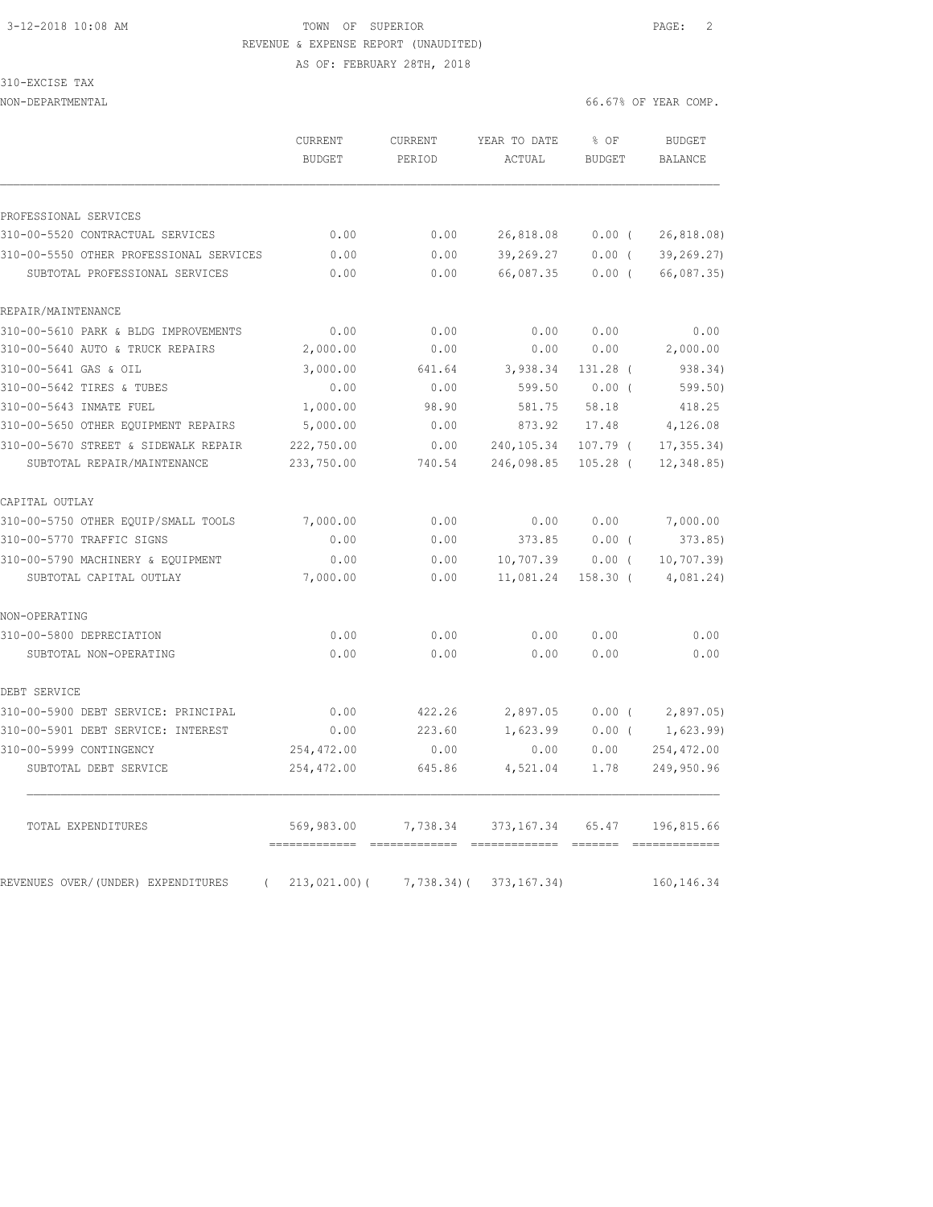3-12-2018 10:08 AM TOWN OF SUPERIOR

REVENUE & EXPENSE REPORT (UNAUDITED)

AS OF: FEBRUARY 28TH, 2018

310-EXCISE TAX

NON-DEPARTMENTAL 66.67% OF YEAR COMP.

| | CURRENT BUDGET | CURRENT PERIOD | YEAR TO DATE ACTUAL | % OF BUDGET | BUDGET BALANCE |
|---|---|---|---|---|---|
| **PROFESSIONAL SERVICES** | | | | | |
| 310-00-5520 CONTRACTUAL SERVICES | 0.00 | 0.00 | 26,818.08 | 0.00 ( | 26,818.08) |
| 310-00-5550 OTHER PROFESSIONAL SERVICES | 0.00 | 0.00 | 39,269.27 | 0.00 ( | 39,269.27) |
| SUBTOTAL PROFESSIONAL SERVICES | 0.00 | 0.00 | 66,087.35 | 0.00 ( | 66,087.35) |
| **REPAIR/MAINTENANCE** | | | | | |
| 310-00-5610 PARK & BLDG IMPROVEMENTS | 0.00 | 0.00 | 0.00 | 0.00 | 0.00 |
| 310-00-5640 AUTO & TRUCK REPAIRS | 2,000.00 | 0.00 | 0.00 | 0.00 | 2,000.00 |
| 310-00-5641 GAS & OIL | 3,000.00 | 641.64 | 3,938.34 | 131.28 ( | 938.34) |
| 310-00-5642 TIRES & TUBES | 0.00 | 0.00 | 599.50 | 0.00 ( | 599.50) |
| 310-00-5643 INMATE FUEL | 1,000.00 | 98.90 | 581.75 | 58.18 | 418.25 |
| 310-00-5650 OTHER EQUIPMENT REPAIRS | 5,000.00 | 0.00 | 873.92 | 17.48 | 4,126.08 |
| 310-00-5670 STREET & SIDEWALK REPAIR | 222,750.00 | 0.00 | 240,105.34 | 107.79 ( | 17,355.34) |
| SUBTOTAL REPAIR/MAINTENANCE | 233,750.00 | 740.54 | 246,098.85 | 105.28 ( | 12,348.85) |
| **CAPITAL OUTLAY** | | | | | |
| 310-00-5750 OTHER EQUIP/SMALL TOOLS | 7,000.00 | 0.00 | 0.00 | 0.00 | 7,000.00 |
| 310-00-5770 TRAFFIC SIGNS | 0.00 | 0.00 | 373.85 | 0.00 ( | 373.85) |
| 310-00-5790 MACHINERY & EQUIPMENT | 0.00 | 0.00 | 10,707.39 | 0.00 ( | 10,707.39) |
| SUBTOTAL CAPITAL OUTLAY | 7,000.00 | 0.00 | 11,081.24 | 158.30 ( | 4,081.24) |
| **NON-OPERATING** | | | | | |
| 310-00-5800 DEPRECIATION | 0.00 | 0.00 | 0.00 | 0.00 | 0.00 |
| SUBTOTAL NON-OPERATING | 0.00 | 0.00 | 0.00 | 0.00 | 0.00 |
| **DEBT SERVICE** | | | | | |
| 310-00-5900 DEBT SERVICE: PRINCIPAL | 0.00 | 422.26 | 2,897.05 | 0.00 ( | 2,897.05) |
| 310-00-5901 DEBT SERVICE: INTEREST | 0.00 | 223.60 | 1,623.99 | 0.00 ( | 1,623.99) |
| 310-00-5999 CONTINGENCY | 254,472.00 | 0.00 | 0.00 | 0.00 | 254,472.00 |
| SUBTOTAL DEBT SERVICE | 254,472.00 | 645.86 | 4,521.04 | 1.78 | 249,950.96 |
| TOTAL EXPENDITURES | 569,983.00 | 7,738.34 | 373,167.34 | 65.47 | 196,815.66 |
| REVENUES OVER/(UNDER) EXPENDITURES | ( 213,021.00)( | 7,738.34)( | 373,167.34) | | 160,146.34 |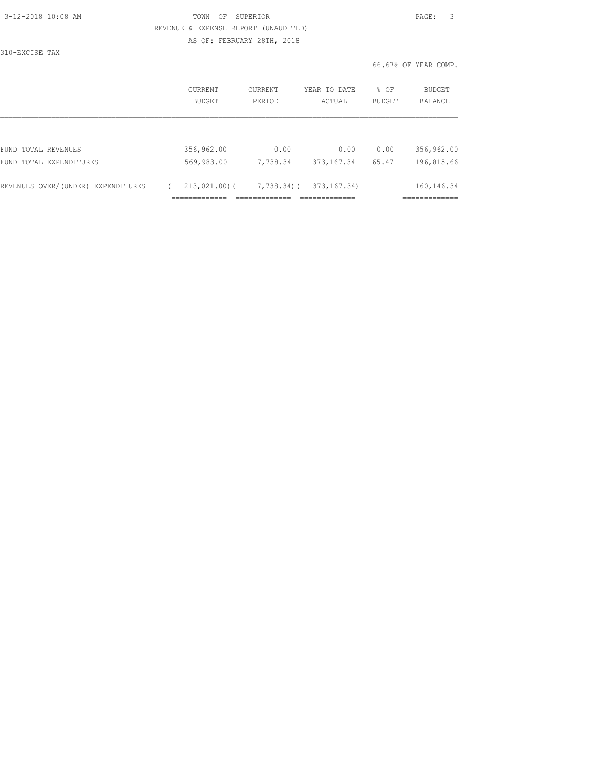TOWN OF SUPERIOR

REVENUE & EXPENSE REPORT (UNAUDITED)

AS OF: FEBRUARY 28TH, 2018

310-EXCISE TAX

66.67% OF YEAR COMP.

| | CURRENT BUDGET | CURRENT PERIOD | YEAR TO DATE ACTUAL | % OF BUDGET | BUDGET BALANCE |
|---|---|---|---|---|---|
| FUND TOTAL REVENUES | 356,962.00 | 0.00 | 0.00 | 0.00 | 356,962.00 |
| FUND TOTAL EXPENDITURES | 569,983.00 | 7,738.34 | 373,167.34 | 65.47 | 196,815.66 |
| REVENUES OVER/(UNDER) EXPENDITURES | ( 213,021.00)( | 7,738.34)( | 373,167.34) | | 160,146.34 |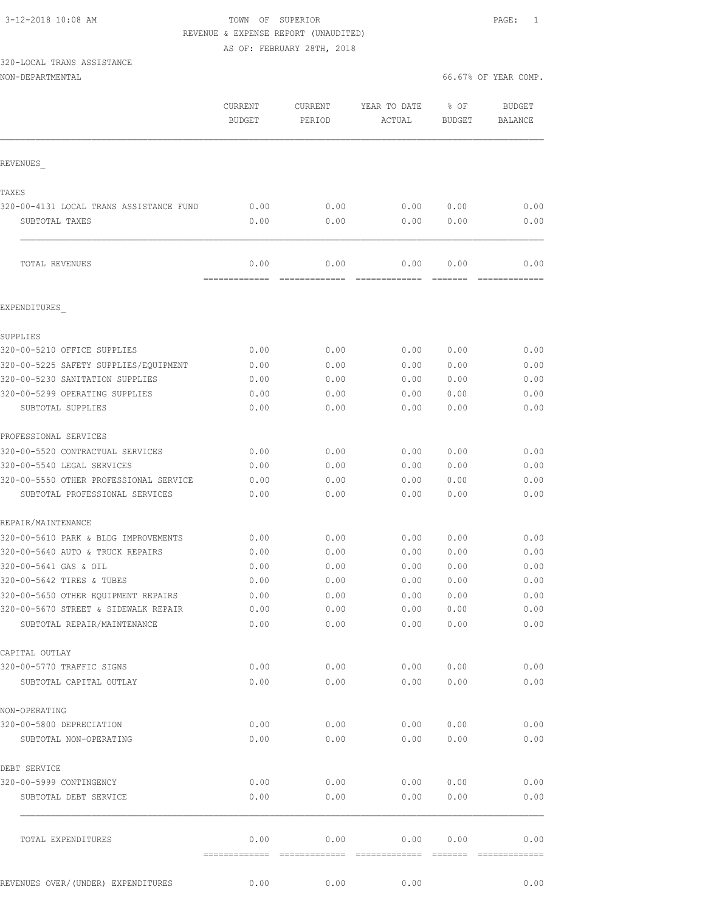3-12-2018 10:08 AM

# TOWN OF SUPERIOR

## REVENUE & EXPENSE REPORT (UNAUDITED)

AS OF: FEBRUARY 28TH, 2018

320-LOCAL TRANS ASSISTANCE

NON-DEPARTMENTAL — 66.67% OF YEAR COMP.

| | CURRENT BUDGET | CURRENT PERIOD | YEAR TO DATE ACTUAL | % OF BUDGET | BUDGET BALANCE |
|---|---|---|---|---|---|
| **REVENUES** | | | | | |
| **TAXES** | | | | | |
| 320-00-4131 LOCAL TRANS ASSISTANCE FUND | 0.00 | 0.00 | 0.00 | 0.00 | 0.00 |
| SUBTOTAL TAXES | 0.00 | 0.00 | 0.00 | 0.00 | 0.00 |
| TOTAL REVENUES | 0.00 | 0.00 | 0.00 | 0.00 | 0.00 |
| **EXPENDITURES** | | | | | |
| **SUPPLIES** | | | | | |
| 320-00-5210 OFFICE SUPPLIES | 0.00 | 0.00 | 0.00 | 0.00 | 0.00 |
| 320-00-5225 SAFETY SUPPLIES/EQUIPMENT | 0.00 | 0.00 | 0.00 | 0.00 | 0.00 |
| 320-00-5230 SANITATION SUPPLIES | 0.00 | 0.00 | 0.00 | 0.00 | 0.00 |
| 320-00-5299 OPERATING SUPPLIES | 0.00 | 0.00 | 0.00 | 0.00 | 0.00 |
| SUBTOTAL SUPPLIES | 0.00 | 0.00 | 0.00 | 0.00 | 0.00 |
| **PROFESSIONAL SERVICES** | | | | | |
| 320-00-5520 CONTRACTUAL SERVICES | 0.00 | 0.00 | 0.00 | 0.00 | 0.00 |
| 320-00-5540 LEGAL SERVICES | 0.00 | 0.00 | 0.00 | 0.00 | 0.00 |
| 320-00-5550 OTHER PROFESSIONAL SERVICE | 0.00 | 0.00 | 0.00 | 0.00 | 0.00 |
| SUBTOTAL PROFESSIONAL SERVICES | 0.00 | 0.00 | 0.00 | 0.00 | 0.00 |
| **REPAIR/MAINTENANCE** | | | | | |
| 320-00-5610 PARK & BLDG IMPROVEMENTS | 0.00 | 0.00 | 0.00 | 0.00 | 0.00 |
| 320-00-5640 AUTO & TRUCK REPAIRS | 0.00 | 0.00 | 0.00 | 0.00 | 0.00 |
| 320-00-5641 GAS & OIL | 0.00 | 0.00 | 0.00 | 0.00 | 0.00 |
| 320-00-5642 TIRES & TUBES | 0.00 | 0.00 | 0.00 | 0.00 | 0.00 |
| 320-00-5650 OTHER EQUIPMENT REPAIRS | 0.00 | 0.00 | 0.00 | 0.00 | 0.00 |
| 320-00-5670 STREET & SIDEWALK REPAIR | 0.00 | 0.00 | 0.00 | 0.00 | 0.00 |
| SUBTOTAL REPAIR/MAINTENANCE | 0.00 | 0.00 | 0.00 | 0.00 | 0.00 |
| **CAPITAL OUTLAY** | | | | | |
| 320-00-5770 TRAFFIC SIGNS | 0.00 | 0.00 | 0.00 | 0.00 | 0.00 |
| SUBTOTAL CAPITAL OUTLAY | 0.00 | 0.00 | 0.00 | 0.00 | 0.00 |
| **NON-OPERATING** | | | | | |
| 320-00-5800 DEPRECIATION | 0.00 | 0.00 | 0.00 | 0.00 | 0.00 |
| SUBTOTAL NON-OPERATING | 0.00 | 0.00 | 0.00 | 0.00 | 0.00 |
| **DEBT SERVICE** | | | | | |
| 320-00-5999 CONTINGENCY | 0.00 | 0.00 | 0.00 | 0.00 | 0.00 |
| SUBTOTAL DEBT SERVICE | 0.00 | 0.00 | 0.00 | 0.00 | 0.00 |
| TOTAL EXPENDITURES | 0.00 | 0.00 | 0.00 | 0.00 | 0.00 |
| REVENUES OVER/(UNDER) EXPENDITURES | 0.00 | 0.00 | 0.00 | | 0.00 |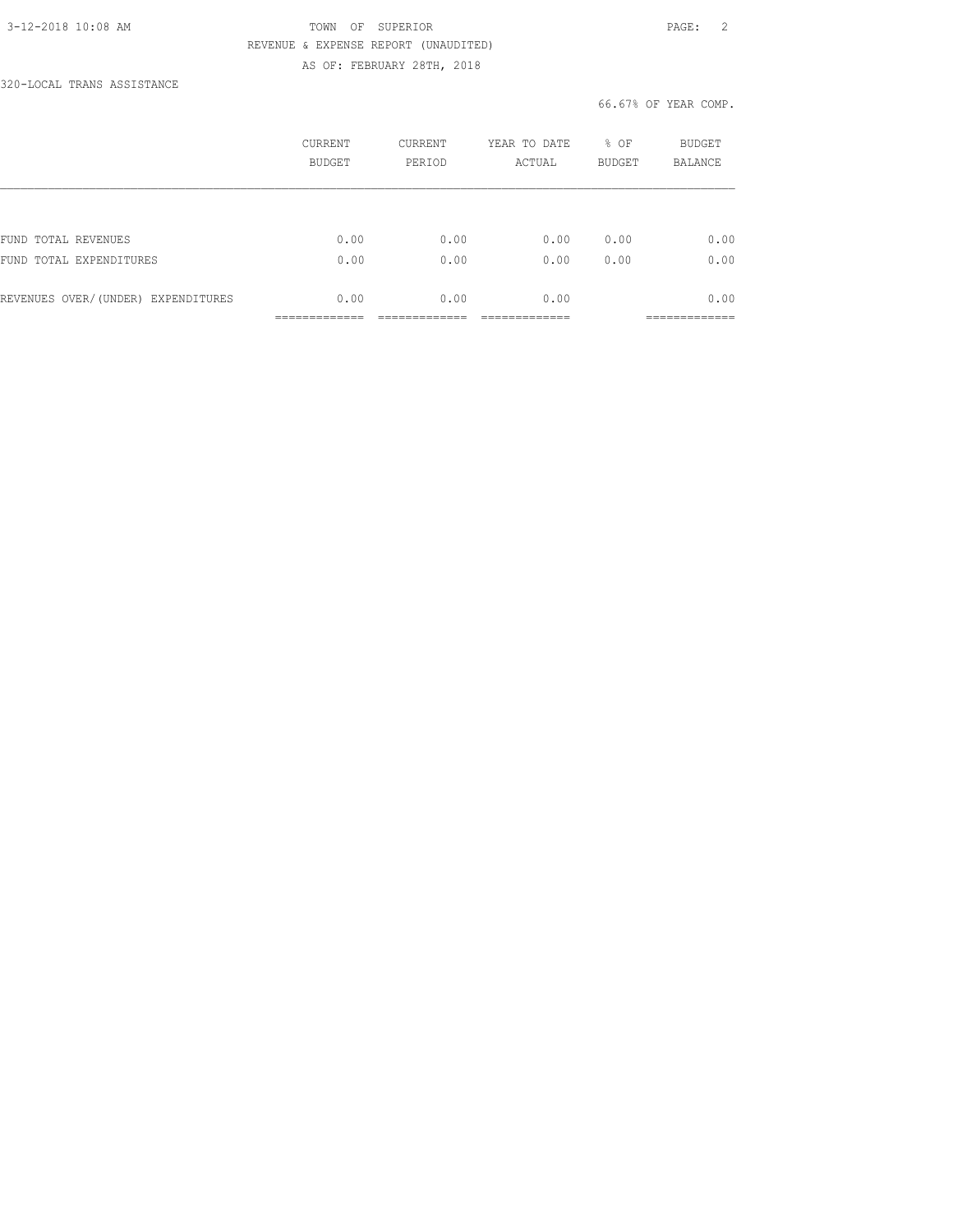TOWN OF SUPERIOR

REVENUE & EXPENSE REPORT (UNAUDITED)

AS OF: FEBRUARY 28TH, 2018

320-LOCAL TRANS ASSISTANCE

66.67% OF YEAR COMP.

| | CURRENT BUDGET | CURRENT PERIOD | YEAR TO DATE ACTUAL | % OF BUDGET | BUDGET BALANCE |
|---|---|---|---|---|---|
| FUND TOTAL REVENUES | 0.00 | 0.00 | 0.00 | 0.00 | 0.00 |
| FUND TOTAL EXPENDITURES | 0.00 | 0.00 | 0.00 | 0.00 | 0.00 |
| REVENUES OVER/(UNDER) EXPENDITURES | 0.00 | 0.00 | 0.00 | | 0.00 |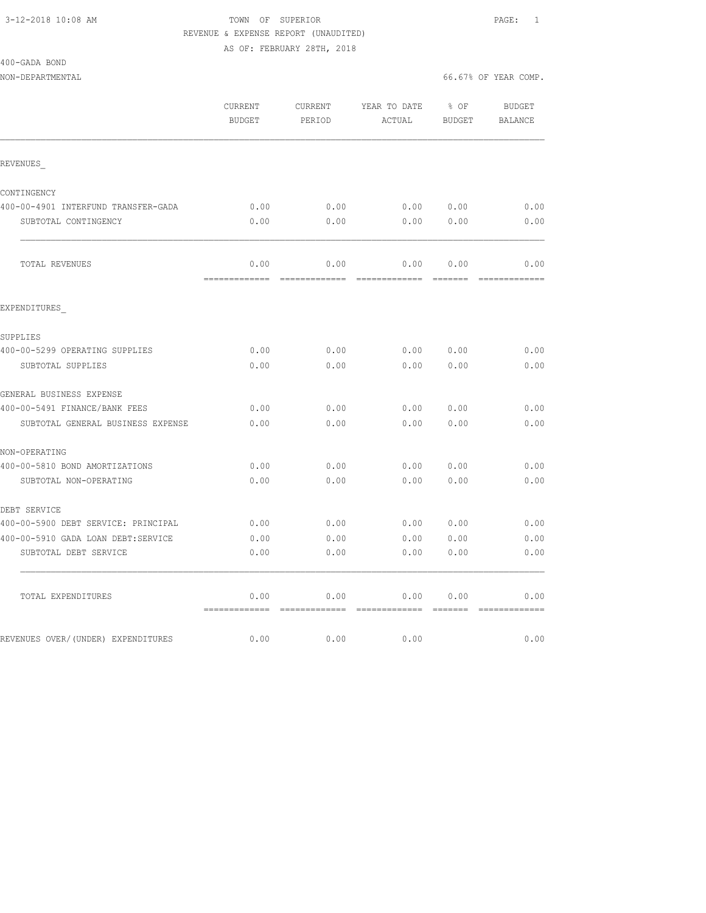3-12-2018 10:08 AM

TOWN OF SUPERIOR

REVENUE & EXPENSE REPORT (UNAUDITED)

AS OF: FEBRUARY 28TH, 2018

400-GADA BOND

NON-DEPARTMENTAL

66.67% OF YEAR COMP.

| | CURRENT BUDGET | CURRENT PERIOD | YEAR TO DATE ACTUAL | % OF BUDGET | BUDGET BALANCE |
|---|---|---|---|---|---|
| **REVENUES_** | | | | | |
| CONTINGENCY | | | | | |
| 400-00-4901 INTERFUND TRANSFER-GADA | 0.00 | 0.00 | 0.00 | 0.00 | 0.00 |
| SUBTOTAL CONTINGENCY | 0.00 | 0.00 | 0.00 | 0.00 | 0.00 |
| TOTAL REVENUES | 0.00 | 0.00 | 0.00 | 0.00 | 0.00 |
| **EXPENDITURES_** | | | | | |
| SUPPLIES | | | | | |
| 400-00-5299 OPERATING SUPPLIES | 0.00 | 0.00 | 0.00 | 0.00 | 0.00 |
| SUBTOTAL SUPPLIES | 0.00 | 0.00 | 0.00 | 0.00 | 0.00 |
| GENERAL BUSINESS EXPENSE | | | | | |
| 400-00-5491 FINANCE/BANK FEES | 0.00 | 0.00 | 0.00 | 0.00 | 0.00 |
| SUBTOTAL GENERAL BUSINESS EXPENSE | 0.00 | 0.00 | 0.00 | 0.00 | 0.00 |
| NON-OPERATING | | | | | |
| 400-00-5810 BOND AMORTIZATIONS | 0.00 | 0.00 | 0.00 | 0.00 | 0.00 |
| SUBTOTAL NON-OPERATING | 0.00 | 0.00 | 0.00 | 0.00 | 0.00 |
| DEBT SERVICE | | | | | |
| 400-00-5900 DEBT SERVICE: PRINCIPAL | 0.00 | 0.00 | 0.00 | 0.00 | 0.00 |
| 400-00-5910 GADA LOAN DEBT:SERVICE | 0.00 | 0.00 | 0.00 | 0.00 | 0.00 |
| SUBTOTAL DEBT SERVICE | 0.00 | 0.00 | 0.00 | 0.00 | 0.00 |
| TOTAL EXPENDITURES | 0.00 | 0.00 | 0.00 | 0.00 | 0.00 |
| REVENUES OVER/(UNDER) EXPENDITURES | 0.00 | 0.00 | 0.00 | | 0.00 |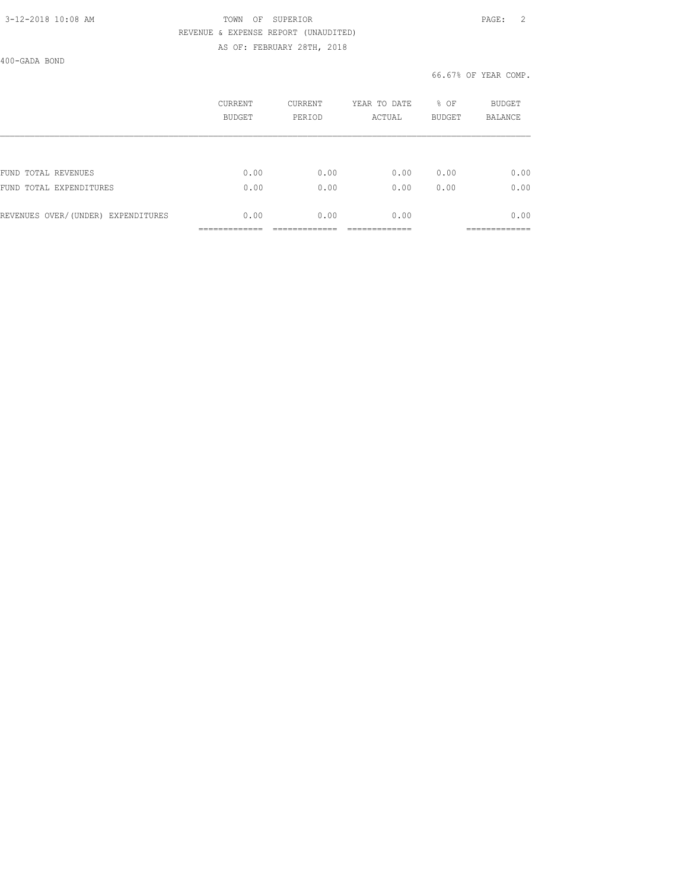TOWN OF SUPERIOR

REVENUE & EXPENSE REPORT (UNAUDITED)

AS OF: FEBRUARY 28TH, 2018

400-GADA BOND

66.67% OF YEAR COMP.

| | CURRENT BUDGET | CURRENT PERIOD | YEAR TO DATE ACTUAL | % OF BUDGET | BUDGET BALANCE |
|---|---|---|---|---|---|
| FUND TOTAL REVENUES | 0.00 | 0.00 | 0.00 | 0.00 | 0.00 |
| FUND TOTAL EXPENDITURES | 0.00 | 0.00 | 0.00 | 0.00 | 0.00 |
| REVENUES OVER/(UNDER) EXPENDITURES | 0.00 | 0.00 | 0.00 | | 0.00 |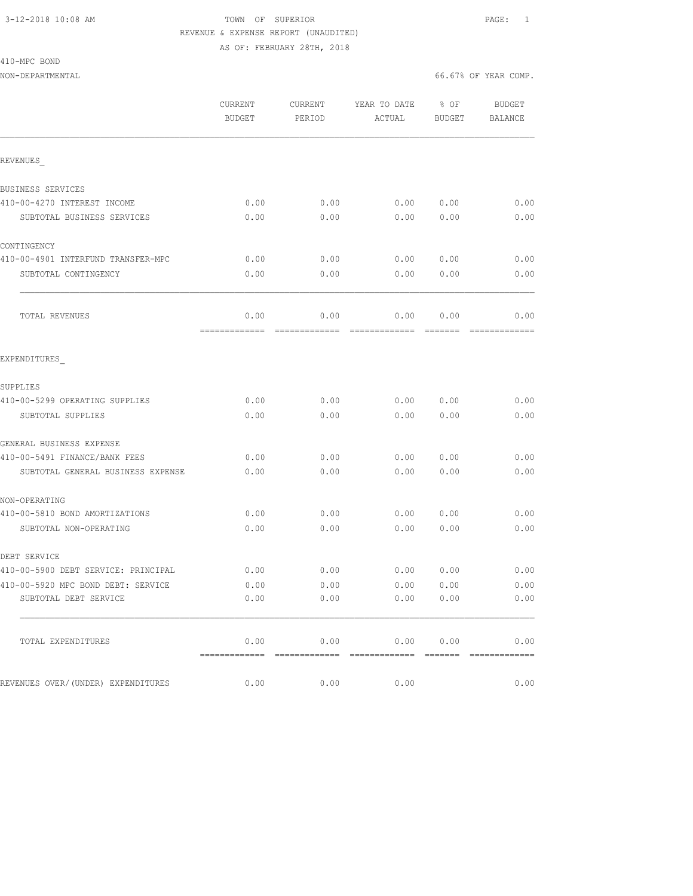3-12-2018 10:08 AM — TOWN OF SUPERIOR — PAGE: 1

REVENUE & EXPENSE REPORT (UNAUDITED)

AS OF: FEBRUARY 28TH, 2018

410-MPC BOND

NON-DEPARTMENTAL — 66.67% OF YEAR COMP.

| | CURRENT BUDGET | CURRENT PERIOD | YEAR TO DATE ACTUAL | % OF BUDGET | BUDGET BALANCE |
|---|---|---|---|---|---|
| REVENUES_ | | | | | |
| BUSINESS SERVICES | | | | | |
| 410-00-4270 INTEREST INCOME | 0.00 | 0.00 | 0.00 | 0.00 | 0.00 |
| SUBTOTAL BUSINESS SERVICES | 0.00 | 0.00 | 0.00 | 0.00 | 0.00 |
| CONTINGENCY | | | | | |
| 410-00-4901 INTERFUND TRANSFER-MPC | 0.00 | 0.00 | 0.00 | 0.00 | 0.00 |
| SUBTOTAL CONTINGENCY | 0.00 | 0.00 | 0.00 | 0.00 | 0.00 |
| TOTAL REVENUES | 0.00 | 0.00 | 0.00 | 0.00 | 0.00 |
| EXPENDITURES_ | | | | | |
| SUPPLIES | | | | | |
| 410-00-5299 OPERATING SUPPLIES | 0.00 | 0.00 | 0.00 | 0.00 | 0.00 |
| SUBTOTAL SUPPLIES | 0.00 | 0.00 | 0.00 | 0.00 | 0.00 |
| GENERAL BUSINESS EXPENSE | | | | | |
| 410-00-5491 FINANCE/BANK FEES | 0.00 | 0.00 | 0.00 | 0.00 | 0.00 |
| SUBTOTAL GENERAL BUSINESS EXPENSE | 0.00 | 0.00 | 0.00 | 0.00 | 0.00 |
| NON-OPERATING | | | | | |
| 410-00-5810 BOND AMORTIZATIONS | 0.00 | 0.00 | 0.00 | 0.00 | 0.00 |
| SUBTOTAL NON-OPERATING | 0.00 | 0.00 | 0.00 | 0.00 | 0.00 |
| DEBT SERVICE | | | | | |
| 410-00-5900 DEBT SERVICE: PRINCIPAL | 0.00 | 0.00 | 0.00 | 0.00 | 0.00 |
| 410-00-5920 MPC BOND DEBT: SERVICE | 0.00 | 0.00 | 0.00 | 0.00 | 0.00 |
| SUBTOTAL DEBT SERVICE | 0.00 | 0.00 | 0.00 | 0.00 | 0.00 |
| TOTAL EXPENDITURES | 0.00 | 0.00 | 0.00 | 0.00 | 0.00 |
| REVENUES OVER/(UNDER) EXPENDITURES | 0.00 | 0.00 | 0.00 | | 0.00 |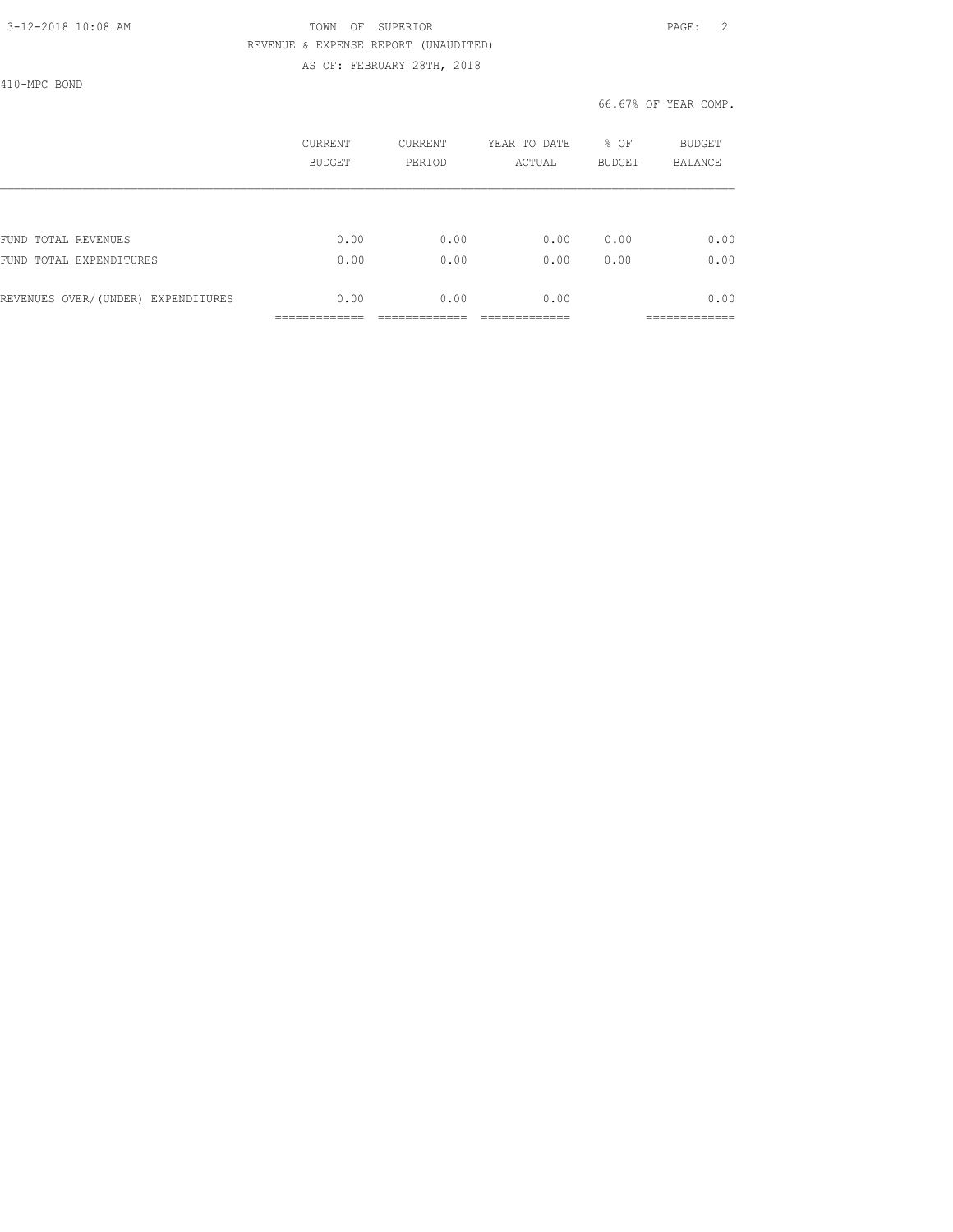3-12-2018 10:08 AM TOWN OF SUPERIOR PAGE: 2

REVENUE & EXPENSE REPORT (UNAUDITED)

AS OF: FEBRUARY 28TH, 2018

410-MPC BOND

66.67% OF YEAR COMP.

| | CURRENT BUDGET | CURRENT PERIOD | YEAR TO DATE ACTUAL | % OF BUDGET | BUDGET BALANCE |
|---|---|---|---|---|---|
| FUND TOTAL REVENUES | 0.00 | 0.00 | 0.00 | 0.00 | 0.00 |
| FUND TOTAL EXPENDITURES | 0.00 | 0.00 | 0.00 | 0.00 | 0.00 |
| REVENUES OVER/(UNDER) EXPENDITURES | 0.00 | 0.00 | 0.00 | | 0.00 |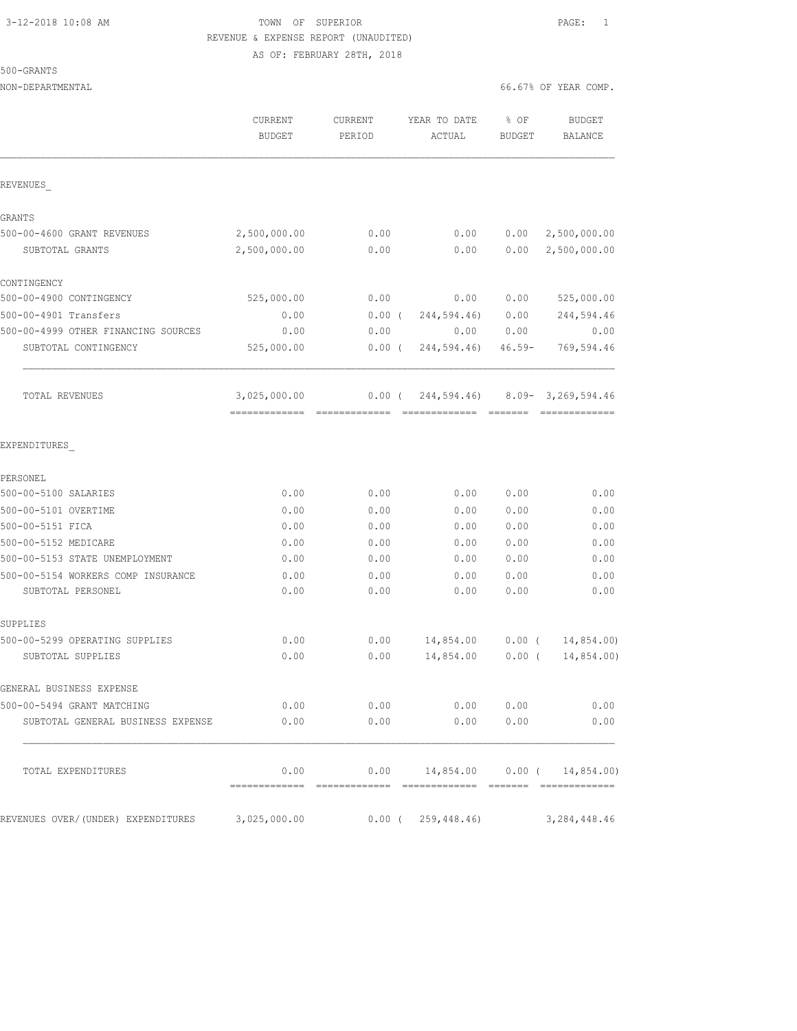3-12-2018 10:08 AM

TOWN OF SUPERIOR

REVENUE & EXPENSE REPORT (UNAUDITED)

AS OF: FEBRUARY 28TH, 2018

500-GRANTS

NON-DEPARTMENTAL

66.67% OF YEAR COMP.

| | CURRENT BUDGET | CURRENT PERIOD | YEAR TO DATE ACTUAL | % OF BUDGET | BUDGET BALANCE |
|---|---|---|---|---|---|
| REVENUES_ | | | | | |
| GRANTS | | | | | |
| 500-00-4600 GRANT REVENUES | 2,500,000.00 | 0.00 | 0.00 | 0.00 | 2,500,000.00 |
| SUBTOTAL GRANTS | 2,500,000.00 | 0.00 | 0.00 | 0.00 | 2,500,000.00 |
| CONTINGENCY | | | | | |
| 500-00-4900 CONTINGENCY | 525,000.00 | 0.00 | 0.00 | 0.00 | 525,000.00 |
| 500-00-4901 Transfers | 0.00 | 0.00 | ( 244,594.46) | 0.00 | 244,594.46 |
| 500-00-4999 OTHER FINANCING SOURCES | 0.00 | 0.00 | 0.00 | 0.00 | 0.00 |
| SUBTOTAL CONTINGENCY | 525,000.00 | 0.00 | ( 244,594.46) | 46.59- | 769,594.46 |
| TOTAL REVENUES | 3,025,000.00 | 0.00 | ( 244,594.46) | 8.09- | 3,269,594.46 |
| EXPENDITURES_ | | | | | |
| PERSONEL | | | | | |
| 500-00-5100 SALARIES | 0.00 | 0.00 | 0.00 | 0.00 | 0.00 |
| 500-00-5101 OVERTIME | 0.00 | 0.00 | 0.00 | 0.00 | 0.00 |
| 500-00-5151 FICA | 0.00 | 0.00 | 0.00 | 0.00 | 0.00 |
| 500-00-5152 MEDICARE | 0.00 | 0.00 | 0.00 | 0.00 | 0.00 |
| 500-00-5153 STATE UNEMPLOYMENT | 0.00 | 0.00 | 0.00 | 0.00 | 0.00 |
| 500-00-5154 WORKERS COMP INSURANCE | 0.00 | 0.00 | 0.00 | 0.00 | 0.00 |
| SUBTOTAL PERSONEL | 0.00 | 0.00 | 0.00 | 0.00 | 0.00 |
| SUPPLIES | | | | | |
| 500-00-5299 OPERATING SUPPLIES | 0.00 | 0.00 | 14,854.00 | 0.00 | ( 14,854.00) |
| SUBTOTAL SUPPLIES | 0.00 | 0.00 | 14,854.00 | 0.00 | ( 14,854.00) |
| GENERAL BUSINESS EXPENSE | | | | | |
| 500-00-5494 GRANT MATCHING | 0.00 | 0.00 | 0.00 | 0.00 | 0.00 |
| SUBTOTAL GENERAL BUSINESS EXPENSE | 0.00 | 0.00 | 0.00 | 0.00 | 0.00 |
| TOTAL EXPENDITURES | 0.00 | 0.00 | 14,854.00 | 0.00 | ( 14,854.00) |
| REVENUES OVER/(UNDER) EXPENDITURES | 3,025,000.00 | 0.00 | ( 259,448.46) | | 3,284,448.46 |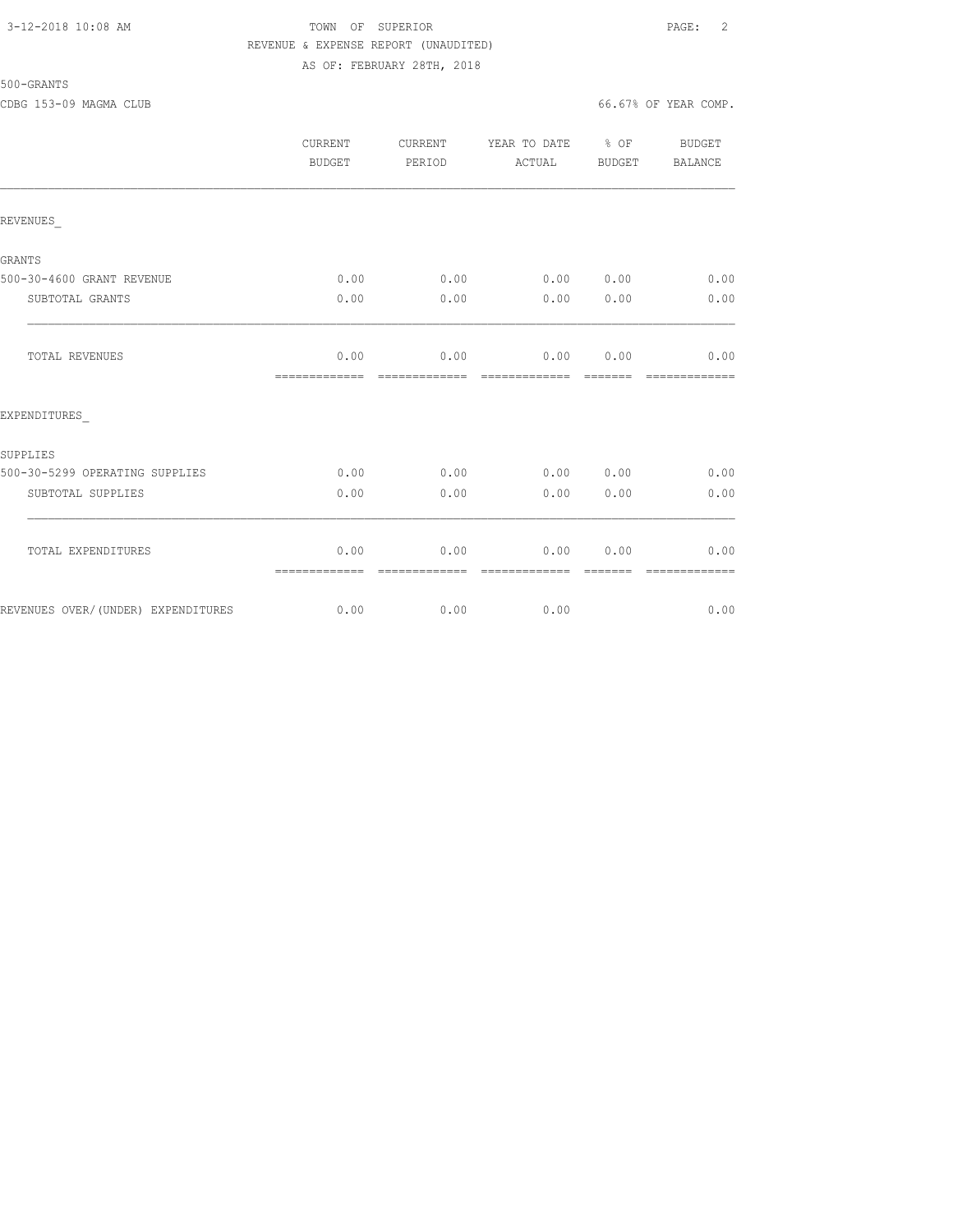TOWN OF SUPERIOR
REVENUE & EXPENSE REPORT (UNAUDITED)
AS OF: FEBRUARY 28TH, 2018

500-GRANTS

CDBG 153-09 MAGMA CLUB — 66.67% OF YEAR COMP.

| | CURRENT BUDGET | CURRENT PERIOD | YEAR TO DATE ACTUAL | % OF BUDGET | BUDGET BALANCE |
|---|---|---|---|---|---|
| REVENUES_ | | | | | |
| GRANTS | | | | | |
| 500-30-4600 GRANT REVENUE | 0.00 | 0.00 | 0.00 | 0.00 | 0.00 |
| SUBTOTAL GRANTS | 0.00 | 0.00 | 0.00 | 0.00 | 0.00 |
| TOTAL REVENUES | 0.00 | 0.00 | 0.00 | 0.00 | 0.00 |
| EXPENDITURES_ | | | | | |
| SUPPLIES | | | | | |
| 500-30-5299 OPERATING SUPPLIES | 0.00 | 0.00 | 0.00 | 0.00 | 0.00 |
| SUBTOTAL SUPPLIES | 0.00 | 0.00 | 0.00 | 0.00 | 0.00 |
| TOTAL EXPENDITURES | 0.00 | 0.00 | 0.00 | 0.00 | 0.00 |
| REVENUES OVER/(UNDER) EXPENDITURES | 0.00 | 0.00 | 0.00 | | 0.00 |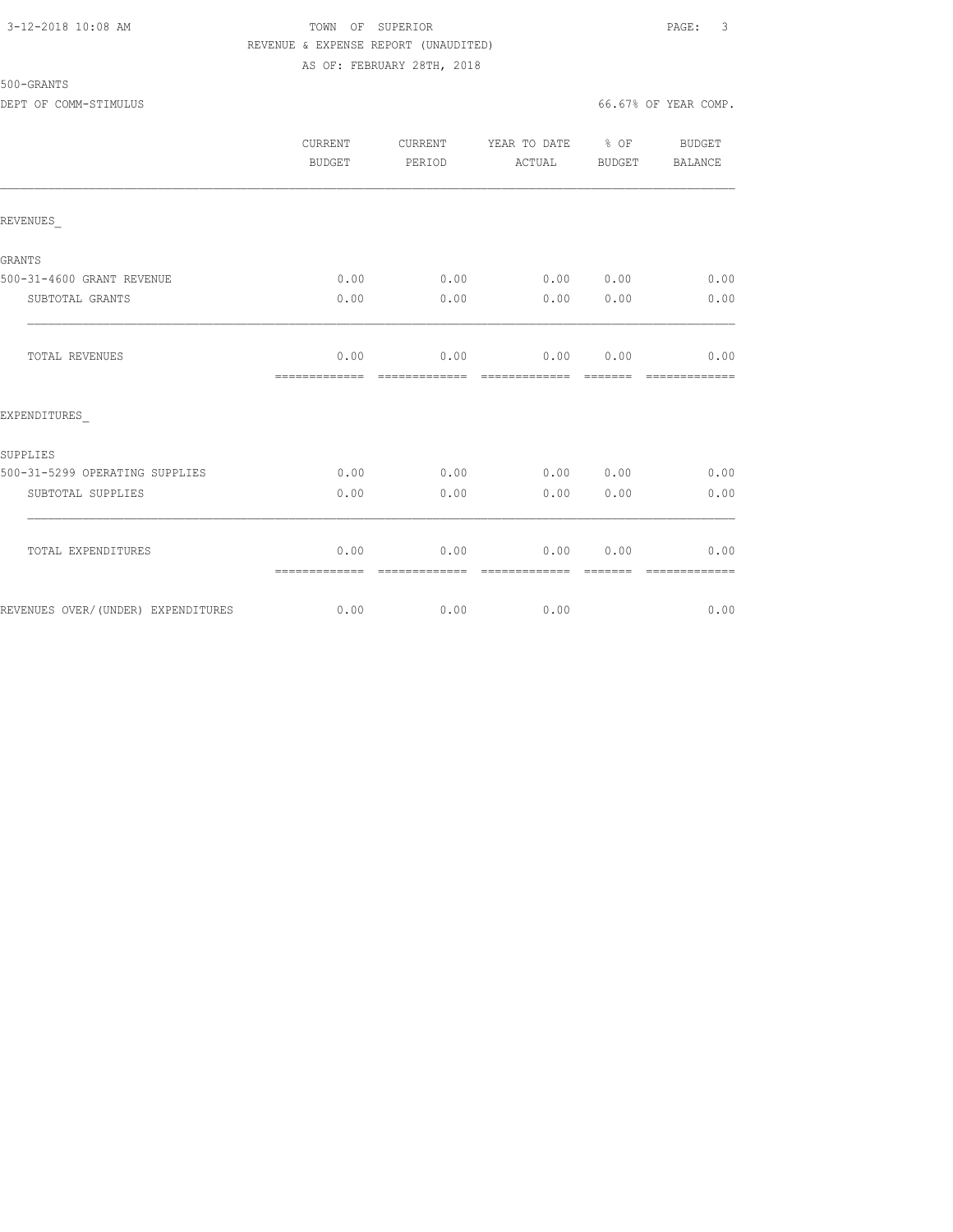3-12-2018 10:08 AM

# TOWN OF SUPERIOR

REVENUE & EXPENSE REPORT (UNAUDITED)

AS OF: FEBRUARY 28TH, 2018

500-GRANTS

DEPT OF COMM-STIMULUS — 66.67% OF YEAR COMP.

| | CURRENT BUDGET | CURRENT PERIOD | YEAR TO DATE ACTUAL | % OF BUDGET | BUDGET BALANCE |
|---|---|---|---|---|---|
| **REVENUES_** | | | | | |
| GRANTS | | | | | |
| 500-31-4600 GRANT REVENUE | 0.00 | 0.00 | 0.00 | 0.00 | 0.00 |
| SUBTOTAL GRANTS | 0.00 | 0.00 | 0.00 | 0.00 | 0.00 |
| TOTAL REVENUES | 0.00 | 0.00 | 0.00 | 0.00 | 0.00 |
| **EXPENDITURES_** | | | | | |
| SUPPLIES | | | | | |
| 500-31-5299 OPERATING SUPPLIES | 0.00 | 0.00 | 0.00 | 0.00 | 0.00 |
| SUBTOTAL SUPPLIES | 0.00 | 0.00 | 0.00 | 0.00 | 0.00 |
| TOTAL EXPENDITURES | 0.00 | 0.00 | 0.00 | 0.00 | 0.00 |
| REVENUES OVER/(UNDER) EXPENDITURES | 0.00 | 0.00 | 0.00 | | 0.00 |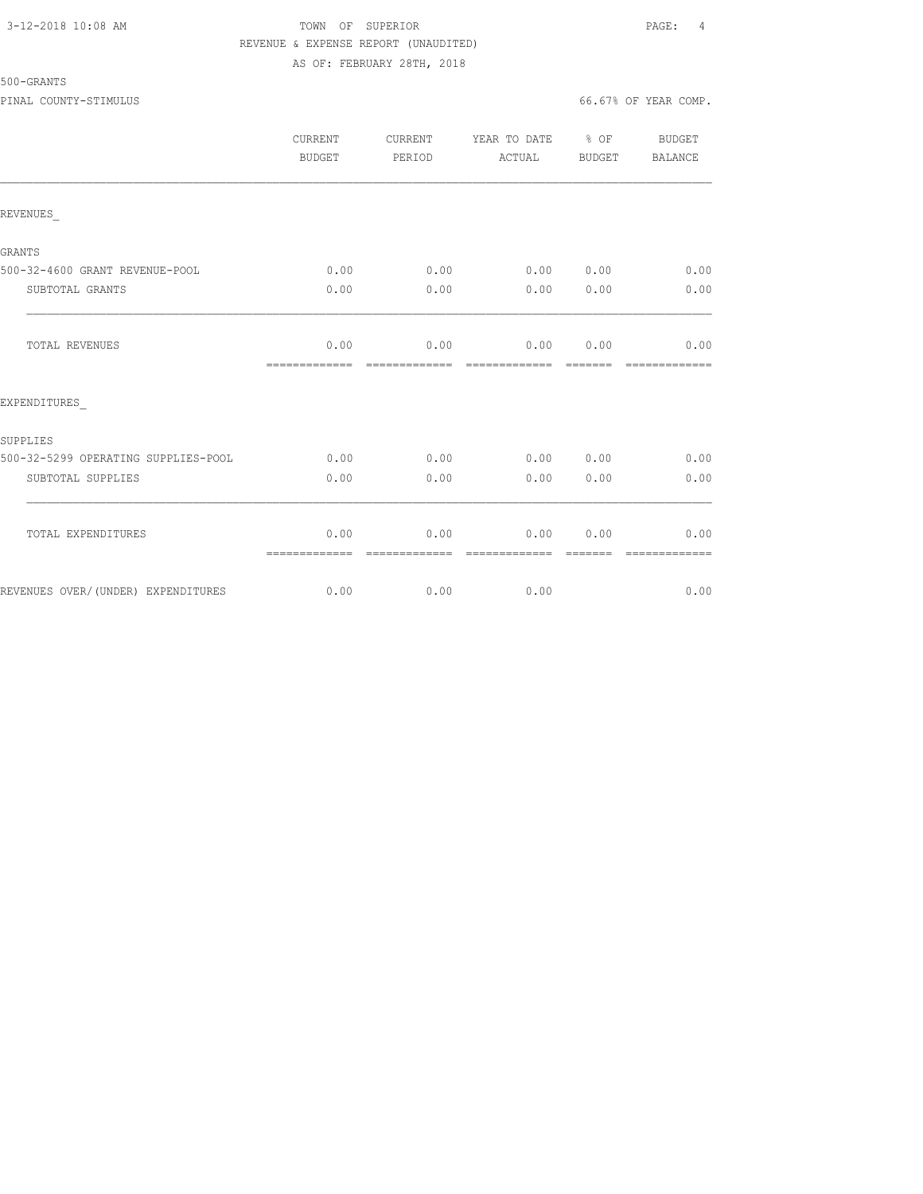TOWN OF SUPERIOR
REVENUE & EXPENSE REPORT (UNAUDITED)
AS OF: FEBRUARY 28TH, 2018

500-GRANTS

PINAL COUNTY-STIMULUS 66.67% OF YEAR COMP.

| | CURRENT BUDGET | CURRENT PERIOD | YEAR TO DATE ACTUAL | % OF BUDGET | BUDGET BALANCE |
|---|---|---|---|---|---|
| REVENUES_ | | | | | |
| GRANTS | | | | | |
| 500-32-4600 GRANT REVENUE-POOL | 0.00 | 0.00 | 0.00 | 0.00 | 0.00 |
| SUBTOTAL GRANTS | 0.00 | 0.00 | 0.00 | 0.00 | 0.00 |
| TOTAL REVENUES | 0.00 | 0.00 | 0.00 | 0.00 | 0.00 |
| EXPENDITURES_ | | | | | |
| SUPPLIES | | | | | |
| 500-32-5299 OPERATING SUPPLIES-POOL | 0.00 | 0.00 | 0.00 | 0.00 | 0.00 |
| SUBTOTAL SUPPLIES | 0.00 | 0.00 | 0.00 | 0.00 | 0.00 |
| TOTAL EXPENDITURES | 0.00 | 0.00 | 0.00 | 0.00 | 0.00 |
| REVENUES OVER/(UNDER) EXPENDITURES | 0.00 | 0.00 | 0.00 | | 0.00 |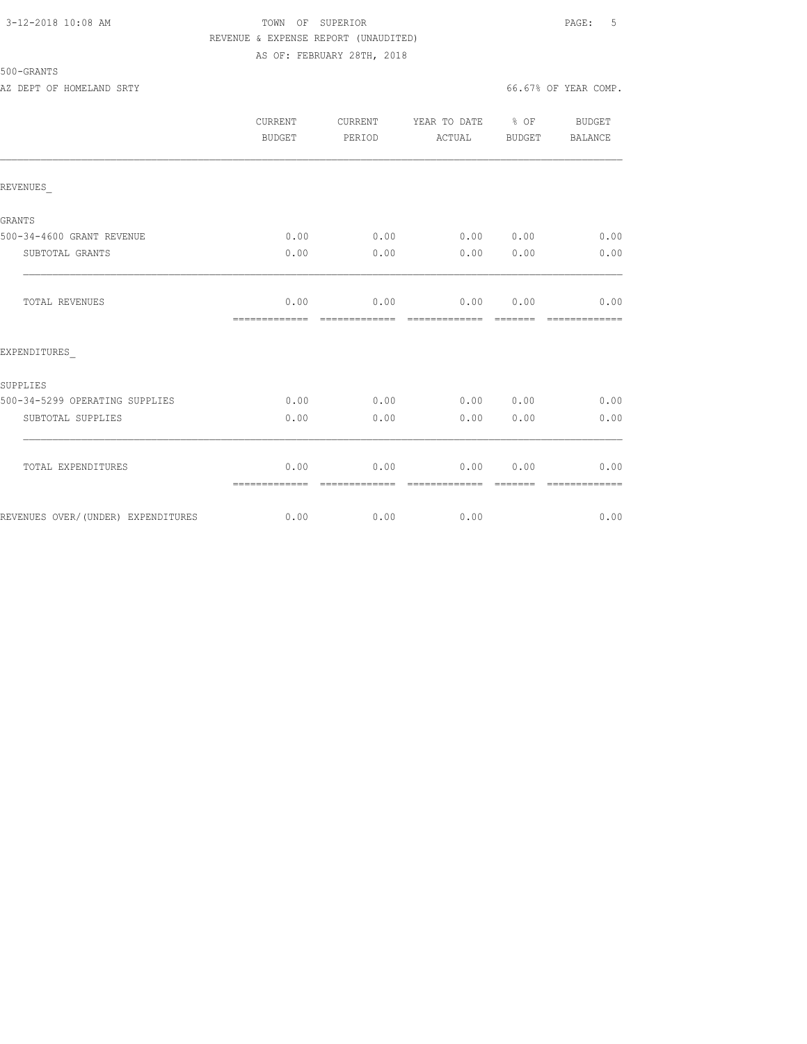TOWN OF SUPERIOR

REVENUE & EXPENSE REPORT (UNAUDITED)

AS OF: FEBRUARY 28TH, 2018

3-12-2018 10:08 AM

500-GRANTS

AZ DEPT OF HOMELAND SRTY

66.67% OF YEAR COMP.

| | CURRENT BUDGET | CURRENT PERIOD | YEAR TO DATE ACTUAL | % OF BUDGET | BUDGET BALANCE |
|---|---|---|---|---|---|
| REVENUES_ | | | | | |
| GRANTS | | | | | |
| 500-34-4600 GRANT REVENUE | 0.00 | 0.00 | 0.00 | 0.00 | 0.00 |
| SUBTOTAL GRANTS | 0.00 | 0.00 | 0.00 | 0.00 | 0.00 |
| TOTAL REVENUES | 0.00 | 0.00 | 0.00 | 0.00 | 0.00 |
| EXPENDITURES_ | | | | | |
| SUPPLIES | | | | | |
| 500-34-5299 OPERATING SUPPLIES | 0.00 | 0.00 | 0.00 | 0.00 | 0.00 |
| SUBTOTAL SUPPLIES | 0.00 | 0.00 | 0.00 | 0.00 | 0.00 |
| TOTAL EXPENDITURES | 0.00 | 0.00 | 0.00 | 0.00 | 0.00 |
| REVENUES OVER/(UNDER) EXPENDITURES | 0.00 | 0.00 | 0.00 | | 0.00 |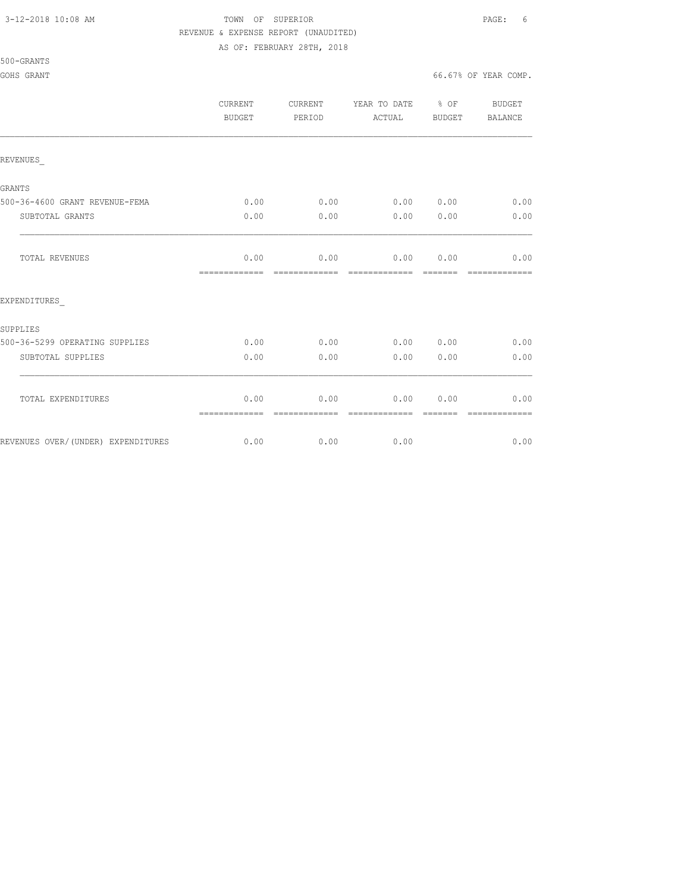TOWN OF SUPERIOR
REVENUE & EXPENSE REPORT (UNAUDITED)
AS OF: FEBRUARY 28TH, 2018

500-GRANTS

GOHS GRANT — 66.67% OF YEAR COMP.

| | CURRENT BUDGET | CURRENT PERIOD | YEAR TO DATE ACTUAL | % OF BUDGET | BUDGET BALANCE |
|---|---|---|---|---|---|
| REVENUES_ | | | | | |
| GRANTS | | | | | |
| 500-36-4600 GRANT REVENUE-FEMA | 0.00 | 0.00 | 0.00 | 0.00 | 0.00 |
| SUBTOTAL GRANTS | 0.00 | 0.00 | 0.00 | 0.00 | 0.00 |
| TOTAL REVENUES | 0.00 | 0.00 | 0.00 | 0.00 | 0.00 |
| EXPENDITURES_ | | | | | |
| SUPPLIES | | | | | |
| 500-36-5299 OPERATING SUPPLIES | 0.00 | 0.00 | 0.00 | 0.00 | 0.00 |
| SUBTOTAL SUPPLIES | 0.00 | 0.00 | 0.00 | 0.00 | 0.00 |
| TOTAL EXPENDITURES | 0.00 | 0.00 | 0.00 | 0.00 | 0.00 |
| REVENUES OVER/(UNDER) EXPENDITURES | 0.00 | 0.00 | 0.00 | | 0.00 |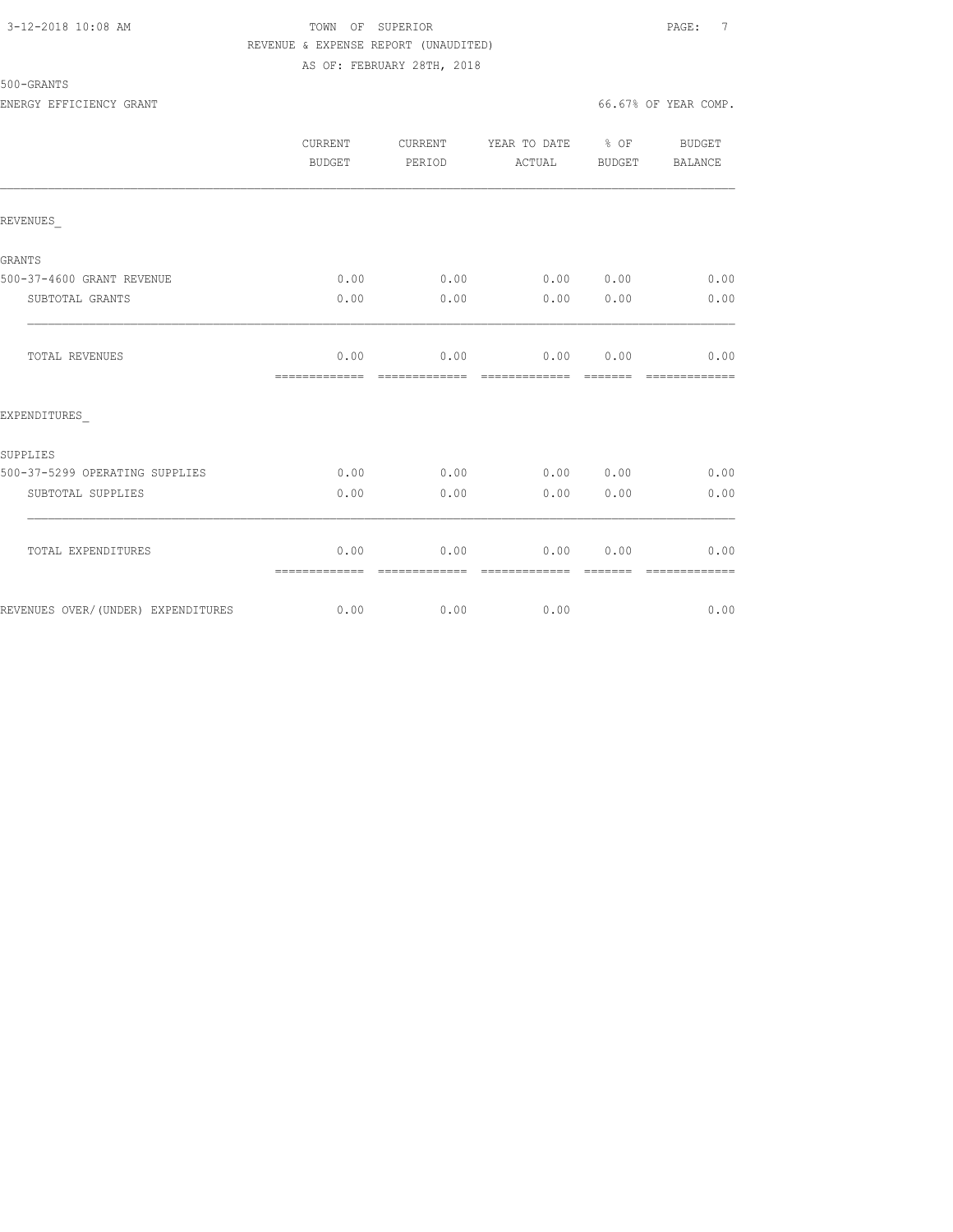TOWN OF SUPERIOR
REVENUE & EXPENSE REPORT (UNAUDITED)
AS OF: FEBRUARY 28TH, 2018

500-GRANTS

ENERGY EFFICIENCY GRANT

66.67% OF YEAR COMP.

| | CURRENT BUDGET | CURRENT PERIOD | YEAR TO DATE ACTUAL | % OF BUDGET | BUDGET BALANCE |
|---|---|---|---|---|---|
| REVENUES_ | | | | | |
| GRANTS | | | | | |
| 500-37-4600 GRANT REVENUE | 0.00 | 0.00 | 0.00 | 0.00 | 0.00 |
| SUBTOTAL GRANTS | 0.00 | 0.00 | 0.00 | 0.00 | 0.00 |
| TOTAL REVENUES | 0.00 | 0.00 | 0.00 | 0.00 | 0.00 |
| EXPENDITURES_ | | | | | |
| SUPPLIES | | | | | |
| 500-37-5299 OPERATING SUPPLIES | 0.00 | 0.00 | 0.00 | 0.00 | 0.00 |
| SUBTOTAL SUPPLIES | 0.00 | 0.00 | 0.00 | 0.00 | 0.00 |
| TOTAL EXPENDITURES | 0.00 | 0.00 | 0.00 | 0.00 | 0.00 |
| REVENUES OVER/(UNDER) EXPENDITURES | 0.00 | 0.00 | 0.00 | | 0.00 |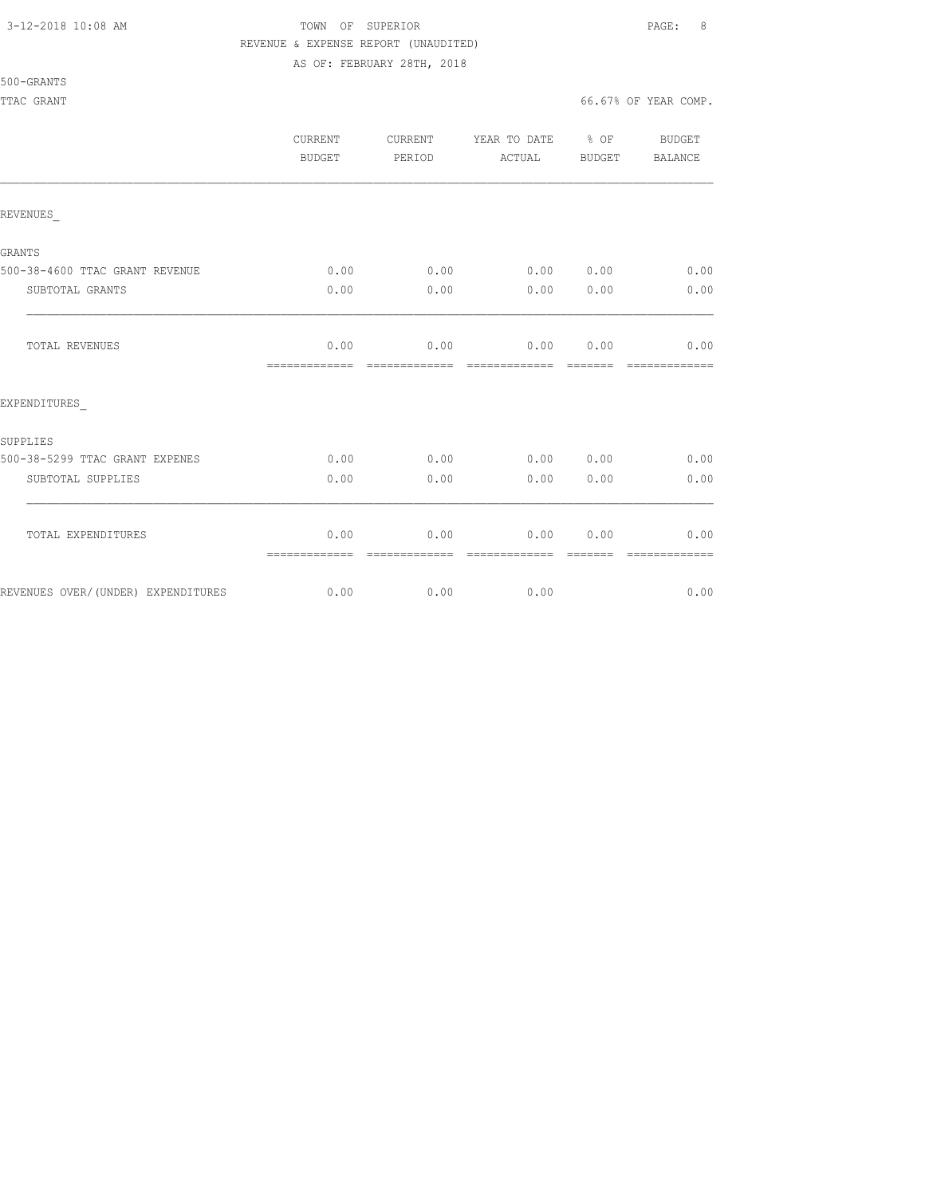TOWN OF SUPERIOR

REVENUE & EXPENSE REPORT (UNAUDITED)

AS OF: FEBRUARY 28TH, 2018

500-GRANTS

TTAC GRANT — 66.67% OF YEAR COMP.

| | CURRENT BUDGET | CURRENT PERIOD | YEAR TO DATE ACTUAL | % OF BUDGET | BUDGET BALANCE |
|---|---|---|---|---|---|
| REVENUES_ | | | | | |
| GRANTS | | | | | |
| 500-38-4600 TTAC GRANT REVENUE | 0.00 | 0.00 | 0.00 | 0.00 | 0.00 |
| SUBTOTAL GRANTS | 0.00 | 0.00 | 0.00 | 0.00 | 0.00 |
| TOTAL REVENUES | 0.00 | 0.00 | 0.00 | 0.00 | 0.00 |
| EXPENDITURES_ | | | | | |
| SUPPLIES | | | | | |
| 500-38-5299 TTAC GRANT EXPENES | 0.00 | 0.00 | 0.00 | 0.00 | 0.00 |
| SUBTOTAL SUPPLIES | 0.00 | 0.00 | 0.00 | 0.00 | 0.00 |
| TOTAL EXPENDITURES | 0.00 | 0.00 | 0.00 | 0.00 | 0.00 |
| REVENUES OVER/(UNDER) EXPENDITURES | 0.00 | 0.00 | 0.00 | | 0.00 |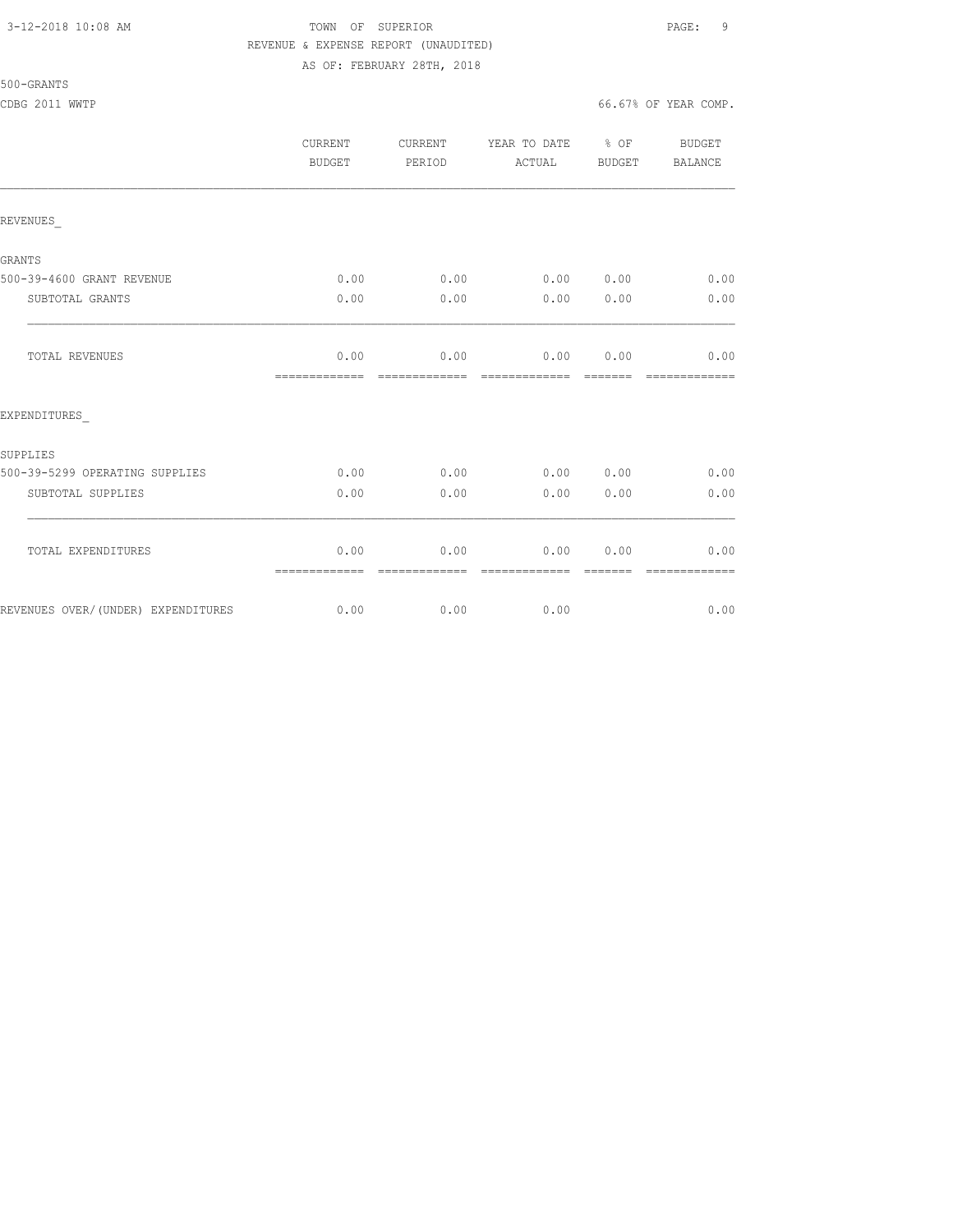TOWN OF SUPERIOR
REVENUE & EXPENSE REPORT (UNAUDITED)
AS OF: FEBRUARY 28TH, 2018

500-GRANTS

CDBG 2011 WWTP — 66.67% OF YEAR COMP.

| | CURRENT BUDGET | CURRENT PERIOD | YEAR TO DATE ACTUAL | % OF BUDGET | BUDGET BALANCE |
|---|---|---|---|---|---|
| REVENUES_ | | | | | |
| GRANTS | | | | | |
| 500-39-4600 GRANT REVENUE | 0.00 | 0.00 | 0.00 | 0.00 | 0.00 |
| SUBTOTAL GRANTS | 0.00 | 0.00 | 0.00 | 0.00 | 0.00 |
| TOTAL REVENUES | 0.00 | 0.00 | 0.00 | 0.00 | 0.00 |
| EXPENDITURES_ | | | | | |
| SUPPLIES | | | | | |
| 500-39-5299 OPERATING SUPPLIES | 0.00 | 0.00 | 0.00 | 0.00 | 0.00 |
| SUBTOTAL SUPPLIES | 0.00 | 0.00 | 0.00 | 0.00 | 0.00 |
| TOTAL EXPENDITURES | 0.00 | 0.00 | 0.00 | 0.00 | 0.00 |
| REVENUES OVER/(UNDER) EXPENDITURES | 0.00 | 0.00 | 0.00 | | 0.00 |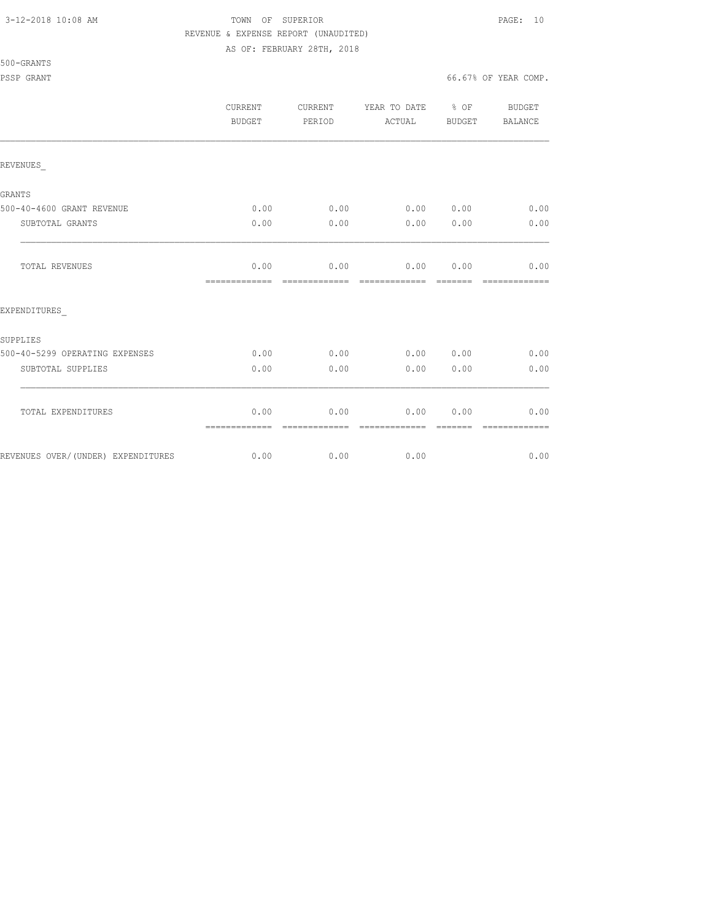TOWN OF SUPERIOR
REVENUE & EXPENSE REPORT (UNAUDITED)
AS OF: FEBRUARY 28TH, 2018

500-GRANTS

PSSP GRANT — 66.67% OF YEAR COMP.

| | CURRENT BUDGET | CURRENT PERIOD | YEAR TO DATE ACTUAL | % OF BUDGET | BUDGET BALANCE |
|---|---|---|---|---|---|
| REVENUES_ | | | | | |
| GRANTS | | | | | |
| 500-40-4600 GRANT REVENUE | 0.00 | 0.00 | 0.00 | 0.00 | 0.00 |
| SUBTOTAL GRANTS | 0.00 | 0.00 | 0.00 | 0.00 | 0.00 |
| TOTAL REVENUES | 0.00 | 0.00 | 0.00 | 0.00 | 0.00 |
| EXPENDITURES_ | | | | | |
| SUPPLIES | | | | | |
| 500-40-5299 OPERATING EXPENSES | 0.00 | 0.00 | 0.00 | 0.00 | 0.00 |
| SUBTOTAL SUPPLIES | 0.00 | 0.00 | 0.00 | 0.00 | 0.00 |
| TOTAL EXPENDITURES | 0.00 | 0.00 | 0.00 | 0.00 | 0.00 |
| REVENUES OVER/(UNDER) EXPENDITURES | 0.00 | 0.00 | 0.00 | | 0.00 |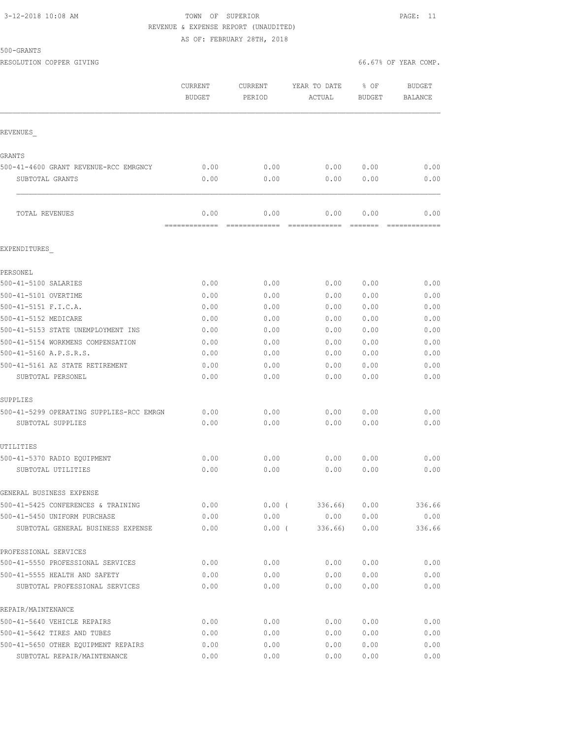3-12-2018 10:08 AM TOWN OF SUPERIOR

REVENUE & EXPENSE REPORT (UNAUDITED)

AS OF: FEBRUARY 28TH, 2018

500-GRANTS

RESOLUTION COPPER GIVING 66.67% OF YEAR COMP.

| | CURRENT BUDGET | CURRENT PERIOD | YEAR TO DATE ACTUAL | % OF BUDGET | BUDGET BALANCE |
|---|---|---|---|---|---|
| REVENUES_ | | | | | |
| GRANTS | | | | | |
| 500-41-4600 GRANT REVENUE-RCC EMRGNCY | 0.00 | 0.00 | 0.00 | 0.00 | 0.00 |
| SUBTOTAL GRANTS | 0.00 | 0.00 | 0.00 | 0.00 | 0.00 |
| TOTAL REVENUES | 0.00 | 0.00 | 0.00 | 0.00 | 0.00 |
| EXPENDITURES_ | | | | | |
| PERSONEL | | | | | |
| 500-41-5100 SALARIES | 0.00 | 0.00 | 0.00 | 0.00 | 0.00 |
| 500-41-5101 OVERTIME | 0.00 | 0.00 | 0.00 | 0.00 | 0.00 |
| 500-41-5151 F.I.C.A. | 0.00 | 0.00 | 0.00 | 0.00 | 0.00 |
| 500-41-5152 MEDICARE | 0.00 | 0.00 | 0.00 | 0.00 | 0.00 |
| 500-41-5153 STATE UNEMPLOYMENT INS | 0.00 | 0.00 | 0.00 | 0.00 | 0.00 |
| 500-41-5154 WORKMENS COMPENSATION | 0.00 | 0.00 | 0.00 | 0.00 | 0.00 |
| 500-41-5160 A.P.S.R.S. | 0.00 | 0.00 | 0.00 | 0.00 | 0.00 |
| 500-41-5161 AZ STATE RETIREMENT | 0.00 | 0.00 | 0.00 | 0.00 | 0.00 |
| SUBTOTAL PERSONEL | 0.00 | 0.00 | 0.00 | 0.00 | 0.00 |
| SUPPLIES | | | | | |
| 500-41-5299 OPERATING SUPPLIES-RCC EMRGN | 0.00 | 0.00 | 0.00 | 0.00 | 0.00 |
| SUBTOTAL SUPPLIES | 0.00 | 0.00 | 0.00 | 0.00 | 0.00 |
| UTILITIES | | | | | |
| 500-41-5370 RADIO EQUIPMENT | 0.00 | 0.00 | 0.00 | 0.00 | 0.00 |
| SUBTOTAL UTILITIES | 0.00 | 0.00 | 0.00 | 0.00 | 0.00 |
| GENERAL BUSINESS EXPENSE | | | | | |
| 500-41-5425 CONFERENCES & TRAINING | 0.00 | 0.00 | ( 336.66) | 0.00 | 336.66 |
| 500-41-5450 UNIFORM PURCHASE | 0.00 | 0.00 | 0.00 | 0.00 | 0.00 |
| SUBTOTAL GENERAL BUSINESS EXPENSE | 0.00 | 0.00 | ( 336.66) | 0.00 | 336.66 |
| PROFESSIONAL SERVICES | | | | | |
| 500-41-5550 PROFESSIONAL SERVICES | 0.00 | 0.00 | 0.00 | 0.00 | 0.00 |
| 500-41-5555 HEALTH AND SAFETY | 0.00 | 0.00 | 0.00 | 0.00 | 0.00 |
| SUBTOTAL PROFESSIONAL SERVICES | 0.00 | 0.00 | 0.00 | 0.00 | 0.00 |
| REPAIR/MAINTENANCE | | | | | |
| 500-41-5640 VEHICLE REPAIRS | 0.00 | 0.00 | 0.00 | 0.00 | 0.00 |
| 500-41-5642 TIRES AND TUBES | 0.00 | 0.00 | 0.00 | 0.00 | 0.00 |
| 500-41-5650 OTHER EQUIPMENT REPAIRS | 0.00 | 0.00 | 0.00 | 0.00 | 0.00 |
| SUBTOTAL REPAIR/MAINTENANCE | 0.00 | 0.00 | 0.00 | 0.00 | 0.00 |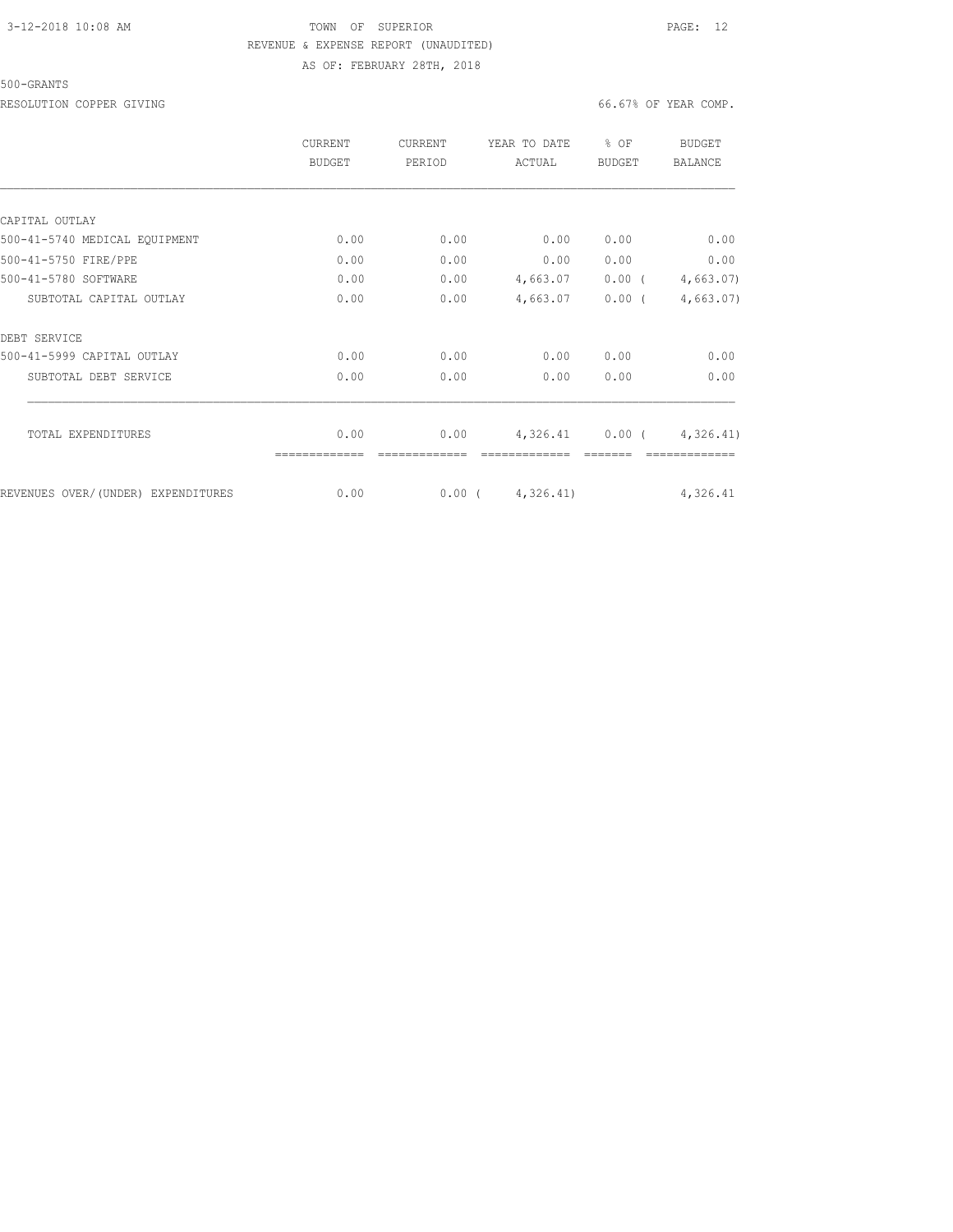TOWN OF SUPERIOR
REVENUE & EXPENSE REPORT (UNAUDITED)
AS OF: FEBRUARY 28TH, 2018

500-GRANTS

RESOLUTION COPPER GIVING — 66.67% OF YEAR COMP.

| | CURRENT BUDGET | CURRENT PERIOD | YEAR TO DATE ACTUAL | % OF BUDGET | BUDGET BALANCE |
|---|---|---|---|---|---|
| CAPITAL OUTLAY | | | | | |
| 500-41-5740 MEDICAL EQUIPMENT | 0.00 | 0.00 | 0.00 | 0.00 | 0.00 |
| 500-41-5750 FIRE/PPE | 0.00 | 0.00 | 0.00 | 0.00 | 0.00 |
| 500-41-5780 SOFTWARE | 0.00 | 0.00 | 4,663.07 | 0.00 | ( 4,663.07) |
| SUBTOTAL CAPITAL OUTLAY | 0.00 | 0.00 | 4,663.07 | 0.00 | ( 4,663.07) |
| DEBT SERVICE | | | | | |
| 500-41-5999 CAPITAL OUTLAY | 0.00 | 0.00 | 0.00 | 0.00 | 0.00 |
| SUBTOTAL DEBT SERVICE | 0.00 | 0.00 | 0.00 | 0.00 | 0.00 |
| TOTAL EXPENDITURES | 0.00 | 0.00 | 4,326.41 | 0.00 | ( 4,326.41) |
| REVENUES OVER/(UNDER) EXPENDITURES | 0.00 | 0.00 | ( 4,326.41) | | 4,326.41 |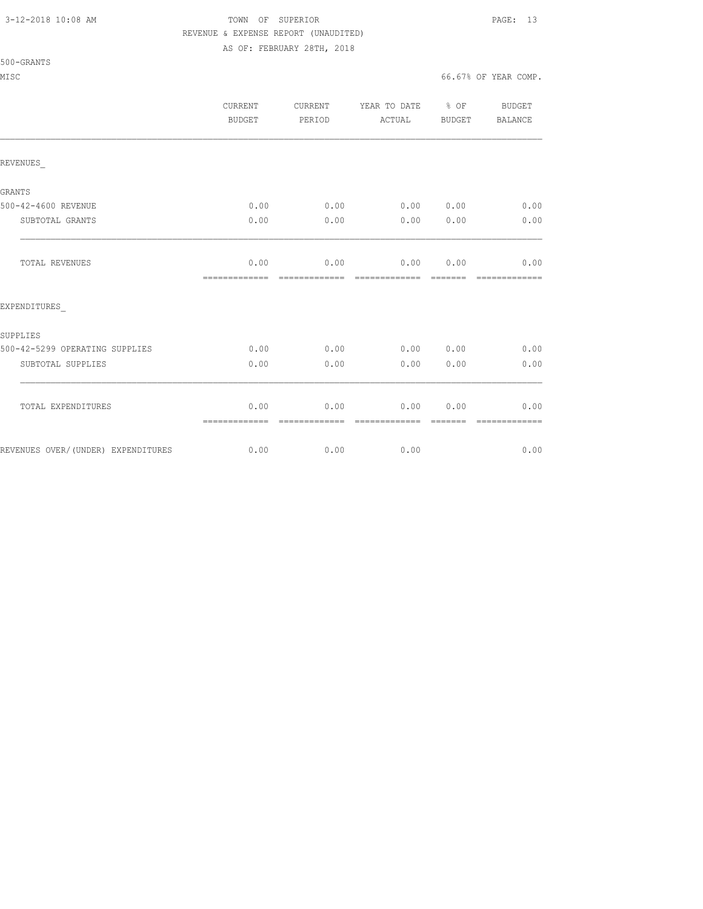TOWN OF SUPERIOR
REVENUE & EXPENSE REPORT (UNAUDITED)
AS OF: FEBRUARY 28TH, 2018

500-GRANTS
MISC

66.67% OF YEAR COMP.

| | CURRENT BUDGET | CURRENT PERIOD | YEAR TO DATE ACTUAL | % OF BUDGET | BUDGET BALANCE |
|---|---|---|---|---|---|
| REVENUES_ | | | | | |
| GRANTS | | | | | |
| 500-42-4600 REVENUE | 0.00 | 0.00 | 0.00 | 0.00 | 0.00 |
| SUBTOTAL GRANTS | 0.00 | 0.00 | 0.00 | 0.00 | 0.00 |
| TOTAL REVENUES | 0.00 | 0.00 | 0.00 | 0.00 | 0.00 |
| EXPENDITURES_ | | | | | |
| SUPPLIES | | | | | |
| 500-42-5299 OPERATING SUPPLIES | 0.00 | 0.00 | 0.00 | 0.00 | 0.00 |
| SUBTOTAL SUPPLIES | 0.00 | 0.00 | 0.00 | 0.00 | 0.00 |
| TOTAL EXPENDITURES | 0.00 | 0.00 | 0.00 | 0.00 | 0.00 |
| REVENUES OVER/(UNDER) EXPENDITURES | 0.00 | 0.00 | 0.00 | | 0.00 |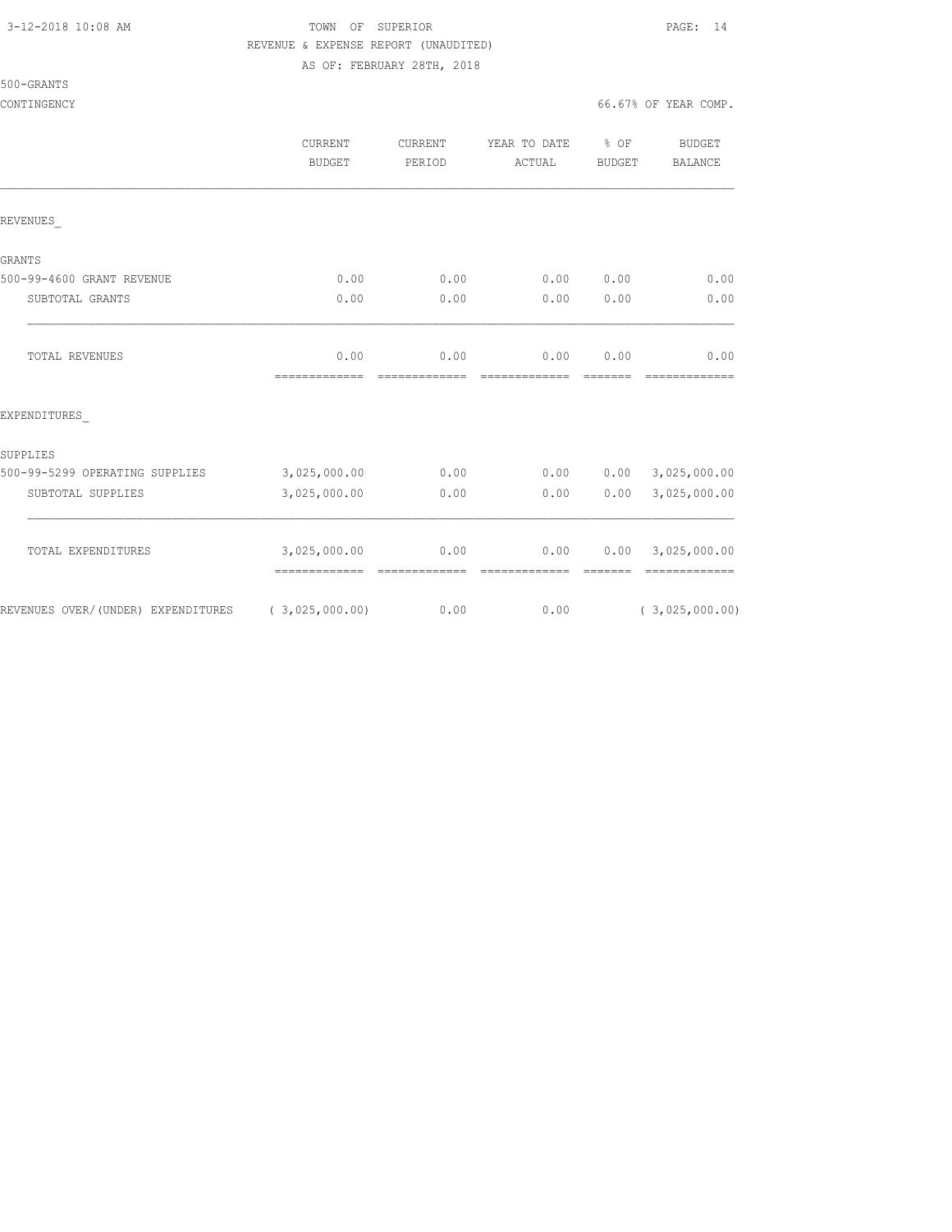TOWN OF SUPERIOR

REVENUE & EXPENSE REPORT (UNAUDITED)

AS OF: FEBRUARY 28TH, 2018

500-GRANTS

CONTINGENCY

66.67% OF YEAR COMP.

| | CURRENT BUDGET | CURRENT PERIOD | YEAR TO DATE ACTUAL | % OF BUDGET | BUDGET BALANCE |
|---|---|---|---|---|---|
| REVENUES_ | | | | | |
| GRANTS | | | | | |
| 500-99-4600 GRANT REVENUE | 0.00 | 0.00 | 0.00 | 0.00 | 0.00 |
| SUBTOTAL GRANTS | 0.00 | 0.00 | 0.00 | 0.00 | 0.00 |
| TOTAL REVENUES | 0.00 | 0.00 | 0.00 | 0.00 | 0.00 |
| EXPENDITURES_ | | | | | |
| SUPPLIES | | | | | |
| 500-99-5299 OPERATING SUPPLIES | 3,025,000.00 | 0.00 | 0.00 | 0.00 | 3,025,000.00 |
| SUBTOTAL SUPPLIES | 3,025,000.00 | 0.00 | 0.00 | 0.00 | 3,025,000.00 |
| TOTAL EXPENDITURES | 3,025,000.00 | 0.00 | 0.00 | 0.00 | 3,025,000.00 |
| REVENUES OVER/(UNDER) EXPENDITURES | ( 3,025,000.00) | 0.00 | 0.00 | | ( 3,025,000.00) |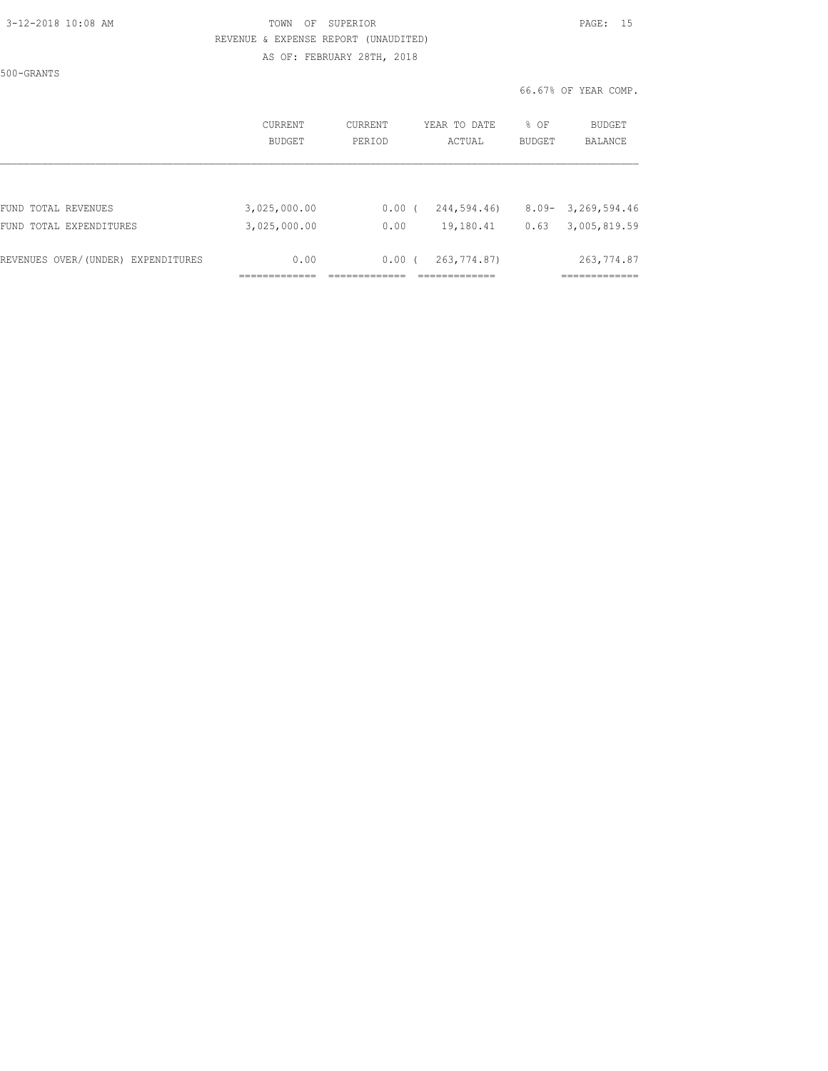TOWN OF SUPERIOR

REVENUE & EXPENSE REPORT (UNAUDITED)

AS OF: FEBRUARY 28TH, 2018

500-GRANTS

66.67% OF YEAR COMP.

| | CURRENT BUDGET | CURRENT PERIOD | YEAR TO DATE ACTUAL | % OF BUDGET | BUDGET BALANCE |
|---|---|---|---|---|---|
| FUND TOTAL REVENUES | 3,025,000.00 | 0.00 | ( 244,594.46) | 8.09- | 3,269,594.46 |
| FUND TOTAL EXPENDITURES | 3,025,000.00 | 0.00 | 19,180.41 | 0.63 | 3,005,819.59 |
| REVENUES OVER/(UNDER) EXPENDITURES | 0.00 | 0.00 | ( 263,774.87) | | 263,774.87 |
| | ============= | ============= | ============= | | ============= |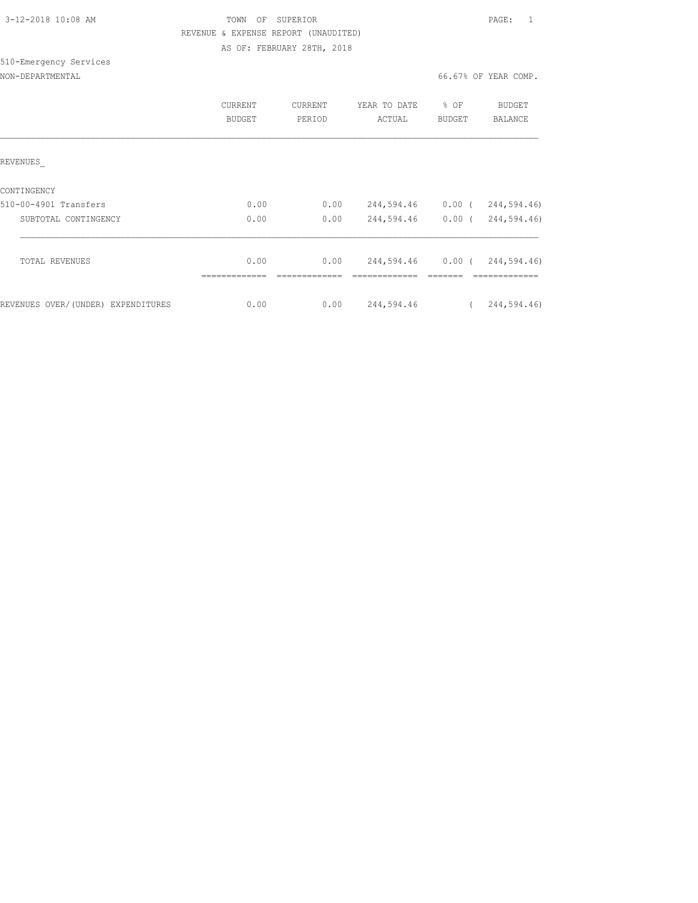3-12-2018 10:08 AM

TOWN OF SUPERIOR

REVENUE & EXPENSE REPORT (UNAUDITED)

AS OF: FEBRUARY 28TH, 2018

510-Emergency Services

NON-DEPARTMENTAL

66.67% OF YEAR COMP.

| | CURRENT BUDGET | CURRENT PERIOD | YEAR TO DATE ACTUAL | % OF BUDGET | BUDGET BALANCE |
|---|---|---|---|---|---|
| REVENUES_ | | | | | |
| CONTINGENCY | | | | | |
| 510-00-4901 Transfers | 0.00 | 0.00 | 244,594.46 | 0.00 | ( 244,594.46) |
| SUBTOTAL CONTINGENCY | 0.00 | 0.00 | 244,594.46 | 0.00 | ( 244,594.46) |
| TOTAL REVENUES | 0.00 | 0.00 | 244,594.46 | 0.00 | ( 244,594.46) |
| REVENUES OVER/(UNDER) EXPENDITURES | 0.00 | 0.00 | 244,594.46 | | ( 244,594.46) |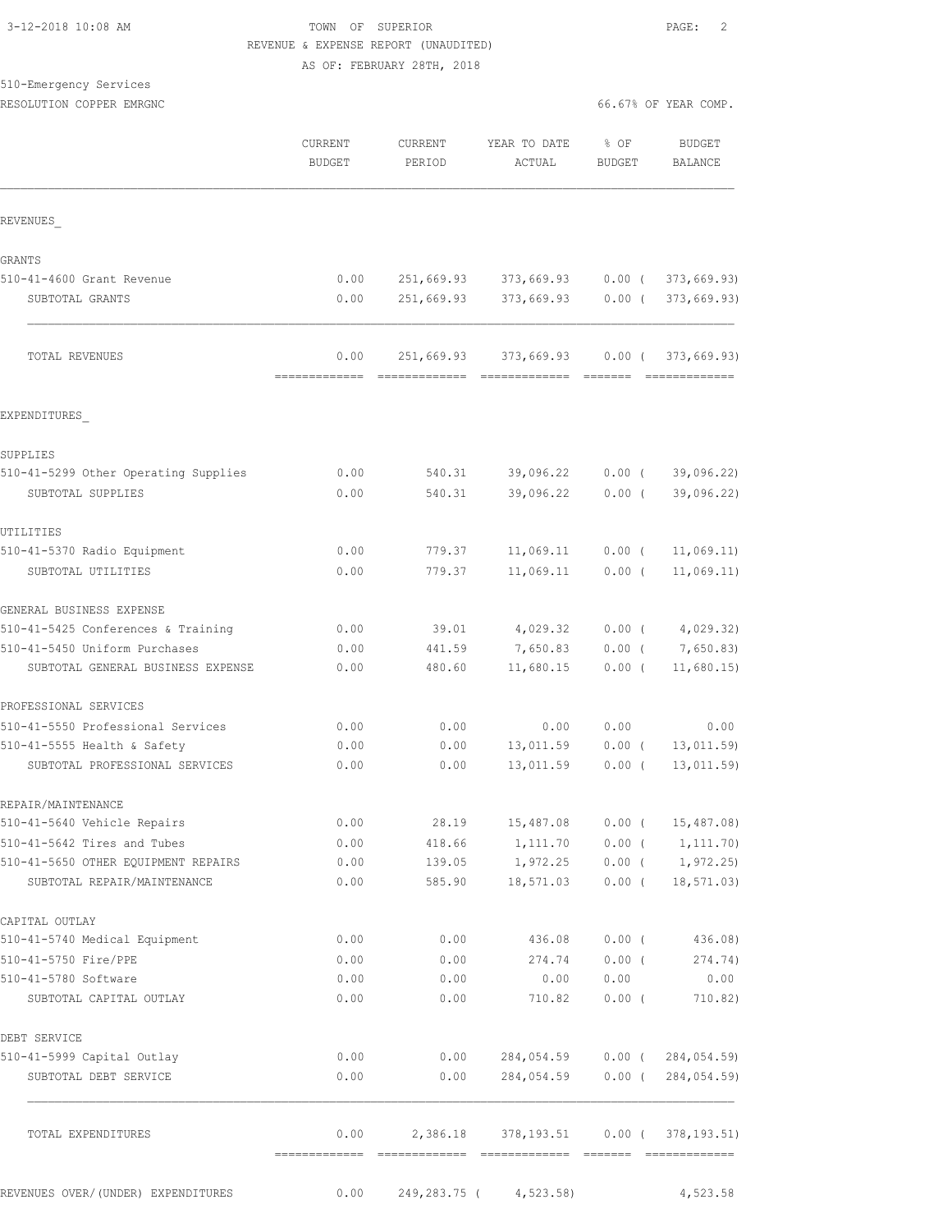3-12-2018 10:08 AM

TOWN OF SUPERIOR

REVENUE & EXPENSE REPORT (UNAUDITED)

AS OF: FEBRUARY 28TH, 2018

510-Emergency Services

RESOLUTION COPPER EMRGNC

66.67% OF YEAR COMP.

| | CURRENT BUDGET | CURRENT PERIOD | YEAR TO DATE ACTUAL | % OF BUDGET | BUDGET BALANCE |
|---|---|---|---|---|---|
| REVENUES_ | | | | | |
| GRANTS | | | | | |
| 510-41-4600 Grant Revenue | 0.00 | 251,669.93 | 373,669.93 | 0.00 ( | 373,669.93) |
| SUBTOTAL GRANTS | 0.00 | 251,669.93 | 373,669.93 | 0.00 ( | 373,669.93) |
| TOTAL REVENUES | 0.00 | 251,669.93 | 373,669.93 | 0.00 ( | 373,669.93) |
| EXPENDITURES_ | | | | | |
| SUPPLIES | | | | | |
| 510-41-5299 Other Operating Supplies | 0.00 | 540.31 | 39,096.22 | 0.00 ( | 39,096.22) |
| SUBTOTAL SUPPLIES | 0.00 | 540.31 | 39,096.22 | 0.00 ( | 39,096.22) |
| UTILITIES | | | | | |
| 510-41-5370 Radio Equipment | 0.00 | 779.37 | 11,069.11 | 0.00 ( | 11,069.11) |
| SUBTOTAL UTILITIES | 0.00 | 779.37 | 11,069.11 | 0.00 ( | 11,069.11) |
| GENERAL BUSINESS EXPENSE | | | | | |
| 510-41-5425 Conferences & Training | 0.00 | 39.01 | 4,029.32 | 0.00 ( | 4,029.32) |
| 510-41-5450 Uniform Purchases | 0.00 | 441.59 | 7,650.83 | 0.00 ( | 7,650.83) |
| SUBTOTAL GENERAL BUSINESS EXPENSE | 0.00 | 480.60 | 11,680.15 | 0.00 ( | 11,680.15) |
| PROFESSIONAL SERVICES | | | | | |
| 510-41-5550 Professional Services | 0.00 | 0.00 | 0.00 | 0.00 | 0.00 |
| 510-41-5555 Health & Safety | 0.00 | 0.00 | 13,011.59 | 0.00 ( | 13,011.59) |
| SUBTOTAL PROFESSIONAL SERVICES | 0.00 | 0.00 | 13,011.59 | 0.00 ( | 13,011.59) |
| REPAIR/MAINTENANCE | | | | | |
| 510-41-5640 Vehicle Repairs | 0.00 | 28.19 | 15,487.08 | 0.00 ( | 15,487.08) |
| 510-41-5642 Tires and Tubes | 0.00 | 418.66 | 1,111.70 | 0.00 ( | 1,111.70) |
| 510-41-5650 OTHER EQUIPMENT REPAIRS | 0.00 | 139.05 | 1,972.25 | 0.00 ( | 1,972.25) |
| SUBTOTAL REPAIR/MAINTENANCE | 0.00 | 585.90 | 18,571.03 | 0.00 ( | 18,571.03) |
| CAPITAL OUTLAY | | | | | |
| 510-41-5740 Medical Equipment | 0.00 | 0.00 | 436.08 | 0.00 ( | 436.08) |
| 510-41-5750 Fire/PPE | 0.00 | 0.00 | 274.74 | 0.00 ( | 274.74) |
| 510-41-5780 Software | 0.00 | 0.00 | 0.00 | 0.00 | 0.00 |
| SUBTOTAL CAPITAL OUTLAY | 0.00 | 0.00 | 710.82 | 0.00 ( | 710.82) |
| DEBT SERVICE | | | | | |
| 510-41-5999 Capital Outlay | 0.00 | 0.00 | 284,054.59 | 0.00 ( | 284,054.59) |
| SUBTOTAL DEBT SERVICE | 0.00 | 0.00 | 284,054.59 | 0.00 ( | 284,054.59) |
| TOTAL EXPENDITURES | 0.00 | 2,386.18 | 378,193.51 | 0.00 ( | 378,193.51) |
| REVENUES OVER/(UNDER) EXPENDITURES | 0.00 | 249,283.75 ( | 4,523.58) | | 4,523.58 |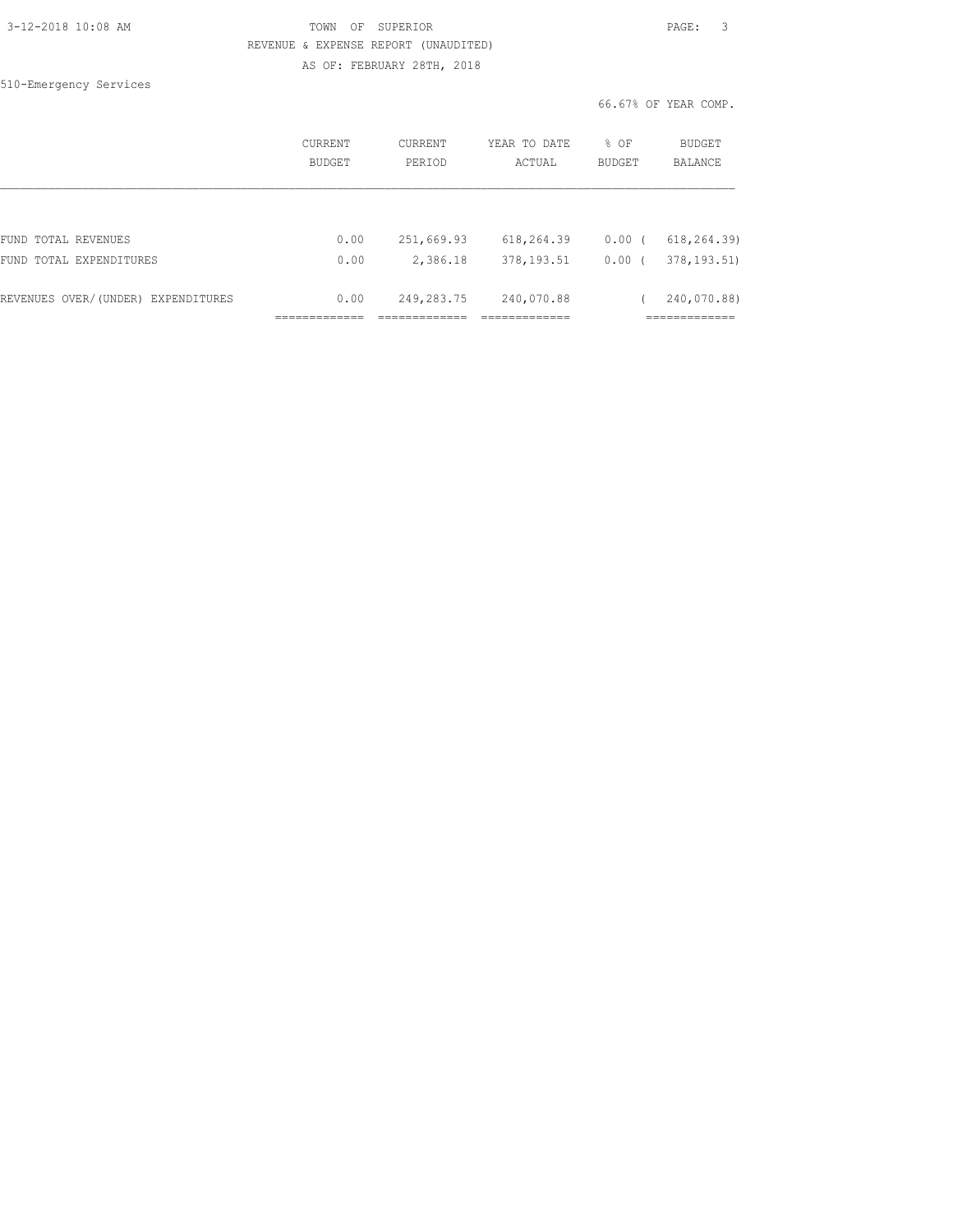TOWN OF SUPERIOR

REVENUE & EXPENSE REPORT (UNAUDITED)

AS OF: FEBRUARY 28TH, 2018

510-Emergency Services

66.67% OF YEAR COMP.

| | CURRENT BUDGET | CURRENT PERIOD | YEAR TO DATE ACTUAL | % OF BUDGET | BUDGET BALANCE |
|---|---|---|---|---|---|
| FUND TOTAL REVENUES | 0.00 | 251,669.93 | 618,264.39 | 0.00 | ( 618,264.39) |
| FUND TOTAL EXPENDITURES | 0.00 | 2,386.18 | 378,193.51 | 0.00 | ( 378,193.51) |
| REVENUES OVER/(UNDER) EXPENDITURES | 0.00 | 249,283.75 | 240,070.88 | | ( 240,070.88) |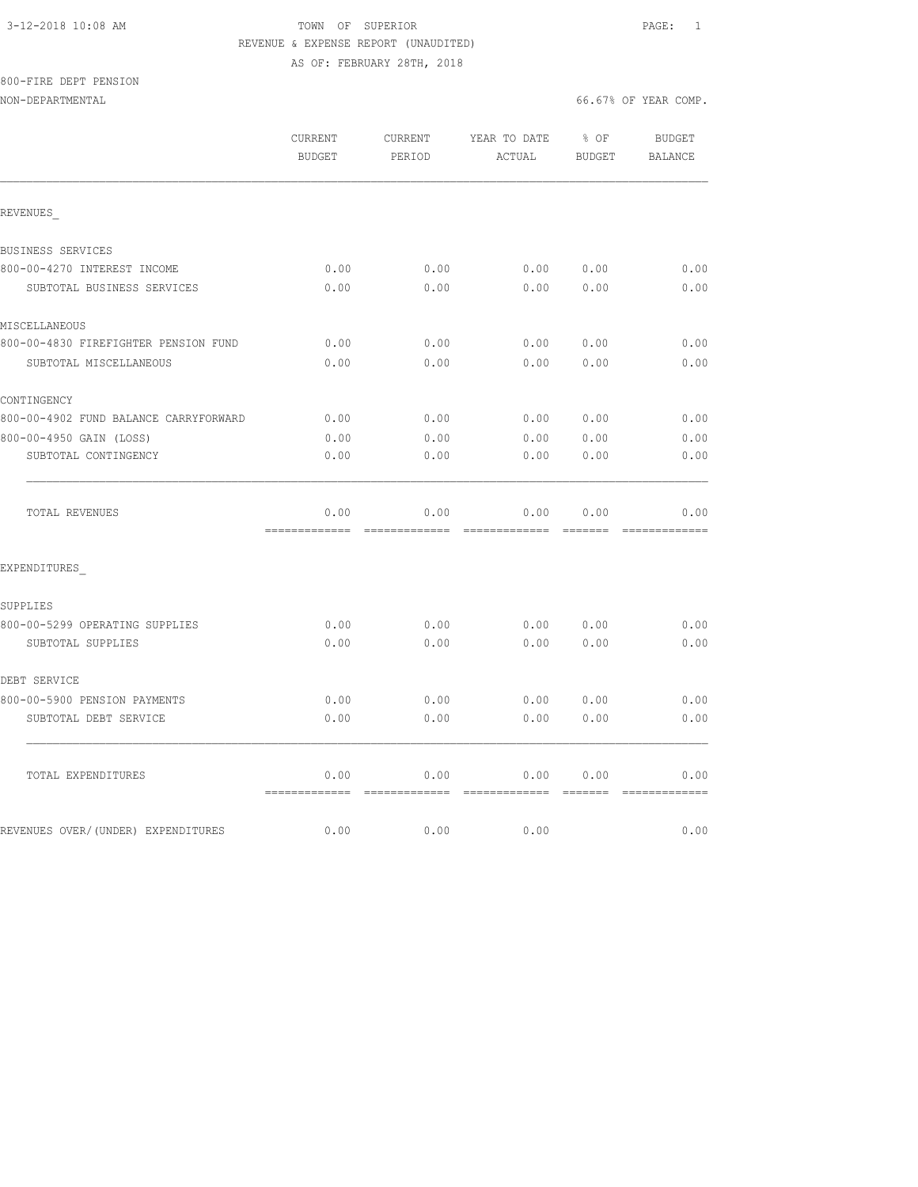3-12-2018 10:08 AM

TOWN OF SUPERIOR

REVENUE & EXPENSE REPORT (UNAUDITED)

AS OF: FEBRUARY 28TH, 2018

800-FIRE DEPT PENSION

NON-DEPARTMENTAL

66.67% OF YEAR COMP.

| | CURRENT BUDGET | CURRENT PERIOD | YEAR TO DATE ACTUAL | % OF BUDGET | BUDGET BALANCE |
|---|---|---|---|---|---|
| REVENUES_ | | | | | |
| BUSINESS SERVICES | | | | | |
| 800-00-4270 INTEREST INCOME | 0.00 | 0.00 | 0.00 | 0.00 | 0.00 |
| SUBTOTAL BUSINESS SERVICES | 0.00 | 0.00 | 0.00 | 0.00 | 0.00 |
| MISCELLANEOUS | | | | | |
| 800-00-4830 FIREFIGHTER PENSION FUND | 0.00 | 0.00 | 0.00 | 0.00 | 0.00 |
| SUBTOTAL MISCELLANEOUS | 0.00 | 0.00 | 0.00 | 0.00 | 0.00 |
| CONTINGENCY | | | | | |
| 800-00-4902 FUND BALANCE CARRYFORWARD | 0.00 | 0.00 | 0.00 | 0.00 | 0.00 |
| 800-00-4950 GAIN (LOSS) | 0.00 | 0.00 | 0.00 | 0.00 | 0.00 |
| SUBTOTAL CONTINGENCY | 0.00 | 0.00 | 0.00 | 0.00 | 0.00 |
| TOTAL REVENUES | 0.00 | 0.00 | 0.00 | 0.00 | 0.00 |
| EXPENDITURES_ | | | | | |
| SUPPLIES | | | | | |
| 800-00-5299 OPERATING SUPPLIES | 0.00 | 0.00 | 0.00 | 0.00 | 0.00 |
| SUBTOTAL SUPPLIES | 0.00 | 0.00 | 0.00 | 0.00 | 0.00 |
| DEBT SERVICE | | | | | |
| 800-00-5900 PENSION PAYMENTS | 0.00 | 0.00 | 0.00 | 0.00 | 0.00 |
| SUBTOTAL DEBT SERVICE | 0.00 | 0.00 | 0.00 | 0.00 | 0.00 |
| TOTAL EXPENDITURES | 0.00 | 0.00 | 0.00 | 0.00 | 0.00 |
| REVENUES OVER/(UNDER) EXPENDITURES | 0.00 | 0.00 | 0.00 | | 0.00 |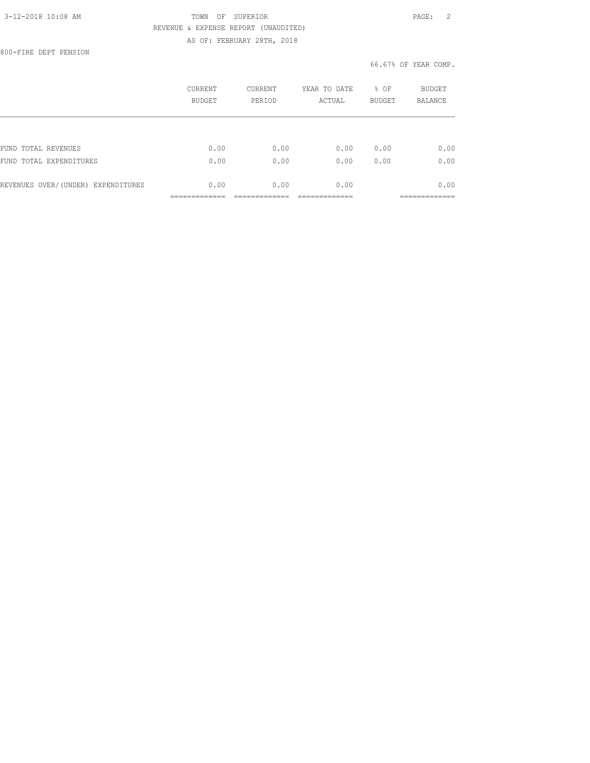TOWN OF SUPERIOR

REVENUE & EXPENSE REPORT (UNAUDITED)

AS OF: FEBRUARY 28TH, 2018

800-FIRE DEPT PENSION

66.67% OF YEAR COMP.

| | CURRENT BUDGET | CURRENT PERIOD | YEAR TO DATE ACTUAL | % OF BUDGET | BUDGET BALANCE |
|---|---|---|---|---|---|
| FUND TOTAL REVENUES | 0.00 | 0.00 | 0.00 | 0.00 | 0.00 |
| FUND TOTAL EXPENDITURES | 0.00 | 0.00 | 0.00 | 0.00 | 0.00 |
| REVENUES OVER/(UNDER) EXPENDITURES | 0.00 | 0.00 | 0.00 | | 0.00 |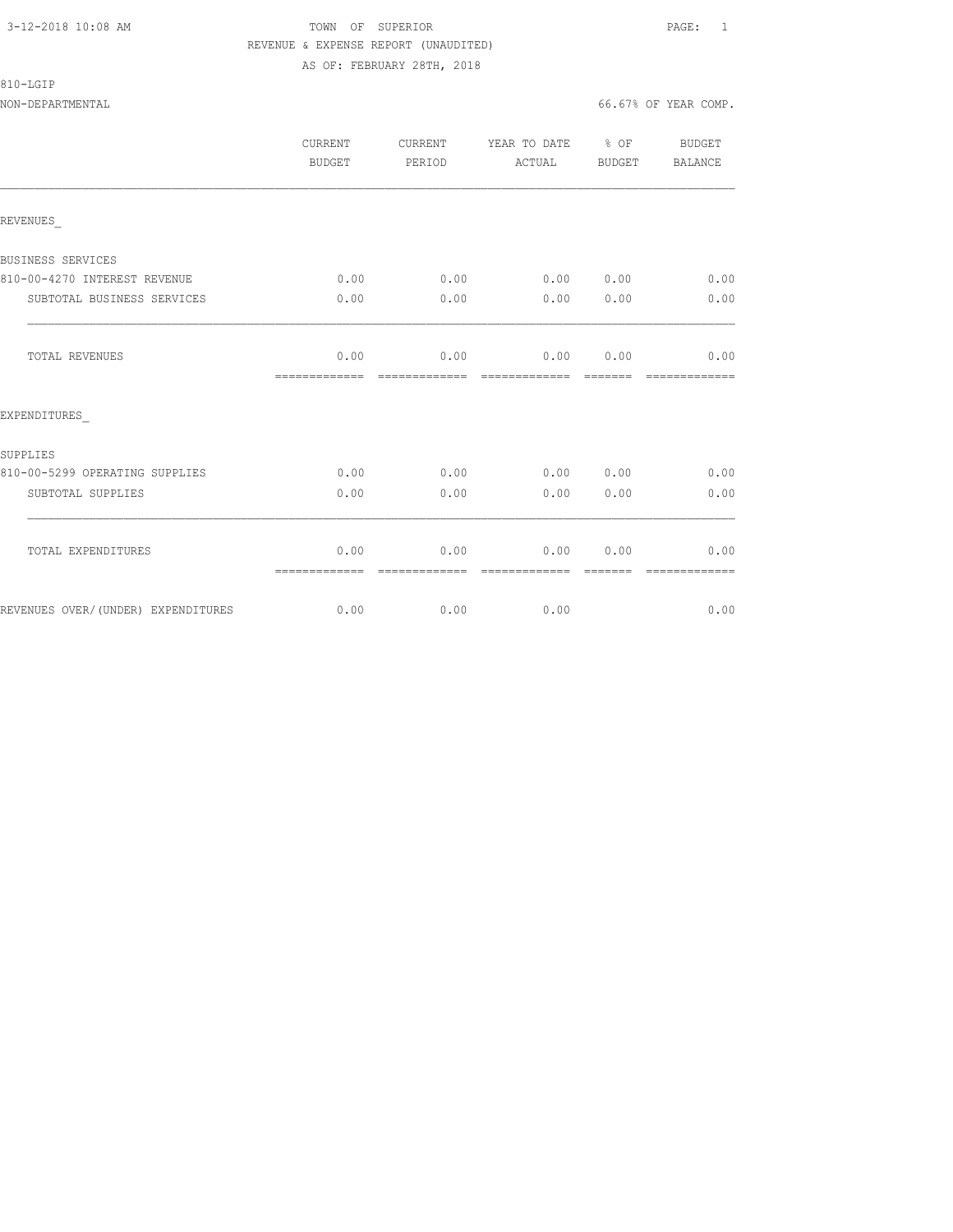3-12-2018 10:08 AM

TOWN OF SUPERIOR

REVENUE & EXPENSE REPORT (UNAUDITED)

AS OF: FEBRUARY 28TH, 2018

810-LGIP

NON-DEPARTMENTAL — 66.67% OF YEAR COMP.

| | CURRENT BUDGET | CURRENT PERIOD | YEAR TO DATE ACTUAL | % OF BUDGET | BUDGET BALANCE |
|---|---|---|---|---|---|
| REVENUES_ | | | | | |
| BUSINESS SERVICES | | | | | |
| 810-00-4270 INTEREST REVENUE | 0.00 | 0.00 | 0.00 | 0.00 | 0.00 |
| SUBTOTAL BUSINESS SERVICES | 0.00 | 0.00 | 0.00 | 0.00 | 0.00 |
| TOTAL REVENUES | 0.00 | 0.00 | 0.00 | 0.00 | 0.00 |
| EXPENDITURES_ | | | | | |
| SUPPLIES | | | | | |
| 810-00-5299 OPERATING SUPPLIES | 0.00 | 0.00 | 0.00 | 0.00 | 0.00 |
| SUBTOTAL SUPPLIES | 0.00 | 0.00 | 0.00 | 0.00 | 0.00 |
| TOTAL EXPENDITURES | 0.00 | 0.00 | 0.00 | 0.00 | 0.00 |
| REVENUES OVER/(UNDER) EXPENDITURES | 0.00 | 0.00 | 0.00 | | 0.00 |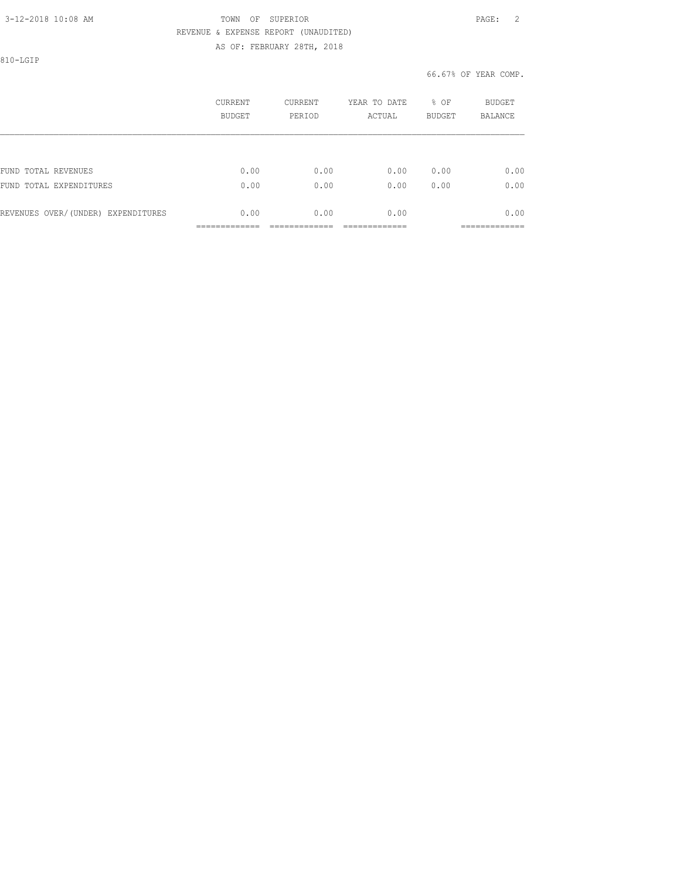TOWN OF SUPERIOR

REVENUE & EXPENSE REPORT (UNAUDITED)

AS OF: FEBRUARY 28TH, 2018

810-LGIP

66.67% OF YEAR COMP.

| | CURRENT BUDGET | CURRENT PERIOD | YEAR TO DATE ACTUAL | % OF BUDGET | BUDGET BALANCE |
|---|---|---|---|---|---|
| FUND TOTAL REVENUES | 0.00 | 0.00 | 0.00 | 0.00 | 0.00 |
| FUND TOTAL EXPENDITURES | 0.00 | 0.00 | 0.00 | 0.00 | 0.00 |
| REVENUES OVER/(UNDER) EXPENDITURES | 0.00 | 0.00 | 0.00 | | 0.00 |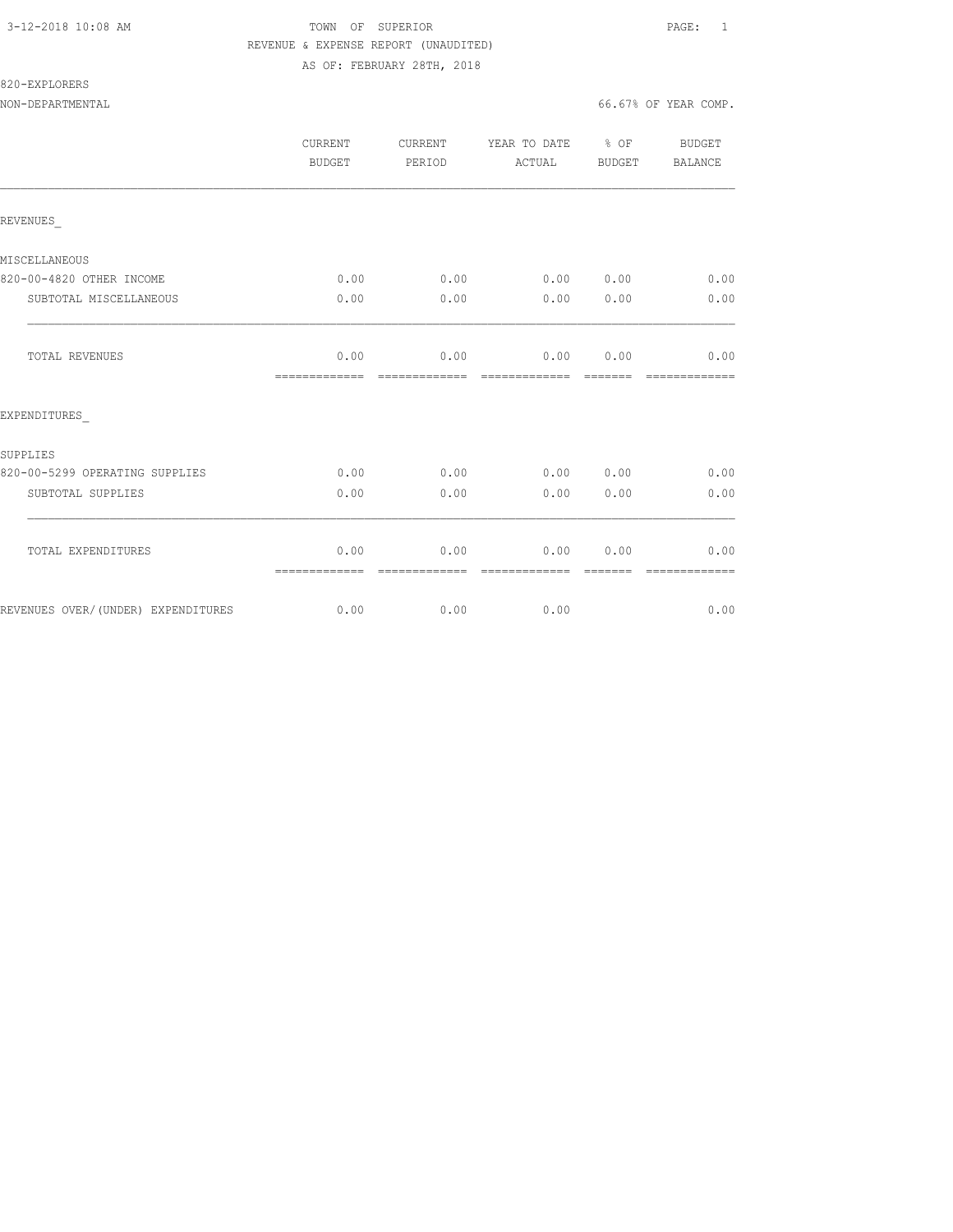TOWN OF SUPERIOR
REVENUE & EXPENSE REPORT (UNAUDITED)
AS OF: FEBRUARY 28TH, 2018

820-EXPLORERS
NON-DEPARTMENTAL

66.67% OF YEAR COMP.

| | CURRENT BUDGET | CURRENT PERIOD | YEAR TO DATE ACTUAL | % OF BUDGET | BUDGET BALANCE |
|---|---|---|---|---|---|
| REVENUES_ | | | | | |
| MISCELLANEOUS | | | | | |
| 820-00-4820 OTHER INCOME | 0.00 | 0.00 | 0.00 | 0.00 | 0.00 |
| SUBTOTAL MISCELLANEOUS | 0.00 | 0.00 | 0.00 | 0.00 | 0.00 |
| TOTAL REVENUES | 0.00 | 0.00 | 0.00 | 0.00 | 0.00 |
| EXPENDITURES_ | | | | | |
| SUPPLIES | | | | | |
| 820-00-5299 OPERATING SUPPLIES | 0.00 | 0.00 | 0.00 | 0.00 | 0.00 |
| SUBTOTAL SUPPLIES | 0.00 | 0.00 | 0.00 | 0.00 | 0.00 |
| TOTAL EXPENDITURES | 0.00 | 0.00 | 0.00 | 0.00 | 0.00 |
| REVENUES OVER/(UNDER) EXPENDITURES | 0.00 | 0.00 | 0.00 | | 0.00 |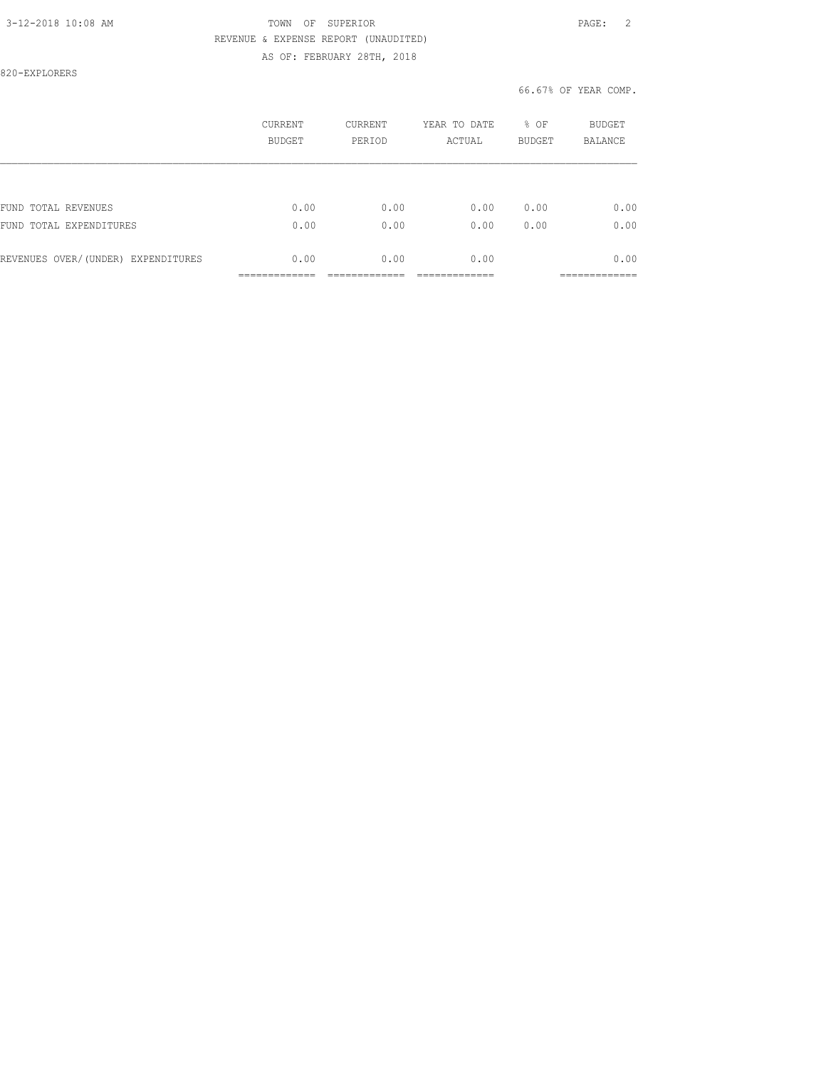TOWN OF SUPERIOR

REVENUE & EXPENSE REPORT (UNAUDITED)

AS OF: FEBRUARY 28TH, 2018

820-EXPLORERS

66.67% OF YEAR COMP.

| | CURRENT BUDGET | CURRENT PERIOD | YEAR TO DATE ACTUAL | % OF BUDGET | BUDGET BALANCE |
|---|---|---|---|---|---|
| FUND TOTAL REVENUES | 0.00 | 0.00 | 0.00 | 0.00 | 0.00 |
| FUND TOTAL EXPENDITURES | 0.00 | 0.00 | 0.00 | 0.00 | 0.00 |
| REVENUES OVER/(UNDER) EXPENDITURES | 0.00 | 0.00 | 0.00 | | 0.00 |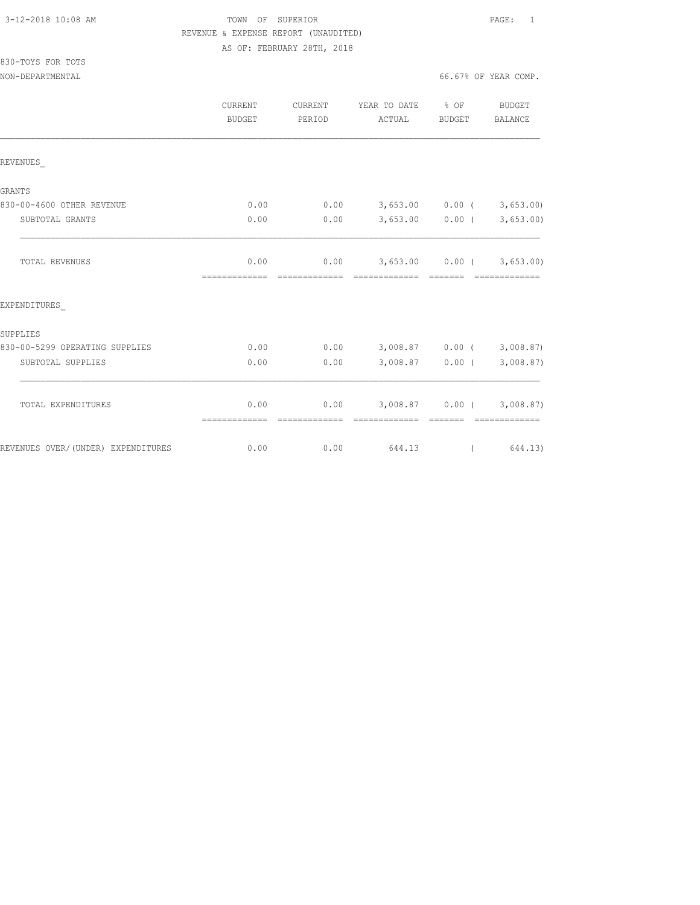TOWN OF SUPERIOR
REVENUE & EXPENSE REPORT (UNAUDITED)
AS OF: FEBRUARY 28TH, 2018

830-TOYS FOR TOTS
NON-DEPARTMENTAL

66.67% OF YEAR COMP.

| | CURRENT BUDGET | CURRENT PERIOD | YEAR TO DATE ACTUAL | % OF BUDGET | BUDGET BALANCE |
|---|---|---|---|---|---|
| REVENUES_ | | | | | |
| GRANTS | | | | | |
| 830-00-4600 OTHER REVENUE | 0.00 | 0.00 | 3,653.00 | 0.00 | ( 3,653.00) |
| SUBTOTAL GRANTS | 0.00 | 0.00 | 3,653.00 | 0.00 | ( 3,653.00) |
| TOTAL REVENUES | 0.00 | 0.00 | 3,653.00 | 0.00 | ( 3,653.00) |
| EXPENDITURES_ | | | | | |
| SUPPLIES | | | | | |
| 830-00-5299 OPERATING SUPPLIES | 0.00 | 0.00 | 3,008.87 | 0.00 | ( 3,008.87) |
| SUBTOTAL SUPPLIES | 0.00 | 0.00 | 3,008.87 | 0.00 | ( 3,008.87) |
| TOTAL EXPENDITURES | 0.00 | 0.00 | 3,008.87 | 0.00 | ( 3,008.87) |
| REVENUES OVER/(UNDER) EXPENDITURES | 0.00 | 0.00 | 644.13 | | ( 644.13) |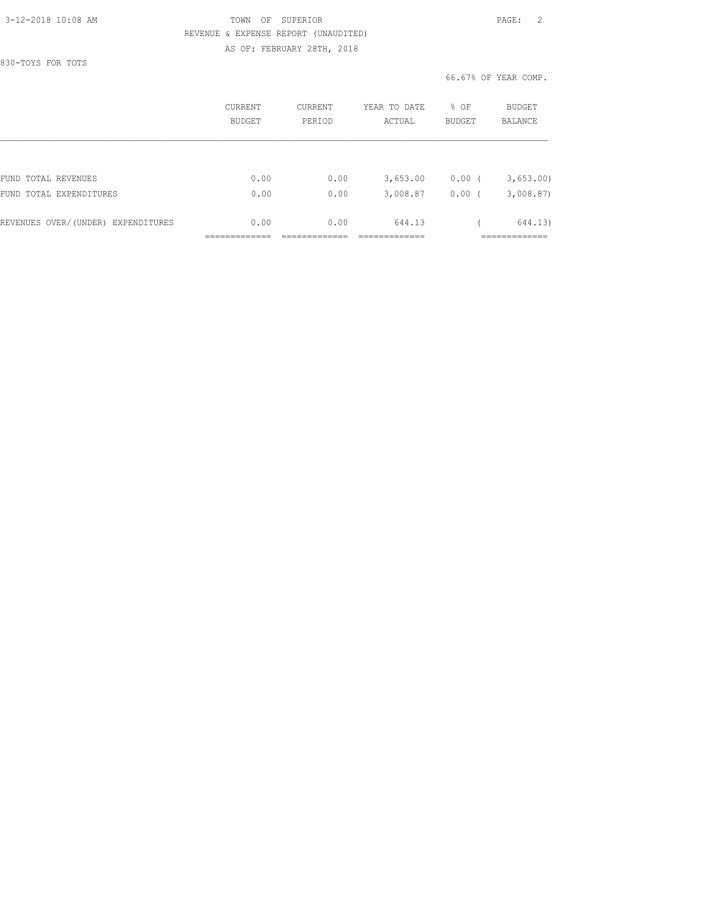TOWN OF SUPERIOR

REVENUE & EXPENSE REPORT (UNAUDITED)

AS OF: FEBRUARY 28TH, 2018

830-TOYS FOR TOTS

66.67% OF YEAR COMP.

| | CURRENT BUDGET | CURRENT PERIOD | YEAR TO DATE ACTUAL | % OF BUDGET | BUDGET BALANCE |
|---|---|---|---|---|---|
| FUND TOTAL REVENUES | 0.00 | 0.00 | 3,653.00 | 0.00 | ( 3,653.00) |
| FUND TOTAL EXPENDITURES | 0.00 | 0.00 | 3,008.87 | 0.00 | ( 3,008.87) |
| REVENUES OVER/(UNDER) EXPENDITURES | 0.00 | 0.00 | 644.13 | | ( 644.13) |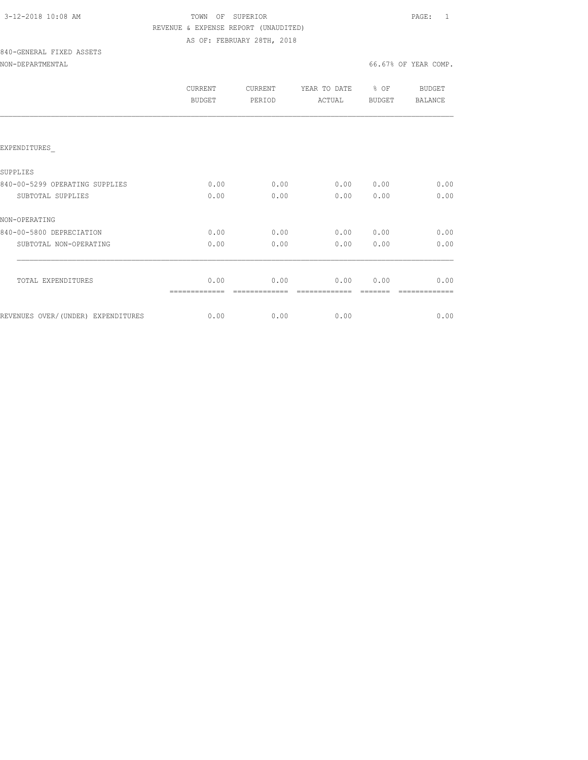3-12-2018 10:08 AM

TOWN OF SUPERIOR

REVENUE & EXPENSE REPORT (UNAUDITED)

AS OF: FEBRUARY 28TH, 2018

840-GENERAL FIXED ASSETS

NON-DEPARTMENTAL

66.67% OF YEAR COMP.

| | CURRENT BUDGET | CURRENT PERIOD | YEAR TO DATE ACTUAL | % OF BUDGET | BUDGET BALANCE |
|---|---|---|---|---|---|
| EXPENDITURES_ | | | | | |
| SUPPLIES | | | | | |
| 840-00-5299 OPERATING SUPPLIES | 0.00 | 0.00 | 0.00 | 0.00 | 0.00 |
| SUBTOTAL SUPPLIES | 0.00 | 0.00 | 0.00 | 0.00 | 0.00 |
| NON-OPERATING | | | | | |
| 840-00-5800 DEPRECIATION | 0.00 | 0.00 | 0.00 | 0.00 | 0.00 |
| SUBTOTAL NON-OPERATING | 0.00 | 0.00 | 0.00 | 0.00 | 0.00 |
| TOTAL EXPENDITURES | 0.00 | 0.00 | 0.00 | 0.00 | 0.00 |
| REVENUES OVER/(UNDER) EXPENDITURES | 0.00 | 0.00 | 0.00 | | 0.00 |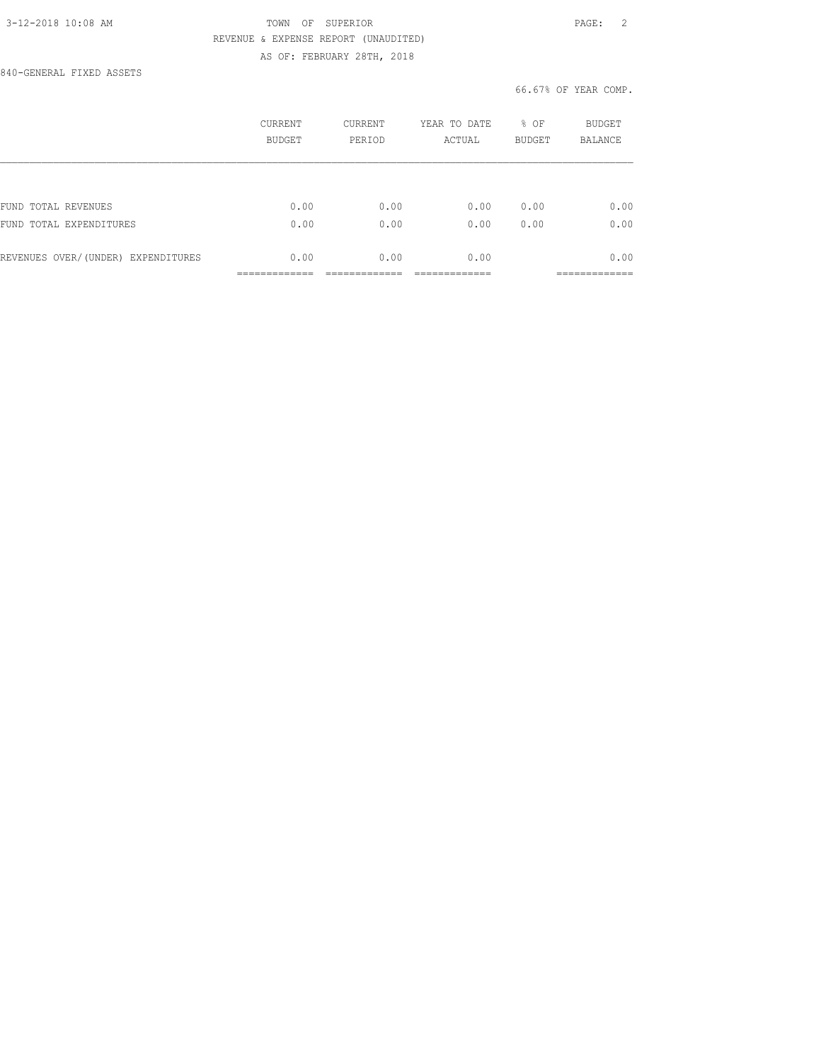TOWN OF SUPERIOR

REVENUE & EXPENSE REPORT (UNAUDITED)

AS OF: FEBRUARY 28TH, 2018

840-GENERAL FIXED ASSETS

66.67% OF YEAR COMP.

| | CURRENT BUDGET | CURRENT PERIOD | YEAR TO DATE ACTUAL | % OF BUDGET | BUDGET BALANCE |
|---|---|---|---|---|---|
| FUND TOTAL REVENUES | 0.00 | 0.00 | 0.00 | 0.00 | 0.00 |
| FUND TOTAL EXPENDITURES | 0.00 | 0.00 | 0.00 | 0.00 | 0.00 |
| REVENUES OVER/(UNDER) EXPENDITURES | 0.00 | 0.00 | 0.00 | | 0.00 |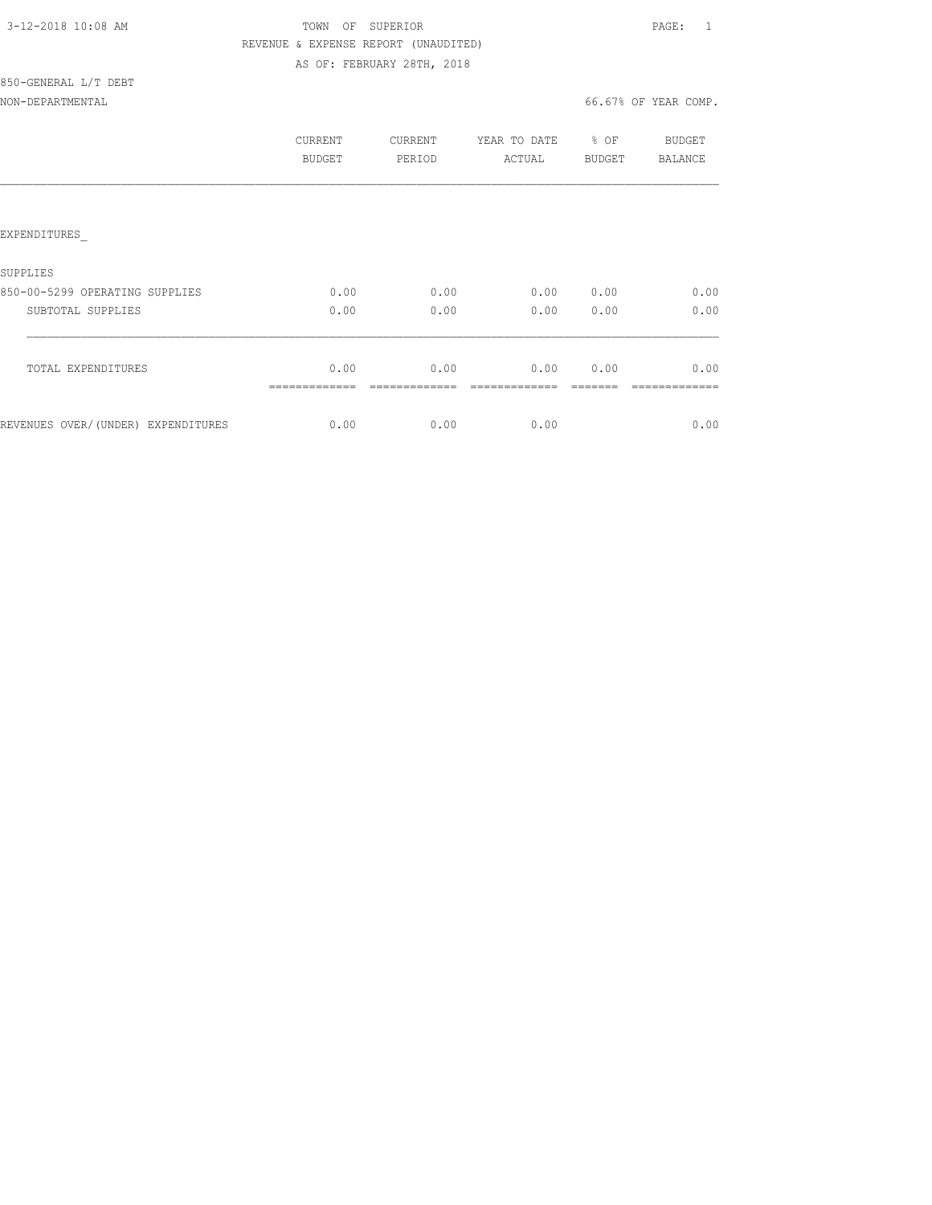3-12-2018 10:08 AM

TOWN OF SUPERIOR

REVENUE & EXPENSE REPORT (UNAUDITED)

AS OF: FEBRUARY 28TH, 2018

850-GENERAL L/T DEBT

NON-DEPARTMENTAL

66.67% OF YEAR COMP.

| | CURRENT BUDGET | CURRENT PERIOD | YEAR TO DATE ACTUAL | % OF BUDGET | BUDGET BALANCE |
|---|---|---|---|---|---|
| EXPENDITURES_ | | | | | |
| SUPPLIES | | | | | |
| 850-00-5299 OPERATING SUPPLIES | 0.00 | 0.00 | 0.00 | 0.00 | 0.00 |
| SUBTOTAL SUPPLIES | 0.00 | 0.00 | 0.00 | 0.00 | 0.00 |
| TOTAL EXPENDITURES | 0.00 | 0.00 | 0.00 | 0.00 | 0.00 |
| REVENUES OVER/(UNDER) EXPENDITURES | 0.00 | 0.00 | 0.00 | | 0.00 |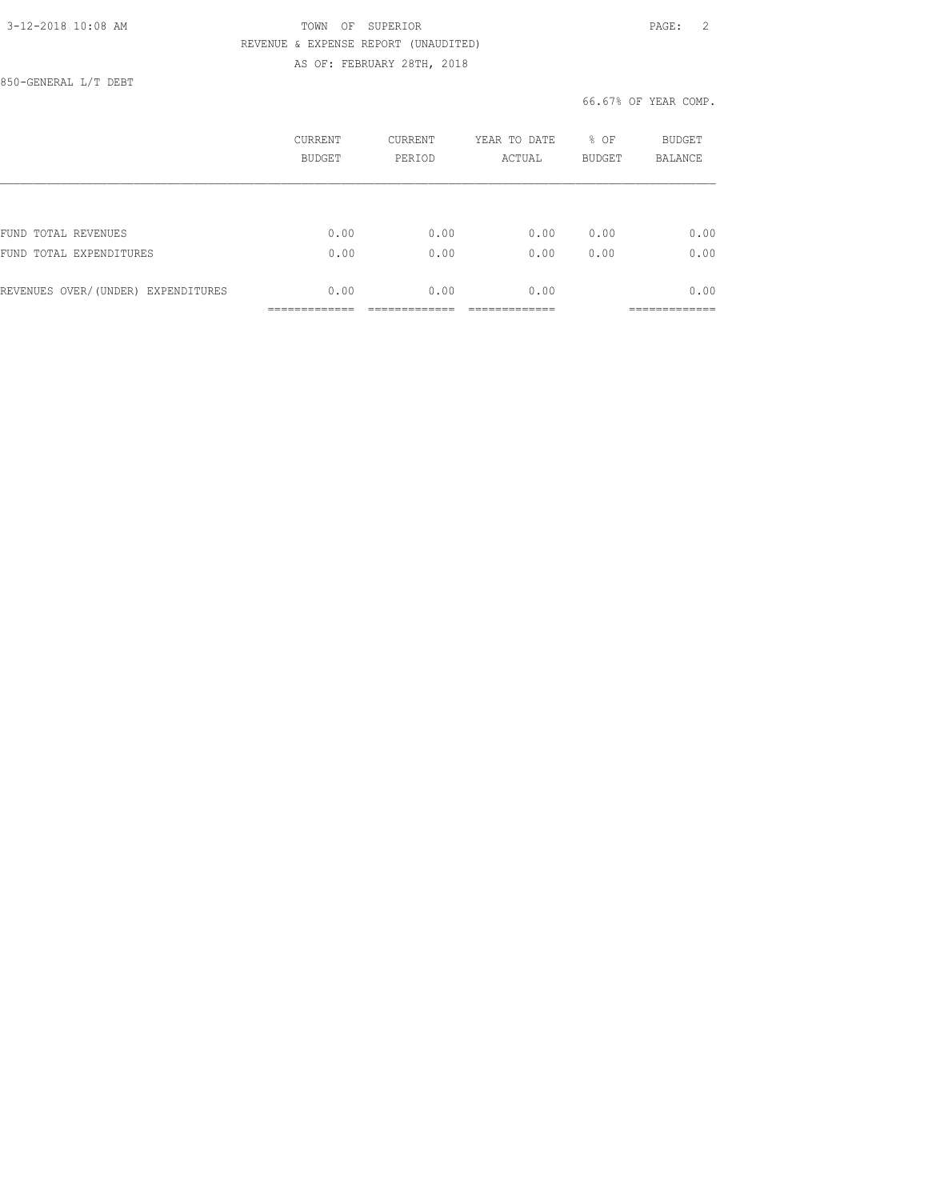3-12-2018 10:08 AM

TOWN OF SUPERIOR

REVENUE & EXPENSE REPORT (UNAUDITED)

AS OF: FEBRUARY 28TH, 2018

850-GENERAL L/T DEBT

66.67% OF YEAR COMP.

| | CURRENT BUDGET | CURRENT PERIOD | YEAR TO DATE ACTUAL | % OF BUDGET | BUDGET BALANCE |
|---|---|---|---|---|---|
| FUND TOTAL REVENUES | 0.00 | 0.00 | 0.00 | 0.00 | 0.00 |
| FUND TOTAL EXPENDITURES | 0.00 | 0.00 | 0.00 | 0.00 | 0.00 |
| REVENUES OVER/(UNDER) EXPENDITURES | 0.00 | 0.00 | 0.00 | | 0.00 |